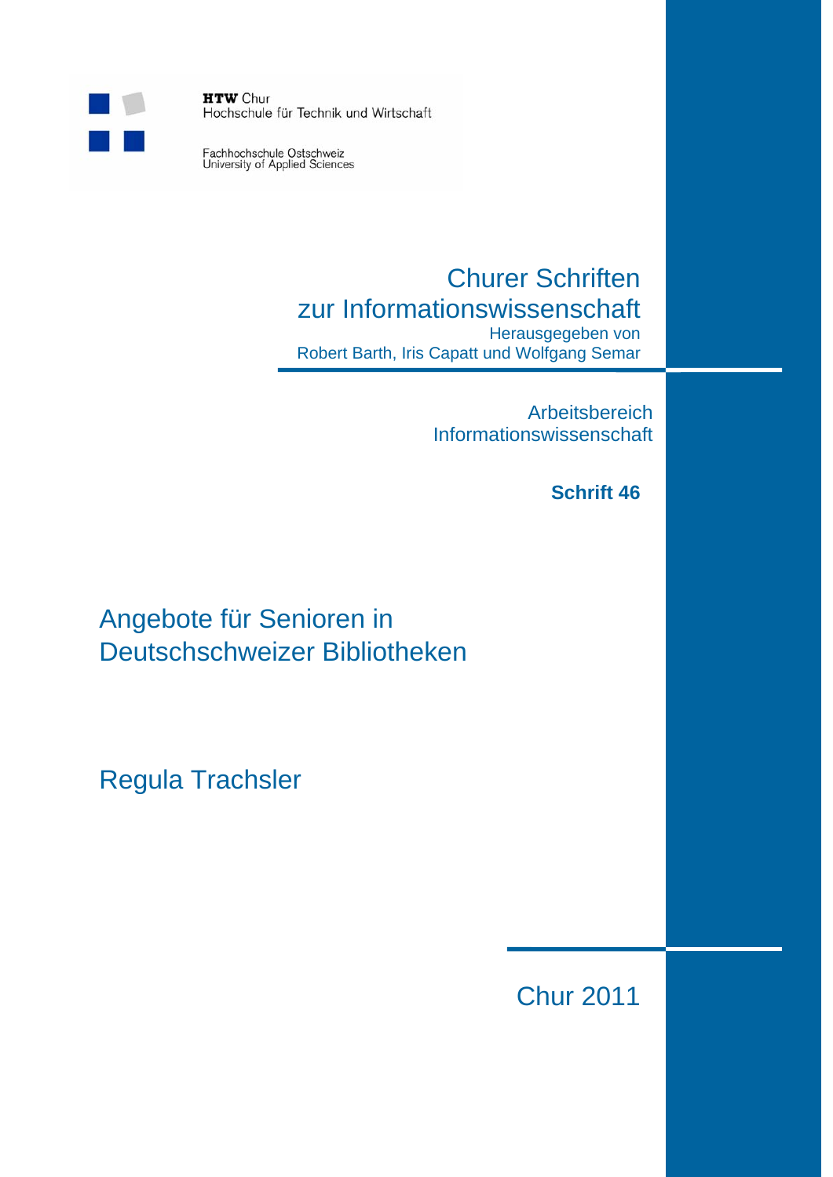**HTW** Chur
Hochschule für Technik und Wirtschaft

Fachhochschule Ostschweiz
University of Applied Sciences

## Churer Schriften zur Informationswissenschaft

Herausgegeben von
Robert Barth, Iris Capatt und Wolfgang Semar

Arbeitsbereich
Informationswissenschaft

**Schrift 46**

# Angebote für Senioren in Deutschschweizer Bibliotheken

Regula Trachsler

Chur 2011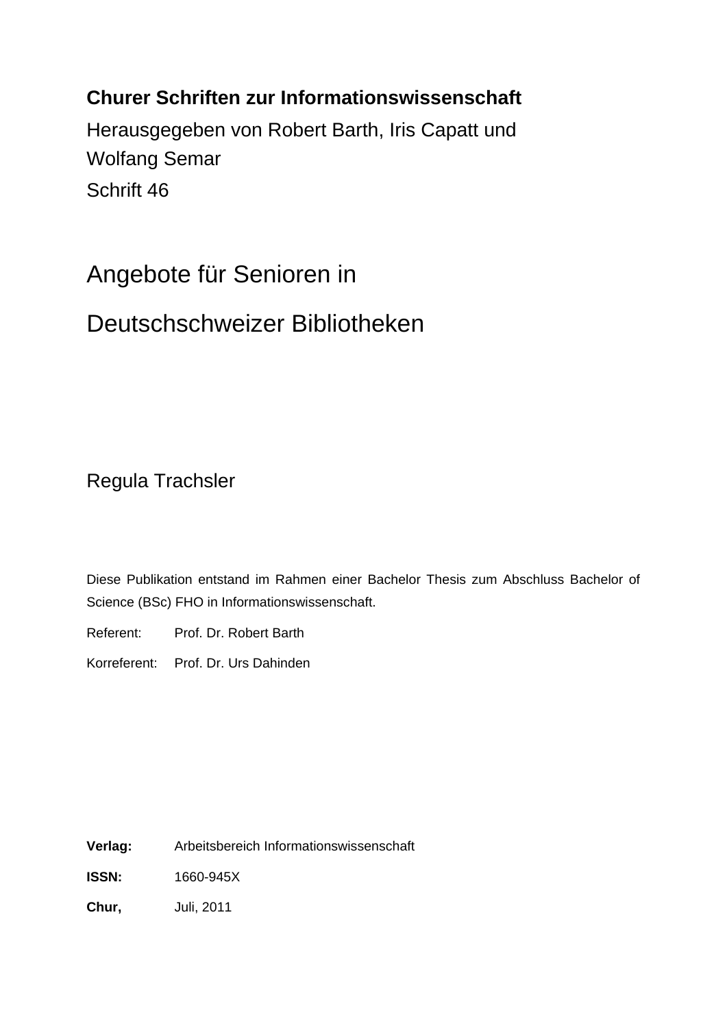**Churer Schriften zur Informationswissenschaft**

Herausgegeben von Robert Barth, Iris Capatt und Wolfang Semar

Schrift 46

# Angebote für Senioren in Deutschschweizer Bibliotheken

Regula Trachsler

Diese Publikation entstand im Rahmen einer Bachelor Thesis zum Abschluss Bachelor of Science (BSc) FHO in Informationswissenschaft.

Referent: Prof. Dr. Robert Barth

Korreferent: Prof. Dr. Urs Dahinden

**Verlag:** Arbeitsbereich Informationswissenschaft

**ISSN:** 1660-945X

**Chur,** Juli, 2011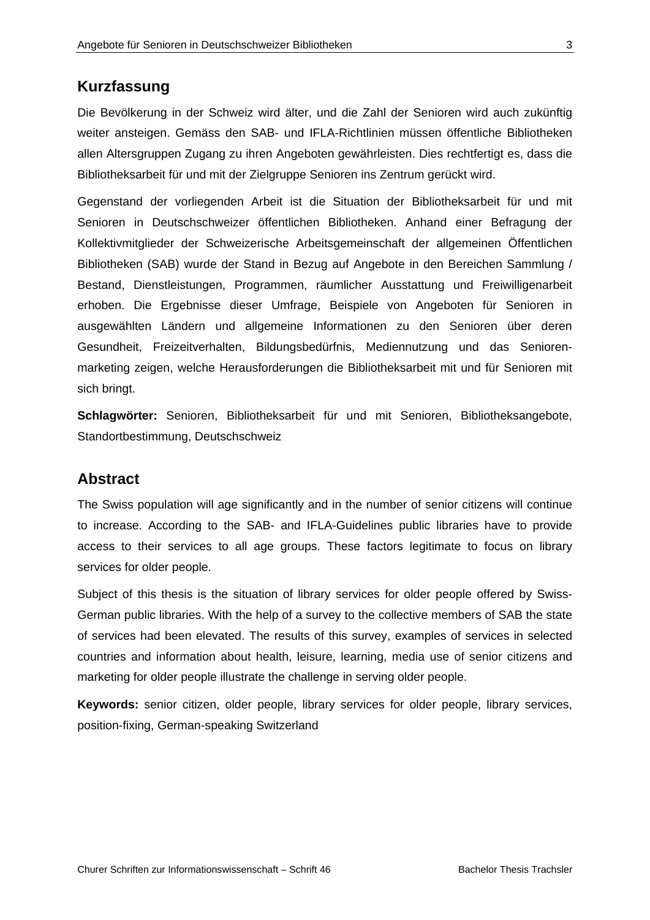## Kurzfassung

Die Bevölkerung in der Schweiz wird älter, und die Zahl der Senioren wird auch zukünftig weiter ansteigen. Gemäss den SAB- und IFLA-Richtlinien müssen öffentliche Bibliotheken allen Altersgruppen Zugang zu ihren Angeboten gewährleisten. Dies rechtfertigt es, dass die Bibliotheksarbeit für und mit der Zielgruppe Senioren ins Zentrum gerückt wird.

Gegenstand der vorliegenden Arbeit ist die Situation der Bibliotheksarbeit für und mit Senioren in Deutschschweizer öffentlichen Bibliotheken. Anhand einer Befragung der Kollektivmitglieder der Schweizerische Arbeitsgemeinschaft der allgemeinen Öffentlichen Bibliotheken (SAB) wurde der Stand in Bezug auf Angebote in den Bereichen Sammlung / Bestand, Dienstleistungen, Programmen, räumlicher Ausstattung und Freiwilligenarbeit erhoben. Die Ergebnisse dieser Umfrage, Beispiele von Angeboten für Senioren in ausgewählten Ländern und allgemeine Informationen zu den Senioren über deren Gesundheit, Freizeitverhalten, Bildungsbedürfnis, Mediennutzung und das Seniorenmarketing zeigen, welche Herausforderungen die Bibliotheksarbeit mit und für Senioren mit sich bringt.

**Schlagwörter:** Senioren, Bibliotheksarbeit für und mit Senioren, Bibliotheksangebote, Standortbestimmung, Deutschschweiz

## Abstract

The Swiss population will age significantly and in the number of senior citizens will continue to increase. According to the SAB- and IFLA-Guidelines public libraries have to provide access to their services to all age groups. These factors legitimate to focus on library services for older people.

Subject of this thesis is the situation of library services for older people offered by Swiss-German public libraries. With the help of a survey to the collective members of SAB the state of services had been elevated. The results of this survey, examples of services in selected countries and information about health, leisure, learning, media use of senior citizens and marketing for older people illustrate the challenge in serving older people.

**Keywords:** senior citizen, older people, library services for older people, library services, position-fixing, German-speaking Switzerland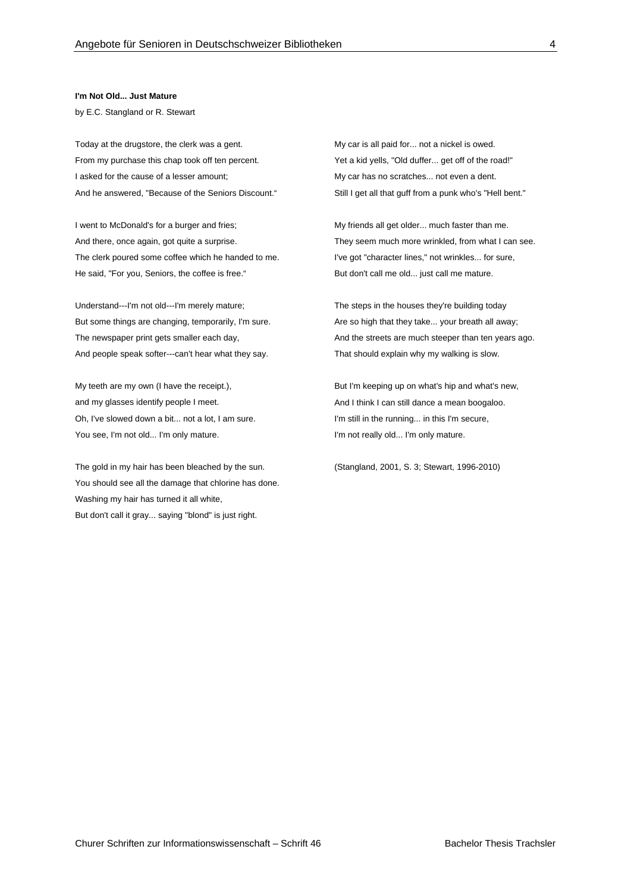**I'm Not Old... Just Mature**

by E.C. Stangland or R. Stewart

Today at the drugstore, the clerk was a gent.
From my purchase this chap took off ten percent.
I asked for the cause of a lesser amount;
And he answered, "Because of the Seniors Discount."

I went to McDonald's for a burger and fries;
And there, once again, got quite a surprise.
The clerk poured some coffee which he handed to me.
He said, "For you, Seniors, the coffee is free."

Understand---I'm not old---I'm merely mature;
But some things are changing, temporarily, I'm sure.
The newspaper print gets smaller each day,
And people speak softer---can't hear what they say.

My teeth are my own (I have the receipt.),
and my glasses identify people I meet.
Oh, I've slowed down a bit... not a lot, I am sure.
You see, I'm not old... I'm only mature.

The gold in my hair has been bleached by the sun.
You should see all the damage that chlorine has done.
Washing my hair has turned it all white,
But don't call it gray... saying "blond" is just right.

My car is all paid for... not a nickel is owed.
Yet a kid yells, "Old duffer... get off of the road!"
My car has no scratches... not even a dent.
Still I get all that guff from a punk who's "Hell bent."

My friends all get older... much faster than me.
They seem much more wrinkled, from what I can see.
I've got "character lines," not wrinkles... for sure,
But don't call me old... just call me mature.

The steps in the houses they're building today
Are so high that they take... your breath all away;
And the streets are much steeper than ten years ago.
That should explain why my walking is slow.

But I'm keeping up on what's hip and what's new,
And I think I can still dance a mean boogaloo.
I'm still in the running... in this I'm secure,
I'm not really old... I'm only mature.

(Stangland, 2001, S. 3; Stewart, 1996-2010)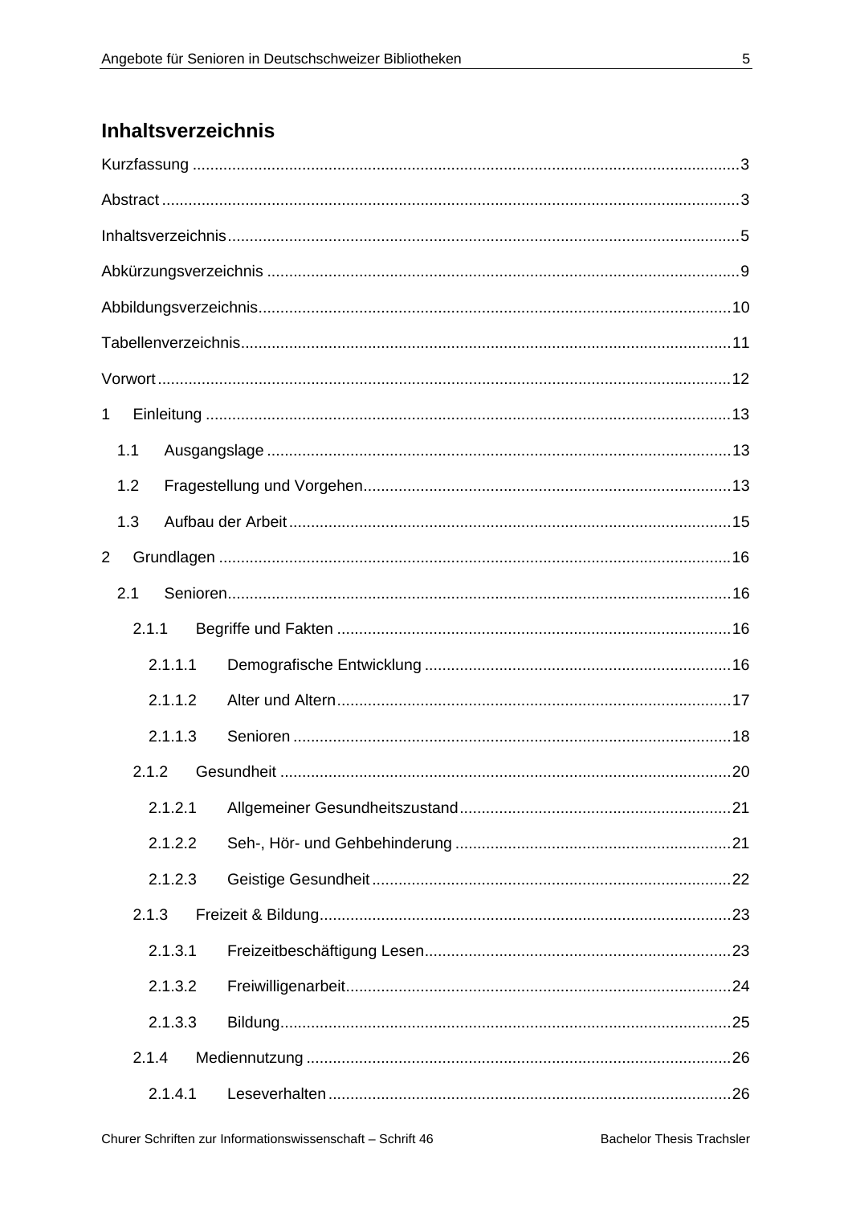## Inhaltsverzeichnis

Kurzfassung ..... 3

Abstract ..... 3

Inhaltsverzeichnis ..... 5

Abkürzungsverzeichnis ..... 9

Abbildungsverzeichnis ..... 10

Tabellenverzeichnis ..... 11

Vorwort ..... 12

1 Einleitung ..... 13

- 1.1 Ausgangslage ..... 13
- 1.2 Fragestellung und Vorgehen ..... 13
- 1.3 Aufbau der Arbeit ..... 15

2 Grundlagen ..... 16

- 2.1 Senioren ..... 16
  - 2.1.1 Begriffe und Fakten ..... 16
    - 2.1.1.1 Demografische Entwicklung ..... 16
    - 2.1.1.2 Alter und Altern ..... 17
    - 2.1.1.3 Senioren ..... 18
  - 2.1.2 Gesundheit ..... 20
    - 2.1.2.1 Allgemeiner Gesundheitszustand ..... 21
    - 2.1.2.2 Seh-, Hör- und Gehbehinderung ..... 21
    - 2.1.2.3 Geistige Gesundheit ..... 22
  - 2.1.3 Freizeit & Bildung ..... 23
    - 2.1.3.1 Freizeitbeschäftigung Lesen ..... 23
    - 2.1.3.2 Freiwilligenarbeit ..... 24
    - 2.1.3.3 Bildung ..... 25
  - 2.1.4 Mediennutzung ..... 26
    - 2.1.4.1 Leseverhalten ..... 26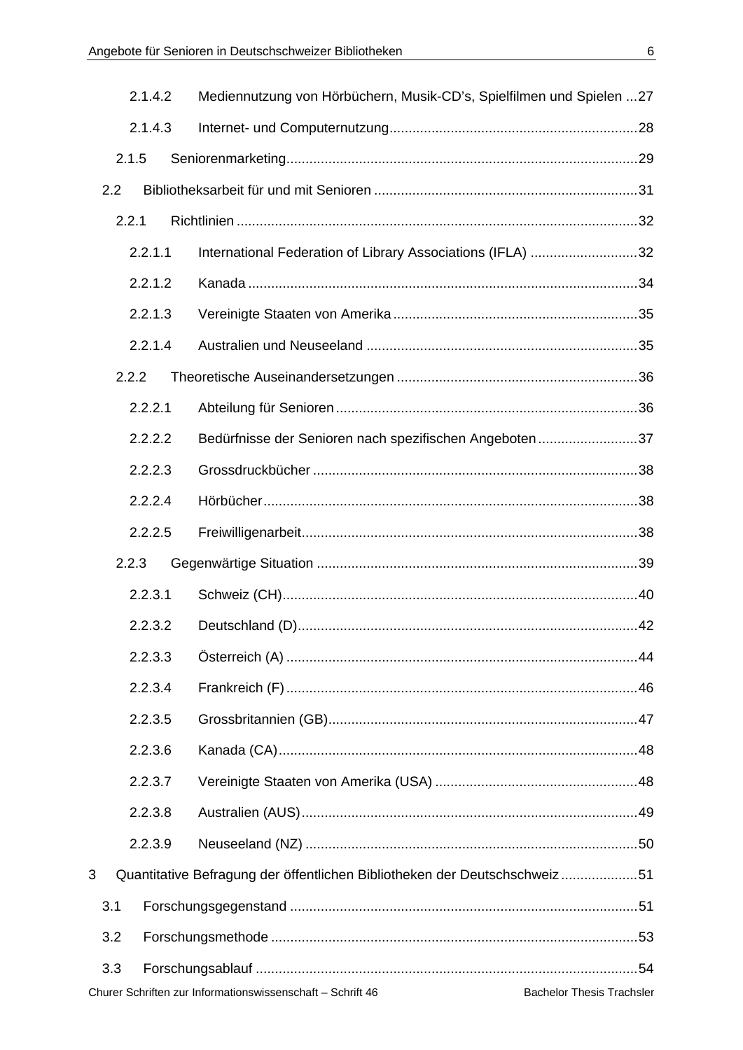2.1.4.2 Mediennutzung von Hörbüchern, Musik-CD's, Spielfilmen und Spielen ...27

2.1.4.3 Internet- und Computernutzung ...28

2.1.5 Seniorenmarketing ...29

2.2 Bibliotheksarbeit für und mit Senioren ...31

2.2.1 Richtlinien ...32

2.2.1.1 International Federation of Library Associations (IFLA) ...32

2.2.1.2 Kanada ...34

2.2.1.3 Vereinigte Staaten von Amerika ...35

2.2.1.4 Australien und Neuseeland ...35

2.2.2 Theoretische Auseinandersetzungen ...36

2.2.2.1 Abteilung für Senioren ...36

2.2.2.2 Bedürfnisse der Senioren nach spezifischen Angeboten ...37

2.2.2.3 Grossdruckbücher ...38

2.2.2.4 Hörbücher ...38

2.2.2.5 Freiwilligenarbeit ...38

2.2.3 Gegenwärtige Situation ...39

2.2.3.1 Schweiz (CH) ...40

2.2.3.2 Deutschland (D) ...42

2.2.3.3 Österreich (A) ...44

2.2.3.4 Frankreich (F) ...46

2.2.3.5 Grossbritannien (GB) ...47

2.2.3.6 Kanada (CA) ...48

2.2.3.7 Vereinigte Staaten von Amerika (USA) ...48

2.2.3.8 Australien (AUS) ...49

2.2.3.9 Neuseeland (NZ) ...50

3 Quantitative Befragung der öffentlichen Bibliotheken der Deutschschweiz ...51

3.1 Forschungsgegenstand ...51

3.2 Forschungsmethode ...53

3.3 Forschungsablauf ...54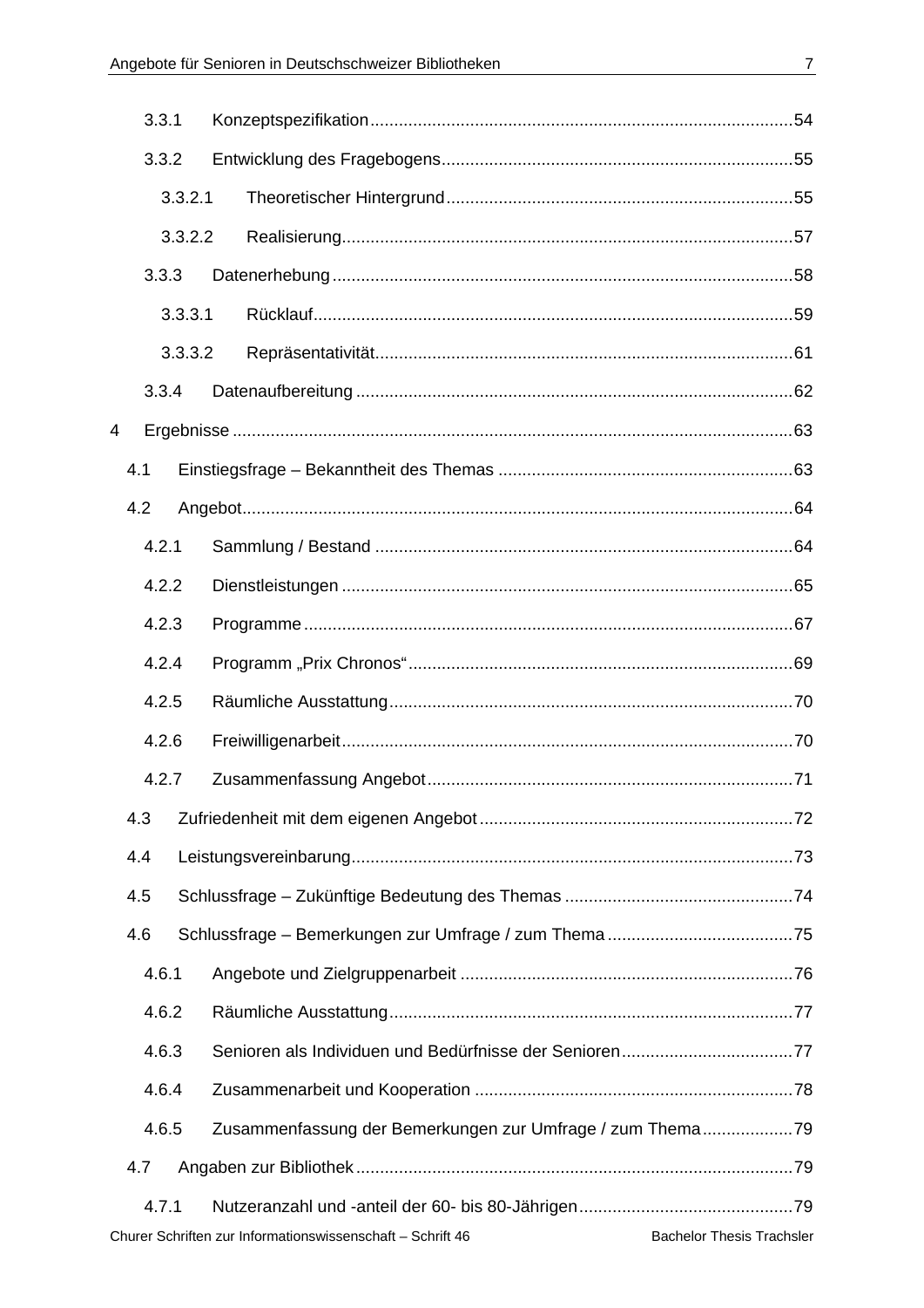3.3.1 Konzeptspezifikation ........................................................................................ 54

3.3.2 Entwicklung des Fragebogens ......................................................................... 55

3.3.2.1 Theoretischer Hintergrund ........................................................................ 55

3.3.2.2 Realisierung .............................................................................................. 57

3.3.3 Datenerhebung ................................................................................................ 58

3.3.3.1 Rücklauf .................................................................................................... 59

3.3.3.2 Repräsentativität ....................................................................................... 61

3.3.4 Datenaufbereitung ........................................................................................... 62

4 Ergebnisse ..................................................................................................................... 63

4.1 Einstiegsfrage – Bekanntheit des Themas ............................................................. 63

4.2 Angebot ................................................................................................................... 64

4.2.1 Sammlung / Bestand ....................................................................................... 64

4.2.2 Dienstleistungen .............................................................................................. 65

4.2.3 Programme ...................................................................................................... 67

4.2.4 Programm „Prix Chronos“ ................................................................................ 69

4.2.5 Räumliche Ausstattung .................................................................................... 70

4.2.6 Freiwilligenarbeit .............................................................................................. 70

4.2.7 Zusammenfassung Angebot ............................................................................ 71

4.3 Zufriedenheit mit dem eigenen Angebot ................................................................. 72

4.4 Leistungsvereinbarung ............................................................................................ 73

4.5 Schlussfrage – Zukünftige Bedeutung des Themas ................................................ 74

4.6 Schlussfrage – Bemerkungen zur Umfrage / zum Thema ....................................... 75

4.6.1 Angebote und Zielgruppenarbeit ..................................................................... 76

4.6.2 Räumliche Ausstattung .................................................................................... 77

4.6.3 Senioren als Individuen und Bedürfnisse der Senioren .................................... 77

4.6.4 Zusammenarbeit und Kooperation ................................................................... 78

4.6.5 Zusammenfassung der Bemerkungen zur Umfrage / zum Thema ................... 79

4.7 Angaben zur Bibliothek ............................................................................................ 79

4.7.1 Nutzeranzahl und -anteil der 60- bis 80-Jährigen ............................................. 79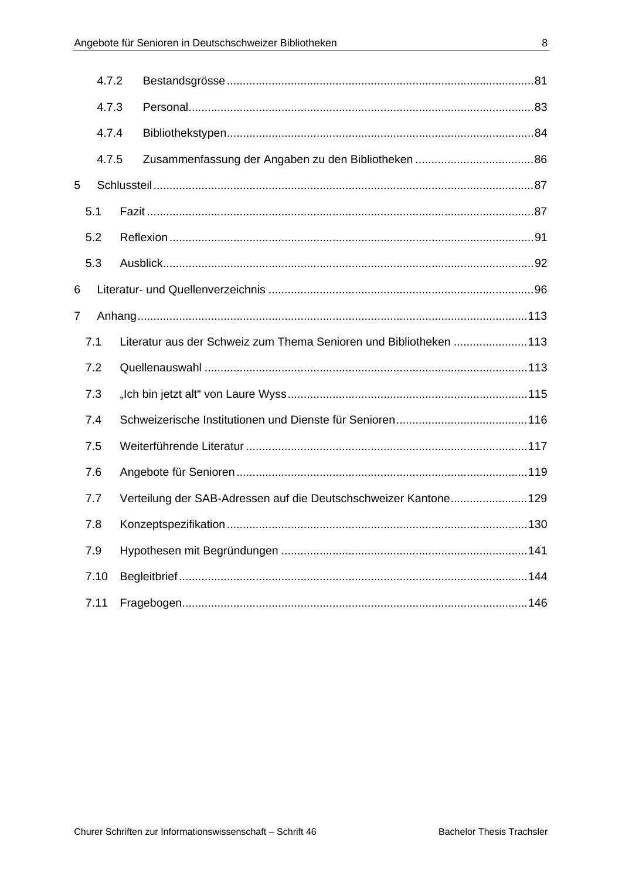4.7.2 Bestandsgrösse ..... 81

4.7.3 Personal ..... 83

4.7.4 Bibliothekstypen ..... 84

4.7.5 Zusammenfassung der Angaben zu den Bibliotheken ..... 86

5 Schlussteil ..... 87

5.1 Fazit ..... 87

5.2 Reflexion ..... 91

5.3 Ausblick ..... 92

6 Literatur- und Quellenverzeichnis ..... 96

7 Anhang ..... 113

7.1 Literatur aus der Schweiz zum Thema Senioren und Bibliotheken ..... 113

7.2 Quellenauswahl ..... 113

7.3 „Ich bin jetzt alt" von Laure Wyss ..... 115

7.4 Schweizerische Institutionen und Dienste für Senioren ..... 116

7.5 Weiterführende Literatur ..... 117

7.6 Angebote für Senioren ..... 119

7.7 Verteilung der SAB-Adressen auf die Deutschschweizer Kantone ..... 129

7.8 Konzeptspezifikation ..... 130

7.9 Hypothesen mit Begründungen ..... 141

7.10 Begleitbrief ..... 144

7.11 Fragebogen ..... 146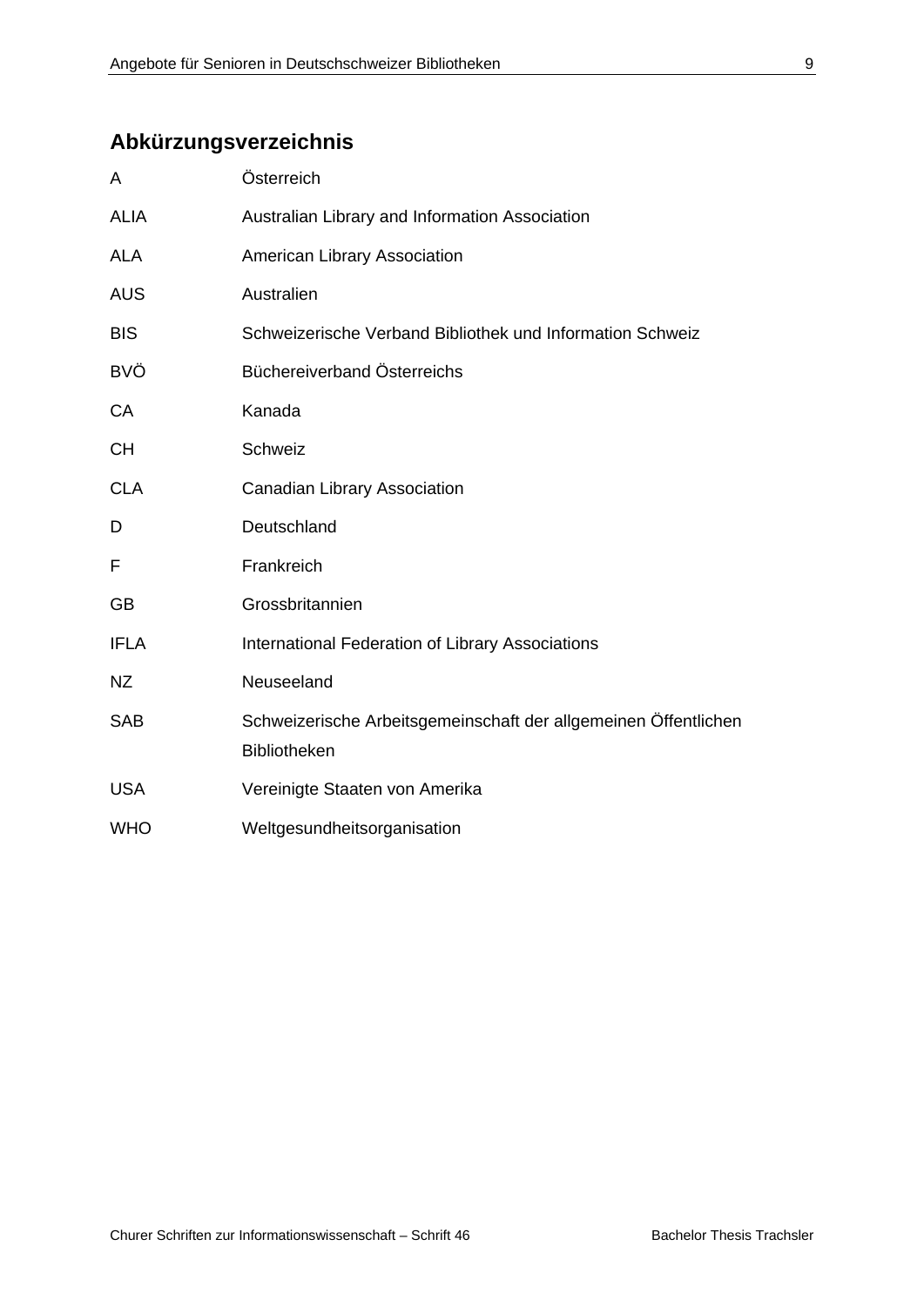## Abkürzungsverzeichnis

| | |
|---|---|
| A | Österreich |
| ALIA | Australian Library and Information Association |
| ALA | American Library Association |
| AUS | Australien |
| BIS | Schweizerische Verband Bibliothek und Information Schweiz |
| BVÖ | Büchereiverband Österreichs |
| CA | Kanada |
| CH | Schweiz |
| CLA | Canadian Library Association |
| D | Deutschland |
| F | Frankreich |
| GB | Grossbritannien |
| IFLA | International Federation of Library Associations |
| NZ | Neuseeland |
| SAB | Schweizerische Arbeitsgemeinschaft der allgemeinen Öffentlichen Bibliotheken |
| USA | Vereinigte Staaten von Amerika |
| WHO | Weltgesundheitsorganisation |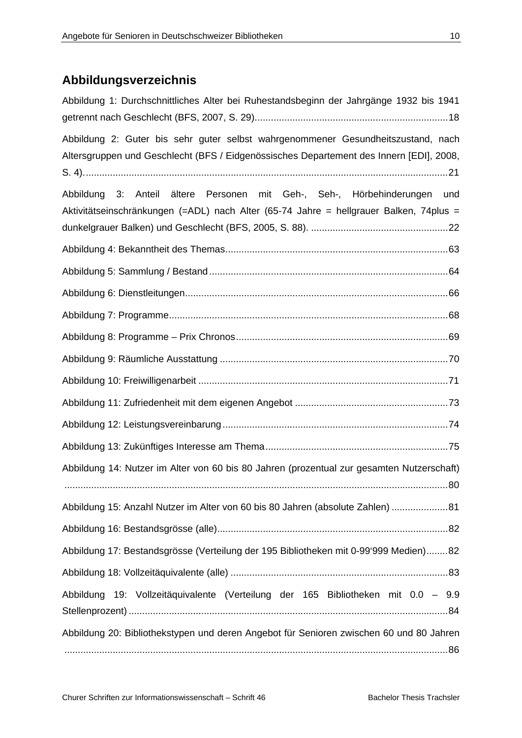## Abbildungsverzeichnis

Abbildung 1: Durchschnittliches Alter bei Ruhestandsbeginn der Jahrgänge 1932 bis 1941 getrennt nach Geschlecht (BFS, 2007, S. 29)........................................................................18

Abbildung 2: Guter bis sehr guter selbst wahrgenommener Gesundheitszustand, nach Altersgruppen und Geschlecht (BFS / Eidgenössisches Departement des Innern [EDI], 2008, S. 4)........................................................................................................................................21

Abbildung 3: Anteil ältere Personen mit Geh-, Seh-, Hörbehinderungen und Aktivitätseinschränkungen (=ADL) nach Alter (65-74 Jahre = hellgrauer Balken, 74plus = dunkelgrauer Balken) und Geschlecht (BFS, 2005, S. 88). ...................................................22

Abbildung 4: Bekanntheit des Themas..................................................................................63

Abbildung 5: Sammlung / Bestand........................................................................................64

Abbildung 6: Dienstleitungen.................................................................................................66

Abbildung 7: Programme.......................................................................................................68

Abbildung 8: Programme – Prix Chronos..............................................................................69

Abbildung 9: Räumliche Ausstattung ....................................................................................70

Abbildung 10: Freiwilligenarbeit ............................................................................................71

Abbildung 11: Zufriedenheit mit dem eigenen Angebot .........................................................73

Abbildung 12: Leistungsvereinbarung...................................................................................74

Abbildung 13: Zukünftiges Interesse am Thema...................................................................75

Abbildung 14: Nutzer im Alter von 60 bis 80 Jahren (prozentual zur gesamten Nutzerschaft) ..............................................................................................................................................80

Abbildung 15: Anzahl Nutzer im Alter von 60 bis 80 Jahren (absolute Zahlen) .....................81

Abbildung 16: Bestandsgrösse (alle).....................................................................................82

Abbildung 17: Bestandsgrösse (Verteilung der 195 Bibliotheken mit 0-99‘999 Medien)........82

Abbildung 18: Vollzeitäquivalente (alle) ................................................................................83

Abbildung 19: Vollzeitäquivalente (Verteilung der 165 Bibliotheken mit 0.0 – 9.9 Stellenprozent) ......................................................................................................................84

Abbildung 20: Bibliothekstypen und deren Angebot für Senioren zwischen 60 und 80 Jahren ..............................................................................................................................................86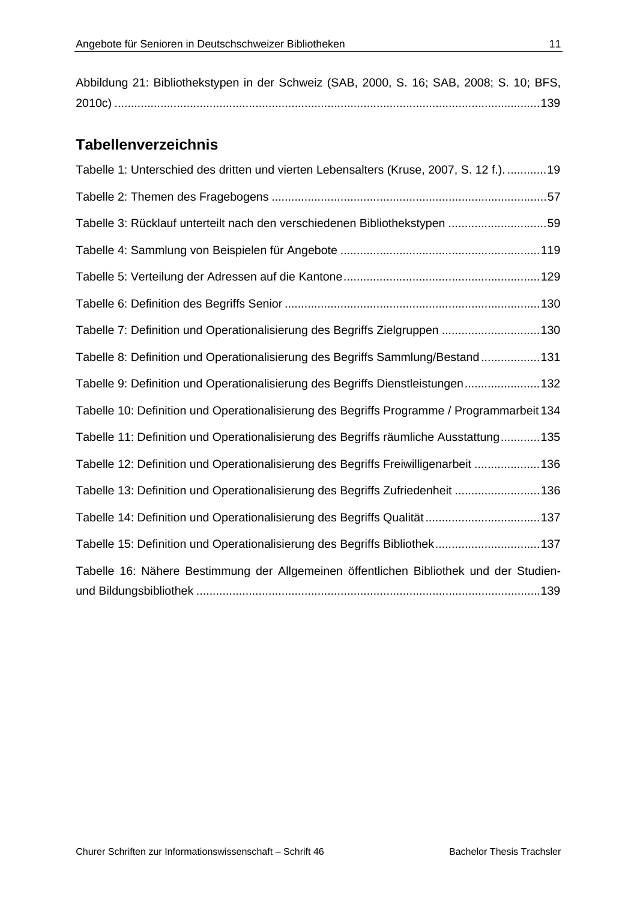Abbildung 21: Bibliothekstypen in der Schweiz (SAB, 2000, S. 16; SAB, 2008; S. 10; BFS, 2010c) ..................................................................................................................139

## Tabellenverzeichnis

Tabelle 1: Unterschied des dritten und vierten Lebensalters (Kruse, 2007, S. 12 f.). ............19

Tabelle 2: Themen des Fragebogens ....................................................................................57

Tabelle 3: Rücklauf unterteilt nach den verschiedenen Bibliothekstypen ..............................59

Tabelle 4: Sammlung von Beispielen für Angebote .............................................................119

Tabelle 5: Verteilung der Adressen auf die Kantone............................................................129

Tabelle 6: Definition des Begriffs Senior ..............................................................................130

Tabelle 7: Definition und Operationalisierung des Begriffs Zielgruppen ..............................130

Tabelle 8: Definition und Operationalisierung des Begriffs Sammlung/Bestand..................131

Tabelle 9: Definition und Operationalisierung des Begriffs Dienstleistungen.......................132

Tabelle 10: Definition und Operationalisierung des Begriffs Programme / Programmarbeit 134

Tabelle 11: Definition und Operationalisierung des Begriffs räumliche Ausstattung............135

Tabelle 12: Definition und Operationalisierung des Begriffs Freiwilligenarbeit ....................136

Tabelle 13: Definition und Operationalisierung des Begriffs Zufriedenheit ..........................136

Tabelle 14: Definition und Operationalisierung des Begriffs Qualität...................................137

Tabelle 15: Definition und Operationalisierung des Begriffs Bibliothek................................137

Tabelle 16: Nähere Bestimmung der Allgemeinen öffentlichen Bibliothek und der Studien- und Bildungsbibliothek .........................................................................................................139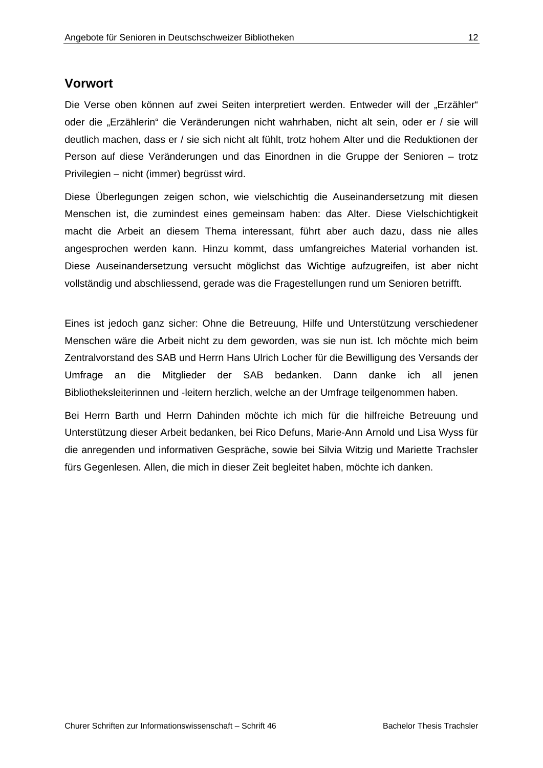## Vorwort

Die Verse oben können auf zwei Seiten interpretiert werden. Entweder will der „Erzähler" oder die „Erzählerin" die Veränderungen nicht wahrhaben, nicht alt sein, oder er / sie will deutlich machen, dass er / sie sich nicht alt fühlt, trotz hohem Alter und die Reduktionen der Person auf diese Veränderungen und das Einordnen in die Gruppe der Senioren – trotz Privilegien – nicht (immer) begrüsst wird.

Diese Überlegungen zeigen schon, wie vielschichtig die Auseinandersetzung mit diesen Menschen ist, die zumindest eines gemeinsam haben: das Alter. Diese Vielschichtigkeit macht die Arbeit an diesem Thema interessant, führt aber auch dazu, dass nie alles angesprochen werden kann. Hinzu kommt, dass umfangreiches Material vorhanden ist. Diese Auseinandersetzung versucht möglichst das Wichtige aufzugreifen, ist aber nicht vollständig und abschliessend, gerade was die Fragestellungen rund um Senioren betrifft.

Eines ist jedoch ganz sicher: Ohne die Betreuung, Hilfe und Unterstützung verschiedener Menschen wäre die Arbeit nicht zu dem geworden, was sie nun ist. Ich möchte mich beim Zentralvorstand des SAB und Herrn Hans Ulrich Locher für die Bewilligung des Versands der Umfrage an die Mitglieder der SAB bedanken. Dann danke ich all jenen Bibliotheksleiterinnen und -leitern herzlich, welche an der Umfrage teilgenommen haben.

Bei Herrn Barth und Herrn Dahinden möchte ich mich für die hilfreiche Betreuung und Unterstützung dieser Arbeit bedanken, bei Rico Defuns, Marie-Ann Arnold und Lisa Wyss für die anregenden und informativen Gespräche, sowie bei Silvia Witzig und Mariette Trachsler fürs Gegenlesen. Allen, die mich in dieser Zeit begleitet haben, möchte ich danken.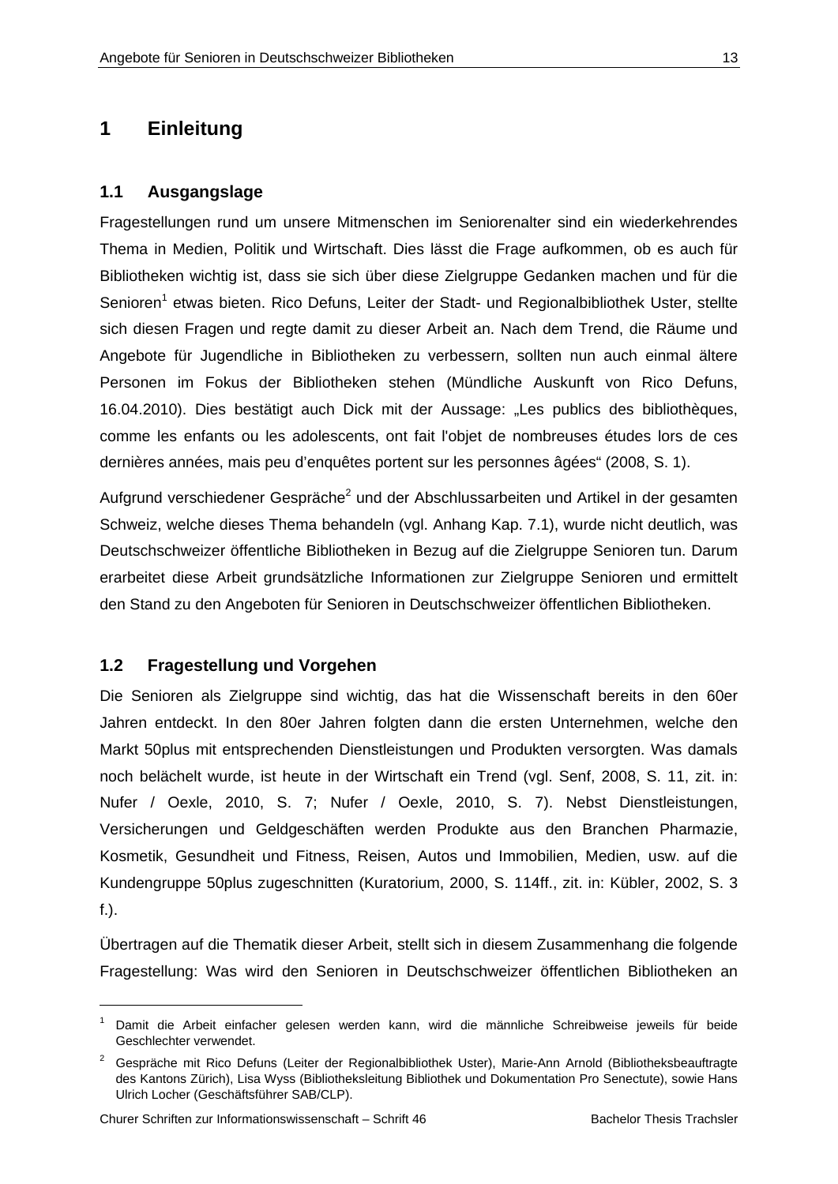# 1 Einleitung

## 1.1 Ausgangslage

Fragestellungen rund um unsere Mitmenschen im Seniorenalter sind ein wiederkehrendes Thema in Medien, Politik und Wirtschaft. Dies lässt die Frage aufkommen, ob es auch für Bibliotheken wichtig ist, dass sie sich über diese Zielgruppe Gedanken machen und für die Senioren[1] etwas bieten. Rico Defuns, Leiter der Stadt- und Regionalbibliothek Uster, stellte sich diesen Fragen und regte damit zu dieser Arbeit an. Nach dem Trend, die Räume und Angebote für Jugendliche in Bibliotheken zu verbessern, sollten nun auch einmal ältere Personen im Fokus der Bibliotheken stehen (Mündliche Auskunft von Rico Defuns, 16.04.2010). Dies bestätigt auch Dick mit der Aussage: „Les publics des bibliothèques, comme les enfants ou les adolescents, ont fait l'objet de nombreuses études lors de ces dernières années, mais peu d'enquêtes portent sur les personnes âgées" (2008, S. 1).

Aufgrund verschiedener Gespräche[2] und der Abschlussarbeiten und Artikel in der gesamten Schweiz, welche dieses Thema behandeln (vgl. Anhang Kap. 7.1), wurde nicht deutlich, was Deutschschweizer öffentliche Bibliotheken in Bezug auf die Zielgruppe Senioren tun. Darum erarbeitet diese Arbeit grundsätzliche Informationen zur Zielgruppe Senioren und ermittelt den Stand zu den Angeboten für Senioren in Deutschschweizer öffentlichen Bibliotheken.

## 1.2 Fragestellung und Vorgehen

Die Senioren als Zielgruppe sind wichtig, das hat die Wissenschaft bereits in den 60er Jahren entdeckt. In den 80er Jahren folgten dann die ersten Unternehmen, welche den Markt 50plus mit entsprechenden Dienstleistungen und Produkten versorgten. Was damals noch belächelt wurde, ist heute in der Wirtschaft ein Trend (vgl. Senf, 2008, S. 11, zit. in: Nufer / Oexle, 2010, S. 7; Nufer / Oexle, 2010, S. 7). Nebst Dienstleistungen, Versicherungen und Geldgeschäften werden Produkte aus den Branchen Pharmazie, Kosmetik, Gesundheit und Fitness, Reisen, Autos und Immobilien, Medien, usw. auf die Kundengruppe 50plus zugeschnitten (Kuratorium, 2000, S. 114ff., zit. in: Kübler, 2002, S. 3 f.).

Übertragen auf die Thematik dieser Arbeit, stellt sich in diesem Zusammenhang die folgende Fragestellung: Was wird den Senioren in Deutschschweizer öffentlichen Bibliotheken an

---

[1] Damit die Arbeit einfacher gelesen werden kann, wird die männliche Schreibweise jeweils für beide Geschlechter verwendet.

[2] Gespräche mit Rico Defuns (Leiter der Regionalbibliothek Uster), Marie-Ann Arnold (Bibliotheksbeauftragte des Kantons Zürich), Lisa Wyss (Bibliotheksleitung Bibliothek und Dokumentation Pro Senectute), sowie Hans Ulrich Locher (Geschäftsführer SAB/CLP).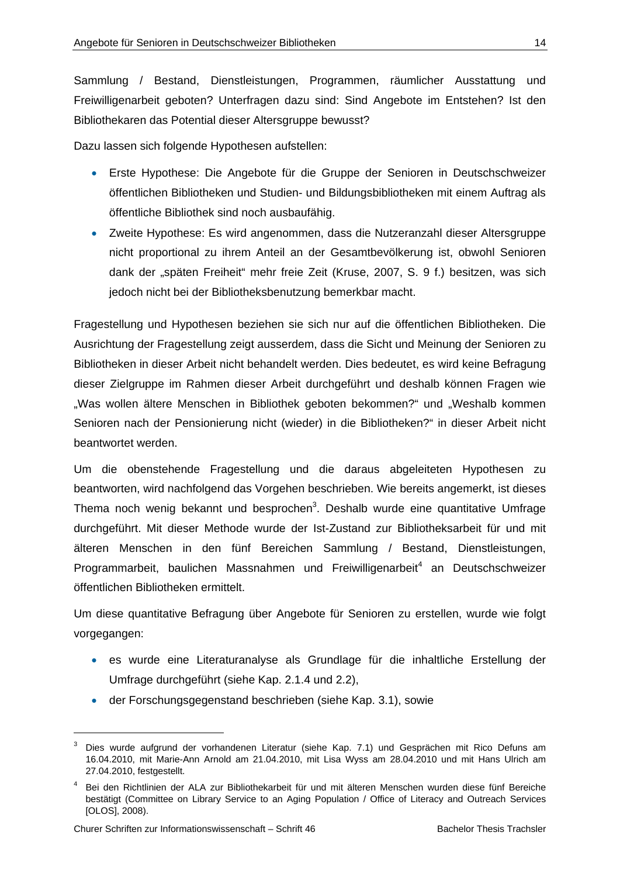Sammlung / Bestand, Dienstleistungen, Programmen, räumlicher Ausstattung und Freiwilligenarbeit geboten? Unterfragen dazu sind: Sind Angebote im Entstehen? Ist den Bibliothekaren das Potential dieser Altersgruppe bewusst?

Dazu lassen sich folgende Hypothesen aufstellen:

- Erste Hypothese: Die Angebote für die Gruppe der Senioren in Deutschschweizer öffentlichen Bibliotheken und Studien- und Bildungsbibliotheken mit einem Auftrag als öffentliche Bibliothek sind noch ausbaufähig.
- Zweite Hypothese: Es wird angenommen, dass die Nutzeranzahl dieser Altersgruppe nicht proportional zu ihrem Anteil an der Gesamtbevölkerung ist, obwohl Senioren dank der „späten Freiheit" mehr freie Zeit (Kruse, 2007, S. 9 f.) besitzen, was sich jedoch nicht bei der Bibliotheksbenutzung bemerkbar macht.

Fragestellung und Hypothesen beziehen sie sich nur auf die öffentlichen Bibliotheken. Die Ausrichtung der Fragestellung zeigt ausserdem, dass die Sicht und Meinung der Senioren zu Bibliotheken in dieser Arbeit nicht behandelt werden. Dies bedeutet, es wird keine Befragung dieser Zielgruppe im Rahmen dieser Arbeit durchgeführt und deshalb können Fragen wie „Was wollen ältere Menschen in Bibliothek geboten bekommen?" und „Weshalb kommen Senioren nach der Pensionierung nicht (wieder) in die Bibliotheken?" in dieser Arbeit nicht beantwortet werden.

Um die obenstehende Fragestellung und die daraus abgeleiteten Hypothesen zu beantworten, wird nachfolgend das Vorgehen beschrieben. Wie bereits angemerkt, ist dieses Thema noch wenig bekannt und besprochen[3]. Deshalb wurde eine quantitative Umfrage durchgeführt. Mit dieser Methode wurde der Ist-Zustand zur Bibliotheksarbeit für und mit älteren Menschen in den fünf Bereichen Sammlung / Bestand, Dienstleistungen, Programmarbeit, baulichen Massnahmen und Freiwilligenarbeit[4] an Deutschschweizer öffentlichen Bibliotheken ermittelt.

Um diese quantitative Befragung über Angebote für Senioren zu erstellen, wurde wie folgt vorgegangen:

- es wurde eine Literaturanalyse als Grundlage für die inhaltliche Erstellung der Umfrage durchgeführt (siehe Kap. 2.1.4 und 2.2),
- der Forschungsgegenstand beschrieben (siehe Kap. 3.1), sowie

---

[3] Dies wurde aufgrund der vorhandenen Literatur (siehe Kap. 7.1) und Gesprächen mit Rico Defuns am 16.04.2010, mit Marie-Ann Arnold am 21.04.2010, mit Lisa Wyss am 28.04.2010 und mit Hans Ulrich am 27.04.2010, festgestellt.

[4] Bei den Richtlinien der ALA zur Bibliothekarbeit für und mit älteren Menschen wurden diese fünf Bereiche bestätigt (Committee on Library Service to an Aging Population / Office of Literacy and Outreach Services [OLOS], 2008).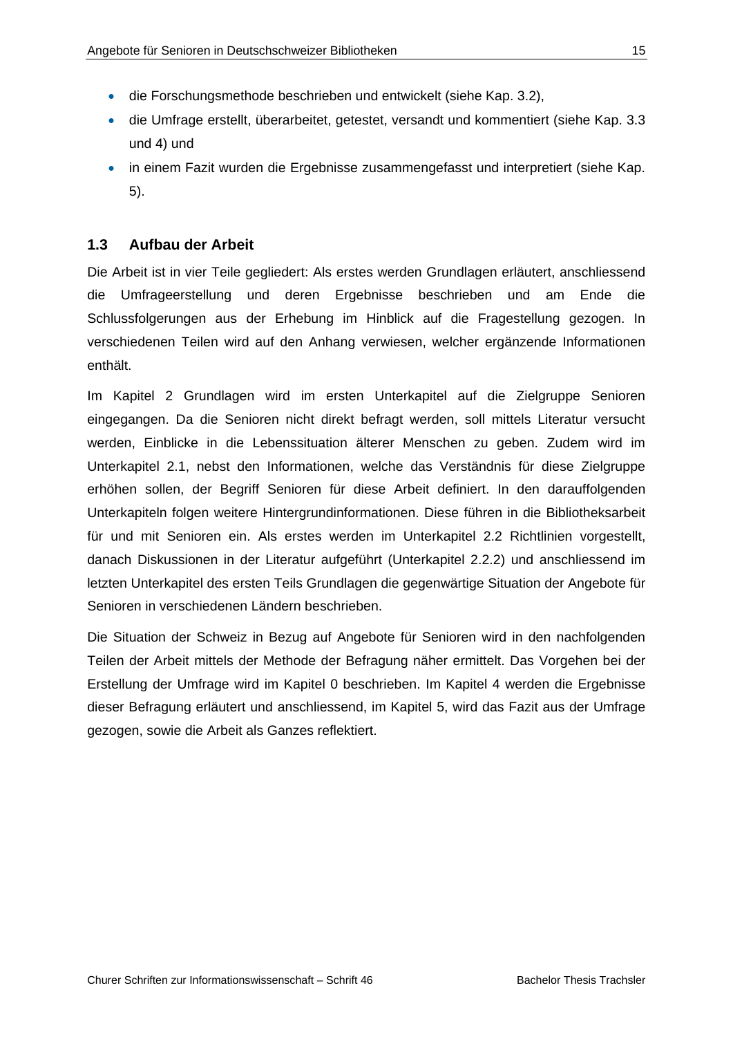- die Forschungsmethode beschrieben und entwickelt (siehe Kap. 3.2),
- die Umfrage erstellt, überarbeitet, getestet, versandt und kommentiert (siehe Kap. 3.3 und 4) und
- in einem Fazit wurden die Ergebnisse zusammengefasst und interpretiert (siehe Kap. 5).

## 1.3 Aufbau der Arbeit

Die Arbeit ist in vier Teile gegliedert: Als erstes werden Grundlagen erläutert, anschliessend die Umfrageerstellung und deren Ergebnisse beschrieben und am Ende die Schlussfolgerungen aus der Erhebung im Hinblick auf die Fragestellung gezogen. In verschiedenen Teilen wird auf den Anhang verwiesen, welcher ergänzende Informationen enthält.

Im Kapitel 2 Grundlagen wird im ersten Unterkapitel auf die Zielgruppe Senioren eingegangen. Da die Senioren nicht direkt befragt werden, soll mittels Literatur versucht werden, Einblicke in die Lebenssituation älterer Menschen zu geben. Zudem wird im Unterkapitel 2.1, nebst den Informationen, welche das Verständnis für diese Zielgruppe erhöhen sollen, der Begriff Senioren für diese Arbeit definiert. In den darauffolgenden Unterkapiteln folgen weitere Hintergrundinformationen. Diese führen in die Bibliotheksarbeit für und mit Senioren ein. Als erstes werden im Unterkapitel 2.2 Richtlinien vorgestellt, danach Diskussionen in der Literatur aufgeführt (Unterkapitel 2.2.2) und anschliessend im letzten Unterkapitel des ersten Teils Grundlagen die gegenwärtige Situation der Angebote für Senioren in verschiedenen Ländern beschrieben.

Die Situation der Schweiz in Bezug auf Angebote für Senioren wird in den nachfolgenden Teilen der Arbeit mittels der Methode der Befragung näher ermittelt. Das Vorgehen bei der Erstellung der Umfrage wird im Kapitel 0 beschrieben. Im Kapitel 4 werden die Ergebnisse dieser Befragung erläutert und anschliessend, im Kapitel 5, wird das Fazit aus der Umfrage gezogen, sowie die Arbeit als Ganzes reflektiert.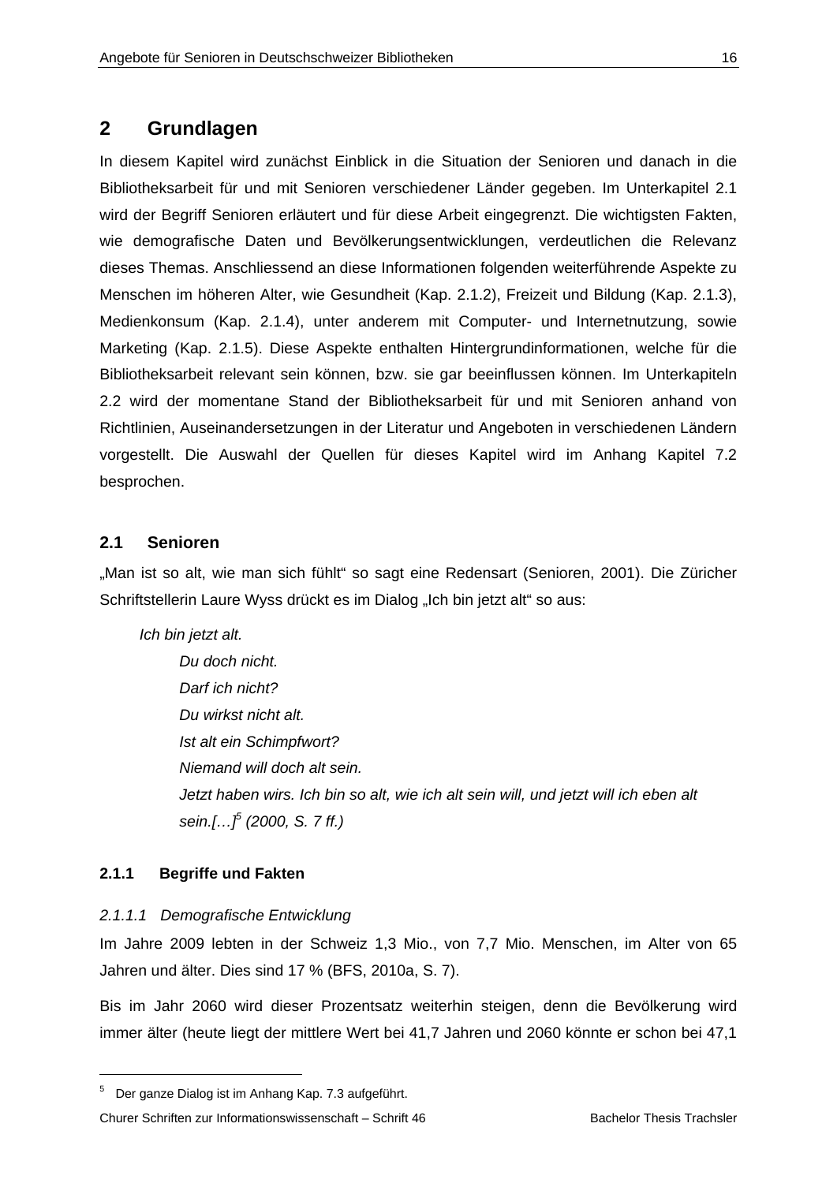## 2 Grundlagen

In diesem Kapitel wird zunächst Einblick in die Situation der Senioren und danach in die Bibliotheksarbeit für und mit Senioren verschiedener Länder gegeben. Im Unterkapitel 2.1 wird der Begriff Senioren erläutert und für diese Arbeit eingegrenzt. Die wichtigsten Fakten, wie demografische Daten und Bevölkerungsentwicklungen, verdeutlichen die Relevanz dieses Themas. Anschliessend an diese Informationen folgenden weiterführende Aspekte zu Menschen im höheren Alter, wie Gesundheit (Kap. 2.1.2), Freizeit und Bildung (Kap. 2.1.3), Medienkonsum (Kap. 2.1.4), unter anderem mit Computer- und Internetnutzung, sowie Marketing (Kap. 2.1.5). Diese Aspekte enthalten Hintergrundinformationen, welche für die Bibliotheksarbeit relevant sein können, bzw. sie gar beeinflussen können. Im Unterkapiteln 2.2 wird der momentane Stand der Bibliotheksarbeit für und mit Senioren anhand von Richtlinien, Auseinandersetzungen in der Literatur und Angeboten in verschiedenen Ländern vorgestellt. Die Auswahl der Quellen für dieses Kapitel wird im Anhang Kapitel 7.2 besprochen.

### 2.1 Senioren

„Man ist so alt, wie man sich fühlt" so sagt eine Redensart (Senioren, 2001). Die Züricher Schriftstellerin Laure Wyss drückt es im Dialog „Ich bin jetzt alt" so aus:

> *Ich bin jetzt alt.*
> *Du doch nicht.*
> *Darf ich nicht?*
> *Du wirkst nicht alt.*
> *Ist alt ein Schimpfwort?*
> *Niemand will doch alt sein.*
> *Jetzt haben wirs. Ich bin so alt, wie ich alt sein will, und jetzt will ich eben alt sein.[…][5] (2000, S. 7 ff.)*

#### 2.1.1 Begriffe und Fakten

##### *2.1.1.1 Demografische Entwicklung*

Im Jahre 2009 lebten in der Schweiz 1,3 Mio., von 7,7 Mio. Menschen, im Alter von 65 Jahren und älter. Dies sind 17 % (BFS, 2010a, S. 7).

Bis im Jahr 2060 wird dieser Prozentsatz weiterhin steigen, denn die Bevölkerung wird immer älter (heute liegt der mittlere Wert bei 41,7 Jahren und 2060 könnte er schon bei 47,1

---

[5] Der ganze Dialog ist im Anhang Kap. 7.3 aufgeführt.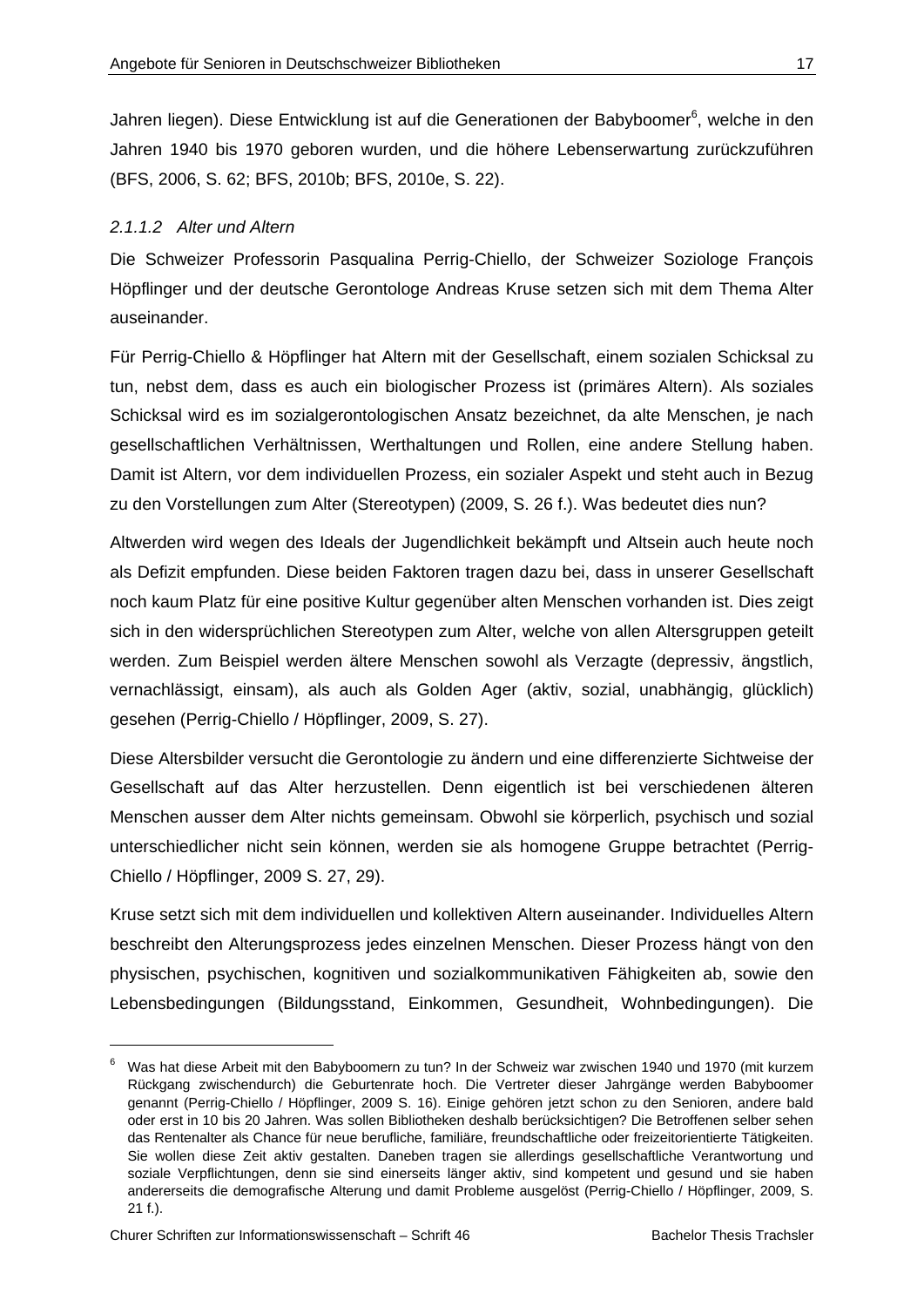Jahren liegen). Diese Entwicklung ist auf die Generationen der Babyboomer[6], welche in den Jahren 1940 bis 1970 geboren wurden, und die höhere Lebenserwartung zurückzuführen (BFS, 2006, S. 62; BFS, 2010b; BFS, 2010e, S. 22).

#### *2.1.1.2 Alter und Altern*

Die Schweizer Professorin Pasqualina Perrig-Chiello, der Schweizer Soziologe François Höpflinger und der deutsche Gerontologe Andreas Kruse setzen sich mit dem Thema Alter auseinander.

Für Perrig-Chiello & Höpflinger hat Altern mit der Gesellschaft, einem sozialen Schicksal zu tun, nebst dem, dass es auch ein biologischer Prozess ist (primäres Altern). Als soziales Schicksal wird es im sozialgerontologischen Ansatz bezeichnet, da alte Menschen, je nach gesellschaftlichen Verhältnissen, Werthaltungen und Rollen, eine andere Stellung haben. Damit ist Altern, vor dem individuellen Prozess, ein sozialer Aspekt und steht auch in Bezug zu den Vorstellungen zum Alter (Stereotypen) (2009, S. 26 f.). Was bedeutet dies nun?

Altwerden wird wegen des Ideals der Jugendlichkeit bekämpft und Altsein auch heute noch als Defizit empfunden. Diese beiden Faktoren tragen dazu bei, dass in unserer Gesellschaft noch kaum Platz für eine positive Kultur gegenüber alten Menschen vorhanden ist. Dies zeigt sich in den widersprüchlichen Stereotypen zum Alter, welche von allen Altersgruppen geteilt werden. Zum Beispiel werden ältere Menschen sowohl als Verzagte (depressiv, ängstlich, vernachlässigt, einsam), als auch als Golden Ager (aktiv, sozial, unabhängig, glücklich) gesehen (Perrig-Chiello / Höpflinger, 2009, S. 27).

Diese Altersbilder versucht die Gerontologie zu ändern und eine differenzierte Sichtweise der Gesellschaft auf das Alter herzustellen. Denn eigentlich ist bei verschiedenen älteren Menschen ausser dem Alter nichts gemeinsam. Obwohl sie körperlich, psychisch und sozial unterschiedlicher nicht sein können, werden sie als homogene Gruppe betrachtet (Perrig-Chiello / Höpflinger, 2009 S. 27, 29).

Kruse setzt sich mit dem individuellen und kollektiven Altern auseinander. Individuelles Altern beschreibt den Alterungsprozess jedes einzelnen Menschen. Dieser Prozess hängt von den physischen, psychischen, kognitiven und sozialkommunikativen Fähigkeiten ab, sowie den Lebensbedingungen (Bildungsstand, Einkommen, Gesundheit, Wohnbedingungen). Die

---

[6] Was hat diese Arbeit mit den Babyboomern zu tun? In der Schweiz war zwischen 1940 und 1970 (mit kurzem Rückgang zwischendurch) die Geburtenrate hoch. Die Vertreter dieser Jahrgänge werden Babyboomer genannt (Perrig-Chiello / Höpflinger, 2009 S. 16). Einige gehören jetzt schon zu den Senioren, andere bald oder erst in 10 bis 20 Jahren. Was sollen Bibliotheken deshalb berücksichtigen? Die Betroffenen selber sehen das Rentenalter als Chance für neue berufliche, familiäre, freundschaftliche oder freizeitorientierte Tätigkeiten. Sie wollen diese Zeit aktiv gestalten. Daneben tragen sie allerdings gesellschaftliche Verantwortung und soziale Verpflichtungen, denn sie sind einerseits länger aktiv, sind kompetent und gesund und sie haben andererseits die demografische Alterung und damit Probleme ausgelöst (Perrig-Chiello / Höpflinger, 2009, S. 21 f.).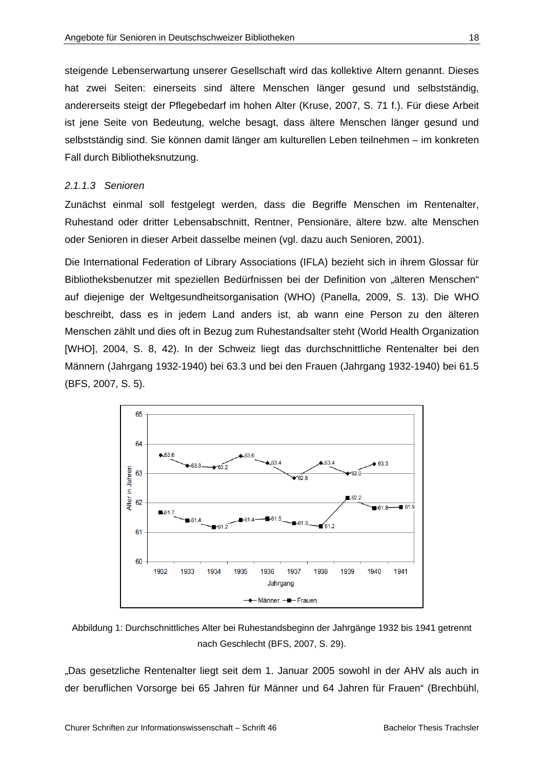steigende Lebenserwartung unserer Gesellschaft wird das kollektive Altern genannt. Dieses hat zwei Seiten: einerseits sind ältere Menschen länger gesund und selbstständig, andererseits steigt der Pflegebedarf im hohen Alter (Kruse, 2007, S. 71 f.). Für diese Arbeit ist jene Seite von Bedeutung, welche besagt, dass ältere Menschen länger gesund und selbstständig sind. Sie können damit länger am kulturellen Leben teilnehmen – im konkreten Fall durch Bibliotheksnutzung.

#### *2.1.1.3 Senioren*

Zunächst einmal soll festgelegt werden, dass die Begriffe Menschen im Rentenalter, Ruhestand oder dritter Lebensabschnitt, Rentner, Pensionäre, ältere bzw. alte Menschen oder Senioren in dieser Arbeit dasselbe meinen (vgl. dazu auch Senioren, 2001).

Die International Federation of Library Associations (IFLA) bezieht sich in ihrem Glossar für Bibliotheksbenutzer mit speziellen Bedürfnissen bei der Definition von „älteren Menschen" auf diejenige der Weltgesundheitsorganisation (WHO) (Panella, 2009, S. 13). Die WHO beschreibt, dass es in jedem Land anders ist, ab wann eine Person zu den älteren Menschen zählt und dies oft in Bezug zum Ruhestandsalter steht (World Health Organization [WHO], 2004, S. 8, 42). In der Schweiz liegt das durchschnittliche Rentenalter bei den Männern (Jahrgang 1932-1940) bei 63.3 und bei den Frauen (Jahrgang 1932-1940) bei 61.5 (BFS, 2007, S. 5).

| Jahrgang | 1932 | 1933 | 1934 | 1935 | 1936 | 1937 | 1938 | 1939 | 1940 | 1941 |
|---|---|---|---|---|---|---|---|---|---|---|
| Männer | 63.6 | 63.3 | 63.2 | 63.6 | 63.4 | 62.8 | 63.4 | 63.0 | 63.3 | |
| Frauen | 61.7 | 61.4 | 61.2 | 61.4 | 61.5 | 61.3 | 61.2 | 62.2 | 61.8 | 61.9 |

Abbildung 1: Durchschnittliches Alter bei Ruhestandsbeginn der Jahrgänge 1932 bis 1941 getrennt nach Geschlecht (BFS, 2007, S. 29).

„Das gesetzliche Rentenalter liegt seit dem 1. Januar 2005 sowohl in der AHV als auch in der beruflichen Vorsorge bei 65 Jahren für Männer und 64 Jahren für Frauen" (Brechbühl,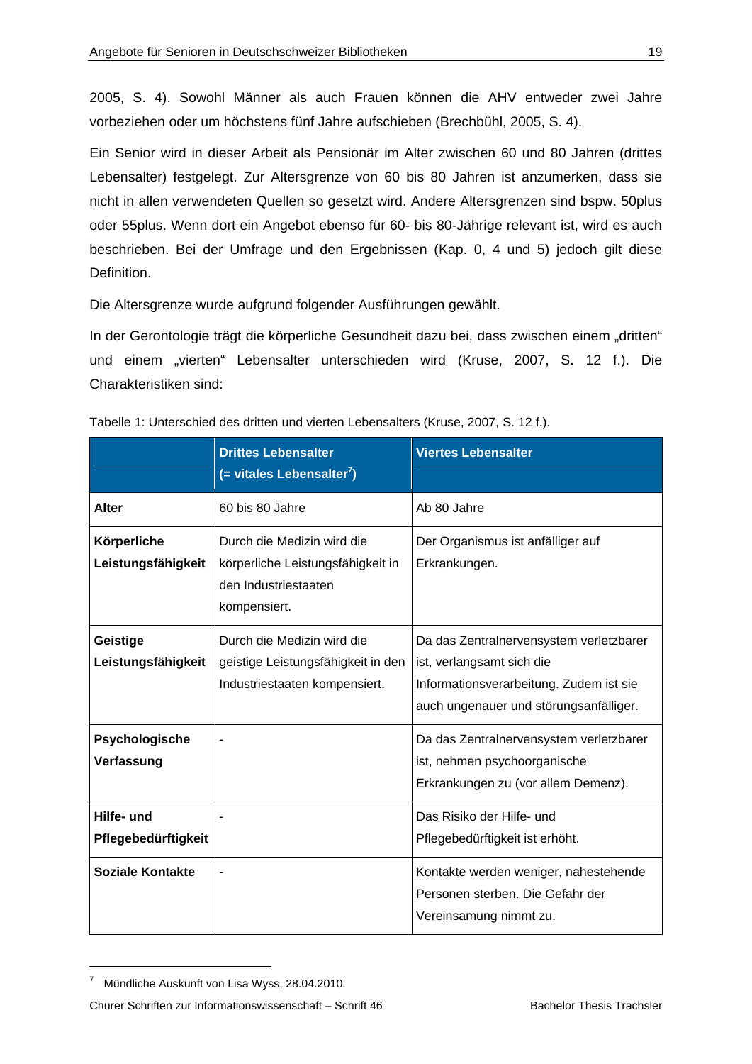2005, S. 4). Sowohl Männer als auch Frauen können die AHV entweder zwei Jahre vorbeziehen oder um höchstens fünf Jahre aufschieben (Brechbühl, 2005, S. 4).

Ein Senior wird in dieser Arbeit als Pensionär im Alter zwischen 60 und 80 Jahren (drittes Lebensalter) festgelegt. Zur Altersgrenze von 60 bis 80 Jahren ist anzumerken, dass sie nicht in allen verwendeten Quellen so gesetzt wird. Andere Altersgrenzen sind bspw. 50plus oder 55plus. Wenn dort ein Angebot ebenso für 60- bis 80-Jährige relevant ist, wird es auch beschrieben. Bei der Umfrage und den Ergebnissen (Kap. 0, 4 und 5) jedoch gilt diese Definition.

Die Altersgrenze wurde aufgrund folgender Ausführungen gewählt.

In der Gerontologie trägt die körperliche Gesundheit dazu bei, dass zwischen einem „dritten" und einem „vierten" Lebensalter unterschieden wird (Kruse, 2007, S. 12 f.). Die Charakteristiken sind:

Tabelle 1: Unterschied des dritten und vierten Lebensalters (Kruse, 2007, S. 12 f.).

| | **Drittes Lebensalter (= vitales Lebensalter[7])** | **Viertes Lebensalter** |
|---|---|---|
| **Alter** | 60 bis 80 Jahre | Ab 80 Jahre |
| **Körperliche Leistungsfähigkeit** | Durch die Medizin wird die körperliche Leistungsfähigkeit in den Industriestaaten kompensiert. | Der Organismus ist anfälliger auf Erkrankungen. |
| **Geistige Leistungsfähigkeit** | Durch die Medizin wird die geistige Leistungsfähigkeit in den Industriestaaten kompensiert. | Da das Zentralnervensystem verletzbarer ist, verlangsamt sich die Informationsverarbeitung. Zudem ist sie auch ungenauer und störungsanfälliger. |
| **Psychologische Verfassung** | - | Da das Zentralnervensystem verletzbarer ist, nehmen psychoorganische Erkrankungen zu (vor allem Demenz). |
| **Hilfe- und Pflegebedürftigkeit** | - | Das Risiko der Hilfe- und Pflegebedürftigkeit ist erhöht. |
| **Soziale Kontakte** | - | Kontakte werden weniger, nahestehende Personen sterben. Die Gefahr der Vereinsamung nimmt zu. |

[7] Mündliche Auskunft von Lisa Wyss, 28.04.2010.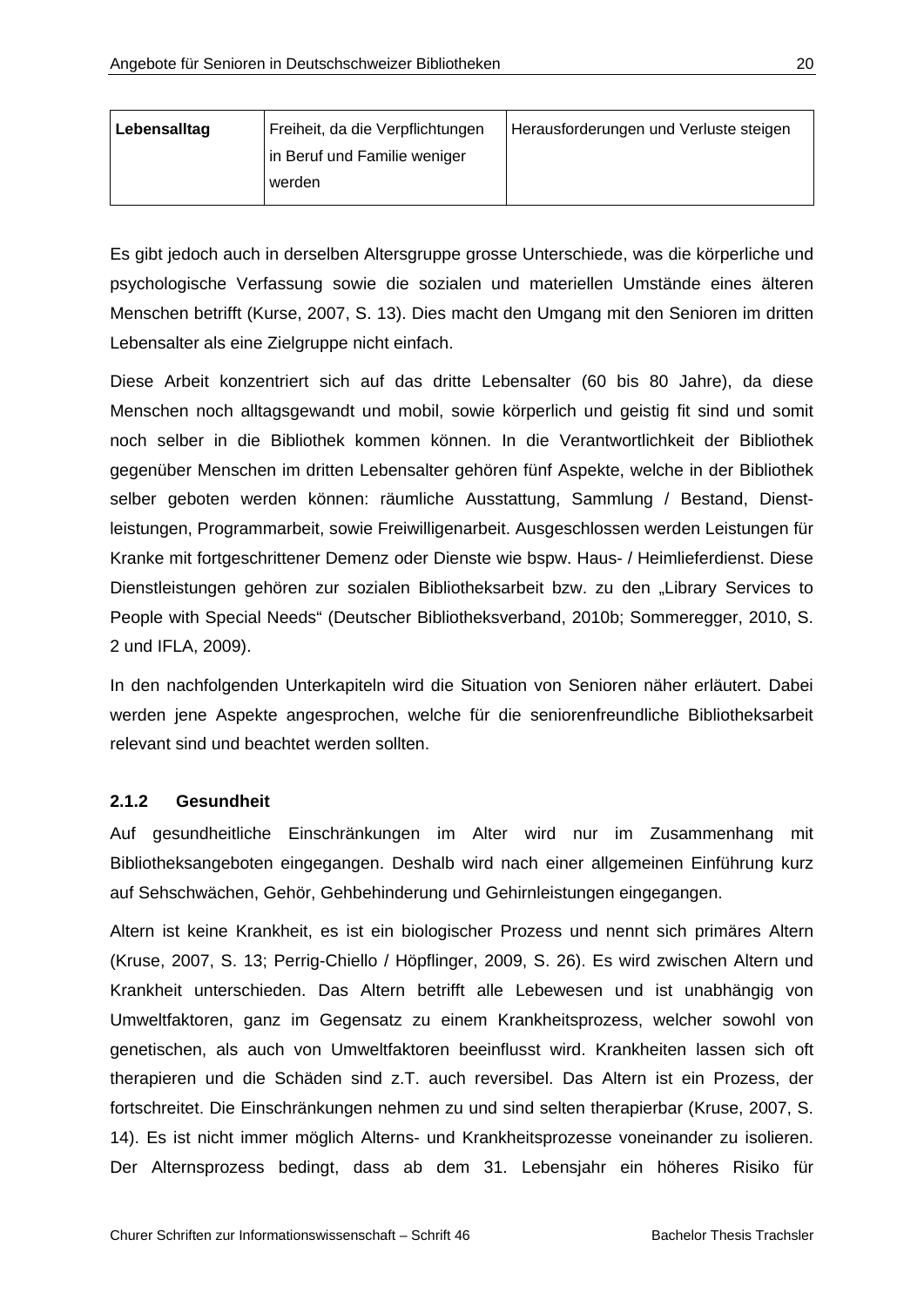| Lebensalltag | Freiheit, da die Verpflichtungen in Beruf und Familie weniger werden | Herausforderungen und Verluste steigen |
|---|---|---|

Es gibt jedoch auch in derselben Altersgruppe grosse Unterschiede, was die körperliche und psychologische Verfassung sowie die sozialen und materiellen Umstände eines älteren Menschen betrifft (Kurse, 2007, S. 13). Dies macht den Umgang mit den Senioren im dritten Lebensalter als eine Zielgruppe nicht einfach.

Diese Arbeit konzentriert sich auf das dritte Lebensalter (60 bis 80 Jahre), da diese Menschen noch alltagsgewandt und mobil, sowie körperlich und geistig fit sind und somit noch selber in die Bibliothek kommen können. In die Verantwortlichkeit der Bibliothek gegenüber Menschen im dritten Lebensalter gehören fünf Aspekte, welche in der Bibliothek selber geboten werden können: räumliche Ausstattung, Sammlung / Bestand, Dienstleistungen, Programmarbeit, sowie Freiwilligenarbeit. Ausgeschlossen werden Leistungen für Kranke mit fortgeschrittener Demenz oder Dienste wie bspw. Haus- / Heimlieferdienst. Diese Dienstleistungen gehören zur sozialen Bibliotheksarbeit bzw. zu den „Library Services to People with Special Needs“ (Deutscher Bibliotheksverband, 2010b; Sommeregger, 2010, S. 2 und IFLA, 2009).

In den nachfolgenden Unterkapiteln wird die Situation von Senioren näher erläutert. Dabei werden jene Aspekte angesprochen, welche für die seniorenfreundliche Bibliotheksarbeit relevant sind und beachtet werden sollten.

### 2.1.2 Gesundheit

Auf gesundheitliche Einschränkungen im Alter wird nur im Zusammenhang mit Bibliotheksangeboten eingegangen. Deshalb wird nach einer allgemeinen Einführung kurz auf Sehschwächen, Gehör, Gehbehinderung und Gehirnleistungen eingegangen.

Altern ist keine Krankheit, es ist ein biologischer Prozess und nennt sich primäres Altern (Kruse, 2007, S. 13; Perrig-Chiello / Höpflinger, 2009, S. 26). Es wird zwischen Altern und Krankheit unterschieden. Das Altern betrifft alle Lebewesen und ist unabhängig von Umweltfaktoren, ganz im Gegensatz zu einem Krankheitsprozess, welcher sowohl von genetischen, als auch von Umweltfaktoren beeinflusst wird. Krankheiten lassen sich oft therapieren und die Schäden sind z.T. auch reversibel. Das Altern ist ein Prozess, der fortschreitet. Die Einschränkungen nehmen zu und sind selten therapierbar (Kruse, 2007, S. 14). Es ist nicht immer möglich Alterns- und Krankheitsprozesse voneinander zu isolieren. Der Alternsprozess bedingt, dass ab dem 31. Lebensjahr ein höheres Risiko für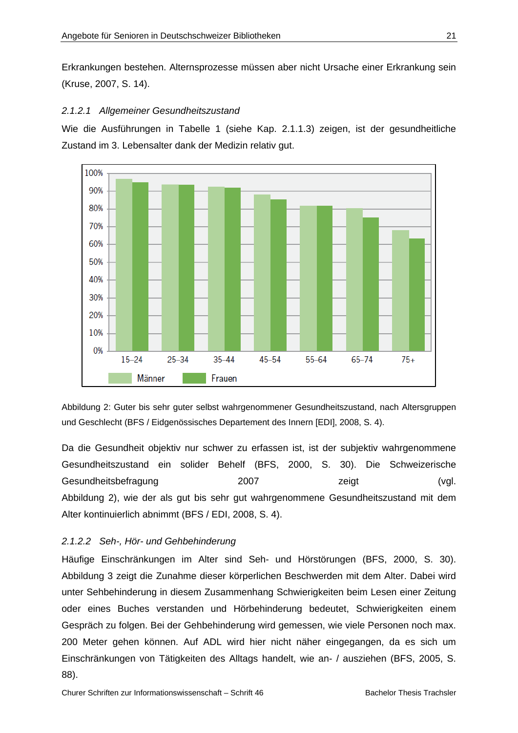Erkrankungen bestehen. Alternsprozesse müssen aber nicht Ursache einer Erkrankung sein (Kruse, 2007, S. 14).

#### *2.1.2.1 Allgemeiner Gesundheitszustand*

Wie die Ausführungen in Tabelle 1 (siehe Kap. 2.1.1.3) zeigen, ist der gesundheitliche Zustand im 3. Lebensalter dank der Medizin relativ gut.

Abbildung 2: Guter bis sehr guter selbst wahrgenommener Gesundheitszustand, nach Altersgruppen und Geschlecht (BFS / Eidgenössisches Departement des Innern [EDI], 2008, S. 4).

Da die Gesundheit objektiv nur schwer zu erfassen ist, ist der subjektiv wahrgenommene Gesundheitszustand ein solider Behelf (BFS, 2000, S. 30). Die Schweizerische Gesundheitsbefragung 2007 zeigt (vgl. Abbildung 2), wie der als gut bis sehr gut wahrgenommene Gesundheitszustand mit dem Alter kontinuierlich abnimmt (BFS / EDI, 2008, S. 4).

#### *2.1.2.2 Seh-, Hör- und Gehbehinderung*

Häufige Einschränkungen im Alter sind Seh- und Hörstörungen (BFS, 2000, S. 30). Abbildung 3 zeigt die Zunahme dieser körperlichen Beschwerden mit dem Alter. Dabei wird unter Sehbehinderung in diesem Zusammenhang Schwierigkeiten beim Lesen einer Zeitung oder eines Buches verstanden und Hörbehinderung bedeutet, Schwierigkeiten einem Gespräch zu folgen. Bei der Gehbehinderung wird gemessen, wie viele Personen noch max. 200 Meter gehen können. Auf ADL wird hier nicht näher eingegangen, da es sich um Einschränkungen von Tätigkeiten des Alltags handelt, wie an- / ausziehen (BFS, 2005, S. 88).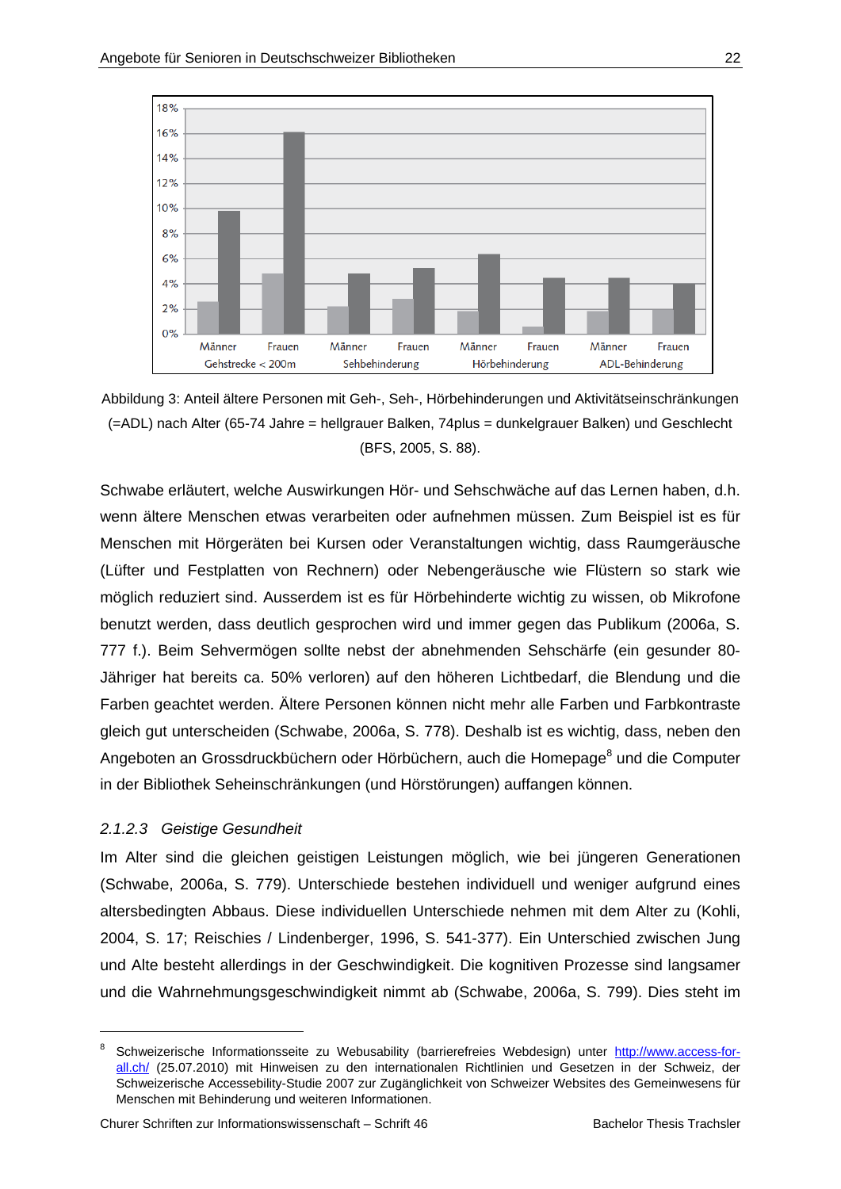Abbildung 3: Anteil ältere Personen mit Geh-, Seh-, Hörbehinderungen und Aktivitätseinschränkungen (=ADL) nach Alter (65-74 Jahre = hellgrauer Balken, 74plus = dunkelgrauer Balken) und Geschlecht (BFS, 2005, S. 88).

Schwabe erläutert, welche Auswirkungen Hör- und Sehschwäche auf das Lernen haben, d.h. wenn ältere Menschen etwas verarbeiten oder aufnehmen müssen. Zum Beispiel ist es für Menschen mit Hörgeräten bei Kursen oder Veranstaltungen wichtig, dass Raumgeräusche (Lüfter und Festplatten von Rechnern) oder Nebengeräusche wie Flüstern so stark wie möglich reduziert sind. Ausserdem ist es für Hörbehinderte wichtig zu wissen, ob Mikrofone benutzt werden, dass deutlich gesprochen wird und immer gegen das Publikum (2006a, S. 777 f.). Beim Sehvermögen sollte nebst der abnehmenden Sehschärfe (ein gesunder 80-Jähriger hat bereits ca. 50% verloren) auf den höheren Lichtbedarf, die Blendung und die Farben geachtet werden. Ältere Personen können nicht mehr alle Farben und Farbkontraste gleich gut unterscheiden (Schwabe, 2006a, S. 778). Deshalb ist es wichtig, dass, neben den Angeboten an Grossdruckbüchern oder Hörbüchern, auch die Homepage[8] und die Computer in der Bibliothek Seheinschränkungen (und Hörstörungen) auffangen können.

#### 2.1.2.3 *Geistige Gesundheit*

Im Alter sind die gleichen geistigen Leistungen möglich, wie bei jüngeren Generationen (Schwabe, 2006a, S. 779). Unterschiede bestehen individuell und weniger aufgrund eines altersbedingten Abbaus. Diese individuellen Unterschiede nehmen mit dem Alter zu (Kohli, 2004, S. 17; Reischies / Lindenberger, 1996, S. 541-377). Ein Unterschied zwischen Jung und Alte besteht allerdings in der Geschwindigkeit. Die kognitiven Prozesse sind langsamer und die Wahrnehmungsgeschwindigkeit nimmt ab (Schwabe, 2006a, S. 799). Dies steht im

---

[8] Schweizerische Informationsseite zu Webusability (barrierefreies Webdesign) unter http://www.access-for-all.ch/ (25.07.2010) mit Hinweisen zu den internationalen Richtlinien und Gesetzen in der Schweiz, der Schweizerische Accessebility-Studie 2007 zur Zugänglichkeit von Schweizer Websites des Gemeinwesens für Menschen mit Behinderung und weiteren Informationen.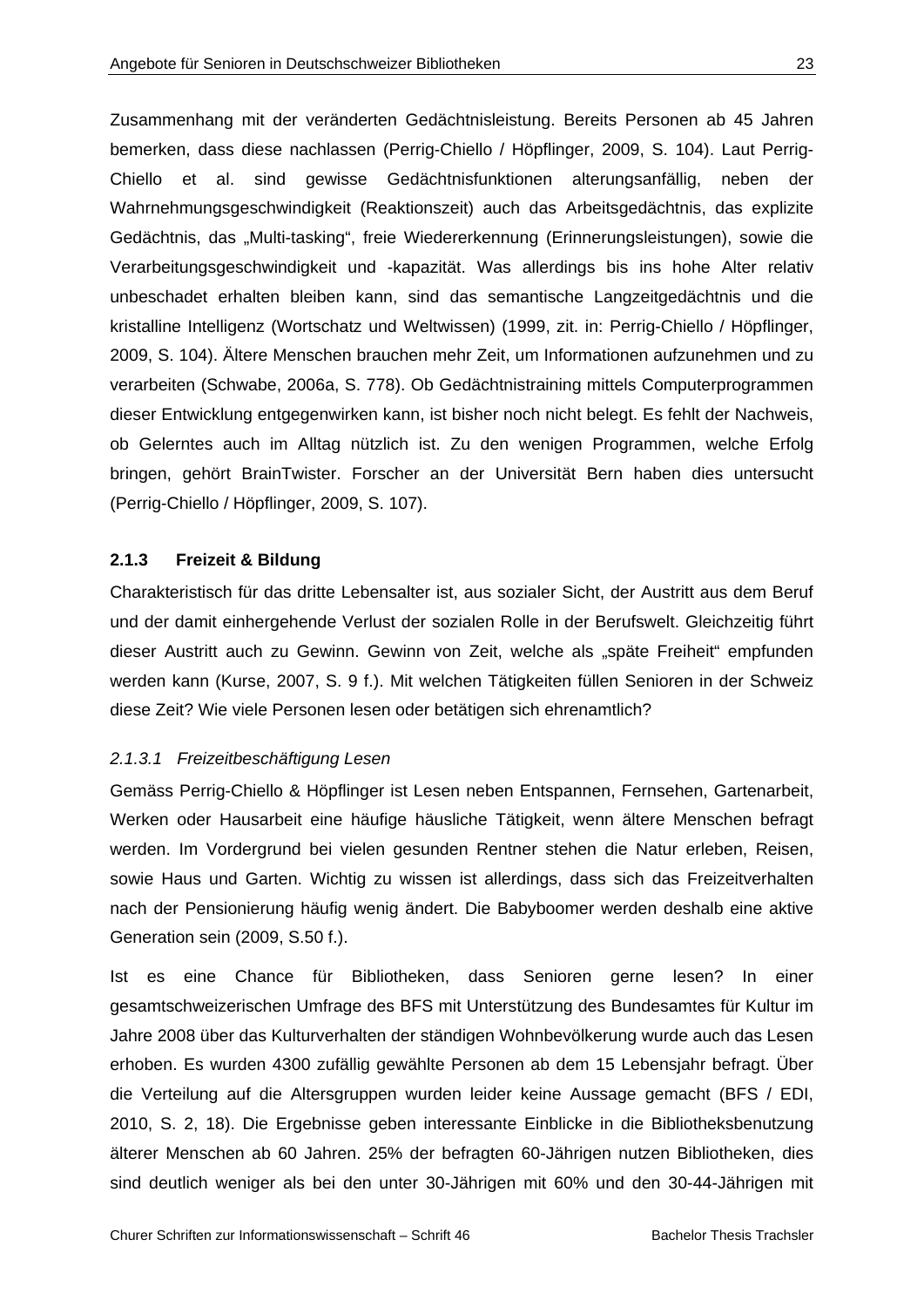Zusammenhang mit der veränderten Gedächtnisleistung. Bereits Personen ab 45 Jahren bemerken, dass diese nachlassen (Perrig-Chiello / Höpflinger, 2009, S. 104). Laut Perrig-Chiello et al. sind gewisse Gedächtnisfunktionen alterungsanfällig, neben der Wahrnehmungsgeschwindigkeit (Reaktionszeit) auch das Arbeitsgedächtnis, das explizite Gedächtnis, das „Multi-tasking", freie Wiedererkennung (Erinnerungsleistungen), sowie die Verarbeitungsgeschwindigkeit und -kapazität. Was allerdings bis ins hohe Alter relativ unbeschadet erhalten bleiben kann, sind das semantische Langzeitgedächtnis und die kristalline Intelligenz (Wortschatz und Weltwissen) (1999, zit. in: Perrig-Chiello / Höpflinger, 2009, S. 104). Ältere Menschen brauchen mehr Zeit, um Informationen aufzunehmen und zu verarbeiten (Schwabe, 2006a, S. 778). Ob Gedächtnistraining mittels Computerprogrammen dieser Entwicklung entgegenwirken kann, ist bisher noch nicht belegt. Es fehlt der Nachweis, ob Gelerntes auch im Alltag nützlich ist. Zu den wenigen Programmen, welche Erfolg bringen, gehört BrainTwister. Forscher an der Universität Bern haben dies untersucht (Perrig-Chiello / Höpflinger, 2009, S. 107).

### 2.1.3 Freizeit & Bildung

Charakteristisch für das dritte Lebensalter ist, aus sozialer Sicht, der Austritt aus dem Beruf und der damit einhergehende Verlust der sozialen Rolle in der Berufswelt. Gleichzeitig führt dieser Austritt auch zu Gewinn. Gewinn von Zeit, welche als „späte Freiheit" empfunden werden kann (Kurse, 2007, S. 9 f.). Mit welchen Tätigkeiten füllen Senioren in der Schweiz diese Zeit? Wie viele Personen lesen oder betätigen sich ehrenamtlich?

#### *2.1.3.1 Freizeitbeschäftigung Lesen*

Gemäss Perrig-Chiello & Höpflinger ist Lesen neben Entspannen, Fernsehen, Gartenarbeit, Werken oder Hausarbeit eine häufige häusliche Tätigkeit, wenn ältere Menschen befragt werden. Im Vordergrund bei vielen gesunden Rentner stehen die Natur erleben, Reisen, sowie Haus und Garten. Wichtig zu wissen ist allerdings, dass sich das Freizeitverhalten nach der Pensionierung häufig wenig ändert. Die Babyboomer werden deshalb eine aktive Generation sein (2009, S.50 f.).

Ist es eine Chance für Bibliotheken, dass Senioren gerne lesen? In einer gesamtschweizerischen Umfrage des BFS mit Unterstützung des Bundesamtes für Kultur im Jahre 2008 über das Kulturverhalten der ständigen Wohnbevölkerung wurde auch das Lesen erhoben. Es wurden 4300 zufällig gewählte Personen ab dem 15 Lebensjahr befragt. Über die Verteilung auf die Altersgruppen wurden leider keine Aussage gemacht (BFS / EDI, 2010, S. 2, 18). Die Ergebnisse geben interessante Einblicke in die Bibliotheksbenutzung älterer Menschen ab 60 Jahren. 25% der befragten 60-Jährigen nutzen Bibliotheken, dies sind deutlich weniger als bei den unter 30-Jährigen mit 60% und den 30-44-Jährigen mit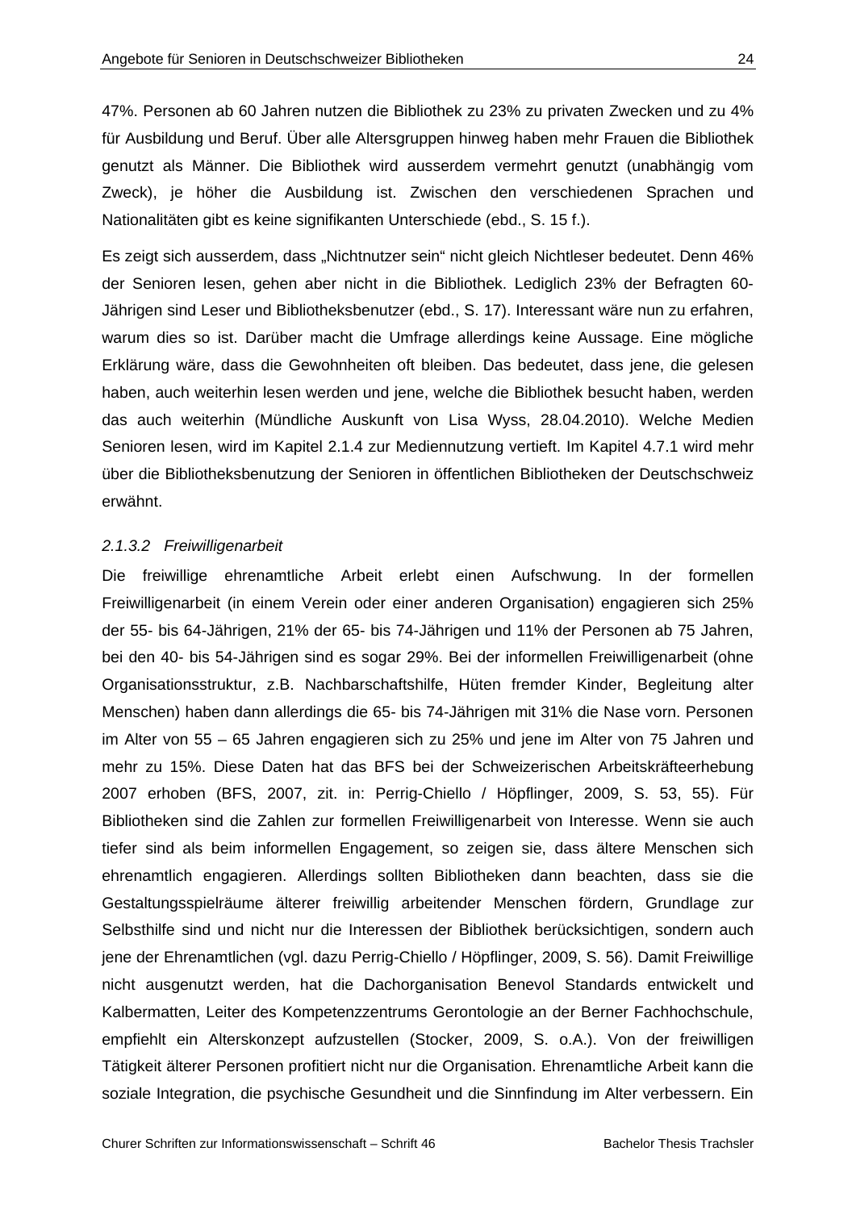47%. Personen ab 60 Jahren nutzen die Bibliothek zu 23% zu privaten Zwecken und zu 4% für Ausbildung und Beruf. Über alle Altersgruppen hinweg haben mehr Frauen die Bibliothek genutzt als Männer. Die Bibliothek wird ausserdem vermehrt genutzt (unabhängig vom Zweck), je höher die Ausbildung ist. Zwischen den verschiedenen Sprachen und Nationalitäten gibt es keine signifikanten Unterschiede (ebd., S. 15 f.).

Es zeigt sich ausserdem, dass „Nichtnutzer sein" nicht gleich Nichtleser bedeutet. Denn 46% der Senioren lesen, gehen aber nicht in die Bibliothek. Lediglich 23% der Befragten 60-Jährigen sind Leser und Bibliotheksbenutzer (ebd., S. 17). Interessant wäre nun zu erfahren, warum dies so ist. Darüber macht die Umfrage allerdings keine Aussage. Eine mögliche Erklärung wäre, dass die Gewohnheiten oft bleiben. Das bedeutet, dass jene, die gelesen haben, auch weiterhin lesen werden und jene, welche die Bibliothek besucht haben, werden das auch weiterhin (Mündliche Auskunft von Lisa Wyss, 28.04.2010). Welche Medien Senioren lesen, wird im Kapitel 2.1.4 zur Mediennutzung vertieft. Im Kapitel 4.7.1 wird mehr über die Bibliotheksbenutzung der Senioren in öffentlichen Bibliotheken der Deutschschweiz erwähnt.

#### *2.1.3.2 Freiwilligenarbeit*

Die freiwillige ehrenamtliche Arbeit erlebt einen Aufschwung. In der formellen Freiwilligenarbeit (in einem Verein oder einer anderen Organisation) engagieren sich 25% der 55- bis 64-Jährigen, 21% der 65- bis 74-Jährigen und 11% der Personen ab 75 Jahren, bei den 40- bis 54-Jährigen sind es sogar 29%. Bei der informellen Freiwilligenarbeit (ohne Organisationsstruktur, z.B. Nachbarschaftshilfe, Hüten fremder Kinder, Begleitung alter Menschen) haben dann allerdings die 65- bis 74-Jährigen mit 31% die Nase vorn. Personen im Alter von 55 – 65 Jahren engagieren sich zu 25% und jene im Alter von 75 Jahren und mehr zu 15%. Diese Daten hat das BFS bei der Schweizerischen Arbeitskräfteerhebung 2007 erhoben (BFS, 2007, zit. in: Perrig-Chiello / Höpflinger, 2009, S. 53, 55). Für Bibliotheken sind die Zahlen zur formellen Freiwilligenarbeit von Interesse. Wenn sie auch tiefer sind als beim informellen Engagement, so zeigen sie, dass ältere Menschen sich ehrenamtlich engagieren. Allerdings sollten Bibliotheken dann beachten, dass sie die Gestaltungsspielräume älterer freiwillig arbeitender Menschen fördern, Grundlage zur Selbsthilfe sind und nicht nur die Interessen der Bibliothek berücksichtigen, sondern auch jene der Ehrenamtlichen (vgl. dazu Perrig-Chiello / Höpflinger, 2009, S. 56). Damit Freiwillige nicht ausgenutzt werden, hat die Dachorganisation Benevol Standards entwickelt und Kalbermatten, Leiter des Kompetenzzentrums Gerontologie an der Berner Fachhochschule, empfiehlt ein Alterskonzept aufzustellen (Stocker, 2009, S. o.A.). Von der freiwilligen Tätigkeit älterer Personen profitiert nicht nur die Organisation. Ehrenamtliche Arbeit kann die soziale Integration, die psychische Gesundheit und die Sinnfindung im Alter verbessern. Ein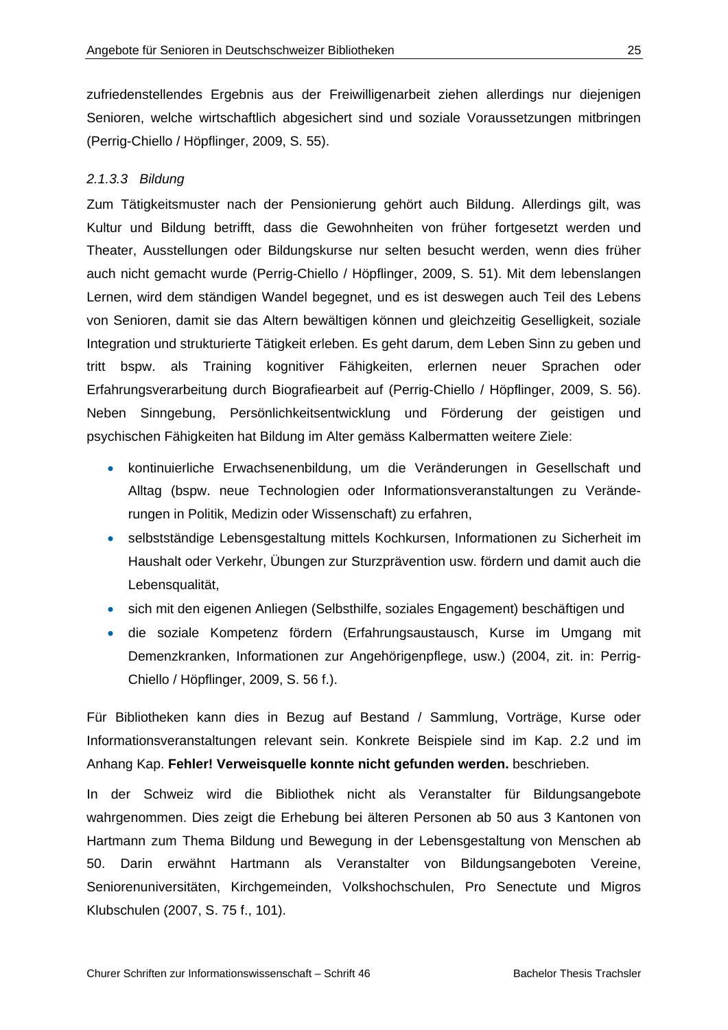zufriedenstellendes Ergebnis aus der Freiwilligenarbeit ziehen allerdings nur diejenigen Senioren, welche wirtschaftlich abgesichert sind und soziale Voraussetzungen mitbringen (Perrig-Chiello / Höpflinger, 2009, S. 55).

#### *2.1.3.3 Bildung*

Zum Tätigkeitsmuster nach der Pensionierung gehört auch Bildung. Allerdings gilt, was Kultur und Bildung betrifft, dass die Gewohnheiten von früher fortgesetzt werden und Theater, Ausstellungen oder Bildungskurse nur selten besucht werden, wenn dies früher auch nicht gemacht wurde (Perrig-Chiello / Höpflinger, 2009, S. 51). Mit dem lebenslangen Lernen, wird dem ständigen Wandel begegnet, und es ist deswegen auch Teil des Lebens von Senioren, damit sie das Altern bewältigen können und gleichzeitig Geselligkeit, soziale Integration und strukturierte Tätigkeit erleben. Es geht darum, dem Leben Sinn zu geben und tritt bspw. als Training kognitiver Fähigkeiten, erlernen neuer Sprachen oder Erfahrungsverarbeitung durch Biografiearbeit auf (Perrig-Chiello / Höpflinger, 2009, S. 56). Neben Sinngebung, Persönlichkeitsentwicklung und Förderung der geistigen und psychischen Fähigkeiten hat Bildung im Alter gemäss Kalbermatten weitere Ziele:

- kontinuierliche Erwachsenenbildung, um die Veränderungen in Gesellschaft und Alltag (bspw. neue Technologien oder Informationsveranstaltungen zu Veränderungen in Politik, Medizin oder Wissenschaft) zu erfahren,
- selbstständige Lebensgestaltung mittels Kochkursen, Informationen zu Sicherheit im Haushalt oder Verkehr, Übungen zur Sturzprävention usw. fördern und damit auch die Lebensqualität,
- sich mit den eigenen Anliegen (Selbsthilfe, soziales Engagement) beschäftigen und
- die soziale Kompetenz fördern (Erfahrungsaustausch, Kurse im Umgang mit Demenzkranken, Informationen zur Angehörigenpflege, usw.) (2004, zit. in: Perrig-Chiello / Höpflinger, 2009, S. 56 f.).

Für Bibliotheken kann dies in Bezug auf Bestand / Sammlung, Vorträge, Kurse oder Informationsveranstaltungen relevant sein. Konkrete Beispiele sind im Kap. 2.2 und im Anhang Kap. **Fehler! Verweisquelle konnte nicht gefunden werden.** beschrieben.

In der Schweiz wird die Bibliothek nicht als Veranstalter für Bildungsangebote wahrgenommen. Dies zeigt die Erhebung bei älteren Personen ab 50 aus 3 Kantonen von Hartmann zum Thema Bildung und Bewegung in der Lebensgestaltung von Menschen ab 50. Darin erwähnt Hartmann als Veranstalter von Bildungsangeboten Vereine, Seniorenuniversitäten, Kirchgemeinden, Volkshochschulen, Pro Senectute und Migros Klubschulen (2007, S. 75 f., 101).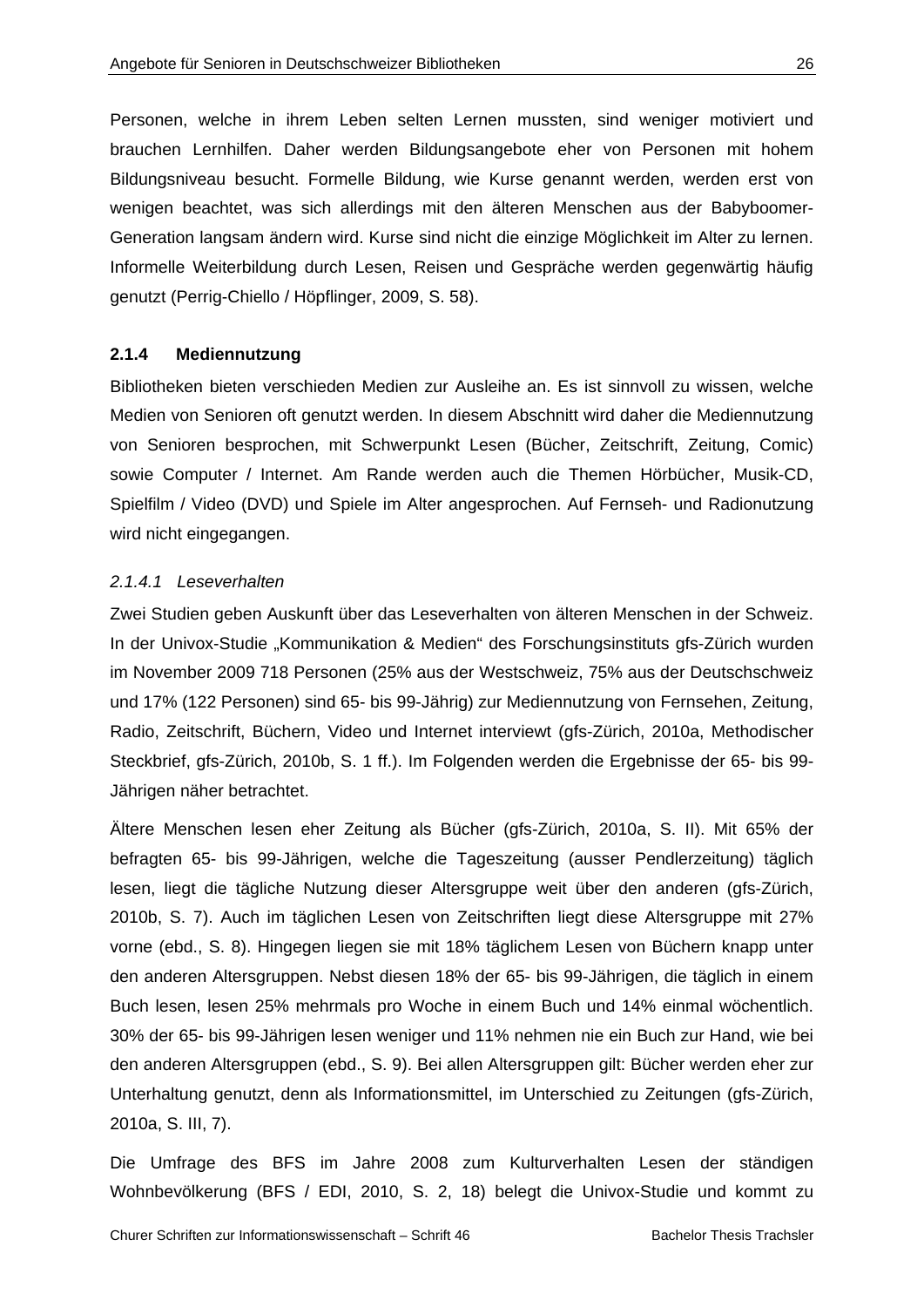Personen, welche in ihrem Leben selten Lernen mussten, sind weniger motiviert und brauchen Lernhilfen. Daher werden Bildungsangebote eher von Personen mit hohem Bildungsniveau besucht. Formelle Bildung, wie Kurse genannt werden, werden erst von wenigen beachtet, was sich allerdings mit den älteren Menschen aus der Babyboomer-Generation langsam ändern wird. Kurse sind nicht die einzige Möglichkeit im Alter zu lernen. Informelle Weiterbildung durch Lesen, Reisen und Gespräche werden gegenwärtig häufig genutzt (Perrig-Chiello / Höpflinger, 2009, S. 58).

### 2.1.4 Mediennutzung

Bibliotheken bieten verschieden Medien zur Ausleihe an. Es ist sinnvoll zu wissen, welche Medien von Senioren oft genutzt werden. In diesem Abschnitt wird daher die Mediennutzung von Senioren besprochen, mit Schwerpunkt Lesen (Bücher, Zeitschrift, Zeitung, Comic) sowie Computer / Internet. Am Rande werden auch die Themen Hörbücher, Musik-CD, Spielfilm / Video (DVD) und Spiele im Alter angesprochen. Auf Fernseh- und Radionutzung wird nicht eingegangen.

#### *2.1.4.1 Leseverhalten*

Zwei Studien geben Auskunft über das Leseverhalten von älteren Menschen in der Schweiz. In der Univox-Studie „Kommunikation & Medien" des Forschungsinstituts gfs-Zürich wurden im November 2009 718 Personen (25% aus der Westschweiz, 75% aus der Deutschschweiz und 17% (122 Personen) sind 65- bis 99-Jährig) zur Mediennutzung von Fernsehen, Zeitung, Radio, Zeitschrift, Büchern, Video und Internet interviewt (gfs-Zürich, 2010a, Methodischer Steckbrief, gfs-Zürich, 2010b, S. 1 ff.). Im Folgenden werden die Ergebnisse der 65- bis 99-Jährigen näher betrachtet.

Ältere Menschen lesen eher Zeitung als Bücher (gfs-Zürich, 2010a, S. II). Mit 65% der befragten 65- bis 99-Jährigen, welche die Tageszeitung (ausser Pendlerzeitung) täglich lesen, liegt die tägliche Nutzung dieser Altersgruppe weit über den anderen (gfs-Zürich, 2010b, S. 7). Auch im täglichen Lesen von Zeitschriften liegt diese Altersgruppe mit 27% vorne (ebd., S. 8). Hingegen liegen sie mit 18% täglichem Lesen von Büchern knapp unter den anderen Altersgruppen. Nebst diesen 18% der 65- bis 99-Jährigen, die täglich in einem Buch lesen, lesen 25% mehrmals pro Woche in einem Buch und 14% einmal wöchentlich. 30% der 65- bis 99-Jährigen lesen weniger und 11% nehmen nie ein Buch zur Hand, wie bei den anderen Altersgruppen (ebd., S. 9). Bei allen Altersgruppen gilt: Bücher werden eher zur Unterhaltung genutzt, denn als Informationsmittel, im Unterschied zu Zeitungen (gfs-Zürich, 2010a, S. III, 7).

Die Umfrage des BFS im Jahre 2008 zum Kulturverhalten Lesen der ständigen Wohnbevölkerung (BFS / EDI, 2010, S. 2, 18) belegt die Univox-Studie und kommt zu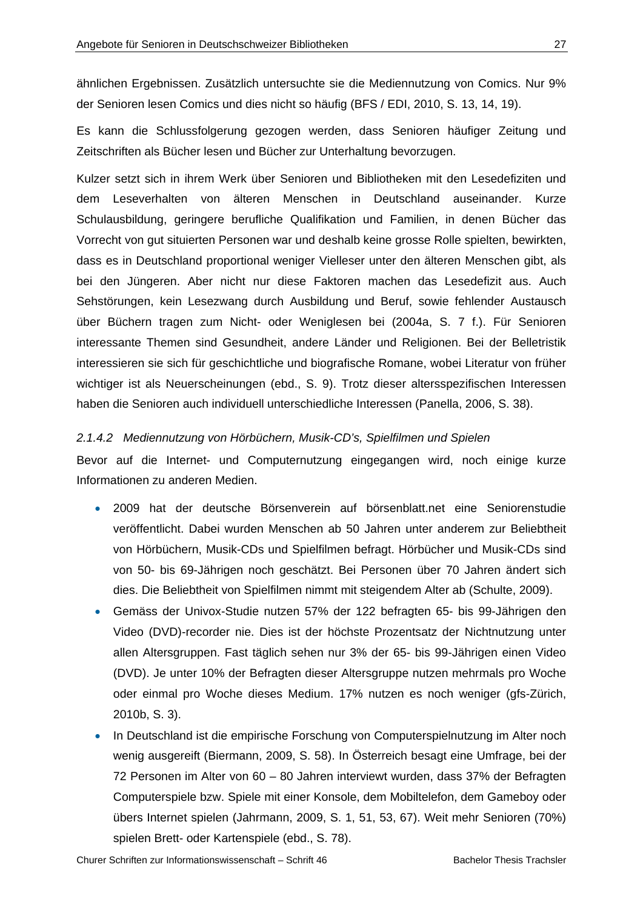ähnlichen Ergebnissen. Zusätzlich untersuchte sie die Mediennutzung von Comics. Nur 9% der Senioren lesen Comics und dies nicht so häufig (BFS / EDI, 2010, S. 13, 14, 19).

Es kann die Schlussfolgerung gezogen werden, dass Senioren häufiger Zeitung und Zeitschriften als Bücher lesen und Bücher zur Unterhaltung bevorzugen.

Kulzer setzt sich in ihrem Werk über Senioren und Bibliotheken mit den Lesedefiziten und dem Leseverhalten von älteren Menschen in Deutschland auseinander. Kurze Schulausbildung, geringere berufliche Qualifikation und Familien, in denen Bücher das Vorrecht von gut situierten Personen war und deshalb keine grosse Rolle spielten, bewirkten, dass es in Deutschland proportional weniger Vielleser unter den älteren Menschen gibt, als bei den Jüngeren. Aber nicht nur diese Faktoren machen das Lesedefizit aus. Auch Sehstörungen, kein Lesezwang durch Ausbildung und Beruf, sowie fehlender Austausch über Büchern tragen zum Nicht- oder Weniglesen bei (2004a, S. 7 f.). Für Senioren interessante Themen sind Gesundheit, andere Länder und Religionen. Bei der Belletristik interessieren sie sich für geschichtliche und biografische Romane, wobei Literatur von früher wichtiger ist als Neuerscheinungen (ebd., S. 9). Trotz dieser altersspezifischen Interessen haben die Senioren auch individuell unterschiedliche Interessen (Panella, 2006, S. 38).

#### *2.1.4.2 Mediennutzung von Hörbüchern, Musik-CD's, Spielfilmen und Spielen*

Bevor auf die Internet- und Computernutzung eingegangen wird, noch einige kurze Informationen zu anderen Medien.

- 2009 hat der deutsche Börsenverein auf börsenblatt.net eine Seniorenstudie veröffentlicht. Dabei wurden Menschen ab 50 Jahren unter anderem zur Beliebtheit von Hörbüchern, Musik-CDs und Spielfilmen befragt. Hörbücher und Musik-CDs sind von 50- bis 69-Jährigen noch geschätzt. Bei Personen über 70 Jahren ändert sich dies. Die Beliebtheit von Spielfilmen nimmt mit steigendem Alter ab (Schulte, 2009).
- Gemäss der Univox-Studie nutzen 57% der 122 befragten 65- bis 99-Jährigen den Video (DVD)-recorder nie. Dies ist der höchste Prozentsatz der Nichtnutzung unter allen Altersgruppen. Fast täglich sehen nur 3% der 65- bis 99-Jährigen einen Video (DVD). Je unter 10% der Befragten dieser Altersgruppe nutzen mehrmals pro Woche oder einmal pro Woche dieses Medium. 17% nutzen es noch weniger (gfs-Zürich, 2010b, S. 3).
- In Deutschland ist die empirische Forschung von Computerspielnutzung im Alter noch wenig ausgereift (Biermann, 2009, S. 58). In Österreich besagt eine Umfrage, bei der 72 Personen im Alter von 60 – 80 Jahren interviewt wurden, dass 37% der Befragten Computerspiele bzw. Spiele mit einer Konsole, dem Mobiltelefon, dem Gameboy oder übers Internet spielen (Jahrmann, 2009, S. 1, 51, 53, 67). Weit mehr Senioren (70%) spielen Brett- oder Kartenspiele (ebd., S. 78).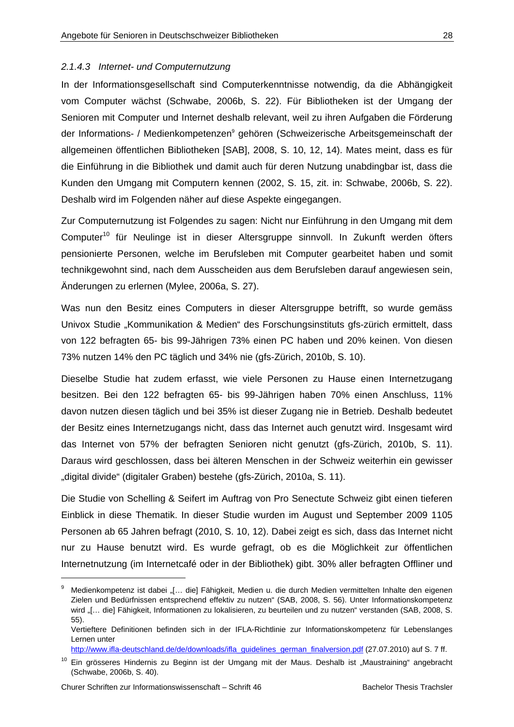#### *2.1.4.3 Internet- und Computernutzung*

In der Informationsgesellschaft sind Computerkenntnisse notwendig, da die Abhängigkeit vom Computer wächst (Schwabe, 2006b, S. 22). Für Bibliotheken ist der Umgang der Senioren mit Computer und Internet deshalb relevant, weil zu ihren Aufgaben die Förderung der Informations- / Medienkompetenzen[9] gehören (Schweizerische Arbeitsgemeinschaft der allgemeinen öffentlichen Bibliotheken [SAB], 2008, S. 10, 12, 14). Mates meint, dass es für die Einführung in die Bibliothek und damit auch für deren Nutzung unabdingbar ist, dass die Kunden den Umgang mit Computern kennen (2002, S. 15, zit. in: Schwabe, 2006b, S. 22). Deshalb wird im Folgenden näher auf diese Aspekte eingegangen.

Zur Computernutzung ist Folgendes zu sagen: Nicht nur Einführung in den Umgang mit dem Computer[10] für Neulinge ist in dieser Altersgruppe sinnvoll. In Zukunft werden öfters pensionierte Personen, welche im Berufsleben mit Computer gearbeitet haben und somit technikgewohnt sind, nach dem Ausscheiden aus dem Berufsleben darauf angewiesen sein, Änderungen zu erlernen (Mylee, 2006a, S. 27).

Was nun den Besitz eines Computers in dieser Altersgruppe betrifft, so wurde gemäss Univox Studie „Kommunikation & Medien" des Forschungsinstituts gfs-zürich ermittelt, dass von 122 befragten 65- bis 99-Jährigen 73% einen PC haben und 20% keinen. Von diesen 73% nutzen 14% den PC täglich und 34% nie (gfs-Zürich, 2010b, S. 10).

Dieselbe Studie hat zudem erfasst, wie viele Personen zu Hause einen Internetzugang besitzen. Bei den 122 befragten 65- bis 99-Jährigen haben 70% einen Anschluss, 11% davon nutzen diesen täglich und bei 35% ist dieser Zugang nie in Betrieb. Deshalb bedeutet der Besitz eines Internetzugangs nicht, dass das Internet auch genutzt wird. Insgesamt wird das Internet von 57% der befragten Senioren nicht genutzt (gfs-Zürich, 2010b, S. 11). Daraus wird geschlossen, dass bei älteren Menschen in der Schweiz weiterhin ein gewisser „digital divide" (digitaler Graben) bestehe (gfs-Zürich, 2010a, S. 11).

Die Studie von Schelling & Seifert im Auftrag von Pro Senectute Schweiz gibt einen tieferen Einblick in diese Thematik. In dieser Studie wurden im August und September 2009 1105 Personen ab 65 Jahren befragt (2010, S. 10, 12). Dabei zeigt es sich, dass das Internet nicht nur zu Hause benutzt wird. Es wurde gefragt, ob es die Möglichkeit zur öffentlichen Internetnutzung (im Internetcafé oder in der Bibliothek) gibt. 30% aller befragten Offliner und

---

[9] Medienkompetenz ist dabei „[… die] Fähigkeit, Medien u. die durch Medien vermittelten Inhalte den eigenen Zielen und Bedürfnissen entsprechend effektiv zu nutzen" (SAB, 2008, S. 56). Unter Informationskompetenz wird „[… die] Fähigkeit, Informationen zu lokalisieren, zu beurteilen und zu nutzen" verstanden (SAB, 2008, S. 55).
Vertieftere Definitionen befinden sich in der IFLA-Richtlinie zur Informationskompetenz für Lebenslanges Lernen unter
http://www.ifla-deutschland.de/de/downloads/ifla_guidelines_german_finalversion.pdf (27.07.2010) auf S. 7 ff.

[10] Ein grösseres Hindernis zu Beginn ist der Umgang mit der Maus. Deshalb ist „Maustraining" angebracht (Schwabe, 2006b, S. 40).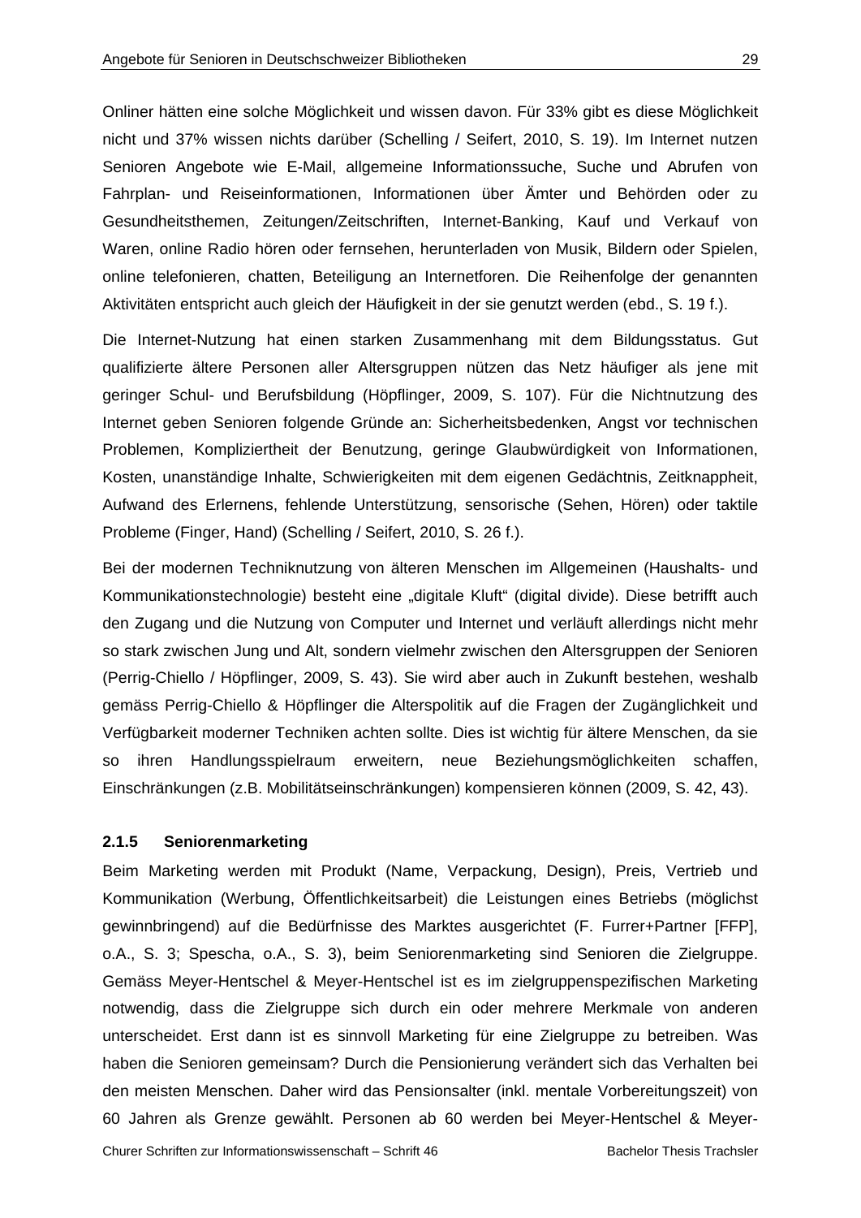Onliner hätten eine solche Möglichkeit und wissen davon. Für 33% gibt es diese Möglichkeit nicht und 37% wissen nichts darüber (Schelling / Seifert, 2010, S. 19). Im Internet nutzen Senioren Angebote wie E-Mail, allgemeine Informationssuche, Suche und Abrufen von Fahrplan- und Reiseinformationen, Informationen über Ämter und Behörden oder zu Gesundheitsthemen, Zeitungen/Zeitschriften, Internet-Banking, Kauf und Verkauf von Waren, online Radio hören oder fernsehen, herunterladen von Musik, Bildern oder Spielen, online telefonieren, chatten, Beteiligung an Internetforen. Die Reihenfolge der genannten Aktivitäten entspricht auch gleich der Häufigkeit in der sie genutzt werden (ebd., S. 19 f.).

Die Internet-Nutzung hat einen starken Zusammenhang mit dem Bildungsstatus. Gut qualifizierte ältere Personen aller Altersgruppen nützen das Netz häufiger als jene mit geringer Schul- und Berufsbildung (Höpflinger, 2009, S. 107). Für die Nichtnutzung des Internet geben Senioren folgende Gründe an: Sicherheitsbedenken, Angst vor technischen Problemen, Kompliziertheit der Benutzung, geringe Glaubwürdigkeit von Informationen, Kosten, unanständige Inhalte, Schwierigkeiten mit dem eigenen Gedächtnis, Zeitknappheit, Aufwand des Erlernens, fehlende Unterstützung, sensorische (Sehen, Hören) oder taktile Probleme (Finger, Hand) (Schelling / Seifert, 2010, S. 26 f.).

Bei der modernen Techniknutzung von älteren Menschen im Allgemeinen (Haushalts- und Kommunikationstechnologie) besteht eine „digitale Kluft" (digital divide). Diese betrifft auch den Zugang und die Nutzung von Computer und Internet und verläuft allerdings nicht mehr so stark zwischen Jung und Alt, sondern vielmehr zwischen den Altersgruppen der Senioren (Perrig-Chiello / Höpflinger, 2009, S. 43). Sie wird aber auch in Zukunft bestehen, weshalb gemäss Perrig-Chiello & Höpflinger die Alterspolitik auf die Fragen der Zugänglichkeit und Verfügbarkeit moderner Techniken achten sollte. Dies ist wichtig für ältere Menschen, da sie so ihren Handlungsspielraum erweitern, neue Beziehungsmöglichkeiten schaffen, Einschränkungen (z.B. Mobilitätseinschränkungen) kompensieren können (2009, S. 42, 43).

### 2.1.5 Seniorenmarketing

Beim Marketing werden mit Produkt (Name, Verpackung, Design), Preis, Vertrieb und Kommunikation (Werbung, Öffentlichkeitsarbeit) die Leistungen eines Betriebs (möglichst gewinnbringend) auf die Bedürfnisse des Marktes ausgerichtet (F. Furrer+Partner [FFP], o.A., S. 3; Spescha, o.A., S. 3), beim Seniorenmarketing sind Senioren die Zielgruppe. Gemäss Meyer-Hentschel & Meyer-Hentschel ist es im zielgruppenspezifischen Marketing notwendig, dass die Zielgruppe sich durch ein oder mehrere Merkmale von anderen unterscheidet. Erst dann ist es sinnvoll Marketing für eine Zielgruppe zu betreiben. Was haben die Senioren gemeinsam? Durch die Pensionierung verändert sich das Verhalten bei den meisten Menschen. Daher wird das Pensionsalter (inkl. mentale Vorbereitungszeit) von 60 Jahren als Grenze gewählt. Personen ab 60 werden bei Meyer-Hentschel & Meyer-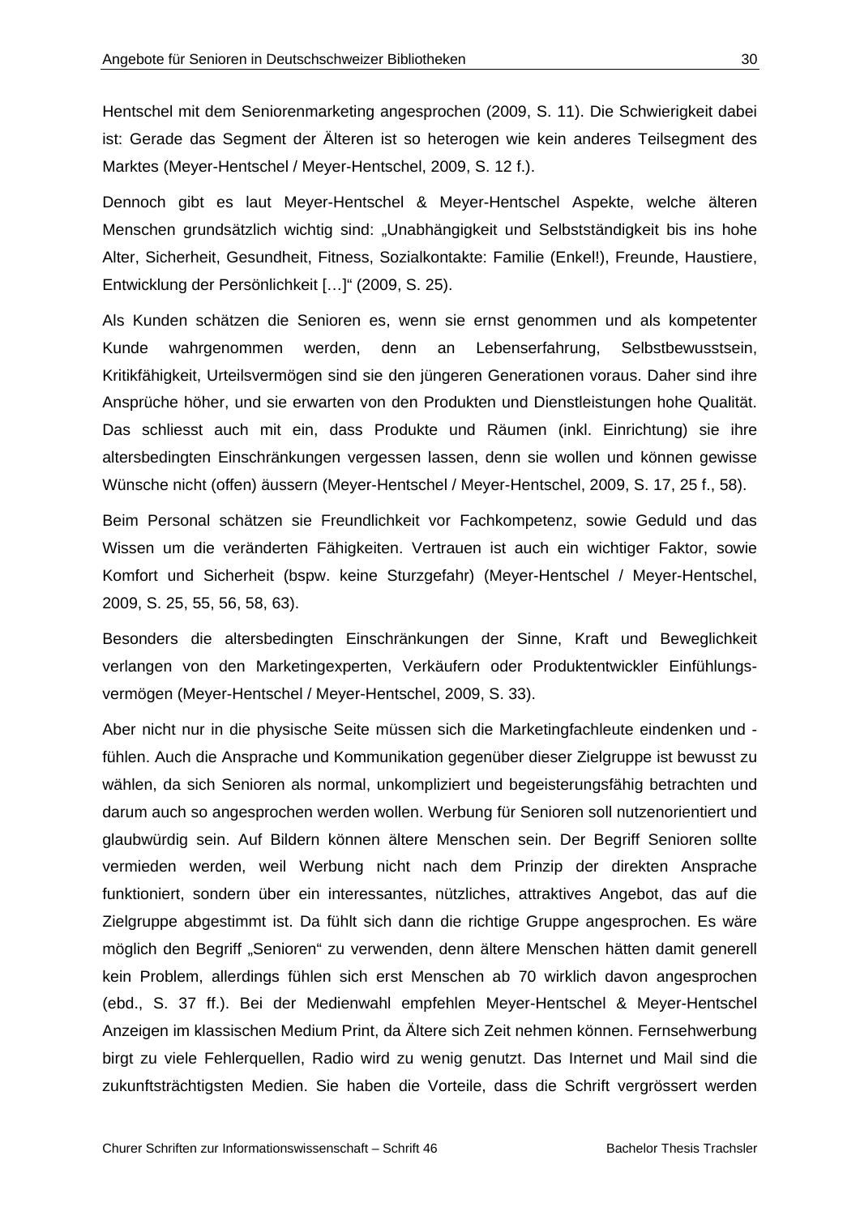Hentschel mit dem Seniorenmarketing angesprochen (2009, S. 11). Die Schwierigkeit dabei ist: Gerade das Segment der Älteren ist so heterogen wie kein anderes Teilsegment des Marktes (Meyer-Hentschel / Meyer-Hentschel, 2009, S. 12 f.).

Dennoch gibt es laut Meyer-Hentschel & Meyer-Hentschel Aspekte, welche älteren Menschen grundsätzlich wichtig sind: „Unabhängigkeit und Selbstständigkeit bis ins hohe Alter, Sicherheit, Gesundheit, Fitness, Sozialkontakte: Familie (Enkel!), Freunde, Haustiere, Entwicklung der Persönlichkeit […]" (2009, S. 25).

Als Kunden schätzen die Senioren es, wenn sie ernst genommen und als kompetenter Kunde wahrgenommen werden, denn an Lebenserfahrung, Selbstbewusstsein, Kritikfähigkeit, Urteilsvermögen sind sie den jüngeren Generationen voraus. Daher sind ihre Ansprüche höher, und sie erwarten von den Produkten und Dienstleistungen hohe Qualität. Das schliesst auch mit ein, dass Produkte und Räumen (inkl. Einrichtung) sie ihre altersbedingten Einschränkungen vergessen lassen, denn sie wollen und können gewisse Wünsche nicht (offen) äussern (Meyer-Hentschel / Meyer-Hentschel, 2009, S. 17, 25 f., 58).

Beim Personal schätzen sie Freundlichkeit vor Fachkompetenz, sowie Geduld und das Wissen um die veränderten Fähigkeiten. Vertrauen ist auch ein wichtiger Faktor, sowie Komfort und Sicherheit (bspw. keine Sturzgefahr) (Meyer-Hentschel / Meyer-Hentschel, 2009, S. 25, 55, 56, 58, 63).

Besonders die altersbedingten Einschränkungen der Sinne, Kraft und Beweglichkeit verlangen von den Marketingexperten, Verkäufern oder Produktentwickler Einfühlungsvermögen (Meyer-Hentschel / Meyer-Hentschel, 2009, S. 33).

Aber nicht nur in die physische Seite müssen sich die Marketingfachleute eindenken und -fühlen. Auch die Ansprache und Kommunikation gegenüber dieser Zielgruppe ist bewusst zu wählen, da sich Senioren als normal, unkompliziert und begeisterungsfähig betrachten und darum auch so angesprochen werden wollen. Werbung für Senioren soll nutzenorientiert und glaubwürdig sein. Auf Bildern können ältere Menschen sein. Der Begriff Senioren sollte vermieden werden, weil Werbung nicht nach dem Prinzip der direkten Ansprache funktioniert, sondern über ein interessantes, nützliches, attraktives Angebot, das auf die Zielgruppe abgestimmt ist. Da fühlt sich dann die richtige Gruppe angesprochen. Es wäre möglich den Begriff „Senioren" zu verwenden, denn ältere Menschen hätten damit generell kein Problem, allerdings fühlen sich erst Menschen ab 70 wirklich davon angesprochen (ebd., S. 37 ff.). Bei der Medienwahl empfehlen Meyer-Hentschel & Meyer-Hentschel Anzeigen im klassischen Medium Print, da Ältere sich Zeit nehmen können. Fernsehwerbung birgt zu viele Fehlerquellen, Radio wird zu wenig genutzt. Das Internet und Mail sind die zukunftsträchtigsten Medien. Sie haben die Vorteile, dass die Schrift vergrössert werden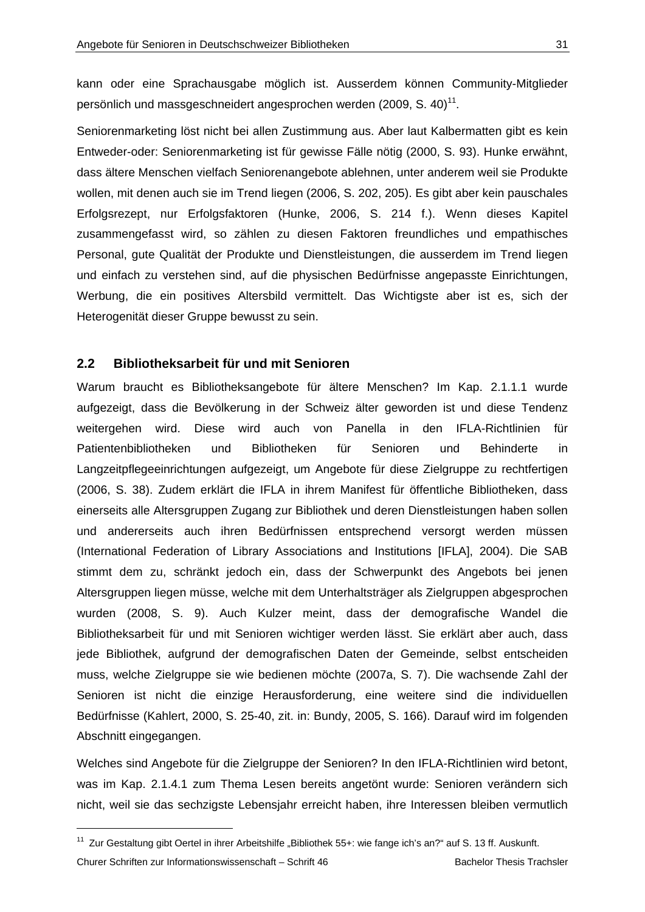kann oder eine Sprachausgabe möglich ist. Ausserdem können Community-Mitglieder persönlich und massgeschneidert angesprochen werden (2009, S. 40)[11].

Seniorenmarketing löst nicht bei allen Zustimmung aus. Aber laut Kalbermatten gibt es kein Entweder-oder: Seniorenmarketing ist für gewisse Fälle nötig (2000, S. 93). Hunke erwähnt, dass ältere Menschen vielfach Seniorenangebote ablehnen, unter anderem weil sie Produkte wollen, mit denen auch sie im Trend liegen (2006, S. 202, 205). Es gibt aber kein pauschales Erfolgsrezept, nur Erfolgsfaktoren (Hunke, 2006, S. 214 f.). Wenn dieses Kapitel zusammengefasst wird, so zählen zu diesen Faktoren freundliches und empathisches Personal, gute Qualität der Produkte und Dienstleistungen, die ausserdem im Trend liegen und einfach zu verstehen sind, auf die physischen Bedürfnisse angepasste Einrichtungen, Werbung, die ein positives Altersbild vermittelt. Das Wichtigste aber ist es, sich der Heterogenität dieser Gruppe bewusst zu sein.

## 2.2 Bibliotheksarbeit für und mit Senioren

Warum braucht es Bibliotheksangebote für ältere Menschen? Im Kap. 2.1.1.1 wurde aufgezeigt, dass die Bevölkerung in der Schweiz älter geworden ist und diese Tendenz weitergehen wird. Diese wird auch von Panella in den IFLA-Richtlinien für Patientenbibliotheken und Bibliotheken für Senioren und Behinderte in Langzeitpflegeeinrichtungen aufgezeigt, um Angebote für diese Zielgruppe zu rechtfertigen (2006, S. 38). Zudem erklärt die IFLA in ihrem Manifest für öffentliche Bibliotheken, dass einerseits alle Altersgruppen Zugang zur Bibliothek und deren Dienstleistungen haben sollen und andererseits auch ihren Bedürfnissen entsprechend versorgt werden müssen (International Federation of Library Associations and Institutions [IFLA], 2004). Die SAB stimmt dem zu, schränkt jedoch ein, dass der Schwerpunkt des Angebots bei jenen Altersgruppen liegen müsse, welche mit dem Unterhaltsträger als Zielgruppen abgesprochen wurden (2008, S. 9). Auch Kulzer meint, dass der demografische Wandel die Bibliotheksarbeit für und mit Senioren wichtiger werden lässt. Sie erklärt aber auch, dass jede Bibliothek, aufgrund der demografischen Daten der Gemeinde, selbst entscheiden muss, welche Zielgruppe sie wie bedienen möchte (2007a, S. 7). Die wachsende Zahl der Senioren ist nicht die einzige Herausforderung, eine weitere sind die individuellen Bedürfnisse (Kahlert, 2000, S. 25-40, zit. in: Bundy, 2005, S. 166). Darauf wird im folgenden Abschnitt eingegangen.

Welches sind Angebote für die Zielgruppe der Senioren? In den IFLA-Richtlinien wird betont, was im Kap. 2.1.4.1 zum Thema Lesen bereits angetönt wurde: Senioren verändern sich nicht, weil sie das sechzigste Lebensjahr erreicht haben, ihre Interessen bleiben vermutlich

---

[11] Zur Gestaltung gibt Oertel in ihrer Arbeitshilfe „Bibliothek 55+: wie fange ich's an?" auf S. 13 ff. Auskunft.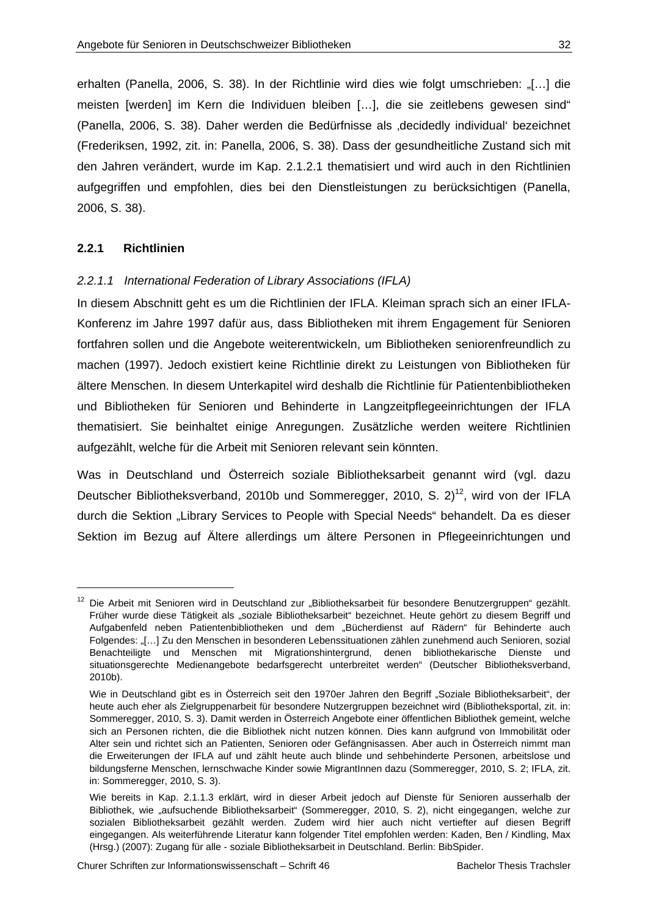erhalten (Panella, 2006, S. 38). In der Richtlinie wird dies wie folgt umschrieben: „[…] die meisten [werden] im Kern die Individuen bleiben […], die sie zeitlebens gewesen sind" (Panella, 2006, S. 38). Daher werden die Bedürfnisse als ‚decidedly individual' bezeichnet (Frederiksen, 1992, zit. in: Panella, 2006, S. 38). Dass der gesundheitliche Zustand sich mit den Jahren verändert, wurde im Kap. 2.1.2.1 thematisiert und wird auch in den Richtlinien aufgegriffen und empfohlen, dies bei den Dienstleistungen zu berücksichtigen (Panella, 2006, S. 38).

### 2.2.1 Richtlinien

#### *2.2.1.1 International Federation of Library Associations (IFLA)*

In diesem Abschnitt geht es um die Richtlinien der IFLA. Kleiman sprach sich an einer IFLA-Konferenz im Jahre 1997 dafür aus, dass Bibliotheken mit ihrem Engagement für Senioren fortfahren sollen und die Angebote weiterentwickeln, um Bibliotheken seniorenfreundlich zu machen (1997). Jedoch existiert keine Richtlinie direkt zu Leistungen von Bibliotheken für ältere Menschen. In diesem Unterkapitel wird deshalb die Richtlinie für Patientenbibliotheken und Bibliotheken für Senioren und Behinderte in Langzeitpflegeeinrichtungen der IFLA thematisiert. Sie beinhaltet einige Anregungen. Zusätzliche werden weitere Richtlinien aufgezählt, welche für die Arbeit mit Senioren relevant sein könnten.

Was in Deutschland und Österreich soziale Bibliotheksarbeit genannt wird (vgl. dazu Deutscher Bibliotheksverband, 2010b und Sommeregger, 2010, S. 2)[12], wird von der IFLA durch die Sektion „Library Services to People with Special Needs" behandelt. Da es dieser Sektion im Bezug auf Ältere allerdings um ältere Personen in Pflegeeinrichtungen und

---

[12] Die Arbeit mit Senioren wird in Deutschland zur „Bibliotheksarbeit für besondere Benutzergruppen" gezählt. Früher wurde diese Tätigkeit als „soziale Bibliotheksarbeit" bezeichnet. Heute gehört zu diesem Begriff und Aufgabenfeld neben Patientenbibliotheken und dem „Bücherdienst auf Rädern" für Behinderte auch Folgendes: „[…] Zu den Menschen in besonderen Lebenssituationen zählen zunehmend auch Senioren, sozial Benachteiligte und Menschen mit Migrationshintergrund, denen bibliothekarische Dienste und situationsgerechte Medienangebote bedarfsgerecht unterbreitet werden" (Deutscher Bibliotheksverband, 2010b).

Wie in Deutschland gibt es in Österreich seit den 1970er Jahren den Begriff „Soziale Bibliotheksarbeit", der heute auch eher als Zielgruppenarbeit für besondere Nutzergruppen bezeichnet wird (Bibliotheksportal, zit. in: Sommeregger, 2010, S. 3). Damit werden in Österreich Angebote einer öffentlichen Bibliothek gemeint, welche sich an Personen richten, die die Bibliothek nicht nutzen können. Dies kann aufgrund von Immobilität oder Alter sein und richtet sich an Patienten, Senioren oder Gefängnisassen. Aber auch in Österreich nimmt man die Erweiterungen der IFLA auf und zählt heute auch blinde und sehbehinderte Personen, arbeitslose und bildungsferne Menschen, lernschwache Kinder sowie MigrantInnen dazu (Sommeregger, 2010, S. 2; IFLA, zit. in: Sommeregger, 2010, S. 3).

Wie bereits in Kap. 2.1.1.3 erklärt, wird in dieser Arbeit jedoch auf Dienste für Senioren ausserhalb der Bibliothek, wie „aufsuchende Bibliotheksarbeit" (Sommeregger, 2010, S. 2), nicht eingegangen, welche zur sozialen Bibliotheksarbeit gezählt werden. Zudem wird hier auch nicht vertiefter auf diesen Begriff eingegangen. Als weiterführende Literatur kann folgender Titel empfohlen werden: Kaden, Ben / Kindling, Max (Hrsg.) (2007): Zugang für alle - soziale Bibliotheksarbeit in Deutschland. Berlin: BibSpider.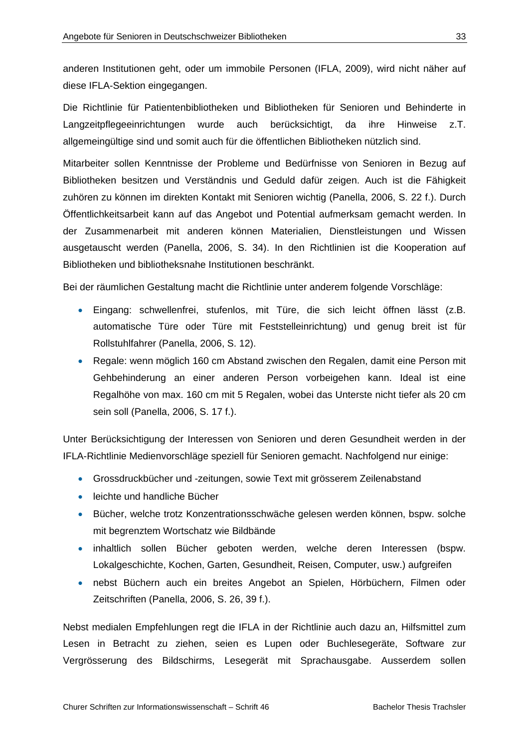anderen Institutionen geht, oder um immobile Personen (IFLA, 2009), wird nicht näher auf diese IFLA-Sektion eingegangen.

Die Richtlinie für Patientenbibliotheken und Bibliotheken für Senioren und Behinderte in Langzeitpflegeeinrichtungen wurde auch berücksichtigt, da ihre Hinweise z.T. allgemeingültige sind und somit auch für die öffentlichen Bibliotheken nützlich sind.

Mitarbeiter sollen Kenntnisse der Probleme und Bedürfnisse von Senioren in Bezug auf Bibliotheken besitzen und Verständnis und Geduld dafür zeigen. Auch ist die Fähigkeit zuhören zu können im direkten Kontakt mit Senioren wichtig (Panella, 2006, S. 22 f.). Durch Öffentlichkeitsarbeit kann auf das Angebot und Potential aufmerksam gemacht werden. In der Zusammenarbeit mit anderen können Materialien, Dienstleistungen und Wissen ausgetauscht werden (Panella, 2006, S. 34). In den Richtlinien ist die Kooperation auf Bibliotheken und bibliotheksnahe Institutionen beschränkt.

Bei der räumlichen Gestaltung macht die Richtlinie unter anderem folgende Vorschläge:

- Eingang: schwellenfrei, stufenlos, mit Türe, die sich leicht öffnen lässt (z.B. automatische Türe oder Türe mit Feststelleinrichtung) und genug breit ist für Rollstuhlfahrer (Panella, 2006, S. 12).
- Regale: wenn möglich 160 cm Abstand zwischen den Regalen, damit eine Person mit Gehbehinderung an einer anderen Person vorbeigehen kann. Ideal ist eine Regalhöhe von max. 160 cm mit 5 Regalen, wobei das Unterste nicht tiefer als 20 cm sein soll (Panella, 2006, S. 17 f.).

Unter Berücksichtigung der Interessen von Senioren und deren Gesundheit werden in der IFLA-Richtlinie Medienvorschläge speziell für Senioren gemacht. Nachfolgend nur einige:

- Grossdruckbücher und -zeitungen, sowie Text mit grösserem Zeilenabstand
- leichte und handliche Bücher
- Bücher, welche trotz Konzentrationsschwäche gelesen werden können, bspw. solche mit begrenztem Wortschatz wie Bildbände
- inhaltlich sollen Bücher geboten werden, welche deren Interessen (bspw. Lokalgeschichte, Kochen, Garten, Gesundheit, Reisen, Computer, usw.) aufgreifen
- nebst Büchern auch ein breites Angebot an Spielen, Hörbüchern, Filmen oder Zeitschriften (Panella, 2006, S. 26, 39 f.).

Nebst medialen Empfehlungen regt die IFLA in der Richtlinie auch dazu an, Hilfsmittel zum Lesen in Betracht zu ziehen, seien es Lupen oder Buchlesegeräte, Software zur Vergrösserung des Bildschirms, Lesegerät mit Sprachausgabe. Ausserdem sollen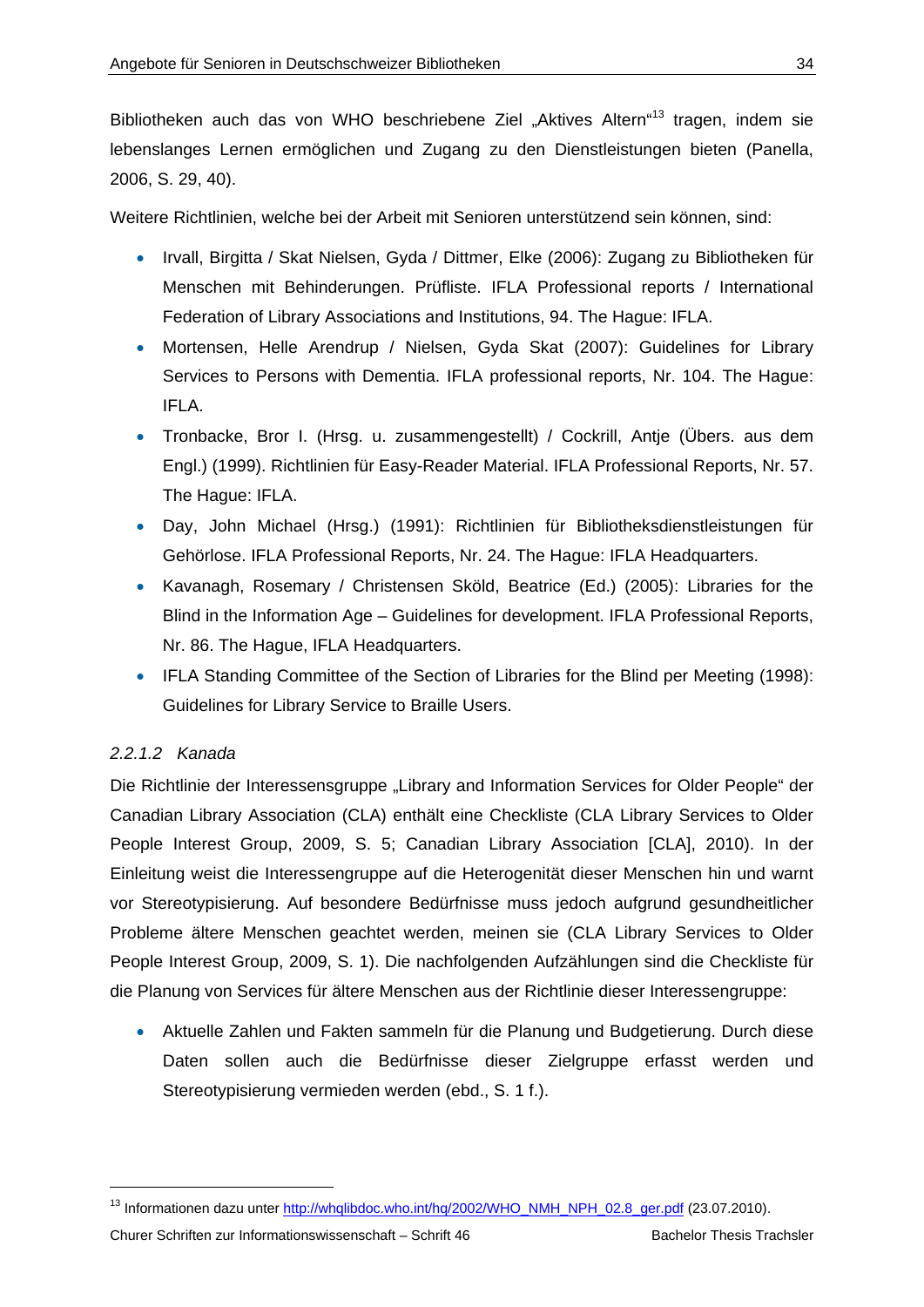Bibliotheken auch das von WHO beschriebene Ziel „Aktives Altern“[13] tragen, indem sie lebenslanges Lernen ermöglichen und Zugang zu den Dienstleistungen bieten (Panella, 2006, S. 29, 40).

Weitere Richtlinien, welche bei der Arbeit mit Senioren unterstützend sein können, sind:

- Irvall, Birgitta / Skat Nielsen, Gyda / Dittmer, Elke (2006): Zugang zu Bibliotheken für Menschen mit Behinderungen. Prüfliste. IFLA Professional reports / International Federation of Library Associations and Institutions, 94. The Hague: IFLA.
- Mortensen, Helle Arendrup / Nielsen, Gyda Skat (2007): Guidelines for Library Services to Persons with Dementia. IFLA professional reports, Nr. 104. The Hague: IFLA.
- Tronbacke, Bror I. (Hrsg. u. zusammengestellt) / Cockrill, Antje (Übers. aus dem Engl.) (1999). Richtlinien für Easy-Reader Material. IFLA Professional Reports, Nr. 57. The Hague: IFLA.
- Day, John Michael (Hrsg.) (1991): Richtlinien für Bibliotheksdienstleistungen für Gehörlose. IFLA Professional Reports, Nr. 24. The Hague: IFLA Headquarters.
- Kavanagh, Rosemary / Christensen Sköld, Beatrice (Ed.) (2005): Libraries for the Blind in the Information Age – Guidelines for development. IFLA Professional Reports, Nr. 86. The Hague, IFLA Headquarters.
- IFLA Standing Committee of the Section of Libraries for the Blind per Meeting (1998): Guidelines for Library Service to Braille Users.

#### *2.2.1.2 Kanada*

Die Richtlinie der Interessensgruppe „Library and Information Services for Older People“ der Canadian Library Association (CLA) enthält eine Checkliste (CLA Library Services to Older People Interest Group, 2009, S. 5; Canadian Library Association [CLA], 2010). In der Einleitung weist die Interessengruppe auf die Heterogenität dieser Menschen hin und warnt vor Stereotypisierung. Auf besondere Bedürfnisse muss jedoch aufgrund gesundheitlicher Probleme ältere Menschen geachtet werden, meinen sie (CLA Library Services to Older People Interest Group, 2009, S. 1). Die nachfolgenden Aufzählungen sind die Checkliste für die Planung von Services für ältere Menschen aus der Richtlinie dieser Interessengruppe:

- Aktuelle Zahlen und Fakten sammeln für die Planung und Budgetierung. Durch diese Daten sollen auch die Bedürfnisse dieser Zielgruppe erfasst werden und Stereotypisierung vermieden werden (ebd., S. 1 f.).

---

[13] Informationen dazu unter http://whqlibdoc.who.int/hq/2002/WHO_NMH_NPH_02.8_ger.pdf (23.07.2010).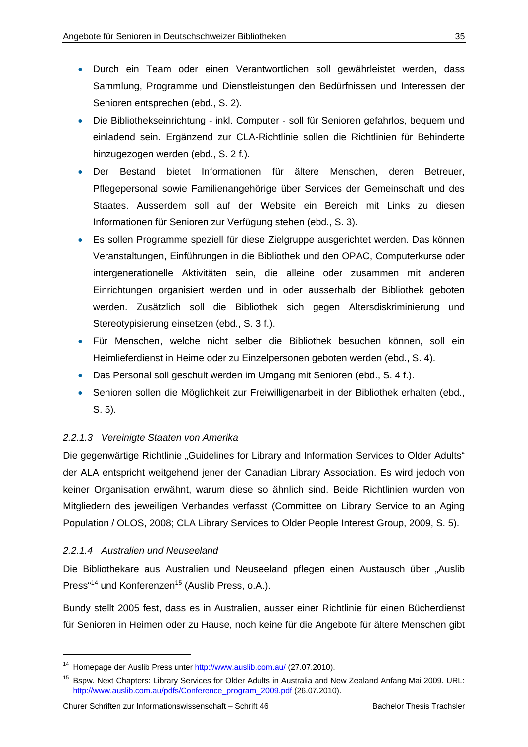- Durch ein Team oder einen Verantwortlichen soll gewährleistet werden, dass Sammlung, Programme und Dienstleistungen den Bedürfnissen und Interessen der Senioren entsprechen (ebd., S. 2).
- Die Bibliothekseinrichtung - inkl. Computer - soll für Senioren gefahrlos, bequem und einladend sein. Ergänzend zur CLA-Richtlinie sollen die Richtlinien für Behinderte hinzugezogen werden (ebd., S. 2 f.).
- Der Bestand bietet Informationen für ältere Menschen, deren Betreuer, Pflegepersonal sowie Familienangehörige über Services der Gemeinschaft und des Staates. Ausserdem soll auf der Website ein Bereich mit Links zu diesen Informationen für Senioren zur Verfügung stehen (ebd., S. 3).
- Es sollen Programme speziell für diese Zielgruppe ausgerichtet werden. Das können Veranstaltungen, Einführungen in die Bibliothek und den OPAC, Computerkurse oder intergenerationelle Aktivitäten sein, die alleine oder zusammen mit anderen Einrichtungen organisiert werden und in oder ausserhalb der Bibliothek geboten werden. Zusätzlich soll die Bibliothek sich gegen Altersdiskriminierung und Stereotypisierung einsetzen (ebd., S. 3 f.).
- Für Menschen, welche nicht selber die Bibliothek besuchen können, soll ein Heimlieferdienst in Heime oder zu Einzelpersonen geboten werden (ebd., S. 4).
- Das Personal soll geschult werden im Umgang mit Senioren (ebd., S. 4 f.).
- Senioren sollen die Möglichkeit zur Freiwilligenarbeit in der Bibliothek erhalten (ebd., S. 5).

#### *2.2.1.3 Vereinigte Staaten von Amerika*

Die gegenwärtige Richtlinie „Guidelines for Library and Information Services to Older Adults“ der ALA entspricht weitgehend jener der Canadian Library Association. Es wird jedoch von keiner Organisation erwähnt, warum diese so ähnlich sind. Beide Richtlinien wurden von Mitgliedern des jeweiligen Verbandes verfasst (Committee on Library Service to an Aging Population / OLOS, 2008; CLA Library Services to Older People Interest Group, 2009, S. 5).

#### *2.2.1.4 Australien und Neuseeland*

Die Bibliothekare aus Australien und Neuseeland pflegen einen Austausch über „Auslib Press“[14] und Konferenzen[15] (Auslib Press, o.A.).

Bundy stellt 2005 fest, dass es in Australien, ausser einer Richtlinie für einen Bücherdienst für Senioren in Heimen oder zu Hause, noch keine für die Angebote für ältere Menschen gibt

---

[14] Homepage der Auslib Press unter http://www.auslib.com.au/ (27.07.2010).

[15] Bspw. Next Chapters: Library Services for Older Adults in Australia and New Zealand Anfang Mai 2009. URL: http://www.auslib.com.au/pdfs/Conference_program_2009.pdf (26.07.2010).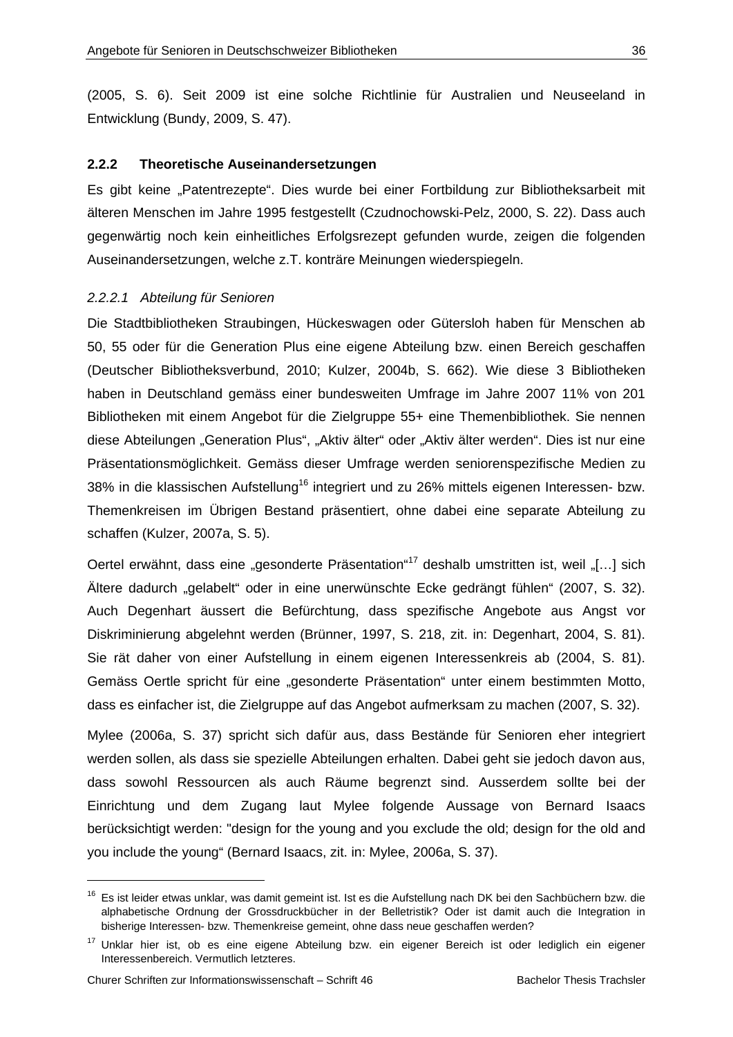(2005, S. 6). Seit 2009 ist eine solche Richtlinie für Australien und Neuseeland in Entwicklung (Bundy, 2009, S. 47).

### 2.2.2 Theoretische Auseinandersetzungen

Es gibt keine „Patentrezepte". Dies wurde bei einer Fortbildung zur Bibliotheksarbeit mit älteren Menschen im Jahre 1995 festgestellt (Czudnochowski-Pelz, 2000, S. 22). Dass auch gegenwärtig noch kein einheitliches Erfolgsrezept gefunden wurde, zeigen die folgenden Auseinandersetzungen, welche z.T. konträre Meinungen wiederspiegeln.

#### *2.2.2.1 Abteilung für Senioren*

Die Stadtbibliotheken Straubingen, Hückeswagen oder Gütersloh haben für Menschen ab 50, 55 oder für die Generation Plus eine eigene Abteilung bzw. einen Bereich geschaffen (Deutscher Bibliotheksverbund, 2010; Kulzer, 2004b, S. 662). Wie diese 3 Bibliotheken haben in Deutschland gemäss einer bundesweiten Umfrage im Jahre 2007 11% von 201 Bibliotheken mit einem Angebot für die Zielgruppe 55+ eine Themenbibliothek. Sie nennen diese Abteilungen „Generation Plus", „Aktiv älter" oder „Aktiv älter werden". Dies ist nur eine Präsentationsmöglichkeit. Gemäss dieser Umfrage werden seniorenspezifische Medien zu 38% in die klassischen Aufstellung[16] integriert und zu 26% mittels eigenen Interessen- bzw. Themenkreisen im Übrigen Bestand präsentiert, ohne dabei eine separate Abteilung zu schaffen (Kulzer, 2007a, S. 5).

Oertel erwähnt, dass eine „gesonderte Präsentation"[17] deshalb umstritten ist, weil „[…] sich Ältere dadurch „gelabelt" oder in eine unerwünschte Ecke gedrängt fühlen" (2007, S. 32). Auch Degenhart äussert die Befürchtung, dass spezifische Angebote aus Angst vor Diskriminierung abgelehnt werden (Brünner, 1997, S. 218, zit. in: Degenhart, 2004, S. 81). Sie rät daher von einer Aufstellung in einem eigenen Interessenkreis ab (2004, S. 81). Gemäss Oertle spricht für eine „gesonderte Präsentation" unter einem bestimmten Motto, dass es einfacher ist, die Zielgruppe auf das Angebot aufmerksam zu machen (2007, S. 32).

Mylee (2006a, S. 37) spricht sich dafür aus, dass Bestände für Senioren eher integriert werden sollen, als dass sie spezielle Abteilungen erhalten. Dabei geht sie jedoch davon aus, dass sowohl Ressourcen als auch Räume begrenzt sind. Ausserdem sollte bei der Einrichtung und dem Zugang laut Mylee folgende Aussage von Bernard Isaacs berücksichtigt werden: "design for the young and you exclude the old; design for the old and you include the young" (Bernard Isaacs, zit. in: Mylee, 2006a, S. 37).

---

[16] Es ist leider etwas unklar, was damit gemeint ist. Ist es die Aufstellung nach DK bei den Sachbüchern bzw. die alphabetische Ordnung der Grossdruckbücher in der Belletristik? Oder ist damit auch die Integration in bisherige Interessen- bzw. Themenkreise gemeint, ohne dass neue geschaffen werden?

[17] Unklar hier ist, ob es eine eigene Abteilung bzw. ein eigener Bereich ist oder lediglich ein eigener Interessenbereich. Vermutlich letzteres.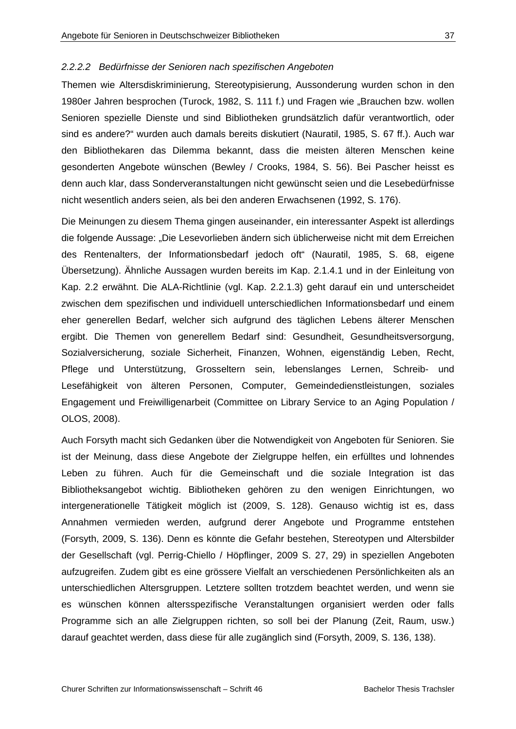#### *2.2.2.2 Bedürfnisse der Senioren nach spezifischen Angeboten*

Themen wie Altersdiskriminierung, Stereotypisierung, Aussonderung wurden schon in den 1980er Jahren besprochen (Turock, 1982, S. 111 f.) und Fragen wie „Brauchen bzw. wollen Senioren spezielle Dienste und sind Bibliotheken grundsätzlich dafür verantwortlich, oder sind es andere?“ wurden auch damals bereits diskutiert (Nauratil, 1985, S. 67 ff.). Auch war den Bibliothekaren das Dilemma bekannt, dass die meisten älteren Menschen keine gesonderten Angebote wünschen (Bewley / Crooks, 1984, S. 56). Bei Pascher heisst es denn auch klar, dass Sonderveranstaltungen nicht gewünscht seien und die Lesebedürfnisse nicht wesentlich anders seien, als bei den anderen Erwachsenen (1992, S. 176).

Die Meinungen zu diesem Thema gingen auseinander, ein interessanter Aspekt ist allerdings die folgende Aussage: „Die Lesevorlieben ändern sich üblicherweise nicht mit dem Erreichen des Rentenalters, der Informationsbedarf jedoch oft“ (Nauratil, 1985, S. 68, eigene Übersetzung). Ähnliche Aussagen wurden bereits im Kap. 2.1.4.1 und in der Einleitung von Kap. 2.2 erwähnt. Die ALA-Richtlinie (vgl. Kap. 2.2.1.3) geht darauf ein und unterscheidet zwischen dem spezifischen und individuell unterschiedlichen Informationsbedarf und einem eher generellen Bedarf, welcher sich aufgrund des täglichen Lebens älterer Menschen ergibt. Die Themen von generellem Bedarf sind: Gesundheit, Gesundheitsversorgung, Sozialversicherung, soziale Sicherheit, Finanzen, Wohnen, eigenständig Leben, Recht, Pflege und Unterstützung, Grosseltern sein, lebenslanges Lernen, Schreib- und Lesefähigkeit von älteren Personen, Computer, Gemeindedienstleistungen, soziales Engagement und Freiwilligenarbeit (Committee on Library Service to an Aging Population / OLOS, 2008).

Auch Forsyth macht sich Gedanken über die Notwendigkeit von Angeboten für Senioren. Sie ist der Meinung, dass diese Angebote der Zielgruppe helfen, ein erfülltes und lohnendes Leben zu führen. Auch für die Gemeinschaft und die soziale Integration ist das Bibliotheksangebot wichtig. Bibliotheken gehören zu den wenigen Einrichtungen, wo intergenerationelle Tätigkeit möglich ist (2009, S. 128). Genauso wichtig ist es, dass Annahmen vermieden werden, aufgrund derer Angebote und Programme entstehen (Forsyth, 2009, S. 136). Denn es könnte die Gefahr bestehen, Stereotypen und Altersbilder der Gesellschaft (vgl. Perrig-Chiello / Höpflinger, 2009 S. 27, 29) in speziellen Angeboten aufzugreifen. Zudem gibt es eine grössere Vielfalt an verschiedenen Persönlichkeiten als an unterschiedlichen Altersgruppen. Letztere sollten trotzdem beachtet werden, und wenn sie es wünschen können altersspezifische Veranstaltungen organisiert werden oder falls Programme sich an alle Zielgruppen richten, so soll bei der Planung (Zeit, Raum, usw.) darauf geachtet werden, dass diese für alle zugänglich sind (Forsyth, 2009, S. 136, 138).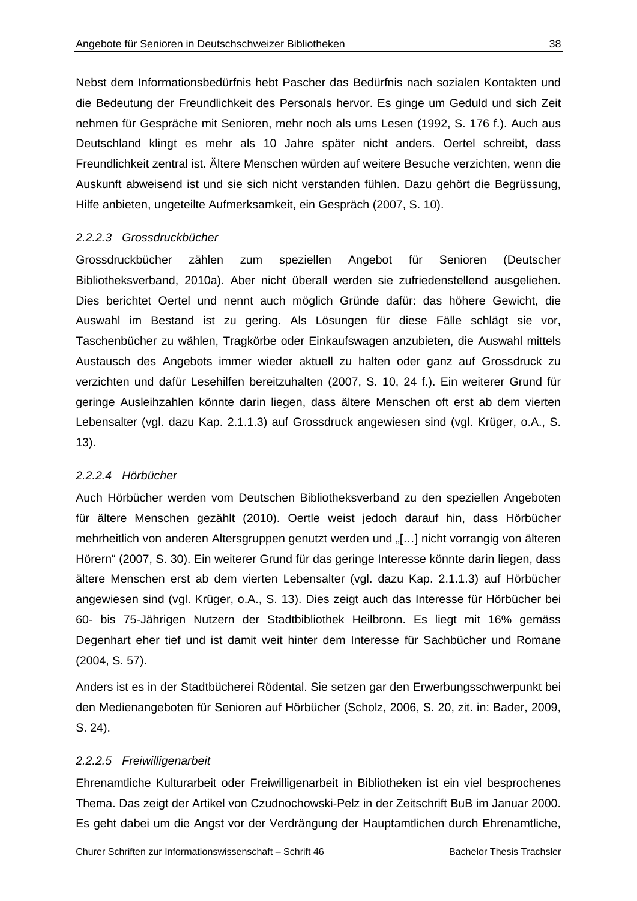Nebst dem Informationsbedürfnis hebt Pascher das Bedürfnis nach sozialen Kontakten und die Bedeutung der Freundlichkeit des Personals hervor. Es ginge um Geduld und sich Zeit nehmen für Gespräche mit Senioren, mehr noch als ums Lesen (1992, S. 176 f.). Auch aus Deutschland klingt es mehr als 10 Jahre später nicht anders. Oertel schreibt, dass Freundlichkeit zentral ist. Ältere Menschen würden auf weitere Besuche verzichten, wenn die Auskunft abweisend ist und sie sich nicht verstanden fühlen. Dazu gehört die Begrüssung, Hilfe anbieten, ungeteilte Aufmerksamkeit, ein Gespräch (2007, S. 10).

#### *2.2.2.3 Grossdruckbücher*

Grossdruckbücher zählen zum speziellen Angebot für Senioren (Deutscher Bibliotheksverband, 2010a). Aber nicht überall werden sie zufriedenstellend ausgeliehen. Dies berichtet Oertel und nennt auch möglich Gründe dafür: das höhere Gewicht, die Auswahl im Bestand ist zu gering. Als Lösungen für diese Fälle schlägt sie vor, Taschenbücher zu wählen, Tragkörbe oder Einkaufswagen anzubieten, die Auswahl mittels Austausch des Angebots immer wieder aktuell zu halten oder ganz auf Grossdruck zu verzichten und dafür Lesehilfen bereitzuhalten (2007, S. 10, 24 f.). Ein weiterer Grund für geringe Ausleihzahlen könnte darin liegen, dass ältere Menschen oft erst ab dem vierten Lebensalter (vgl. dazu Kap. 2.1.1.3) auf Grossdruck angewiesen sind (vgl. Krüger, o.A., S. 13).

#### *2.2.2.4 Hörbücher*

Auch Hörbücher werden vom Deutschen Bibliotheksverband zu den speziellen Angeboten für ältere Menschen gezählt (2010). Oertle weist jedoch darauf hin, dass Hörbücher mehrheitlich von anderen Altersgruppen genutzt werden und „[…] nicht vorrangig von älteren Hörern" (2007, S. 30). Ein weiterer Grund für das geringe Interesse könnte darin liegen, dass ältere Menschen erst ab dem vierten Lebensalter (vgl. dazu Kap. 2.1.1.3) auf Hörbücher angewiesen sind (vgl. Krüger, o.A., S. 13). Dies zeigt auch das Interesse für Hörbücher bei 60- bis 75-Jährigen Nutzern der Stadtbibliothek Heilbronn. Es liegt mit 16% gemäss Degenhart eher tief und ist damit weit hinter dem Interesse für Sachbücher und Romane (2004, S. 57).

Anders ist es in der Stadtbücherei Rödental. Sie setzen gar den Erwerbungsschwerpunkt bei den Medienangeboten für Senioren auf Hörbücher (Scholz, 2006, S. 20, zit. in: Bader, 2009, S. 24).

#### *2.2.2.5 Freiwilligenarbeit*

Ehrenamtliche Kulturarbeit oder Freiwilligenarbeit in Bibliotheken ist ein viel besprochenes Thema. Das zeigt der Artikel von Czudnochowski-Pelz in der Zeitschrift BuB im Januar 2000. Es geht dabei um die Angst vor der Verdrängung der Hauptamtlichen durch Ehrenamtliche,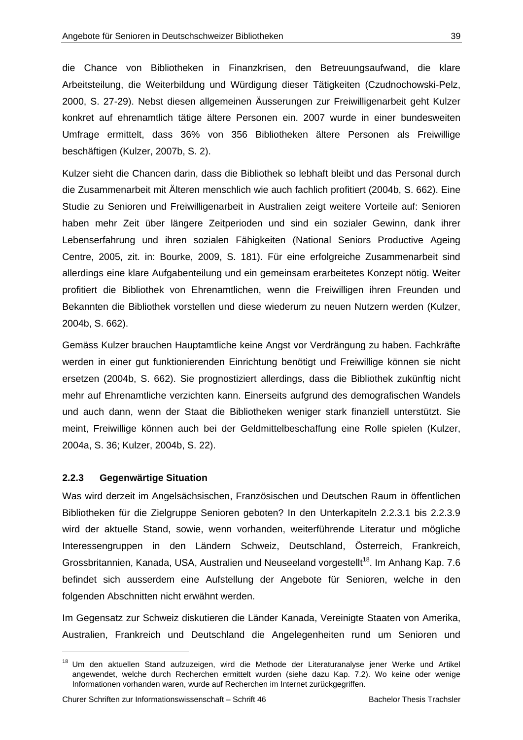die Chance von Bibliotheken in Finanzkrisen, den Betreuungsaufwand, die klare Arbeitsteilung, die Weiterbildung und Würdigung dieser Tätigkeiten (Czudnochowski-Pelz, 2000, S. 27-29). Nebst diesen allgemeinen Äusserungen zur Freiwilligenarbeit geht Kulzer konkret auf ehrenamtlich tätige ältere Personen ein. 2007 wurde in einer bundesweiten Umfrage ermittelt, dass 36% von 356 Bibliotheken ältere Personen als Freiwillige beschäftigen (Kulzer, 2007b, S. 2).

Kulzer sieht die Chancen darin, dass die Bibliothek so lebhaft bleibt und das Personal durch die Zusammenarbeit mit Älteren menschlich wie auch fachlich profitiert (2004b, S. 662). Eine Studie zu Senioren und Freiwilligenarbeit in Australien zeigt weitere Vorteile auf: Senioren haben mehr Zeit über längere Zeitperioden und sind ein sozialer Gewinn, dank ihrer Lebenserfahrung und ihren sozialen Fähigkeiten (National Seniors Productive Ageing Centre, 2005, zit. in: Bourke, 2009, S. 181). Für eine erfolgreiche Zusammenarbeit sind allerdings eine klare Aufgabenteilung und ein gemeinsam erarbeitetes Konzept nötig. Weiter profitiert die Bibliothek von Ehrenamtlichen, wenn die Freiwilligen ihren Freunden und Bekannten die Bibliothek vorstellen und diese wiederum zu neuen Nutzern werden (Kulzer, 2004b, S. 662).

Gemäss Kulzer brauchen Hauptamtliche keine Angst vor Verdrängung zu haben. Fachkräfte werden in einer gut funktionierenden Einrichtung benötigt und Freiwillige können sie nicht ersetzen (2004b, S. 662). Sie prognostiziert allerdings, dass die Bibliothek zukünftig nicht mehr auf Ehrenamtliche verzichten kann. Einerseits aufgrund des demografischen Wandels und auch dann, wenn der Staat die Bibliotheken weniger stark finanziell unterstützt. Sie meint, Freiwillige können auch bei der Geldmittelbeschaffung eine Rolle spielen (Kulzer, 2004a, S. 36; Kulzer, 2004b, S. 22).

### 2.2.3 Gegenwärtige Situation

Was wird derzeit im Angelsächsischen, Französischen und Deutschen Raum in öffentlichen Bibliotheken für die Zielgruppe Senioren geboten? In den Unterkapiteln 2.2.3.1 bis 2.2.3.9 wird der aktuelle Stand, sowie, wenn vorhanden, weiterführende Literatur und mögliche Interessengruppen in den Ländern Schweiz, Deutschland, Österreich, Frankreich, Grossbritannien, Kanada, USA, Australien und Neuseeland vorgestellt[18]. Im Anhang Kap. 7.6 befindet sich ausserdem eine Aufstellung der Angebote für Senioren, welche in den folgenden Abschnitten nicht erwähnt werden.

Im Gegensatz zur Schweiz diskutieren die Länder Kanada, Vereinigte Staaten von Amerika, Australien, Frankreich und Deutschland die Angelegenheiten rund um Senioren und

---

[18] Um den aktuellen Stand aufzuzeigen, wird die Methode der Literaturanalyse jener Werke und Artikel angewendet, welche durch Recherchen ermittelt wurden (siehe dazu Kap. 7.2). Wo keine oder wenige Informationen vorhanden waren, wurde auf Recherchen im Internet zurückgegriffen.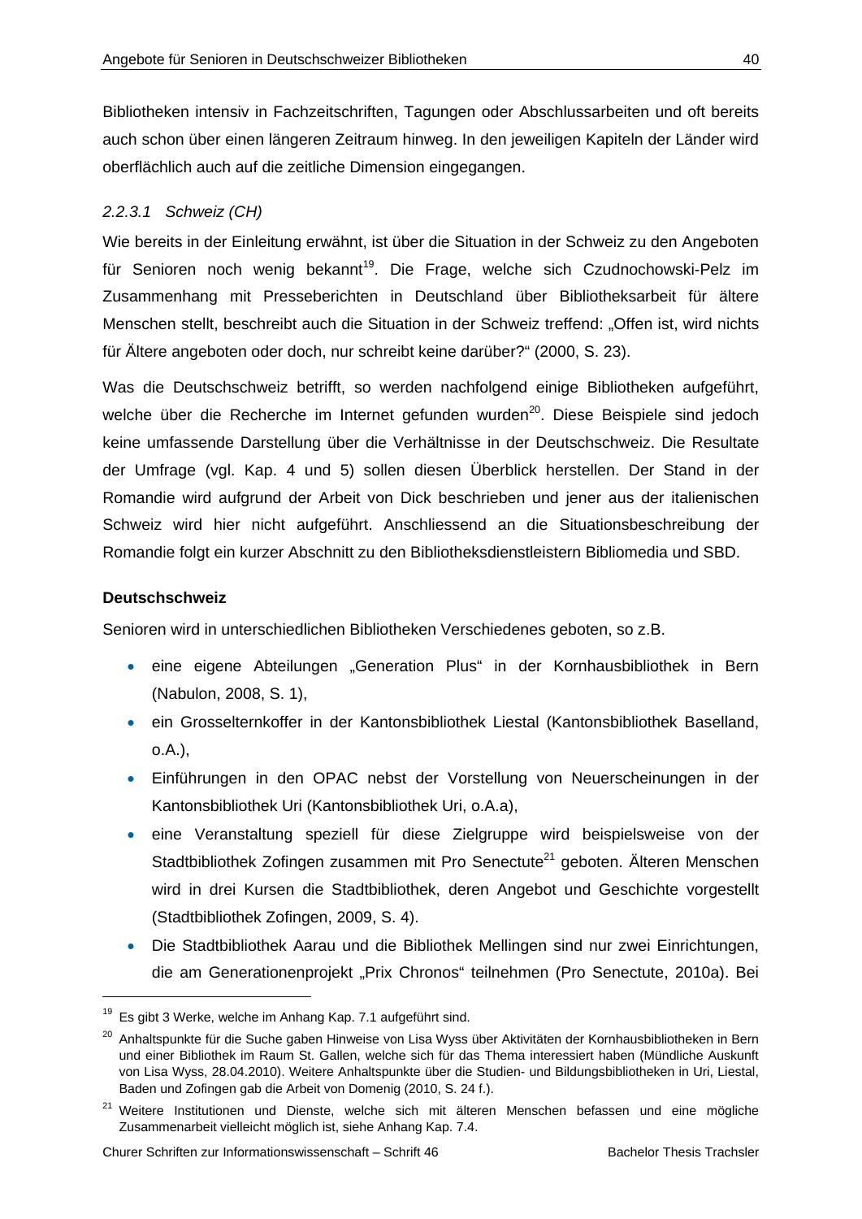Bibliotheken intensiv in Fachzeitschriften, Tagungen oder Abschlussarbeiten und oft bereits auch schon über einen längeren Zeitraum hinweg. In den jeweiligen Kapiteln der Länder wird oberflächlich auch auf die zeitliche Dimension eingegangen.

#### *2.2.3.1 Schweiz (CH)*

Wie bereits in der Einleitung erwähnt, ist über die Situation in der Schweiz zu den Angeboten für Senioren noch wenig bekannt[19]. Die Frage, welche sich Czudnochowski-Pelz im Zusammenhang mit Presseberichten in Deutschland über Bibliotheksarbeit für ältere Menschen stellt, beschreibt auch die Situation in der Schweiz treffend: „Offen ist, wird nichts für Ältere angeboten oder doch, nur schreibt keine darüber?“ (2000, S. 23).

Was die Deutschschweiz betrifft, so werden nachfolgend einige Bibliotheken aufgeführt, welche über die Recherche im Internet gefunden wurden[20]. Diese Beispiele sind jedoch keine umfassende Darstellung über die Verhältnisse in der Deutschschweiz. Die Resultate der Umfrage (vgl. Kap. 4 und 5) sollen diesen Überblick herstellen. Der Stand in der Romandie wird aufgrund der Arbeit von Dick beschrieben und jener aus der italienischen Schweiz wird hier nicht aufgeführt. Anschliessend an die Situationsbeschreibung der Romandie folgt ein kurzer Abschnitt zu den Bibliotheksdienstleistern Bibliomedia und SBD.

**Deutschschweiz**

Senioren wird in unterschiedlichen Bibliotheken Verschiedenes geboten, so z.B.

- eine eigene Abteilungen „Generation Plus“ in der Kornhausbibliothek in Bern (Nabulon, 2008, S. 1),
- ein Grosselternkoffer in der Kantonsbibliothek Liestal (Kantonsbibliothek Baselland, o.A.),
- Einführungen in den OPAC nebst der Vorstellung von Neuerscheinungen in der Kantonsbibliothek Uri (Kantonsbibliothek Uri, o.A.a),
- eine Veranstaltung speziell für diese Zielgruppe wird beispielsweise von der Stadtbibliothek Zofingen zusammen mit Pro Senectute[21] geboten. Älteren Menschen wird in drei Kursen die Stadtbibliothek, deren Angebot und Geschichte vorgestellt (Stadtbibliothek Zofingen, 2009, S. 4).
- Die Stadtbibliothek Aarau und die Bibliothek Mellingen sind nur zwei Einrichtungen, die am Generationenprojekt „Prix Chronos“ teilnehmen (Pro Senectute, 2010a). Bei

---

[19] Es gibt 3 Werke, welche im Anhang Kap. 7.1 aufgeführt sind.

[20] Anhaltspunkte für die Suche gaben Hinweise von Lisa Wyss über Aktivitäten der Kornhausbibliotheken in Bern und einer Bibliothek im Raum St. Gallen, welche sich für das Thema interessiert haben (Mündliche Auskunft von Lisa Wyss, 28.04.2010). Weitere Anhaltspunkte über die Studien- und Bildungsbibliotheken in Uri, Liestal, Baden und Zofingen gab die Arbeit von Domenig (2010, S. 24 f.).

[21] Weitere Institutionen und Dienste, welche sich mit älteren Menschen befassen und eine mögliche Zusammenarbeit vielleicht möglich ist, siehe Anhang Kap. 7.4.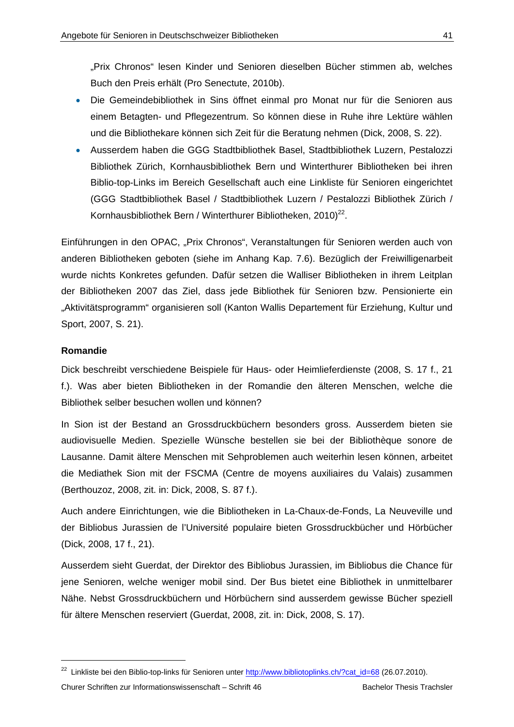„Prix Chronos“ lesen Kinder und Senioren dieselben Bücher stimmen ab, welches Buch den Preis erhält (Pro Senectute, 2010b).

- Die Gemeindebibliothek in Sins öffnet einmal pro Monat nur für die Senioren aus einem Betagten- und Pflegezentrum. So können diese in Ruhe ihre Lektüre wählen und die Bibliothekare können sich Zeit für die Beratung nehmen (Dick, 2008, S. 22).
- Ausserdem haben die GGG Stadtbibliothek Basel, Stadtbibliothek Luzern, Pestalozzi Bibliothek Zürich, Kornhausbibliothek Bern und Winterthurer Bibliotheken bei ihren Biblio-top-Links im Bereich Gesellschaft auch eine Linkliste für Senioren eingerichtet (GGG Stadtbibliothek Basel / Stadtbibliothek Luzern / Pestalozzi Bibliothek Zürich / Kornhausbibliothek Bern / Winterthurer Bibliotheken, 2010)[22].

Einführungen in den OPAC, „Prix Chronos“, Veranstaltungen für Senioren werden auch von anderen Bibliotheken geboten (siehe im Anhang Kap. 7.6). Bezüglich der Freiwilligenarbeit wurde nichts Konkretes gefunden. Dafür setzen die Walliser Bibliotheken in ihrem Leitplan der Bibliotheken 2007 das Ziel, dass jede Bibliothek für Senioren bzw. Pensionierte ein „Aktivitätsprogramm“ organisieren soll (Kanton Wallis Departement für Erziehung, Kultur und Sport, 2007, S. 21).

**Romandie**

Dick beschreibt verschiedene Beispiele für Haus- oder Heimlieferdienste (2008, S. 17 f., 21 f.). Was aber bieten Bibliotheken in der Romandie den älteren Menschen, welche die Bibliothek selber besuchen wollen und können?

In Sion ist der Bestand an Grossdruckbüchern besonders gross. Ausserdem bieten sie audiovisuelle Medien. Spezielle Wünsche bestellen sie bei der Bibliothèque sonore de Lausanne. Damit ältere Menschen mit Sehproblemen auch weiterhin lesen können, arbeitet die Mediathek Sion mit der FSCMA (Centre de moyens auxiliaires du Valais) zusammen (Berthouzoz, 2008, zit. in: Dick, 2008, S. 87 f.).

Auch andere Einrichtungen, wie die Bibliotheken in La-Chaux-de-Fonds, La Neuveville und der Bibliobus Jurassien de l'Université populaire bieten Grossdruckbücher und Hörbücher (Dick, 2008, 17 f., 21).

Ausserdem sieht Guerdat, der Direktor des Bibliobus Jurassien, im Bibliobus die Chance für jene Senioren, welche weniger mobil sind. Der Bus bietet eine Bibliothek in unmittelbarer Nähe. Nebst Grossdruckbüchern und Hörbüchern sind ausserdem gewisse Bücher speziell für ältere Menschen reserviert (Guerdat, 2008, zit. in: Dick, 2008, S. 17).

---

[22] Linkliste bei den Biblio-top-links für Senioren unter http://www.bibliotoplinks.ch/?cat_id=68 (26.07.2010).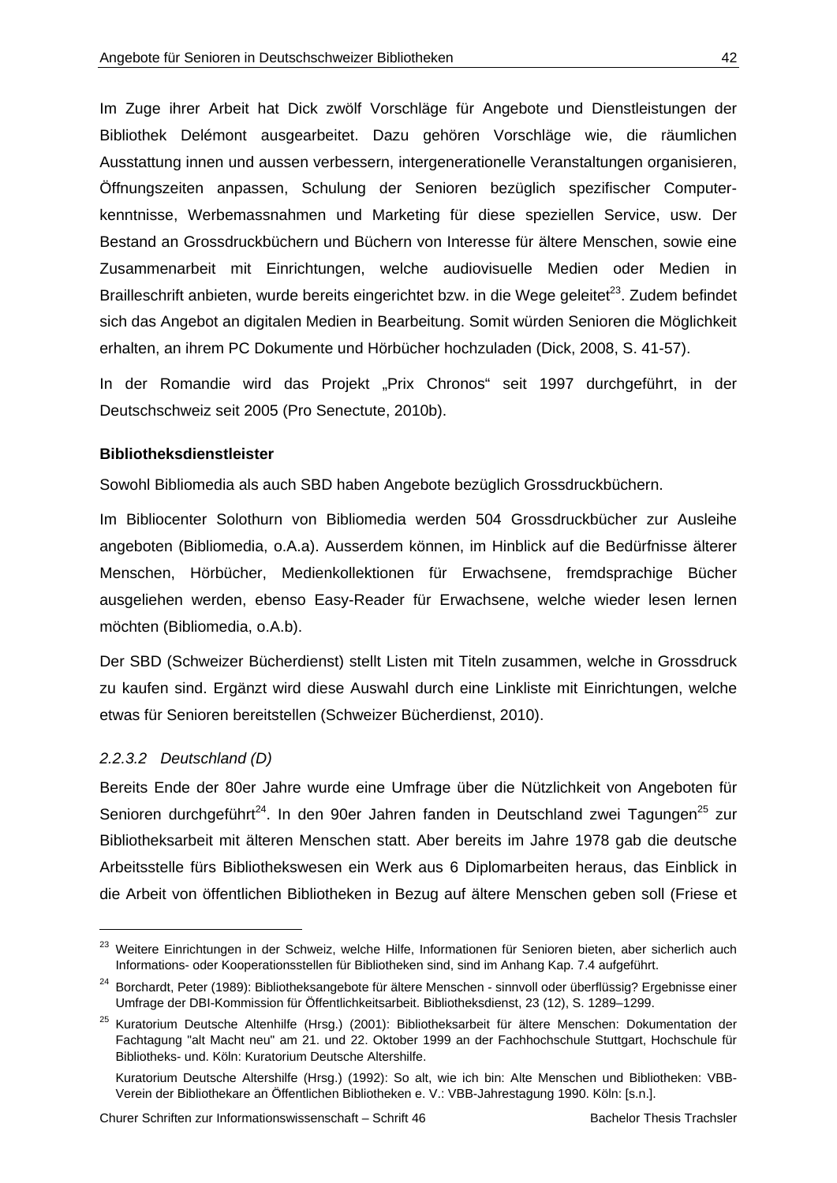Im Zuge ihrer Arbeit hat Dick zwölf Vorschläge für Angebote und Dienstleistungen der Bibliothek Delémont ausgearbeitet. Dazu gehören Vorschläge wie, die räumlichen Ausstattung innen und aussen verbessern, intergenerationelle Veranstaltungen organisieren, Öffnungszeiten anpassen, Schulung der Senioren bezüglich spezifischer Computerkenntnisse, Werbemassnahmen und Marketing für diese speziellen Service, usw. Der Bestand an Grossdruckbüchern und Büchern von Interesse für ältere Menschen, sowie eine Zusammenarbeit mit Einrichtungen, welche audiovisuelle Medien oder Medien in Brailleschrift anbieten, wurde bereits eingerichtet bzw. in die Wege geleitet[23]. Zudem befindet sich das Angebot an digitalen Medien in Bearbeitung. Somit würden Senioren die Möglichkeit erhalten, an ihrem PC Dokumente und Hörbücher hochzuladen (Dick, 2008, S. 41-57).

In der Romandie wird das Projekt „Prix Chronos" seit 1997 durchgeführt, in der Deutschschweiz seit 2005 (Pro Senectute, 2010b).

**Bibliotheksdienstleister**

Sowohl Bibliomedia als auch SBD haben Angebote bezüglich Grossdruckbüchern.

Im Bibliocenter Solothurn von Bibliomedia werden 504 Grossdruckbücher zur Ausleihe angeboten (Bibliomedia, o.A.a). Ausserdem können, im Hinblick auf die Bedürfnisse älterer Menschen, Hörbücher, Medienkollektionen für Erwachsene, fremdsprachige Bücher ausgeliehen werden, ebenso Easy-Reader für Erwachsene, welche wieder lesen lernen möchten (Bibliomedia, o.A.b).

Der SBD (Schweizer Bücherdienst) stellt Listen mit Titeln zusammen, welche in Grossdruck zu kaufen sind. Ergänzt wird diese Auswahl durch eine Linkliste mit Einrichtungen, welche etwas für Senioren bereitstellen (Schweizer Bücherdienst, 2010).

#### *2.2.3.2 Deutschland (D)*

Bereits Ende der 80er Jahre wurde eine Umfrage über die Nützlichkeit von Angeboten für Senioren durchgeführt[24]. In den 90er Jahren fanden in Deutschland zwei Tagungen[25] zur Bibliotheksarbeit mit älteren Menschen statt. Aber bereits im Jahre 1978 gab die deutsche Arbeitsstelle fürs Bibliothekswesen ein Werk aus 6 Diplomarbeiten heraus, das Einblick in die Arbeit von öffentlichen Bibliotheken in Bezug auf ältere Menschen geben soll (Friese et

---

[23] Weitere Einrichtungen in der Schweiz, welche Hilfe, Informationen für Senioren bieten, aber sicherlich auch Informations- oder Kooperationsstellen für Bibliotheken sind, sind im Anhang Kap. 7.4 aufgeführt.

[24] Borchardt, Peter (1989): Bibliotheksangebote für ältere Menschen - sinnvoll oder überflüssig? Ergebnisse einer Umfrage der DBI-Kommission für Öffentlichkeitsarbeit. Bibliotheksdienst, 23 (12), S. 1289–1299.

[25] Kuratorium Deutsche Altenhilfe (Hrsg.) (2001): Bibliotheksarbeit für ältere Menschen: Dokumentation der Fachtagung "alt Macht neu" am 21. und 22. Oktober 1999 an der Fachhochschule Stuttgart, Hochschule für Bibliotheks- und. Köln: Kuratorium Deutsche Altershilfe.

Kuratorium Deutsche Altershilfe (Hrsg.) (1992): So alt, wie ich bin: Alte Menschen und Bibliotheken: VBB-Verein der Bibliothekare an Öffentlichen Bibliotheken e. V.: VBB-Jahrestagung 1990. Köln: [s.n.].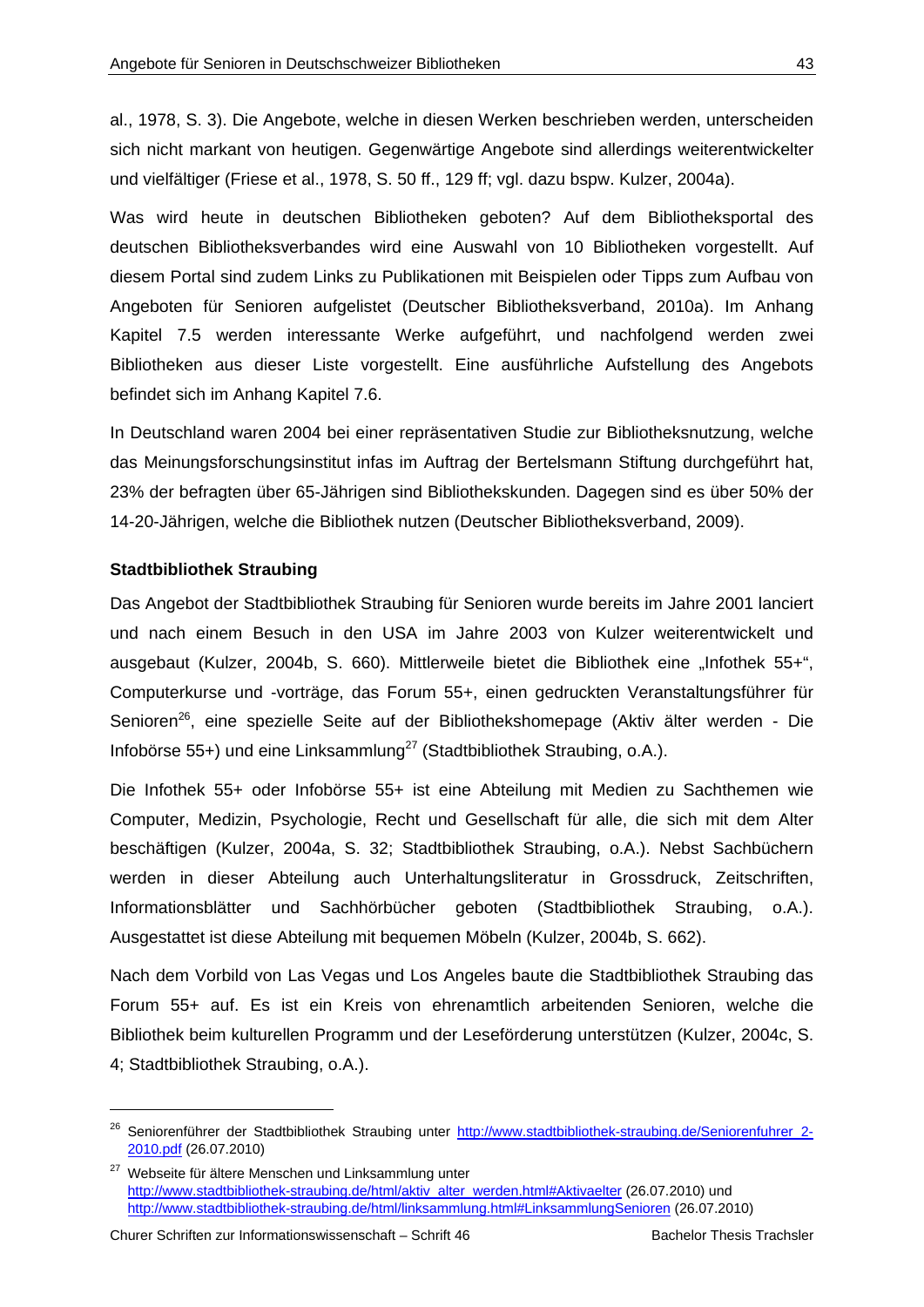al., 1978, S. 3). Die Angebote, welche in diesen Werken beschrieben werden, unterscheiden sich nicht markant von heutigen. Gegenwärtige Angebote sind allerdings weiterentwickelter und vielfältiger (Friese et al., 1978, S. 50 ff., 129 ff; vgl. dazu bspw. Kulzer, 2004a).

Was wird heute in deutschen Bibliotheken geboten? Auf dem Bibliotheksportal des deutschen Bibliotheksverbandes wird eine Auswahl von 10 Bibliotheken vorgestellt. Auf diesem Portal sind zudem Links zu Publikationen mit Beispielen oder Tipps zum Aufbau von Angeboten für Senioren aufgelistet (Deutscher Bibliotheksverband, 2010a). Im Anhang Kapitel 7.5 werden interessante Werke aufgeführt, und nachfolgend werden zwei Bibliotheken aus dieser Liste vorgestellt. Eine ausführliche Aufstellung des Angebots befindet sich im Anhang Kapitel 7.6.

In Deutschland waren 2004 bei einer repräsentativen Studie zur Bibliotheksnutzung, welche das Meinungsforschungsinstitut infas im Auftrag der Bertelsmann Stiftung durchgeführt hat, 23% der befragten über 65-Jährigen sind Bibliothekskunden. Dagegen sind es über 50% der 14-20-Jährigen, welche die Bibliothek nutzen (Deutscher Bibliotheksverband, 2009).

**Stadtbibliothek Straubing**

Das Angebot der Stadtbibliothek Straubing für Senioren wurde bereits im Jahre 2001 lanciert und nach einem Besuch in den USA im Jahre 2003 von Kulzer weiterentwickelt und ausgebaut (Kulzer, 2004b, S. 660). Mittlerweile bietet die Bibliothek eine „Infothek 55+", Computerkurse und -vorträge, das Forum 55+, einen gedruckten Veranstaltungsführer für Senioren[26], eine spezielle Seite auf der Bibliothekshomepage (Aktiv älter werden - Die Infobörse 55+) und eine Linksammlung[27] (Stadtbibliothek Straubing, o.A.).

Die Infothek 55+ oder Infobörse 55+ ist eine Abteilung mit Medien zu Sachthemen wie Computer, Medizin, Psychologie, Recht und Gesellschaft für alle, die sich mit dem Alter beschäftigen (Kulzer, 2004a, S. 32; Stadtbibliothek Straubing, o.A.). Nebst Sachbüchern werden in dieser Abteilung auch Unterhaltungsliteratur in Grossdruck, Zeitschriften, Informationsblätter und Sachhörbücher geboten (Stadtbibliothek Straubing, o.A.). Ausgestattet ist diese Abteilung mit bequemen Möbeln (Kulzer, 2004b, S. 662).

Nach dem Vorbild von Las Vegas und Los Angeles baute die Stadtbibliothek Straubing das Forum 55+ auf. Es ist ein Kreis von ehrenamtlich arbeitenden Senioren, welche die Bibliothek beim kulturellen Programm und der Leseförderung unterstützen (Kulzer, 2004c, S. 4; Stadtbibliothek Straubing, o.A.).

---

[26] Seniorenführer der Stadtbibliothek Straubing unter http://www.stadtbibliothek-straubing.de/Seniorenfuhrer_2-2010.pdf (26.07.2010)

[27] Webseite für ältere Menschen und Linksammlung unter http://www.stadtbibliothek-straubing.de/html/aktiv_alter_werden.html#Aktivaelter (26.07.2010) und http://www.stadtbibliothek-straubing.de/html/linksammlung.html#LinksammlungSenioren (26.07.2010)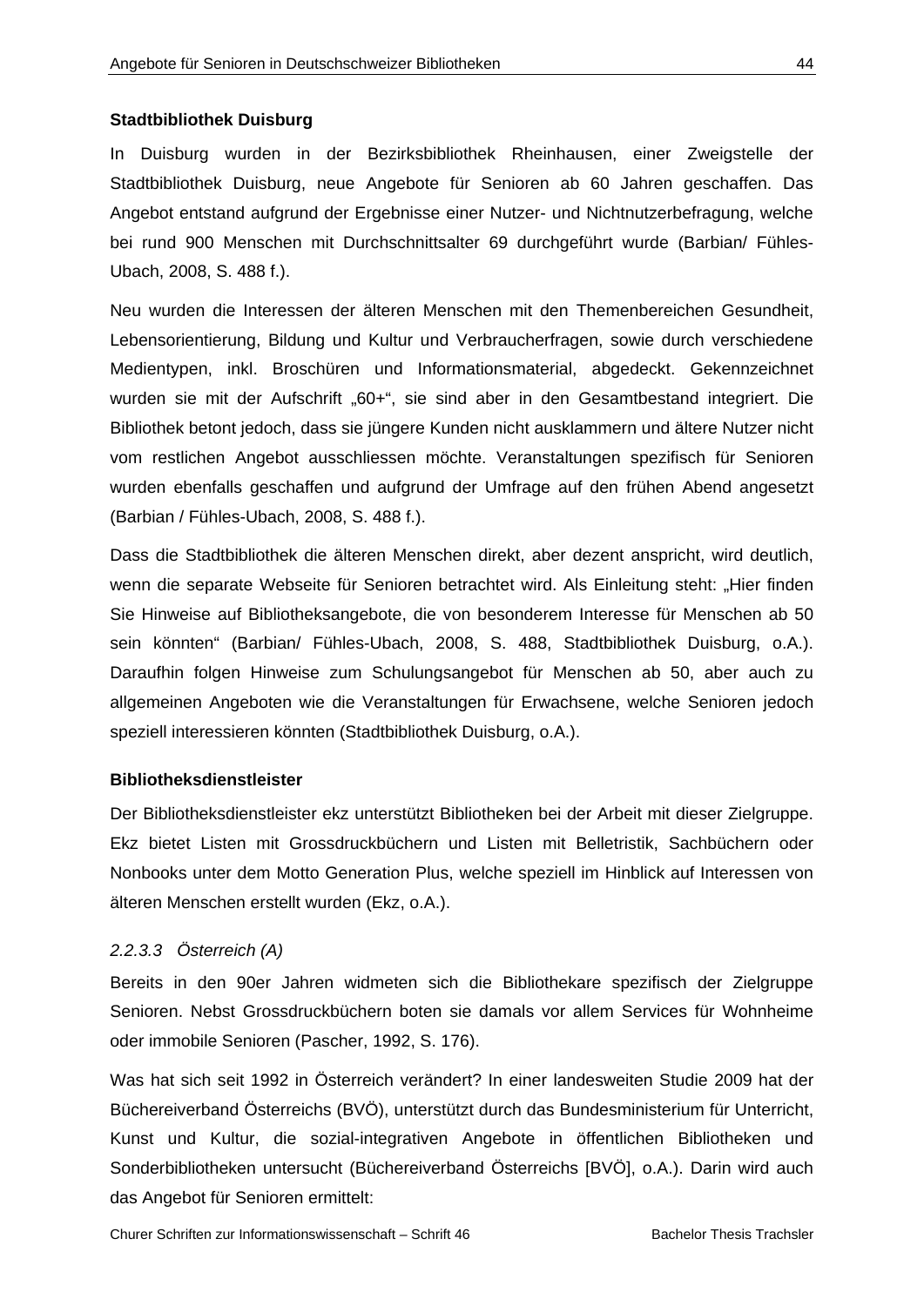**Stadtbibliothek Duisburg**

In Duisburg wurden in der Bezirksbibliothek Rheinhausen, einer Zweigstelle der Stadtbibliothek Duisburg, neue Angebote für Senioren ab 60 Jahren geschaffen. Das Angebot entstand aufgrund der Ergebnisse einer Nutzer- und Nichtnutzerbefragung, welche bei rund 900 Menschen mit Durchschnittsalter 69 durchgeführt wurde (Barbian/ Fühles-Ubach, 2008, S. 488 f.).

Neu wurden die Interessen der älteren Menschen mit den Themenbereichen Gesundheit, Lebensorientierung, Bildung und Kultur und Verbraucherfragen, sowie durch verschiedene Medientypen, inkl. Broschüren und Informationsmaterial, abgedeckt. Gekennzeichnet wurden sie mit der Aufschrift „60+“, sie sind aber in den Gesamtbestand integriert. Die Bibliothek betont jedoch, dass sie jüngere Kunden nicht ausklammern und ältere Nutzer nicht vom restlichen Angebot ausschliessen möchte. Veranstaltungen spezifisch für Senioren wurden ebenfalls geschaffen und aufgrund der Umfrage auf den frühen Abend angesetzt (Barbian / Fühles-Ubach, 2008, S. 488 f.).

Dass die Stadtbibliothek die älteren Menschen direkt, aber dezent anspricht, wird deutlich, wenn die separate Webseite für Senioren betrachtet wird. Als Einleitung steht: „Hier finden Sie Hinweise auf Bibliotheksangebote, die von besonderem Interesse für Menschen ab 50 sein könnten“ (Barbian/ Fühles-Ubach, 2008, S. 488, Stadtbibliothek Duisburg, o.A.). Daraufhin folgen Hinweise zum Schulungsangebot für Menschen ab 50, aber auch zu allgemeinen Angeboten wie die Veranstaltungen für Erwachsene, welche Senioren jedoch speziell interessieren könnten (Stadtbibliothek Duisburg, o.A.).

**Bibliotheksdienstleister**

Der Bibliotheksdienstleister ekz unterstützt Bibliotheken bei der Arbeit mit dieser Zielgruppe. Ekz bietet Listen mit Grossdruckbüchern und Listen mit Belletristik, Sachbüchern oder Nonbooks unter dem Motto Generation Plus, welche speziell im Hinblick auf Interessen von älteren Menschen erstellt wurden (Ekz, o.A.).

#### *2.2.3.3 Österreich (A)*

Bereits in den 90er Jahren widmeten sich die Bibliothekare spezifisch der Zielgruppe Senioren. Nebst Grossdruckbüchern boten sie damals vor allem Services für Wohnheime oder immobile Senioren (Pascher, 1992, S. 176).

Was hat sich seit 1992 in Österreich verändert? In einer landesweiten Studie 2009 hat der Büchereiverband Österreichs (BVÖ), unterstützt durch das Bundesministerium für Unterricht, Kunst und Kultur, die sozial-integrativen Angebote in öffentlichen Bibliotheken und Sonderbibliotheken untersucht (Büchereiverband Österreichs [BVÖ], o.A.). Darin wird auch das Angebot für Senioren ermittelt: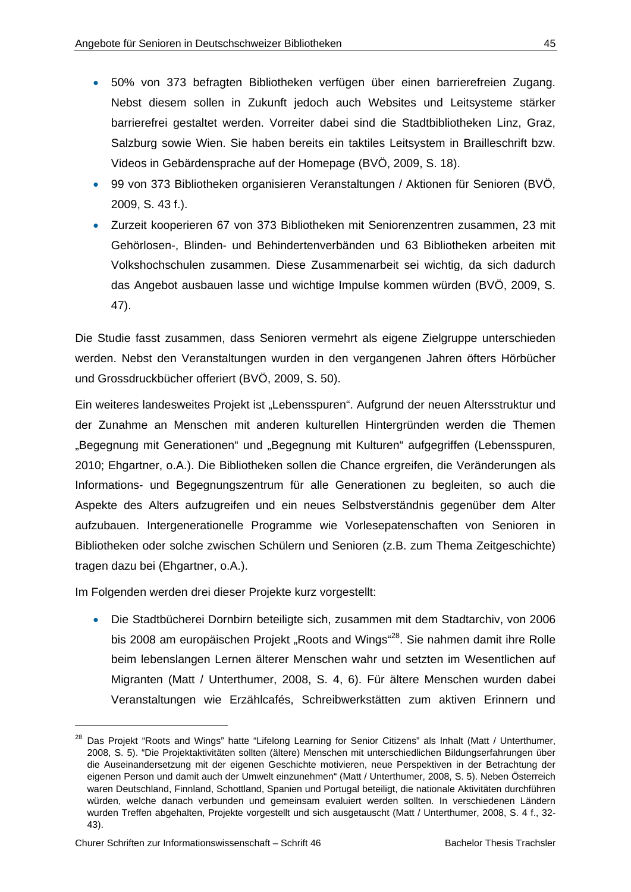- 50% von 373 befragten Bibliotheken verfügen über einen barrierefreien Zugang. Nebst diesem sollen in Zukunft jedoch auch Websites und Leitsysteme stärker barrierefrei gestaltet werden. Vorreiter dabei sind die Stadtbibliotheken Linz, Graz, Salzburg sowie Wien. Sie haben bereits ein taktiles Leitsystem in Brailleschrift bzw. Videos in Gebärdensprache auf der Homepage (BVÖ, 2009, S. 18).
- 99 von 373 Bibliotheken organisieren Veranstaltungen / Aktionen für Senioren (BVÖ, 2009, S. 43 f.).
- Zurzeit kooperieren 67 von 373 Bibliotheken mit Seniorenzentren zusammen, 23 mit Gehörlosen-, Blinden- und Behindertenverbänden und 63 Bibliotheken arbeiten mit Volkshochschulen zusammen. Diese Zusammenarbeit sei wichtig, da sich dadurch das Angebot ausbauen lasse und wichtige Impulse kommen würden (BVÖ, 2009, S. 47).

Die Studie fasst zusammen, dass Senioren vermehrt als eigene Zielgruppe unterschieden werden. Nebst den Veranstaltungen wurden in den vergangenen Jahren öfters Hörbücher und Grossdruckbücher offeriert (BVÖ, 2009, S. 50).

Ein weiteres landesweites Projekt ist „Lebensspuren". Aufgrund der neuen Altersstruktur und der Zunahme an Menschen mit anderen kulturellen Hintergründen werden die Themen „Begegnung mit Generationen" und „Begegnung mit Kulturen" aufgegriffen (Lebensspuren, 2010; Ehgartner, o.A.). Die Bibliotheken sollen die Chance ergreifen, die Veränderungen als Informations- und Begegnungszentrum für alle Generationen zu begleiten, so auch die Aspekte des Alters aufzugreifen und ein neues Selbstverständnis gegenüber dem Alter aufzubauen. Intergenerationelle Programme wie Vorlesepatenschaften von Senioren in Bibliotheken oder solche zwischen Schülern und Senioren (z.B. zum Thema Zeitgeschichte) tragen dazu bei (Ehgartner, o.A.).

Im Folgenden werden drei dieser Projekte kurz vorgestellt:

- Die Stadtbücherei Dornbirn beteiligte sich, zusammen mit dem Stadtarchiv, von 2006 bis 2008 am europäischen Projekt „Roots and Wings"[28]. Sie nahmen damit ihre Rolle beim lebenslangen Lernen älterer Menschen wahr und setzten im Wesentlichen auf Migranten (Matt / Unterthumer, 2008, S. 4, 6). Für ältere Menschen wurden dabei Veranstaltungen wie Erzählcafés, Schreibwerkstätten zum aktiven Erinnern und

[28] Das Projekt "Roots and Wings" hatte "Lifelong Learning for Senior Citizens" als Inhalt (Matt / Unterthumer, 2008, S. 5). "Die Projektaktivitäten sollten (ältere) Menschen mit unterschiedlichen Bildungserfahrungen über die Auseinandersetzung mit der eigenen Geschichte motivieren, neue Perspektiven in der Betrachtung der eigenen Person und damit auch der Umwelt einzunehmen" (Matt / Unterthumer, 2008, S. 5). Neben Österreich waren Deutschland, Finnland, Schottland, Spanien und Portugal beteiligt, die nationale Aktivitäten durchführen würden, welche danach verbunden und gemeinsam evaluiert werden sollten. In verschiedenen Ländern wurden Treffen abgehalten, Projekte vorgestellt und sich ausgetauscht (Matt / Unterthumer, 2008, S. 4 f., 32-43).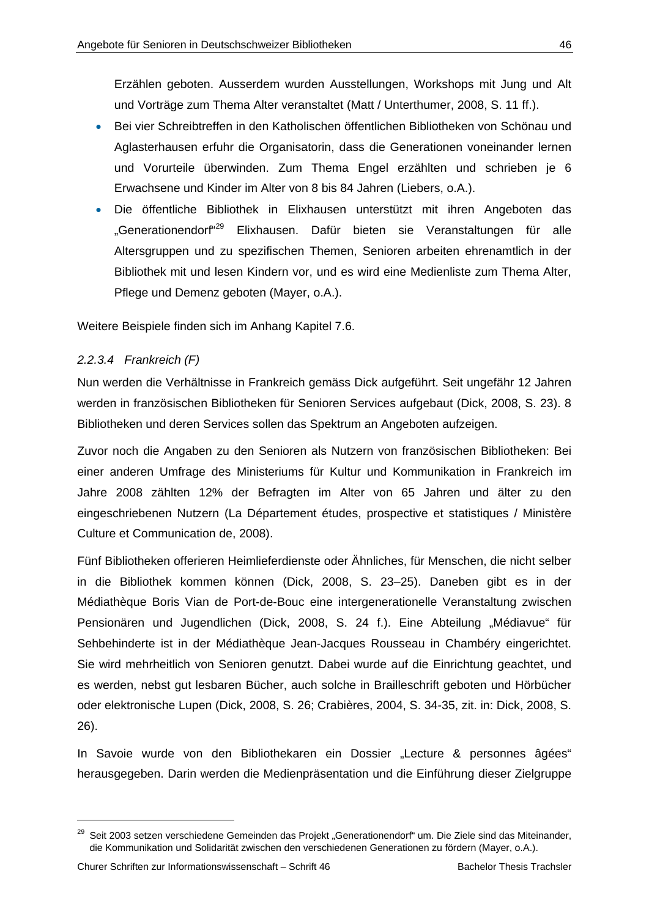Erzählen geboten. Ausserdem wurden Ausstellungen, Workshops mit Jung und Alt und Vorträge zum Thema Alter veranstaltet (Matt / Unterthumer, 2008, S. 11 ff.).

- Bei vier Schreibtreffen in den Katholischen öffentlichen Bibliotheken von Schönau und Aglasterhausen erfuhr die Organisatorin, dass die Generationen voneinander lernen und Vorurteile überwinden. Zum Thema Engel erzählten und schrieben je 6 Erwachsene und Kinder im Alter von 8 bis 84 Jahren (Liebers, o.A.).
- Die öffentliche Bibliothek in Elixhausen unterstützt mit ihren Angeboten das „Generationendorf"[29] Elixhausen. Dafür bieten sie Veranstaltungen für alle Altersgruppen und zu spezifischen Themen, Senioren arbeiten ehrenamtlich in der Bibliothek mit und lesen Kindern vor, und es wird eine Medienliste zum Thema Alter, Pflege und Demenz geboten (Mayer, o.A.).

Weitere Beispiele finden sich im Anhang Kapitel 7.6.

#### *2.2.3.4 Frankreich (F)*

Nun werden die Verhältnisse in Frankreich gemäss Dick aufgeführt. Seit ungefähr 12 Jahren werden in französischen Bibliotheken für Senioren Services aufgebaut (Dick, 2008, S. 23). 8 Bibliotheken und deren Services sollen das Spektrum an Angeboten aufzeigen.

Zuvor noch die Angaben zu den Senioren als Nutzern von französischen Bibliotheken: Bei einer anderen Umfrage des Ministeriums für Kultur und Kommunikation in Frankreich im Jahre 2008 zählten 12% der Befragten im Alter von 65 Jahren und älter zu den eingeschriebenen Nutzern (La Département études, prospective et statistiques / Ministère Culture et Communication de, 2008).

Fünf Bibliotheken offerieren Heimlieferdienste oder Ähnliches, für Menschen, die nicht selber in die Bibliothek kommen können (Dick, 2008, S. 23–25). Daneben gibt es in der Médiathèque Boris Vian de Port-de-Bouc eine intergenerationelle Veranstaltung zwischen Pensionären und Jugendlichen (Dick, 2008, S. 24 f.). Eine Abteilung „Médiavue" für Sehbehinderte ist in der Médiathèque Jean-Jacques Rousseau in Chambéry eingerichtet. Sie wird mehrheitlich von Senioren genutzt. Dabei wurde auf die Einrichtung geachtet, und es werden, nebst gut lesbaren Bücher, auch solche in Brailleschrift geboten und Hörbücher oder elektronische Lupen (Dick, 2008, S. 26; Crabières, 2004, S. 34-35, zit. in: Dick, 2008, S. 26).

In Savoie wurde von den Bibliothekaren ein Dossier „Lecture & personnes âgées" herausgegeben. Darin werden die Medienpräsentation und die Einführung dieser Zielgruppe

---

[29] Seit 2003 setzen verschiedene Gemeinden das Projekt „Generationendorf" um. Die Ziele sind das Miteinander, die Kommunikation und Solidarität zwischen den verschiedenen Generationen zu fördern (Mayer, o.A.).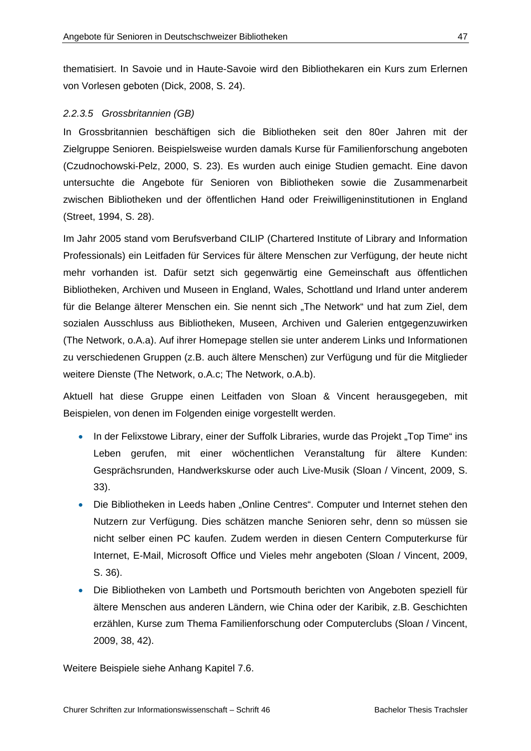thematisiert. In Savoie und in Haute-Savoie wird den Bibliothekaren ein Kurs zum Erlernen von Vorlesen geboten (Dick, 2008, S. 24).

#### *2.2.3.5 Grossbritannien (GB)*

In Grossbritannien beschäftigen sich die Bibliotheken seit den 80er Jahren mit der Zielgruppe Senioren. Beispielsweise wurden damals Kurse für Familienforschung angeboten (Czudnochowski-Pelz, 2000, S. 23). Es wurden auch einige Studien gemacht. Eine davon untersuchte die Angebote für Senioren von Bibliotheken sowie die Zusammenarbeit zwischen Bibliotheken und der öffentlichen Hand oder Freiwilligeninstitutionen in England (Street, 1994, S. 28).

Im Jahr 2005 stand vom Berufsverband CILIP (Chartered Institute of Library and Information Professionals) ein Leitfaden für Services für ältere Menschen zur Verfügung, der heute nicht mehr vorhanden ist. Dafür setzt sich gegenwärtig eine Gemeinschaft aus öffentlichen Bibliotheken, Archiven und Museen in England, Wales, Schottland und Irland unter anderem für die Belange älterer Menschen ein. Sie nennt sich „The Network" und hat zum Ziel, dem sozialen Ausschluss aus Bibliotheken, Museen, Archiven und Galerien entgegenzuwirken (The Network, o.A.a). Auf ihrer Homepage stellen sie unter anderem Links und Informationen zu verschiedenen Gruppen (z.B. auch ältere Menschen) zur Verfügung und für die Mitglieder weitere Dienste (The Network, o.A.c; The Network, o.A.b).

Aktuell hat diese Gruppe einen Leitfaden von Sloan & Vincent herausgegeben, mit Beispielen, von denen im Folgenden einige vorgestellt werden.

- In der Felixstowe Library, einer der Suffolk Libraries, wurde das Projekt „Top Time" ins Leben gerufen, mit einer wöchentlichen Veranstaltung für ältere Kunden: Gesprächsrunden, Handwerkskurse oder auch Live-Musik (Sloan / Vincent, 2009, S. 33).
- Die Bibliotheken in Leeds haben „Online Centres". Computer und Internet stehen den Nutzern zur Verfügung. Dies schätzen manche Senioren sehr, denn so müssen sie nicht selber einen PC kaufen. Zudem werden in diesen Centern Computerkurse für Internet, E-Mail, Microsoft Office und Vieles mehr angeboten (Sloan / Vincent, 2009, S. 36).
- Die Bibliotheken von Lambeth und Portsmouth berichten von Angeboten speziell für ältere Menschen aus anderen Ländern, wie China oder der Karibik, z.B. Geschichten erzählen, Kurse zum Thema Familienforschung oder Computerclubs (Sloan / Vincent, 2009, 38, 42).

Weitere Beispiele siehe Anhang Kapitel 7.6.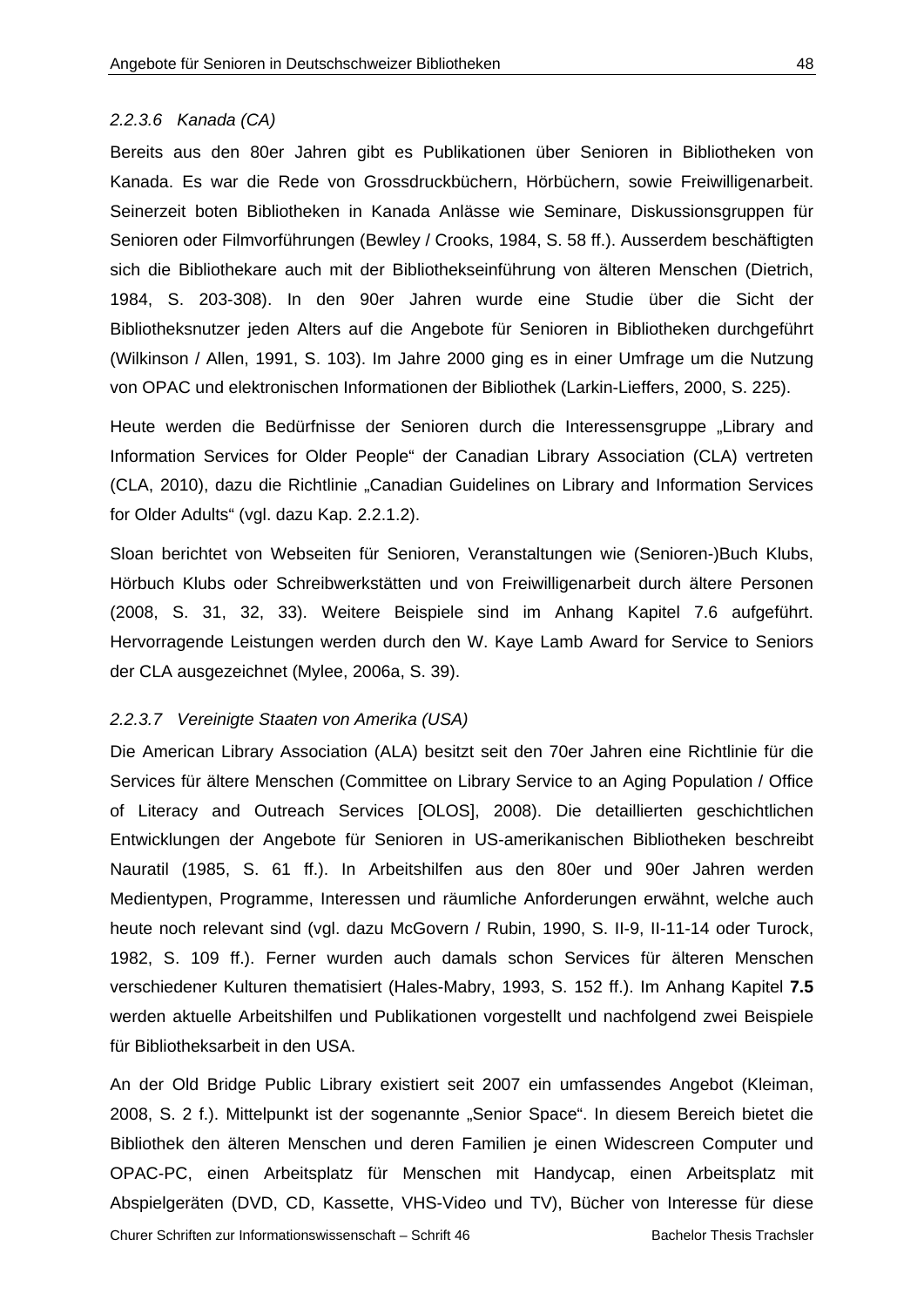#### *2.2.3.6 Kanada (CA)*

Bereits aus den 80er Jahren gibt es Publikationen über Senioren in Bibliotheken von Kanada. Es war die Rede von Grossdruckbüchern, Hörbüchern, sowie Freiwilligenarbeit. Seinerzeit boten Bibliotheken in Kanada Anlässe wie Seminare, Diskussionsgruppen für Senioren oder Filmvorführungen (Bewley / Crooks, 1984, S. 58 ff.). Ausserdem beschäftigten sich die Bibliothekare auch mit der Bibliothekseinführung von älteren Menschen (Dietrich, 1984, S. 203-308). In den 90er Jahren wurde eine Studie über die Sicht der Bibliotheksnutzer jeden Alters auf die Angebote für Senioren in Bibliotheken durchgeführt (Wilkinson / Allen, 1991, S. 103). Im Jahre 2000 ging es in einer Umfrage um die Nutzung von OPAC und elektronischen Informationen der Bibliothek (Larkin-Lieffers, 2000, S. 225).

Heute werden die Bedürfnisse der Senioren durch die Interessensgruppe „Library and Information Services for Older People" der Canadian Library Association (CLA) vertreten (CLA, 2010), dazu die Richtlinie „Canadian Guidelines on Library and Information Services for Older Adults" (vgl. dazu Kap. 2.2.1.2).

Sloan berichtet von Webseiten für Senioren, Veranstaltungen wie (Senioren-)Buch Klubs, Hörbuch Klubs oder Schreibwerkstätten und von Freiwilligenarbeit durch ältere Personen (2008, S. 31, 32, 33). Weitere Beispiele sind im Anhang Kapitel 7.6 aufgeführt. Hervorragende Leistungen werden durch den W. Kaye Lamb Award for Service to Seniors der CLA ausgezeichnet (Mylee, 2006a, S. 39).

#### *2.2.3.7 Vereinigte Staaten von Amerika (USA)*

Die American Library Association (ALA) besitzt seit den 70er Jahren eine Richtlinie für die Services für ältere Menschen (Committee on Library Service to an Aging Population / Office of Literacy and Outreach Services [OLOS], 2008). Die detaillierten geschichtlichen Entwicklungen der Angebote für Senioren in US-amerikanischen Bibliotheken beschreibt Nauratil (1985, S. 61 ff.). In Arbeitshilfen aus den 80er und 90er Jahren werden Medientypen, Programme, Interessen und räumliche Anforderungen erwähnt, welche auch heute noch relevant sind (vgl. dazu McGovern / Rubin, 1990, S. II-9, II-11-14 oder Turock, 1982, S. 109 ff.). Ferner wurden auch damals schon Services für älteren Menschen verschiedener Kulturen thematisiert (Hales-Mabry, 1993, S. 152 ff.). Im Anhang Kapitel **7.5** werden aktuelle Arbeitshilfen und Publikationen vorgestellt und nachfolgend zwei Beispiele für Bibliotheksarbeit in den USA.

An der Old Bridge Public Library existiert seit 2007 ein umfassendes Angebot (Kleiman, 2008, S. 2 f.). Mittelpunkt ist der sogenannte „Senior Space". In diesem Bereich bietet die Bibliothek den älteren Menschen und deren Familien je einen Widescreen Computer und OPAC-PC, einen Arbeitsplatz für Menschen mit Handycap, einen Arbeitsplatz mit Abspielgeräten (DVD, CD, Kassette, VHS-Video und TV), Bücher von Interesse für diese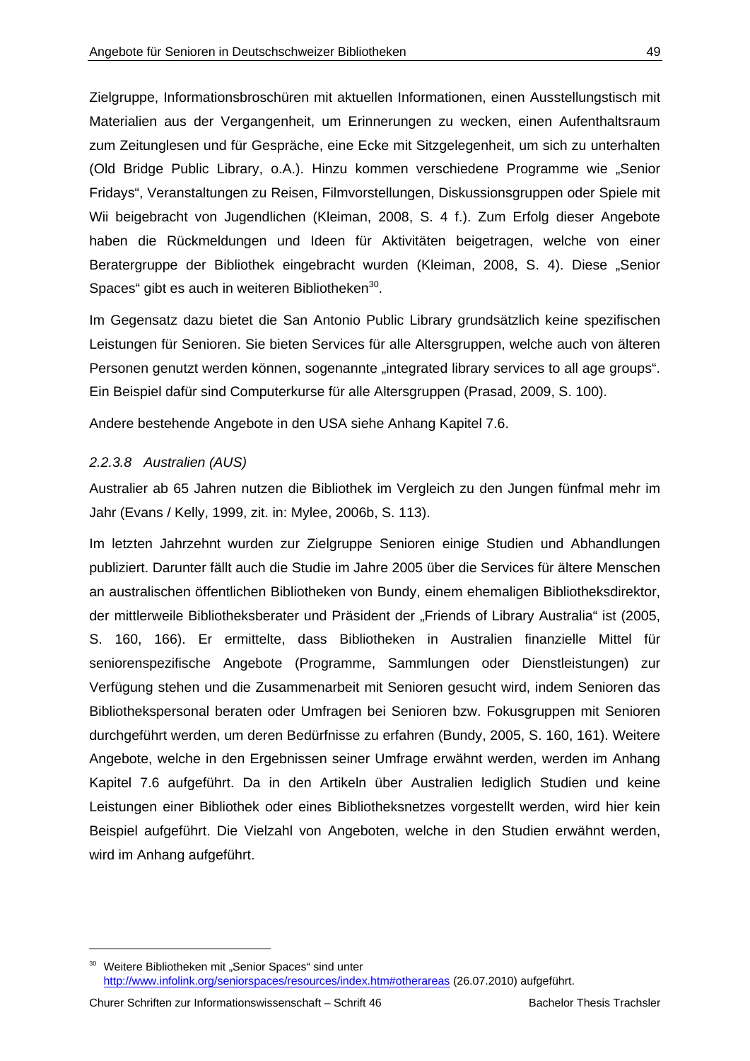Zielgruppe, Informationsbroschüren mit aktuellen Informationen, einen Ausstellungstisch mit Materialien aus der Vergangenheit, um Erinnerungen zu wecken, einen Aufenthaltsraum zum Zeitunglesen und für Gespräche, eine Ecke mit Sitzgelegenheit, um sich zu unterhalten (Old Bridge Public Library, o.A.). Hinzu kommen verschiedene Programme wie „Senior Fridays", Veranstaltungen zu Reisen, Filmvorstellungen, Diskussionsgruppen oder Spiele mit Wii beigebracht von Jugendlichen (Kleiman, 2008, S. 4 f.). Zum Erfolg dieser Angebote haben die Rückmeldungen und Ideen für Aktivitäten beigetragen, welche von einer Beratergruppe der Bibliothek eingebracht wurden (Kleiman, 2008, S. 4). Diese „Senior Spaces" gibt es auch in weiteren Bibliotheken[30].

Im Gegensatz dazu bietet die San Antonio Public Library grundsätzlich keine spezifischen Leistungen für Senioren. Sie bieten Services für alle Altersgruppen, welche auch von älteren Personen genutzt werden können, sogenannte „integrated library services to all age groups". Ein Beispiel dafür sind Computerkurse für alle Altersgruppen (Prasad, 2009, S. 100).

Andere bestehende Angebote in den USA siehe Anhang Kapitel 7.6.

#### *2.2.3.8 Australien (AUS)*

Australier ab 65 Jahren nutzen die Bibliothek im Vergleich zu den Jungen fünfmal mehr im Jahr (Evans / Kelly, 1999, zit. in: Mylee, 2006b, S. 113).

Im letzten Jahrzehnt wurden zur Zielgruppe Senioren einige Studien und Abhandlungen publiziert. Darunter fällt auch die Studie im Jahre 2005 über die Services für ältere Menschen an australischen öffentlichen Bibliotheken von Bundy, einem ehemaligen Bibliotheksdirektor, der mittlerweile Bibliotheksberater und Präsident der „Friends of Library Australia" ist (2005, S. 160, 166). Er ermittelte, dass Bibliotheken in Australien finanzielle Mittel für seniorenspezifische Angebote (Programme, Sammlungen oder Dienstleistungen) zur Verfügung stehen und die Zusammenarbeit mit Senioren gesucht wird, indem Senioren das Bibliothekspersonal beraten oder Umfragen bei Senioren bzw. Fokusgruppen mit Senioren durchgeführt werden, um deren Bedürfnisse zu erfahren (Bundy, 2005, S. 160, 161). Weitere Angebote, welche in den Ergebnissen seiner Umfrage erwähnt werden, werden im Anhang Kapitel 7.6 aufgeführt. Da in den Artikeln über Australien lediglich Studien und keine Leistungen einer Bibliothek oder eines Bibliotheksnetzes vorgestellt werden, wird hier kein Beispiel aufgeführt. Die Vielzahl von Angeboten, welche in den Studien erwähnt werden, wird im Anhang aufgeführt.

---

[30] Weitere Bibliotheken mit „Senior Spaces" sind unter http://www.infolink.org/seniorspaces/resources/index.htm#otherareas (26.07.2010) aufgeführt.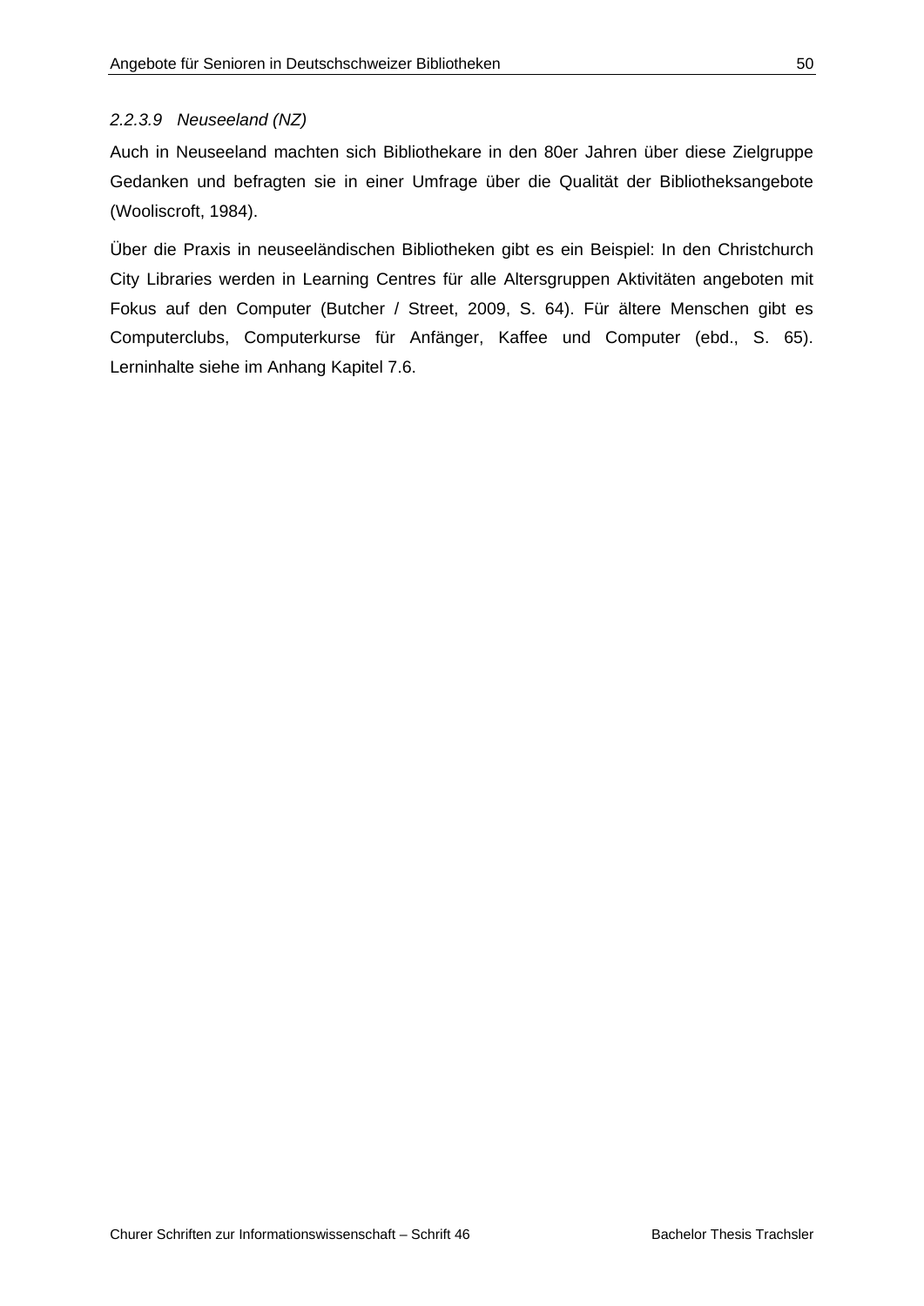#### *2.2.3.9 Neuseeland (NZ)*

Auch in Neuseeland machten sich Bibliothekare in den 80er Jahren über diese Zielgruppe Gedanken und befragten sie in einer Umfrage über die Qualität der Bibliotheksangebote (Wooliscroft, 1984).

Über die Praxis in neuseeländischen Bibliotheken gibt es ein Beispiel: In den Christchurch City Libraries werden in Learning Centres für alle Altersgruppen Aktivitäten angeboten mit Fokus auf den Computer (Butcher / Street, 2009, S. 64). Für ältere Menschen gibt es Computerclubs, Computerkurse für Anfänger, Kaffee und Computer (ebd., S. 65). Lerninhalte siehe im Anhang Kapitel 7.6.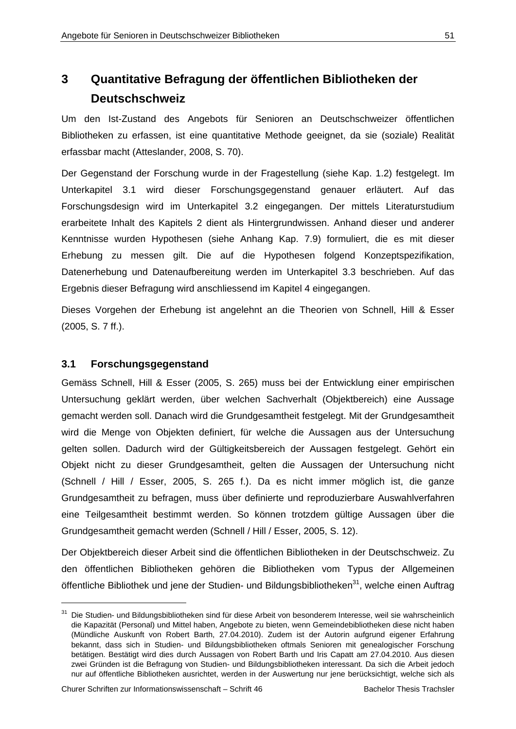# 3 Quantitative Befragung der öffentlichen Bibliotheken der Deutschschweiz

Um den Ist-Zustand des Angebots für Senioren an Deutschschweizer öffentlichen Bibliotheken zu erfassen, ist eine quantitative Methode geeignet, da sie (soziale) Realität erfassbar macht (Atteslander, 2008, S. 70).

Der Gegenstand der Forschung wurde in der Fragestellung (siehe Kap. 1.2) festgelegt. Im Unterkapitel 3.1 wird dieser Forschungsgegenstand genauer erläutert. Auf das Forschungsdesign wird im Unterkapitel 3.2 eingegangen. Der mittels Literaturstudium erarbeitete Inhalt des Kapitels 2 dient als Hintergrundwissen. Anhand dieser und anderer Kenntnisse wurden Hypothesen (siehe Anhang Kap. 7.9) formuliert, die es mit dieser Erhebung zu messen gilt. Die auf die Hypothesen folgend Konzeptspezifikation, Datenerhebung und Datenaufbereitung werden im Unterkapitel 3.3 beschrieben. Auf das Ergebnis dieser Befragung wird anschliessend im Kapitel 4 eingegangen.

Dieses Vorgehen der Erhebung ist angelehnt an die Theorien von Schnell, Hill & Esser (2005, S. 7 ff.).

## 3.1 Forschungsgegenstand

Gemäss Schnell, Hill & Esser (2005, S. 265) muss bei der Entwicklung einer empirischen Untersuchung geklärt werden, über welchen Sachverhalt (Objektbereich) eine Aussage gemacht werden soll. Danach wird die Grundgesamtheit festgelegt. Mit der Grundgesamtheit wird die Menge von Objekten definiert, für welche die Aussagen aus der Untersuchung gelten sollen. Dadurch wird der Gültigkeitsbereich der Aussagen festgelegt. Gehört ein Objekt nicht zu dieser Grundgesamtheit, gelten die Aussagen der Untersuchung nicht (Schnell / Hill / Esser, 2005, S. 265 f.). Da es nicht immer möglich ist, die ganze Grundgesamtheit zu befragen, muss über definierte und reproduzierbare Auswahlverfahren eine Teilgesamtheit bestimmt werden. So können trotzdem gültige Aussagen über die Grundgesamtheit gemacht werden (Schnell / Hill / Esser, 2005, S. 12).

Der Objektbereich dieser Arbeit sind die öffentlichen Bibliotheken in der Deutschschweiz. Zu den öffentlichen Bibliotheken gehören die Bibliotheken vom Typus der Allgemeinen öffentliche Bibliothek und jene der Studien- und Bildungsbibliotheken[31], welche einen Auftrag

---

[31] Die Studien- und Bildungsbibliotheken sind für diese Arbeit von besonderem Interesse, weil sie wahrscheinlich die Kapazität (Personal) und Mittel haben, Angebote zu bieten, wenn Gemeindebibliotheken diese nicht haben (Mündliche Auskunft von Robert Barth, 27.04.2010). Zudem ist der Autorin aufgrund eigener Erfahrung bekannt, dass sich in Studien- und Bildungsbibliotheken oftmals Senioren mit genealogischer Forschung betätigen. Bestätigt wird dies durch Aussagen von Robert Barth und Iris Capatt am 27.04.2010. Aus diesen zwei Gründen ist die Befragung von Studien- und Bildungsbibliotheken interessant. Da sich die Arbeit jedoch nur auf öffentliche Bibliotheken ausrichtet, werden in der Auswertung nur jene berücksichtigt, welche sich als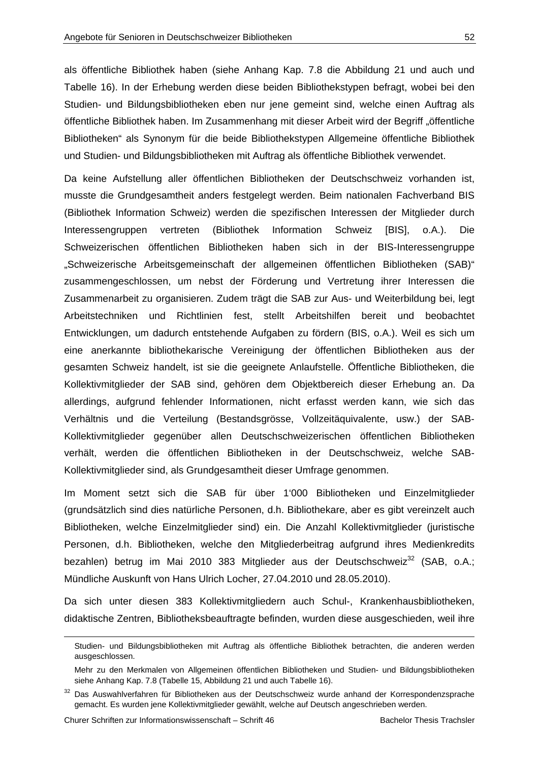als öffentliche Bibliothek haben (siehe Anhang Kap. 7.8 die Abbildung 21 und auch und Tabelle 16). In der Erhebung werden diese beiden Bibliothekstypen befragt, wobei bei den Studien- und Bildungsbibliotheken eben nur jene gemeint sind, welche einen Auftrag als öffentliche Bibliothek haben. Im Zusammenhang mit dieser Arbeit wird der Begriff „öffentliche Bibliotheken“ als Synonym für die beide Bibliothekstypen Allgemeine öffentliche Bibliothek und Studien- und Bildungsbibliotheken mit Auftrag als öffentliche Bibliothek verwendet.

Da keine Aufstellung aller öffentlichen Bibliotheken der Deutschschweiz vorhanden ist, musste die Grundgesamtheit anders festgelegt werden. Beim nationalen Fachverband BIS (Bibliothek Information Schweiz) werden die spezifischen Interessen der Mitglieder durch Interessengruppen vertreten (Bibliothek Information Schweiz [BIS], o.A.). Die Schweizerischen öffentlichen Bibliotheken haben sich in der BIS-Interessengruppe „Schweizerische Arbeitsgemeinschaft der allgemeinen öffentlichen Bibliotheken (SAB)“ zusammengeschlossen, um nebst der Förderung und Vertretung ihrer Interessen die Zusammenarbeit zu organisieren. Zudem trägt die SAB zur Aus- und Weiterbildung bei, legt Arbeitstechniken und Richtlinien fest, stellt Arbeitshilfen bereit und beobachtet Entwicklungen, um dadurch entstehende Aufgaben zu fördern (BIS, o.A.). Weil es sich um eine anerkannte bibliothekarische Vereinigung der öffentlichen Bibliotheken aus der gesamten Schweiz handelt, ist sie die geeignete Anlaufstelle. Öffentliche Bibliotheken, die Kollektivmitglieder der SAB sind, gehören dem Objektbereich dieser Erhebung an. Da allerdings, aufgrund fehlender Informationen, nicht erfasst werden kann, wie sich das Verhältnis und die Verteilung (Bestandsgrösse, Vollzeitäquivalente, usw.) der SAB-Kollektivmitglieder gegenüber allen Deutschschweizerischen öffentlichen Bibliotheken verhält, werden die öffentlichen Bibliotheken in der Deutschschweiz, welche SAB-Kollektivmitglieder sind, als Grundgesamtheit dieser Umfrage genommen.

Im Moment setzt sich die SAB für über 1‘000 Bibliotheken und Einzelmitglieder (grundsätzlich sind dies natürliche Personen, d.h. Bibliothekare, aber es gibt vereinzelt auch Bibliotheken, welche Einzelmitglieder sind) ein. Die Anzahl Kollektivmitglieder (juristische Personen, d.h. Bibliotheken, welche den Mitgliederbeitrag aufgrund ihres Medienkredits bezahlen) betrug im Mai 2010 383 Mitglieder aus der Deutschschweiz[32] (SAB, o.A.; Mündliche Auskunft von Hans Ulrich Locher, 27.04.2010 und 28.05.2010).

Da sich unter diesen 383 Kollektivmitgliedern auch Schul-, Krankenhausbibliotheken, didaktische Zentren, Bibliotheksbeauftragte befinden, wurden diese ausgeschieden, weil ihre

---

Studien- und Bildungsbibliotheken mit Auftrag als öffentliche Bibliothek betrachten, die anderen werden ausgeschlossen.

Mehr zu den Merkmalen von Allgemeinen öffentlichen Bibliotheken und Studien- und Bildungsbibliotheken siehe Anhang Kap. 7.8 (Tabelle 15, Abbildung 21 und auch Tabelle 16).

[32] Das Auswahlverfahren für Bibliotheken aus der Deutschschweiz wurde anhand der Korrespondenzsprache gemacht. Es wurden jene Kollektivmitglieder gewählt, welche auf Deutsch angeschrieben werden.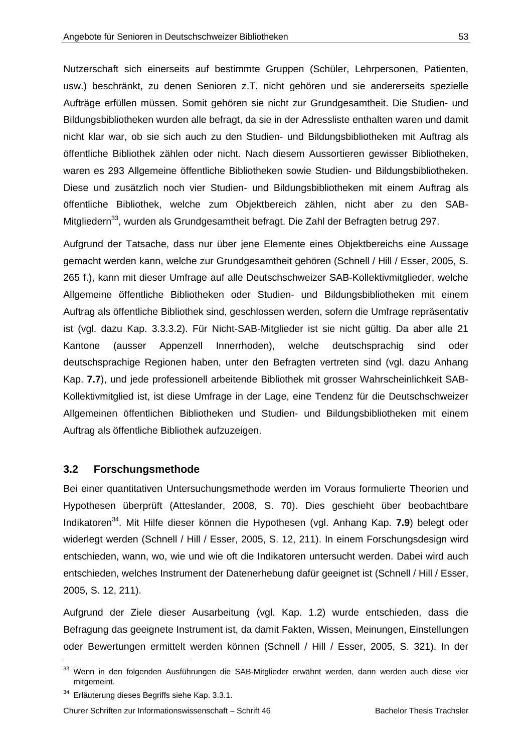Nutzerschaft sich einerseits auf bestimmte Gruppen (Schüler, Lehrpersonen, Patienten, usw.) beschränkt, zu denen Senioren z.T. nicht gehören und sie andererseits spezielle Aufträge erfüllen müssen. Somit gehören sie nicht zur Grundgesamtheit. Die Studien- und Bildungsbibliotheken wurden alle befragt, da sie in der Adressliste enthalten waren und damit nicht klar war, ob sie sich auch zu den Studien- und Bildungsbibliotheken mit Auftrag als öffentliche Bibliothek zählen oder nicht. Nach diesem Aussortieren gewisser Bibliotheken, waren es 293 Allgemeine öffentliche Bibliotheken sowie Studien- und Bildungsbibliotheken. Diese und zusätzlich noch vier Studien- und Bildungsbibliotheken mit einem Auftrag als öffentliche Bibliothek, welche zum Objektbereich zählen, nicht aber zu den SAB-Mitgliedern[33], wurden als Grundgesamtheit befragt. Die Zahl der Befragten betrug 297.

Aufgrund der Tatsache, dass nur über jene Elemente eines Objektbereichs eine Aussage gemacht werden kann, welche zur Grundgesamtheit gehören (Schnell / Hill / Esser, 2005, S. 265 f.), kann mit dieser Umfrage auf alle Deutschschweizer SAB-Kollektivmitglieder, welche Allgemeine öffentliche Bibliotheken oder Studien- und Bildungsbibliotheken mit einem Auftrag als öffentliche Bibliothek sind, geschlossen werden, sofern die Umfrage repräsentativ ist (vgl. dazu Kap. 3.3.3.2). Für Nicht-SAB-Mitglieder ist sie nicht gültig. Da aber alle 21 Kantone (ausser Appenzell Innerrhoden), welche deutschsprachig sind oder deutschsprachige Regionen haben, unter den Befragten vertreten sind (vgl. dazu Anhang Kap. **7.7**), und jede professionell arbeitende Bibliothek mit grosser Wahrscheinlichkeit SAB-Kollektivmitglied ist, ist diese Umfrage in der Lage, eine Tendenz für die Deutschschweizer Allgemeinen öffentlichen Bibliotheken und Studien- und Bildungsbibliotheken mit einem Auftrag als öffentliche Bibliothek aufzuzeigen.

## 3.2 Forschungsmethode

Bei einer quantitativen Untersuchungsmethode werden im Voraus formulierte Theorien und Hypothesen überprüft (Atteslander, 2008, S. 70). Dies geschieht über beobachtbare Indikatoren[34]. Mit Hilfe dieser können die Hypothesen (vgl. Anhang Kap. **7.9**) belegt oder widerlegt werden (Schnell / Hill / Esser, 2005, S. 12, 211). In einem Forschungsdesign wird entschieden, wann, wo, wie und wie oft die Indikatoren untersucht werden. Dabei wird auch entschieden, welches Instrument der Datenerhebung dafür geeignet ist (Schnell / Hill / Esser, 2005, S. 12, 211).

Aufgrund der Ziele dieser Ausarbeitung (vgl. Kap. 1.2) wurde entschieden, dass die Befragung das geeignete Instrument ist, da damit Fakten, Wissen, Meinungen, Einstellungen oder Bewertungen ermittelt werden können (Schnell / Hill / Esser, 2005, S. 321). In der

---

[33] Wenn in den folgenden Ausführungen die SAB-Mitglieder erwähnt werden, dann werden auch diese vier mitgemeint.

[34] Erläuterung dieses Begriffs siehe Kap. 3.3.1.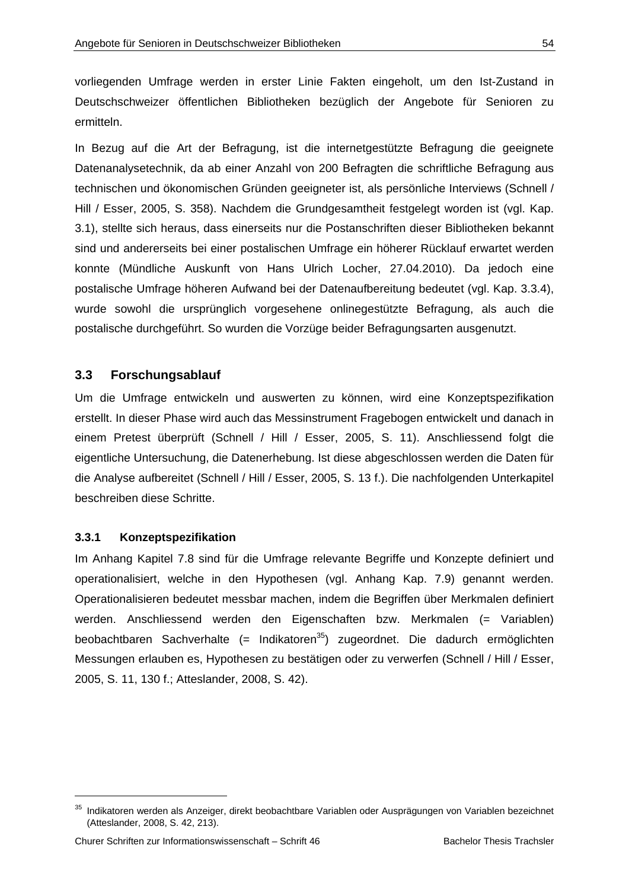vorliegenden Umfrage werden in erster Linie Fakten eingeholt, um den Ist-Zustand in Deutschschweizer öffentlichen Bibliotheken bezüglich der Angebote für Senioren zu ermitteln.

In Bezug auf die Art der Befragung, ist die internetgestützte Befragung die geeignete Datenanalysetechnik, da ab einer Anzahl von 200 Befragten die schriftliche Befragung aus technischen und ökonomischen Gründen geeigneter ist, als persönliche Interviews (Schnell / Hill / Esser, 2005, S. 358). Nachdem die Grundgesamtheit festgelegt worden ist (vgl. Kap. 3.1), stellte sich heraus, dass einerseits nur die Postanschriften dieser Bibliotheken bekannt sind und andererseits bei einer postalischen Umfrage ein höherer Rücklauf erwartet werden konnte (Mündliche Auskunft von Hans Ulrich Locher, 27.04.2010). Da jedoch eine postalische Umfrage höheren Aufwand bei der Datenaufbereitung bedeutet (vgl. Kap. 3.3.4), wurde sowohl die ursprünglich vorgesehene onlinegestützte Befragung, als auch die postalische durchgeführt. So wurden die Vorzüge beider Befragungsarten ausgenutzt.

## 3.3 Forschungsablauf

Um die Umfrage entwickeln und auswerten zu können, wird eine Konzeptspezifikation erstellt. In dieser Phase wird auch das Messinstrument Fragebogen entwickelt und danach in einem Pretest überprüft (Schnell / Hill / Esser, 2005, S. 11). Anschliessend folgt die eigentliche Untersuchung, die Datenerhebung. Ist diese abgeschlossen werden die Daten für die Analyse aufbereitet (Schnell / Hill / Esser, 2005, S. 13 f.). Die nachfolgenden Unterkapitel beschreiben diese Schritte.

### 3.3.1 Konzeptspezifikation

Im Anhang Kapitel 7.8 sind für die Umfrage relevante Begriffe und Konzepte definiert und operationalisiert, welche in den Hypothesen (vgl. Anhang Kap. 7.9) genannt werden. Operationalisieren bedeutet messbar machen, indem die Begriffen über Merkmalen definiert werden. Anschliessend werden den Eigenschaften bzw. Merkmalen (= Variablen) beobachtbaren Sachverhalte (= Indikatoren[35]) zugeordnet. Die dadurch ermöglichten Messungen erlauben es, Hypothesen zu bestätigen oder zu verwerfen (Schnell / Hill / Esser, 2005, S. 11, 130 f.; Atteslander, 2008, S. 42).

[35] Indikatoren werden als Anzeiger, direkt beobachtbare Variablen oder Ausprägungen von Variablen bezeichnet (Atteslander, 2008, S. 42, 213).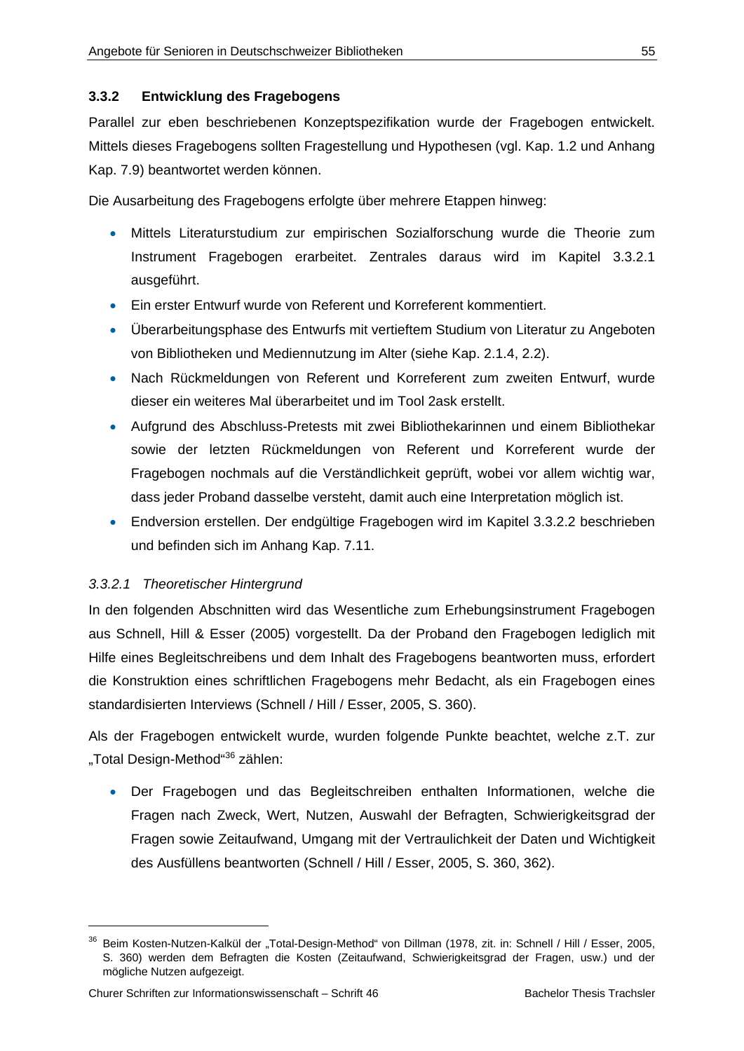### 3.3.2 Entwicklung des Fragebogens

Parallel zur eben beschriebenen Konzeptspezifikation wurde der Fragebogen entwickelt. Mittels dieses Fragebogens sollten Fragestellung und Hypothesen (vgl. Kap. 1.2 und Anhang Kap. 7.9) beantwortet werden können.

Die Ausarbeitung des Fragebogens erfolgte über mehrere Etappen hinweg:

- Mittels Literaturstudium zur empirischen Sozialforschung wurde die Theorie zum Instrument Fragebogen erarbeitet. Zentrales daraus wird im Kapitel 3.3.2.1 ausgeführt.
- Ein erster Entwurf wurde von Referent und Korreferent kommentiert.
- Überarbeitungsphase des Entwurfs mit vertieftem Studium von Literatur zu Angeboten von Bibliotheken und Mediennutzung im Alter (siehe Kap. 2.1.4, 2.2).
- Nach Rückmeldungen von Referent und Korreferent zum zweiten Entwurf, wurde dieser ein weiteres Mal überarbeitet und im Tool 2ask erstellt.
- Aufgrund des Abschluss-Pretests mit zwei Bibliothekarinnen und einem Bibliothekar sowie der letzten Rückmeldungen von Referent und Korreferent wurde der Fragebogen nochmals auf die Verständlichkeit geprüft, wobei vor allem wichtig war, dass jeder Proband dasselbe versteht, damit auch eine Interpretation möglich ist.
- Endversion erstellen. Der endgültige Fragebogen wird im Kapitel 3.3.2.2 beschrieben und befinden sich im Anhang Kap. 7.11.

#### *3.3.2.1 Theoretischer Hintergrund*

In den folgenden Abschnitten wird das Wesentliche zum Erhebungsinstrument Fragebogen aus Schnell, Hill & Esser (2005) vorgestellt. Da der Proband den Fragebogen lediglich mit Hilfe eines Begleitschreibens und dem Inhalt des Fragebogens beantworten muss, erfordert die Konstruktion eines schriftlichen Fragebogens mehr Bedacht, als ein Fragebogen eines standardisierten Interviews (Schnell / Hill / Esser, 2005, S. 360).

Als der Fragebogen entwickelt wurde, wurden folgende Punkte beachtet, welche z.T. zur „Total Design-Method“[36] zählen:

- Der Fragebogen und das Begleitschreiben enthalten Informationen, welche die Fragen nach Zweck, Wert, Nutzen, Auswahl der Befragten, Schwierigkeitsgrad der Fragen sowie Zeitaufwand, Umgang mit der Vertraulichkeit der Daten und Wichtigkeit des Ausfüllens beantworten (Schnell / Hill / Esser, 2005, S. 360, 362).

---

[36] Beim Kosten-Nutzen-Kalkül der „Total-Design-Method“ von Dillman (1978, zit. in: Schnell / Hill / Esser, 2005, S. 360) werden dem Befragten die Kosten (Zeitaufwand, Schwierigkeitsgrad der Fragen, usw.) und der mögliche Nutzen aufgezeigt.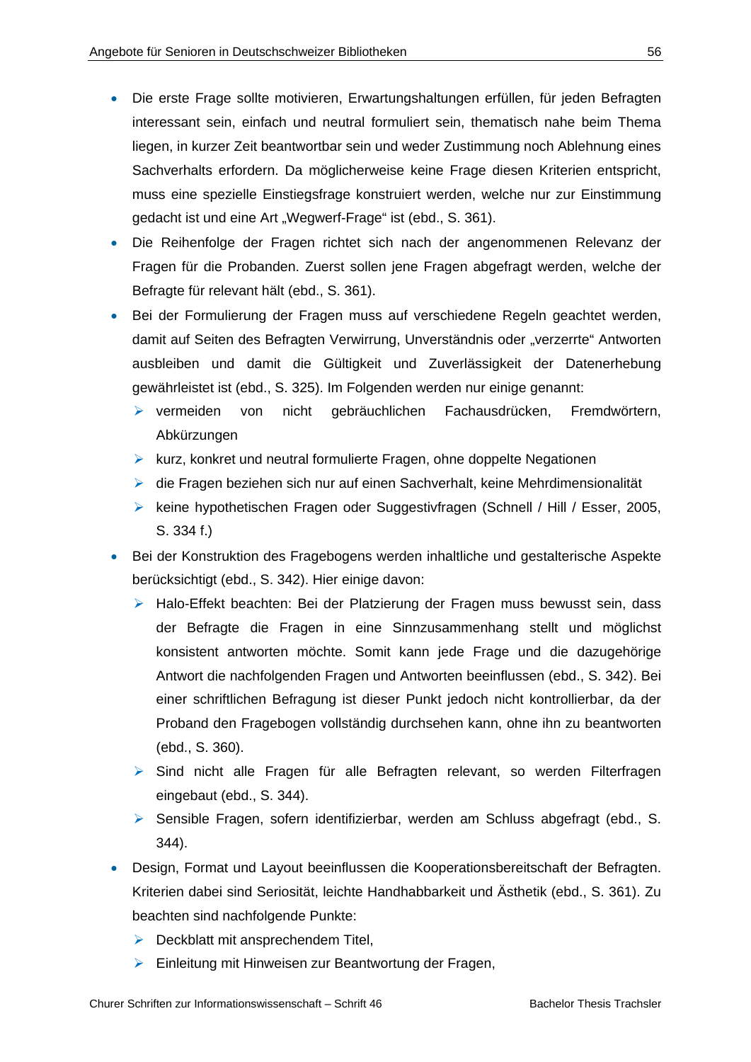- Die erste Frage sollte motivieren, Erwartungshaltungen erfüllen, für jeden Befragten interessant sein, einfach und neutral formuliert sein, thematisch nahe beim Thema liegen, in kurzer Zeit beantwortbar sein und weder Zustimmung noch Ablehnung eines Sachverhalts erfordern. Da möglicherweise keine Frage diesen Kriterien entspricht, muss eine spezielle Einstiegsfrage konstruiert werden, welche nur zur Einstimmung gedacht ist und eine Art „Wegwerf-Frage" ist (ebd., S. 361).
- Die Reihenfolge der Fragen richtet sich nach der angenommenen Relevanz der Fragen für die Probanden. Zuerst sollen jene Fragen abgefragt werden, welche der Befragte für relevant hält (ebd., S. 361).
- Bei der Formulierung der Fragen muss auf verschiedene Regeln geachtet werden, damit auf Seiten des Befragten Verwirrung, Unverständnis oder „verzerrte" Antworten ausbleiben und damit die Gültigkeit und Zuverlässigkeit der Datenerhebung gewährleistet ist (ebd., S. 325). Im Folgenden werden nur einige genannt:
  - vermeiden von nicht gebräuchlichen Fachausdrücken, Fremdwörtern, Abkürzungen
  - kurz, konkret und neutral formulierte Fragen, ohne doppelte Negationen
  - die Fragen beziehen sich nur auf einen Sachverhalt, keine Mehrdimensionalität
  - keine hypothetischen Fragen oder Suggestivfragen (Schnell / Hill / Esser, 2005, S. 334 f.)
- Bei der Konstruktion des Fragebogens werden inhaltliche und gestalterische Aspekte berücksichtigt (ebd., S. 342). Hier einige davon:
  - Halo-Effekt beachten: Bei der Platzierung der Fragen muss bewusst sein, dass der Befragte die Fragen in eine Sinnzusammenhang stellt und möglichst konsistent antworten möchte. Somit kann jede Frage und die dazugehörige Antwort die nachfolgenden Fragen und Antworten beeinflussen (ebd., S. 342). Bei einer schriftlichen Befragung ist dieser Punkt jedoch nicht kontrollierbar, da der Proband den Fragebogen vollständig durchsehen kann, ohne ihn zu beantworten (ebd., S. 360).
  - Sind nicht alle Fragen für alle Befragten relevant, so werden Filterfragen eingebaut (ebd., S. 344).
  - Sensible Fragen, sofern identifizierbar, werden am Schluss abgefragt (ebd., S. 344).
- Design, Format und Layout beeinflussen die Kooperationsbereitschaft der Befragten. Kriterien dabei sind Seriosität, leichte Handhabbarkeit und Ästhetik (ebd., S. 361). Zu beachten sind nachfolgende Punkte:
  - Deckblatt mit ansprechendem Titel,
  - Einleitung mit Hinweisen zur Beantwortung der Fragen,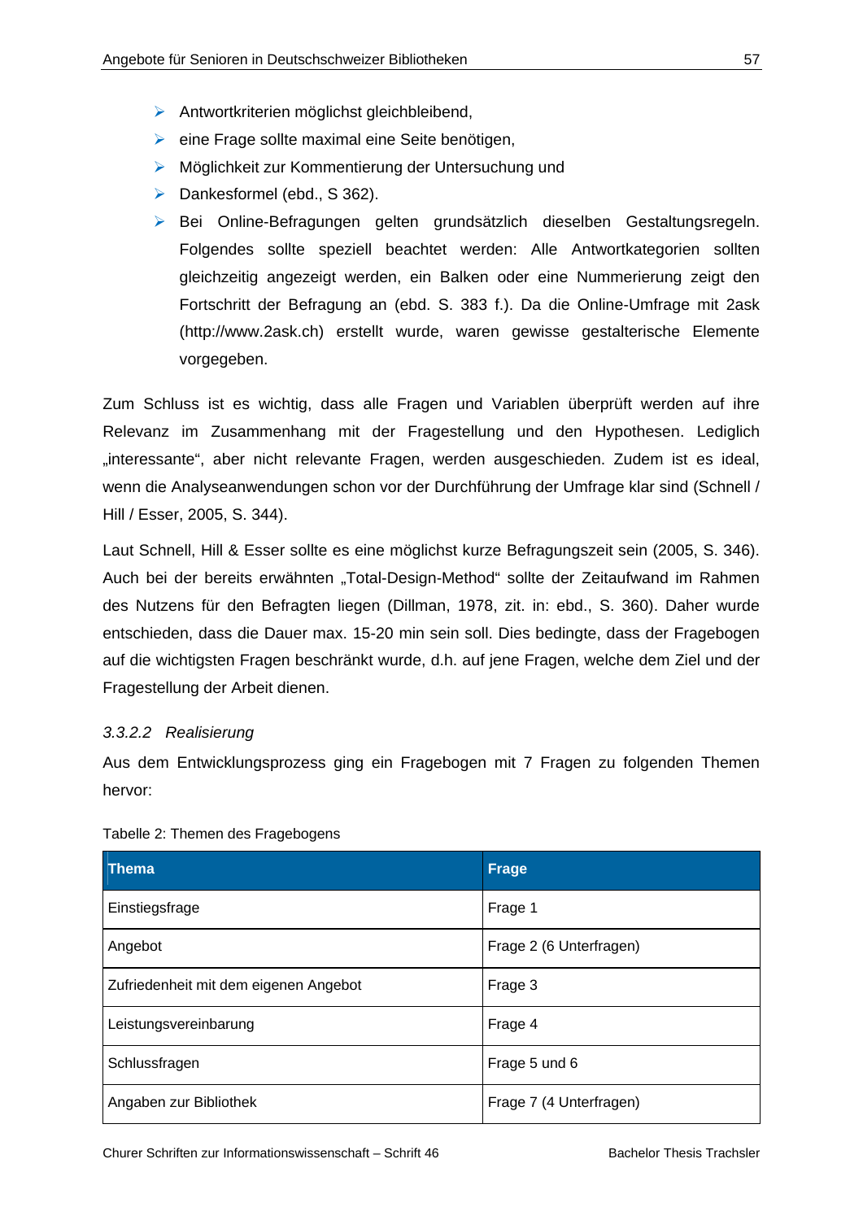- Antwortkriterien möglichst gleichbleibend,
- eine Frage sollte maximal eine Seite benötigen,
- Möglichkeit zur Kommentierung der Untersuchung und
- Dankesformel (ebd., S 362).
- Bei Online-Befragungen gelten grundsätzlich dieselben Gestaltungsregeln. Folgendes sollte speziell beachtet werden: Alle Antwortkategorien sollten gleichzeitig angezeigt werden, ein Balken oder eine Nummerierung zeigt den Fortschritt der Befragung an (ebd. S. 383 f.). Da die Online-Umfrage mit 2ask (http://www.2ask.ch) erstellt wurde, waren gewisse gestalterische Elemente vorgegeben.

Zum Schluss ist es wichtig, dass alle Fragen und Variablen überprüft werden auf ihre Relevanz im Zusammenhang mit der Fragestellung und den Hypothesen. Lediglich „interessante", aber nicht relevante Fragen, werden ausgeschieden. Zudem ist es ideal, wenn die Analyseanwendungen schon vor der Durchführung der Umfrage klar sind (Schnell / Hill / Esser, 2005, S. 344).

Laut Schnell, Hill & Esser sollte es eine möglichst kurze Befragungszeit sein (2005, S. 346). Auch bei der bereits erwähnten „Total-Design-Method" sollte der Zeitaufwand im Rahmen des Nutzens für den Befragten liegen (Dillman, 1978, zit. in: ebd., S. 360). Daher wurde entschieden, dass die Dauer max. 15-20 min sein soll. Dies bedingte, dass der Fragebogen auf die wichtigsten Fragen beschränkt wurde, d.h. auf jene Fragen, welche dem Ziel und der Fragestellung der Arbeit dienen.

#### *3.3.2.2 Realisierung*

Aus dem Entwicklungsprozess ging ein Fragebogen mit 7 Fragen zu folgenden Themen hervor:

Tabelle 2: Themen des Fragebogens

| Thema | Frage |
|---|---|
| Einstiegsfrage | Frage 1 |
| Angebot | Frage 2 (6 Unterfragen) |
| Zufriedenheit mit dem eigenen Angebot | Frage 3 |
| Leistungsvereinbarung | Frage 4 |
| Schlussfragen | Frage 5 und 6 |
| Angaben zur Bibliothek | Frage 7 (4 Unterfragen) |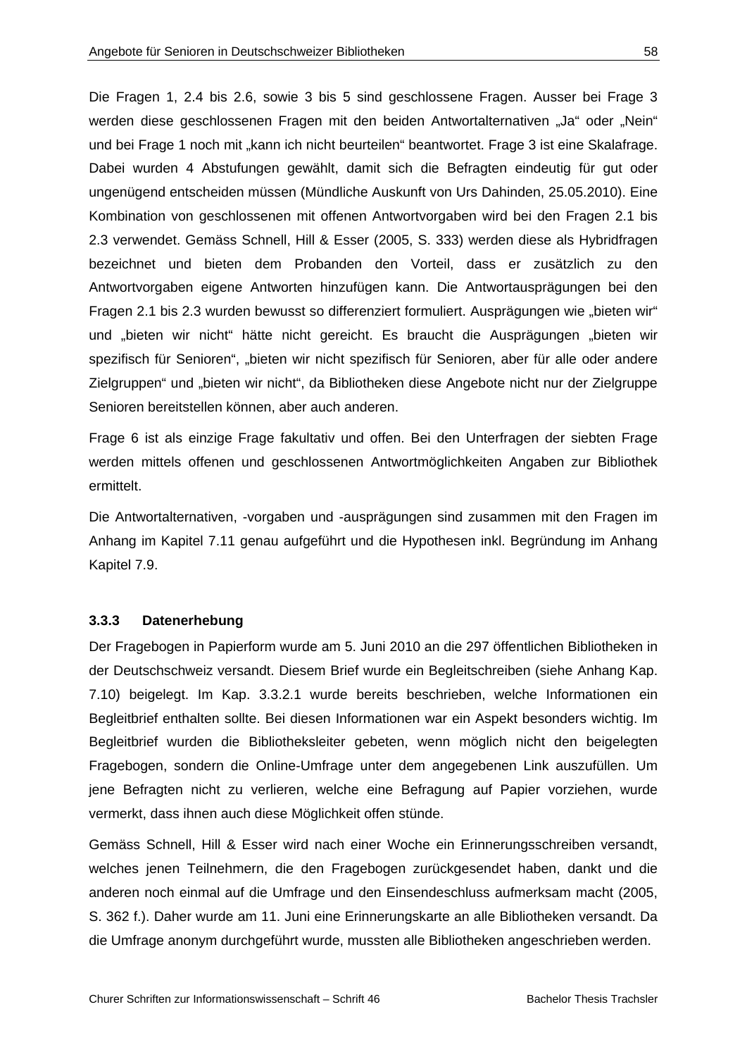Die Fragen 1, 2.4 bis 2.6, sowie 3 bis 5 sind geschlossene Fragen. Ausser bei Frage 3 werden diese geschlossenen Fragen mit den beiden Antwortalternativen „Ja“ oder „Nein“ und bei Frage 1 noch mit „kann ich nicht beurteilen“ beantwortet. Frage 3 ist eine Skalafrage. Dabei wurden 4 Abstufungen gewählt, damit sich die Befragten eindeutig für gut oder ungenügend entscheiden müssen (Mündliche Auskunft von Urs Dahinden, 25.05.2010). Eine Kombination von geschlossenen mit offenen Antwortvorgaben wird bei den Fragen 2.1 bis 2.3 verwendet. Gemäss Schnell, Hill & Esser (2005, S. 333) werden diese als Hybridfragen bezeichnet und bieten dem Probanden den Vorteil, dass er zusätzlich zu den Antwortvorgaben eigene Antworten hinzufügen kann. Die Antwortausprägungen bei den Fragen 2.1 bis 2.3 wurden bewusst so differenziert formuliert. Ausprägungen wie „bieten wir“ und „bieten wir nicht“ hätte nicht gereicht. Es braucht die Ausprägungen „bieten wir spezifisch für Senioren“, „bieten wir nicht spezifisch für Senioren, aber für alle oder andere Zielgruppen“ und „bieten wir nicht“, da Bibliotheken diese Angebote nicht nur der Zielgruppe Senioren bereitstellen können, aber auch anderen.

Frage 6 ist als einzige Frage fakultativ und offen. Bei den Unterfragen der siebten Frage werden mittels offenen und geschlossenen Antwortmöglichkeiten Angaben zur Bibliothek ermittelt.

Die Antwortalternativen, -vorgaben und -ausprägungen sind zusammen mit den Fragen im Anhang im Kapitel 7.11 genau aufgeführt und die Hypothesen inkl. Begründung im Anhang Kapitel 7.9.

### 3.3.3 Datenerhebung

Der Fragebogen in Papierform wurde am 5. Juni 2010 an die 297 öffentlichen Bibliotheken in der Deutschschweiz versandt. Diesem Brief wurde ein Begleitschreiben (siehe Anhang Kap. 7.10) beigelegt. Im Kap. 3.3.2.1 wurde bereits beschrieben, welche Informationen ein Begleitbrief enthalten sollte. Bei diesen Informationen war ein Aspekt besonders wichtig. Im Begleitbrief wurden die Bibliotheksleiter gebeten, wenn möglich nicht den beigelegten Fragebogen, sondern die Online-Umfrage unter dem angegebenen Link auszufüllen. Um jene Befragten nicht zu verlieren, welche eine Befragung auf Papier vorziehen, wurde vermerkt, dass ihnen auch diese Möglichkeit offen stünde.

Gemäss Schnell, Hill & Esser wird nach einer Woche ein Erinnerungsschreiben versandt, welches jenen Teilnehmern, die den Fragebogen zurückgesendet haben, dankt und die anderen noch einmal auf die Umfrage und den Einsendeschluss aufmerksam macht (2005, S. 362 f.). Daher wurde am 11. Juni eine Erinnerungskarte an alle Bibliotheken versandt. Da die Umfrage anonym durchgeführt wurde, mussten alle Bibliotheken angeschrieben werden.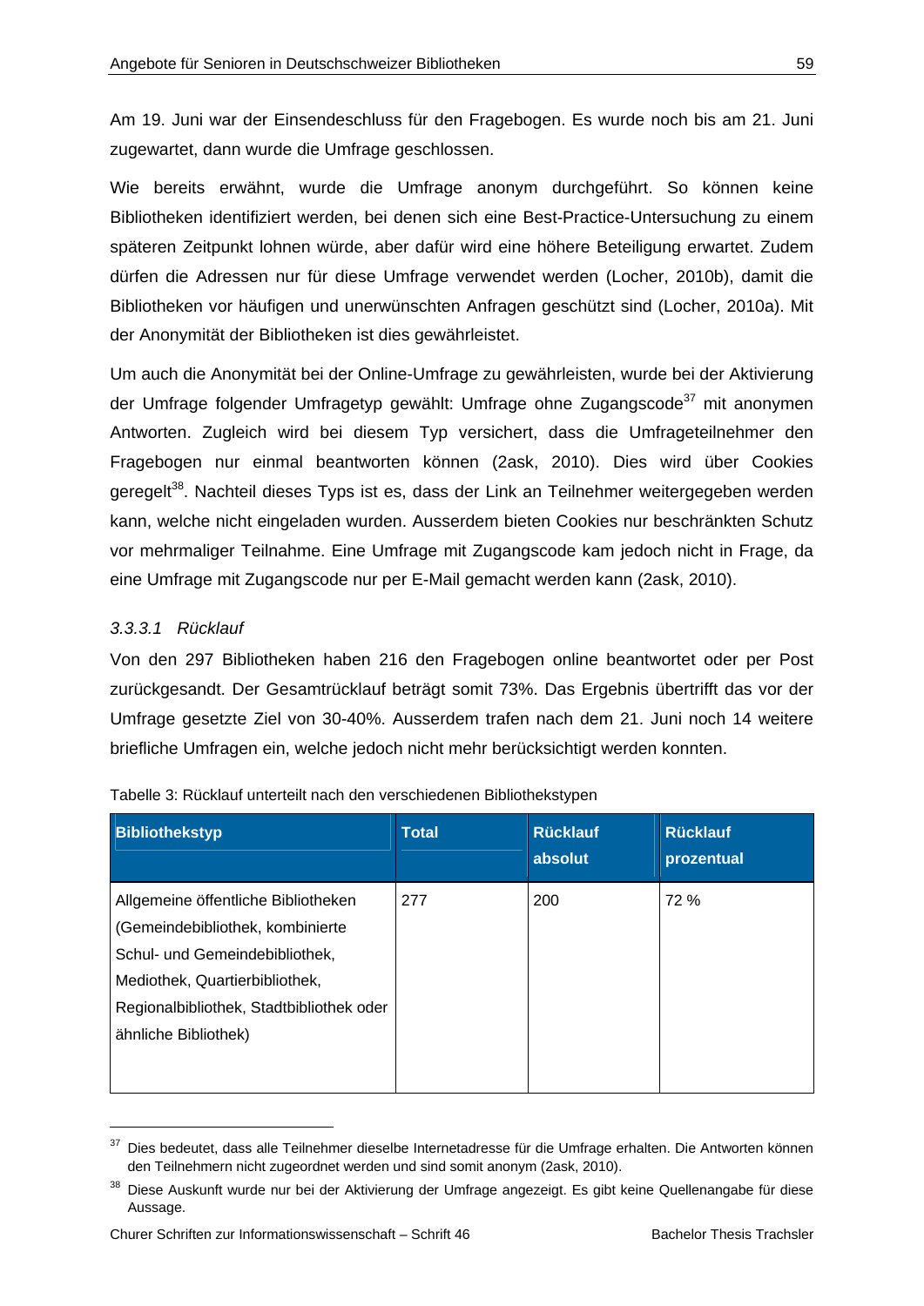Am 19. Juni war der Einsendeschluss für den Fragebogen. Es wurde noch bis am 21. Juni zugewartet, dann wurde die Umfrage geschlossen.

Wie bereits erwähnt, wurde die Umfrage anonym durchgeführt. So können keine Bibliotheken identifiziert werden, bei denen sich eine Best-Practice-Untersuchung zu einem späteren Zeitpunkt lohnen würde, aber dafür wird eine höhere Beteiligung erwartet. Zudem dürfen die Adressen nur für diese Umfrage verwendet werden (Locher, 2010b), damit die Bibliotheken vor häufigen und unerwünschten Anfragen geschützt sind (Locher, 2010a). Mit der Anonymität der Bibliotheken ist dies gewährleistet.

Um auch die Anonymität bei der Online-Umfrage zu gewährleisten, wurde bei der Aktivierung der Umfrage folgender Umfragetyp gewählt: Umfrage ohne Zugangscode[37] mit anonymen Antworten. Zugleich wird bei diesem Typ versichert, dass die Umfrageteilnehmer den Fragebogen nur einmal beantworten können (2ask, 2010). Dies wird über Cookies geregelt[38]. Nachteil dieses Typs ist es, dass der Link an Teilnehmer weitergegeben werden kann, welche nicht eingeladen wurden. Ausserdem bieten Cookies nur beschränkten Schutz vor mehrmaliger Teilnahme. Eine Umfrage mit Zugangscode kam jedoch nicht in Frage, da eine Umfrage mit Zugangscode nur per E-Mail gemacht werden kann (2ask, 2010).

#### *3.3.3.1 Rücklauf*

Von den 297 Bibliotheken haben 216 den Fragebogen online beantwortet oder per Post zurückgesandt. Der Gesamtrücklauf beträgt somit 73%. Das Ergebnis übertrifft das vor der Umfrage gesetzte Ziel von 30-40%. Ausserdem trafen nach dem 21. Juni noch 14 weitere briefliche Umfragen ein, welche jedoch nicht mehr berücksichtigt werden konnten.

Tabelle 3: Rücklauf unterteilt nach den verschiedenen Bibliothekstypen

| Bibliothekstyp | Total | Rücklauf absolut | Rücklauf prozentual |
|---|---|---|---|
| Allgemeine öffentliche Bibliotheken (Gemeindebibliothek, kombinierte Schul- und Gemeindebibliothek, Mediothek, Quartierbibliothek, Regionalbibliothek, Stadtbibliothek oder ähnliche Bibliothek) | 277 | 200 | 72 % |

[37] Dies bedeutet, dass alle Teilnehmer dieselbe Internetadresse für die Umfrage erhalten. Die Antworten können den Teilnehmern nicht zugeordnet werden und sind somit anonym (2ask, 2010).

[38] Diese Auskunft wurde nur bei der Aktivierung der Umfrage angezeigt. Es gibt keine Quellenangabe für diese Aussage.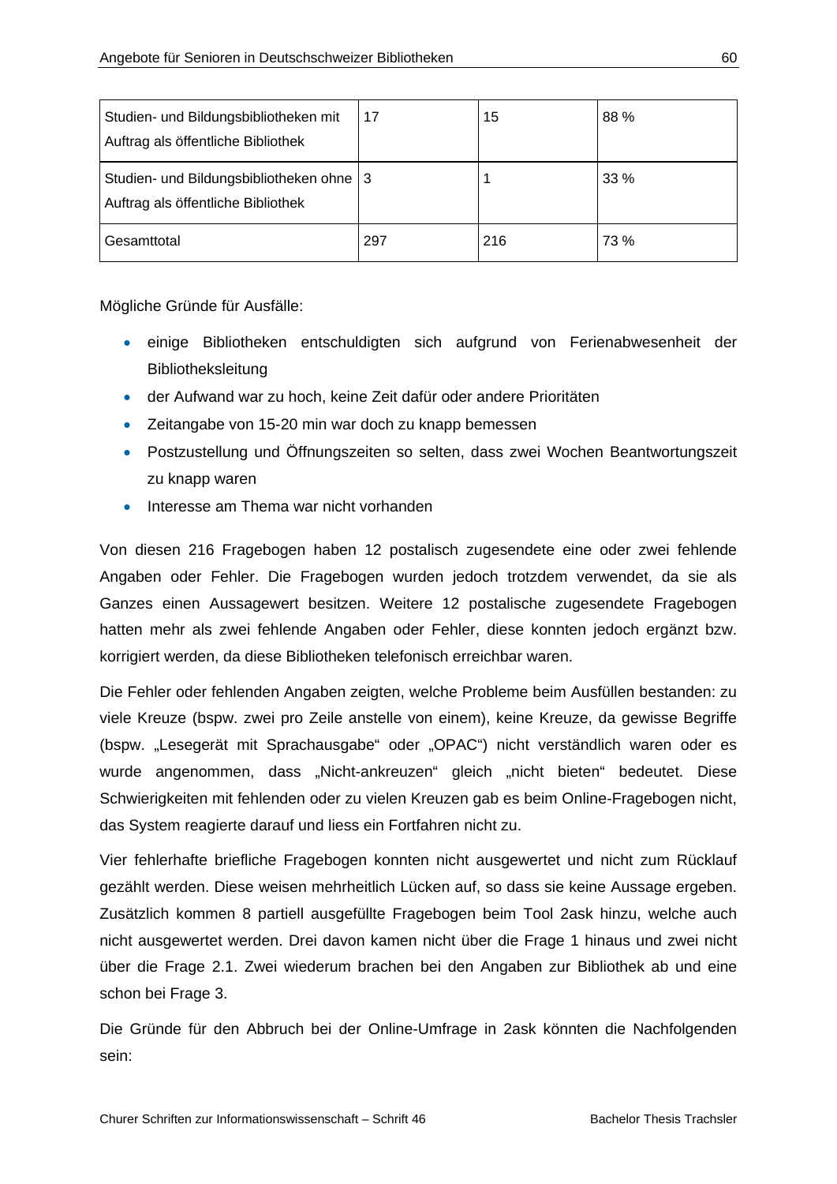| | | | |
|---|---|---|---|
| Studien- und Bildungsbibliotheken mit Auftrag als öffentliche Bibliothek | 17 | 15 | 88 % |
| Studien- und Bildungsbibliotheken ohne Auftrag als öffentliche Bibliothek | 3 | 1 | 33 % |
| Gesamttotal | 297 | 216 | 73 % |

Mögliche Gründe für Ausfälle:

- einige Bibliotheken entschuldigten sich aufgrund von Ferienabwesenheit der Bibliotheksleitung
- der Aufwand war zu hoch, keine Zeit dafür oder andere Prioritäten
- Zeitangabe von 15-20 min war doch zu knapp bemessen
- Postzustellung und Öffnungszeiten so selten, dass zwei Wochen Beantwortungszeit zu knapp waren
- Interesse am Thema war nicht vorhanden

Von diesen 216 Fragebogen haben 12 postalisch zugesendete eine oder zwei fehlende Angaben oder Fehler. Die Fragebogen wurden jedoch trotzdem verwendet, da sie als Ganzes einen Aussagewert besitzen. Weitere 12 postalische zugesendete Fragebogen hatten mehr als zwei fehlende Angaben oder Fehler, diese konnten jedoch ergänzt bzw. korrigiert werden, da diese Bibliotheken telefonisch erreichbar waren.

Die Fehler oder fehlenden Angaben zeigten, welche Probleme beim Ausfüllen bestanden: zu viele Kreuze (bspw. zwei pro Zeile anstelle von einem), keine Kreuze, da gewisse Begriffe (bspw. „Lesegerät mit Sprachausgabe" oder „OPAC") nicht verständlich waren oder es wurde angenommen, dass „Nicht-ankreuzen" gleich „nicht bieten" bedeutet. Diese Schwierigkeiten mit fehlenden oder zu vielen Kreuzen gab es beim Online-Fragebogen nicht, das System reagierte darauf und liess ein Fortfahren nicht zu.

Vier fehlerhafte briefliche Fragebogen konnten nicht ausgewertet und nicht zum Rücklauf gezählt werden. Diese weisen mehrheitlich Lücken auf, so dass sie keine Aussage ergeben. Zusätzlich kommen 8 partiell ausgefüllte Fragebogen beim Tool 2ask hinzu, welche auch nicht ausgewertet werden. Drei davon kamen nicht über die Frage 1 hinaus und zwei nicht über die Frage 2.1. Zwei wiederum brachen bei den Angaben zur Bibliothek ab und eine schon bei Frage 3.

Die Gründe für den Abbruch bei der Online-Umfrage in 2ask könnten die Nachfolgenden sein: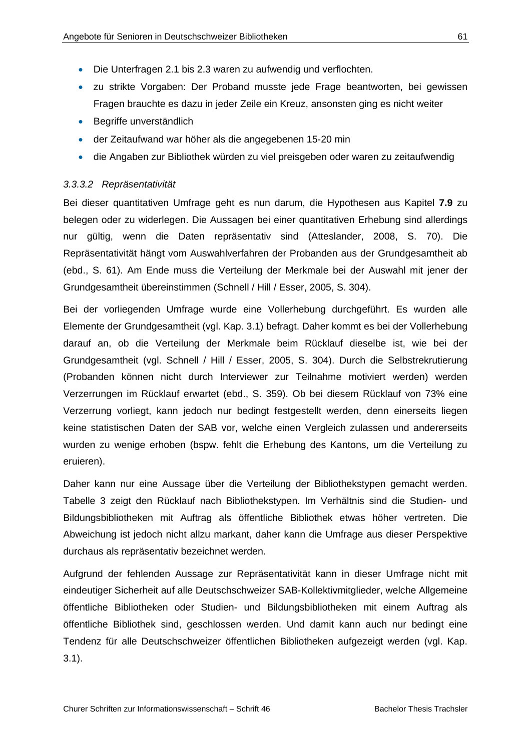- Die Unterfragen 2.1 bis 2.3 waren zu aufwendig und verflochten.
- zu strikte Vorgaben: Der Proband musste jede Frage beantworten, bei gewissen Fragen brauchte es dazu in jeder Zeile ein Kreuz, ansonsten ging es nicht weiter
- Begriffe unverständlich
- der Zeitaufwand war höher als die angegebenen 15-20 min
- die Angaben zur Bibliothek würden zu viel preisgeben oder waren zu zeitaufwendig

#### *3.3.3.2 Repräsentativität*

Bei dieser quantitativen Umfrage geht es nun darum, die Hypothesen aus Kapitel **7.9** zu belegen oder zu widerlegen. Die Aussagen bei einer quantitativen Erhebung sind allerdings nur gültig, wenn die Daten repräsentativ sind (Atteslander, 2008, S. 70). Die Repräsentativität hängt vom Auswahlverfahren der Probanden aus der Grundgesamtheit ab (ebd., S. 61). Am Ende muss die Verteilung der Merkmale bei der Auswahl mit jener der Grundgesamtheit übereinstimmen (Schnell / Hill / Esser, 2005, S. 304).

Bei der vorliegenden Umfrage wurde eine Vollerhebung durchgeführt. Es wurden alle Elemente der Grundgesamtheit (vgl. Kap. 3.1) befragt. Daher kommt es bei der Vollerhebung darauf an, ob die Verteilung der Merkmale beim Rücklauf dieselbe ist, wie bei der Grundgesamtheit (vgl. Schnell / Hill / Esser, 2005, S. 304). Durch die Selbstrekrutierung (Probanden können nicht durch Interviewer zur Teilnahme motiviert werden) werden Verzerrungen im Rücklauf erwartet (ebd., S. 359). Ob bei diesem Rücklauf von 73% eine Verzerrung vorliegt, kann jedoch nur bedingt festgestellt werden, denn einerseits liegen keine statistischen Daten der SAB vor, welche einen Vergleich zulassen und andererseits wurden zu wenige erhoben (bspw. fehlt die Erhebung des Kantons, um die Verteilung zu eruieren).

Daher kann nur eine Aussage über die Verteilung der Bibliothekstypen gemacht werden. Tabelle 3 zeigt den Rücklauf nach Bibliothekstypen. Im Verhältnis sind die Studien- und Bildungsbibliotheken mit Auftrag als öffentliche Bibliothek etwas höher vertreten. Die Abweichung ist jedoch nicht allzu markant, daher kann die Umfrage aus dieser Perspektive durchaus als repräsentativ bezeichnet werden.

Aufgrund der fehlenden Aussage zur Repräsentativität kann in dieser Umfrage nicht mit eindeutiger Sicherheit auf alle Deutschschweizer SAB-Kollektivmitglieder, welche Allgemeine öffentliche Bibliotheken oder Studien- und Bildungsbibliotheken mit einem Auftrag als öffentliche Bibliothek sind, geschlossen werden. Und damit kann auch nur bedingt eine Tendenz für alle Deutschschweizer öffentlichen Bibliotheken aufgezeigt werden (vgl. Kap. 3.1).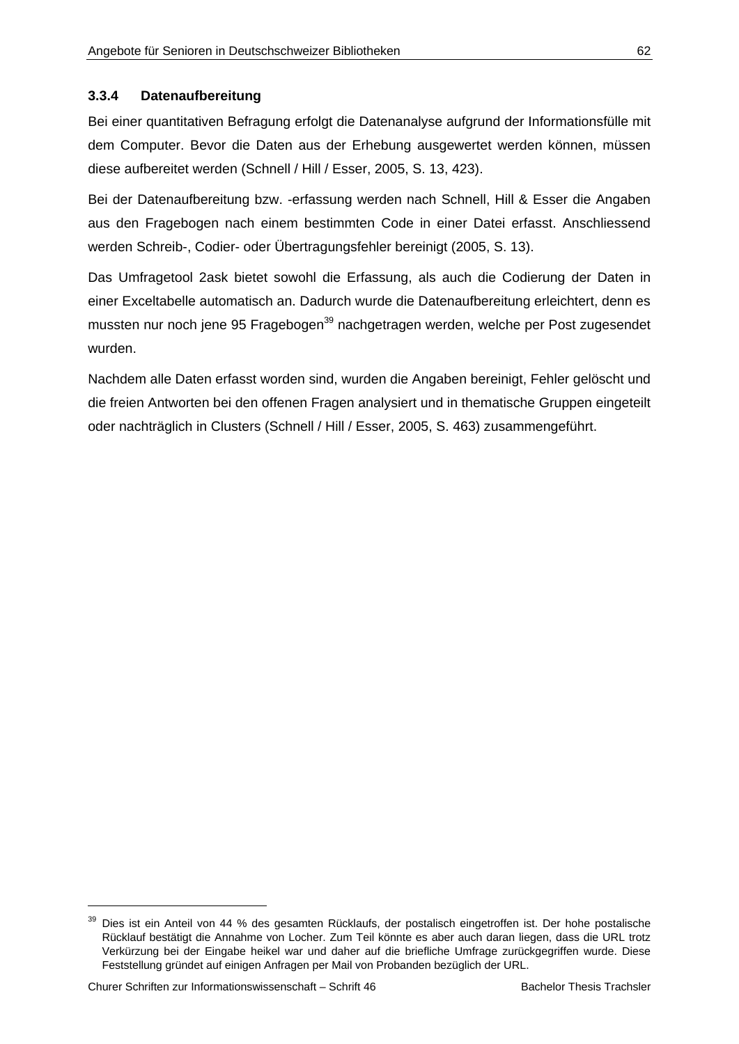### 3.3.4 Datenaufbereitung

Bei einer quantitativen Befragung erfolgt die Datenanalyse aufgrund der Informationsfülle mit dem Computer. Bevor die Daten aus der Erhebung ausgewertet werden können, müssen diese aufbereitet werden (Schnell / Hill / Esser, 2005, S. 13, 423).

Bei der Datenaufbereitung bzw. -erfassung werden nach Schnell, Hill & Esser die Angaben aus den Fragebogen nach einem bestimmten Code in einer Datei erfasst. Anschliessend werden Schreib-, Codier- oder Übertragungsfehler bereinigt (2005, S. 13).

Das Umfragetool 2ask bietet sowohl die Erfassung, als auch die Codierung der Daten in einer Exceltabelle automatisch an. Dadurch wurde die Datenaufbereitung erleichtert, denn es mussten nur noch jene 95 Fragebogen[39] nachgetragen werden, welche per Post zugesendet wurden.

Nachdem alle Daten erfasst worden sind, wurden die Angaben bereinigt, Fehler gelöscht und die freien Antworten bei den offenen Fragen analysiert und in thematische Gruppen eingeteilt oder nachträglich in Clusters (Schnell / Hill / Esser, 2005, S. 463) zusammengeführt.

---

[39] Dies ist ein Anteil von 44 % des gesamten Rücklaufs, der postalisch eingetroffen ist. Der hohe postalische Rücklauf bestätigt die Annahme von Locher. Zum Teil könnte es aber auch daran liegen, dass die URL trotz Verkürzung bei der Eingabe heikel war und daher auf die briefliche Umfrage zurückgegriffen wurde. Diese Feststellung gründet auf einigen Anfragen per Mail von Probanden bezüglich der URL.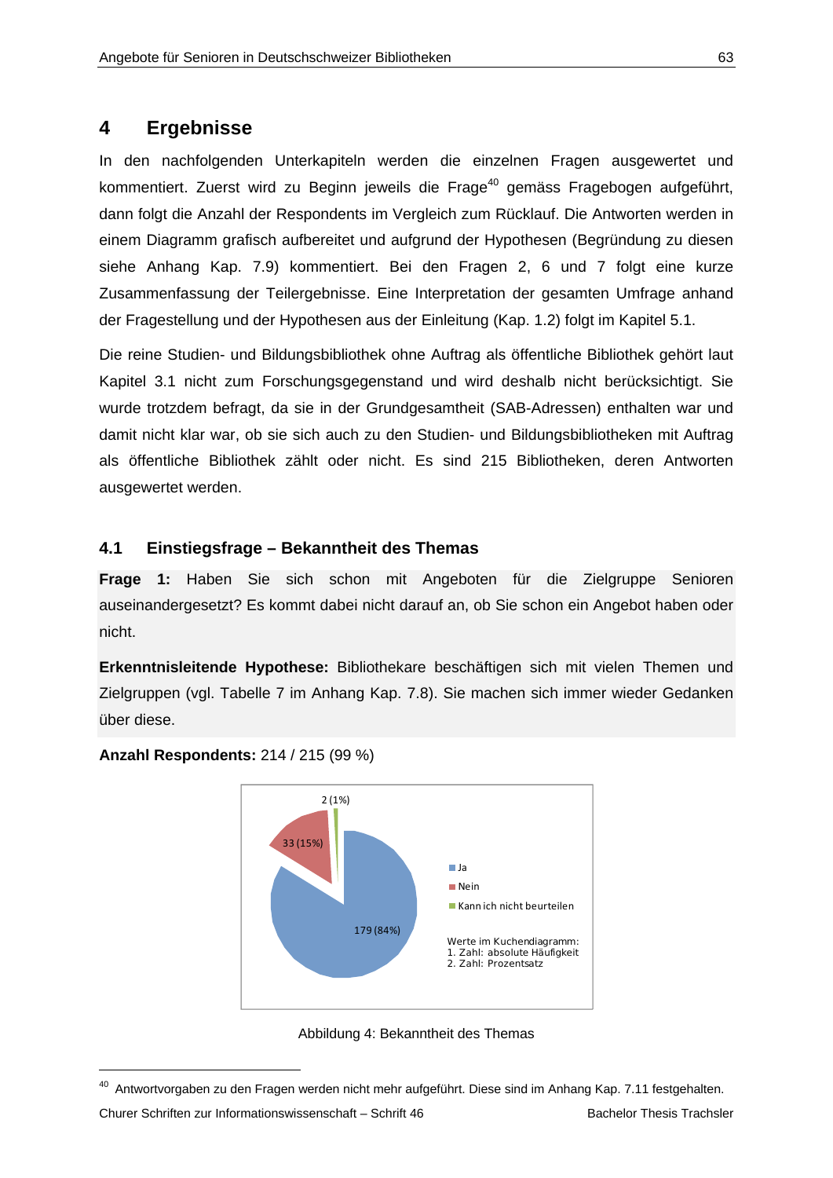# 4 Ergebnisse

In den nachfolgenden Unterkapiteln werden die einzelnen Fragen ausgewertet und kommentiert. Zuerst wird zu Beginn jeweils die Frage[40] gemäss Fragebogen aufgeführt, dann folgt die Anzahl der Respondents im Vergleich zum Rücklauf. Die Antworten werden in einem Diagramm grafisch aufbereitet und aufgrund der Hypothesen (Begründung zu diesen siehe Anhang Kap. 7.9) kommentiert. Bei den Fragen 2, 6 und 7 folgt eine kurze Zusammenfassung der Teilergebnisse. Eine Interpretation der gesamten Umfrage anhand der Fragestellung und der Hypothesen aus der Einleitung (Kap. 1.2) folgt im Kapitel 5.1.

Die reine Studien- und Bildungsbibliothek ohne Auftrag als öffentliche Bibliothek gehört laut Kapitel 3.1 nicht zum Forschungsgegenstand und wird deshalb nicht berücksichtigt. Sie wurde trotzdem befragt, da sie in der Grundgesamtheit (SAB-Adressen) enthalten war und damit nicht klar war, ob sie sich auch zu den Studien- und Bildungsbibliotheken mit Auftrag als öffentliche Bibliothek zählt oder nicht. Es sind 215 Bibliotheken, deren Antworten ausgewertet werden.

## 4.1 Einstiegsfrage – Bekanntheit des Themas

**Frage 1:** Haben Sie sich schon mit Angeboten für die Zielgruppe Senioren auseinandergesetzt? Es kommt dabei nicht darauf an, ob Sie schon ein Angebot haben oder nicht.

**Erkenntnisleitende Hypothese:** Bibliothekare beschäftigen sich mit vielen Themen und Zielgruppen (vgl. Tabelle 7 im Anhang Kap. 7.8). Sie machen sich immer wieder Gedanken über diese.

**Anzahl Respondents:** 214 / 215 (99 %)

| Antwort | Anzahl (Prozent) |
|---|---|
| Ja | 179 (84%) |
| Nein | 33 (15%) |
| Kann ich nicht beurteilen | 2 (1%) |

Werte im Kuchendiagramm:
1. Zahl: absolute Häufigkeit
2. Zahl: Prozentsatz

Abbildung 4: Bekanntheit des Themas

[40] Antwortvorgaben zu den Fragen werden nicht mehr aufgeführt. Diese sind im Anhang Kap. 7.11 festgehalten.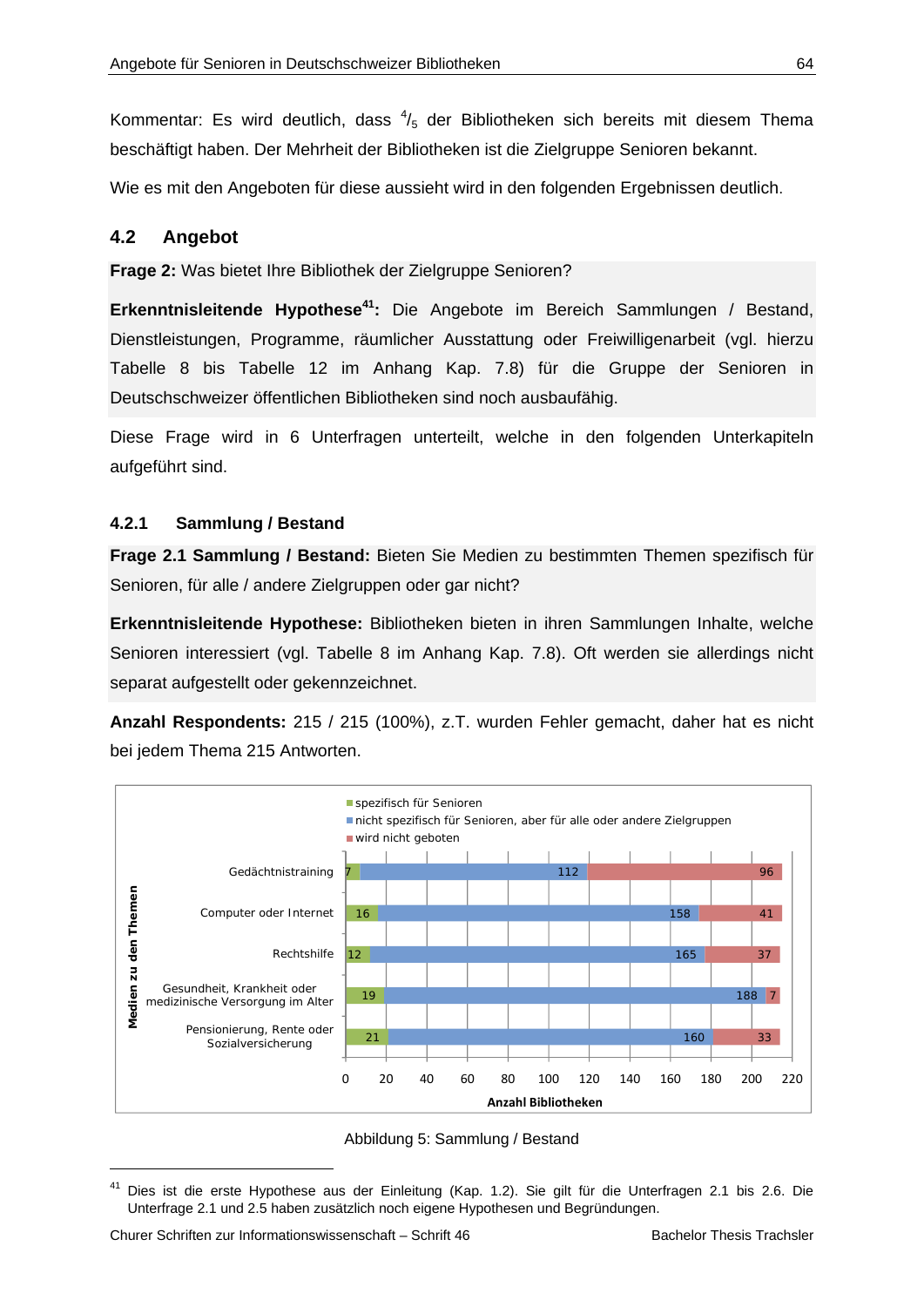Kommentar: Es wird deutlich, dass $^4/_5$ der Bibliotheken sich bereits mit diesem Thema beschäftigt haben. Der Mehrheit der Bibliotheken ist die Zielgruppe Senioren bekannt.

Wie es mit den Angeboten für diese aussieht wird in den folgenden Ergebnissen deutlich.

## 4.2 Angebot

**Frage 2:** Was bietet Ihre Bibliothek der Zielgruppe Senioren?

**Erkenntnisleitende Hypothese[41]:** Die Angebote im Bereich Sammlungen / Bestand, Dienstleistungen, Programme, räumlicher Ausstattung oder Freiwilligenarbeit (vgl. hierzu Tabelle 8 bis Tabelle 12 im Anhang Kap. 7.8) für die Gruppe der Senioren in Deutschschweizer öffentlichen Bibliotheken sind noch ausbaufähig.

Diese Frage wird in 6 Unterfragen unterteilt, welche in den folgenden Unterkapiteln aufgeführt sind.

### 4.2.1 Sammlung / Bestand

**Frage 2.1 Sammlung / Bestand:** Bieten Sie Medien zu bestimmten Themen spezifisch für Senioren, für alle / andere Zielgruppen oder gar nicht?

**Erkenntnisleitende Hypothese:** Bibliotheken bieten in ihren Sammlungen Inhalte, welche Senioren interessiert (vgl. Tabelle 8 im Anhang Kap. 7.8). Oft werden sie allerdings nicht separat aufgestellt oder gekennzeichnet.

**Anzahl Respondents:** 215 / 215 (100%), z.T. wurden Fehler gemacht, daher hat es nicht bei jedem Thema 215 Antworten.

| Medien zu den Themen | spezifisch für Senioren | nicht spezifisch für Senioren, aber für alle oder andere Zielgruppen | wird nicht geboten |
|---|---|---|---|
| Gedächtnistraining | 7 | 112 | 96 |
| Computer oder Internet | 16 | 158 | 41 |
| Rechtshilfe | 12 | 165 | 37 |
| Gesundheit, Krankheit oder medizinische Versorgung im Alter | 19 | 188 | 7 |
| Pensionierung, Rente oder Sozialversicherung | 21 | 160 | 33 |

Abbildung 5: Sammlung / Bestand

[41] Dies ist die erste Hypothese aus der Einleitung (Kap. 1.2). Sie gilt für die Unterfragen 2.1 bis 2.6. Die Unterfrage 2.1 und 2.5 haben zusätzlich noch eigene Hypothesen und Begründungen.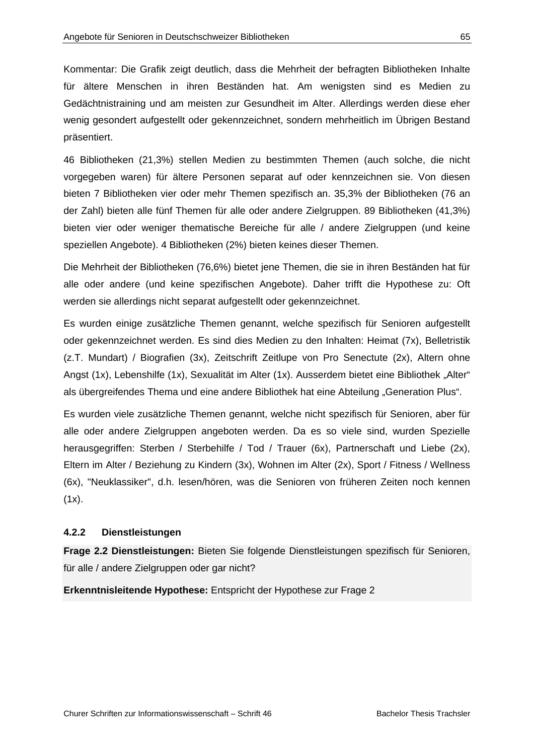Kommentar: Die Grafik zeigt deutlich, dass die Mehrheit der befragten Bibliotheken Inhalte für ältere Menschen in ihren Beständen hat. Am wenigsten sind es Medien zu Gedächtnistraining und am meisten zur Gesundheit im Alter. Allerdings werden diese eher wenig gesondert aufgestellt oder gekennzeichnet, sondern mehrheitlich im Übrigen Bestand präsentiert.

46 Bibliotheken (21,3%) stellen Medien zu bestimmten Themen (auch solche, die nicht vorgegeben waren) für ältere Personen separat auf oder kennzeichnen sie. Von diesen bieten 7 Bibliotheken vier oder mehr Themen spezifisch an. 35,3% der Bibliotheken (76 an der Zahl) bieten alle fünf Themen für alle oder andere Zielgruppen. 89 Bibliotheken (41,3%) bieten vier oder weniger thematische Bereiche für alle / andere Zielgruppen (und keine speziellen Angebote). 4 Bibliotheken (2%) bieten keines dieser Themen.

Die Mehrheit der Bibliotheken (76,6%) bietet jene Themen, die sie in ihren Beständen hat für alle oder andere (und keine spezifischen Angebote). Daher trifft die Hypothese zu: Oft werden sie allerdings nicht separat aufgestellt oder gekennzeichnet.

Es wurden einige zusätzliche Themen genannt, welche spezifisch für Senioren aufgestellt oder gekennzeichnet werden. Es sind dies Medien zu den Inhalten: Heimat (7x), Belletristik (z.T. Mundart) / Biografien (3x), Zeitschrift Zeitlupe von Pro Senectute (2x), Altern ohne Angst (1x), Lebenshilfe (1x), Sexualität im Alter (1x). Ausserdem bietet eine Bibliothek „Alter" als übergreifendes Thema und eine andere Bibliothek hat eine Abteilung „Generation Plus".

Es wurden viele zusätzliche Themen genannt, welche nicht spezifisch für Senioren, aber für alle oder andere Zielgruppen angeboten werden. Da es so viele sind, wurden Spezielle herausgegriffen: Sterben / Sterbehilfe / Tod / Trauer (6x), Partnerschaft und Liebe (2x), Eltern im Alter / Beziehung zu Kindern (3x), Wohnen im Alter (2x), Sport / Fitness / Wellness (6x), "Neuklassiker", d.h. lesen/hören, was die Senioren von früheren Zeiten noch kennen (1x).

### 4.2.2 Dienstleistungen

**Frage 2.2 Dienstleistungen:** Bieten Sie folgende Dienstleistungen spezifisch für Senioren, für alle / andere Zielgruppen oder gar nicht?

**Erkenntnisleitende Hypothese:** Entspricht der Hypothese zur Frage 2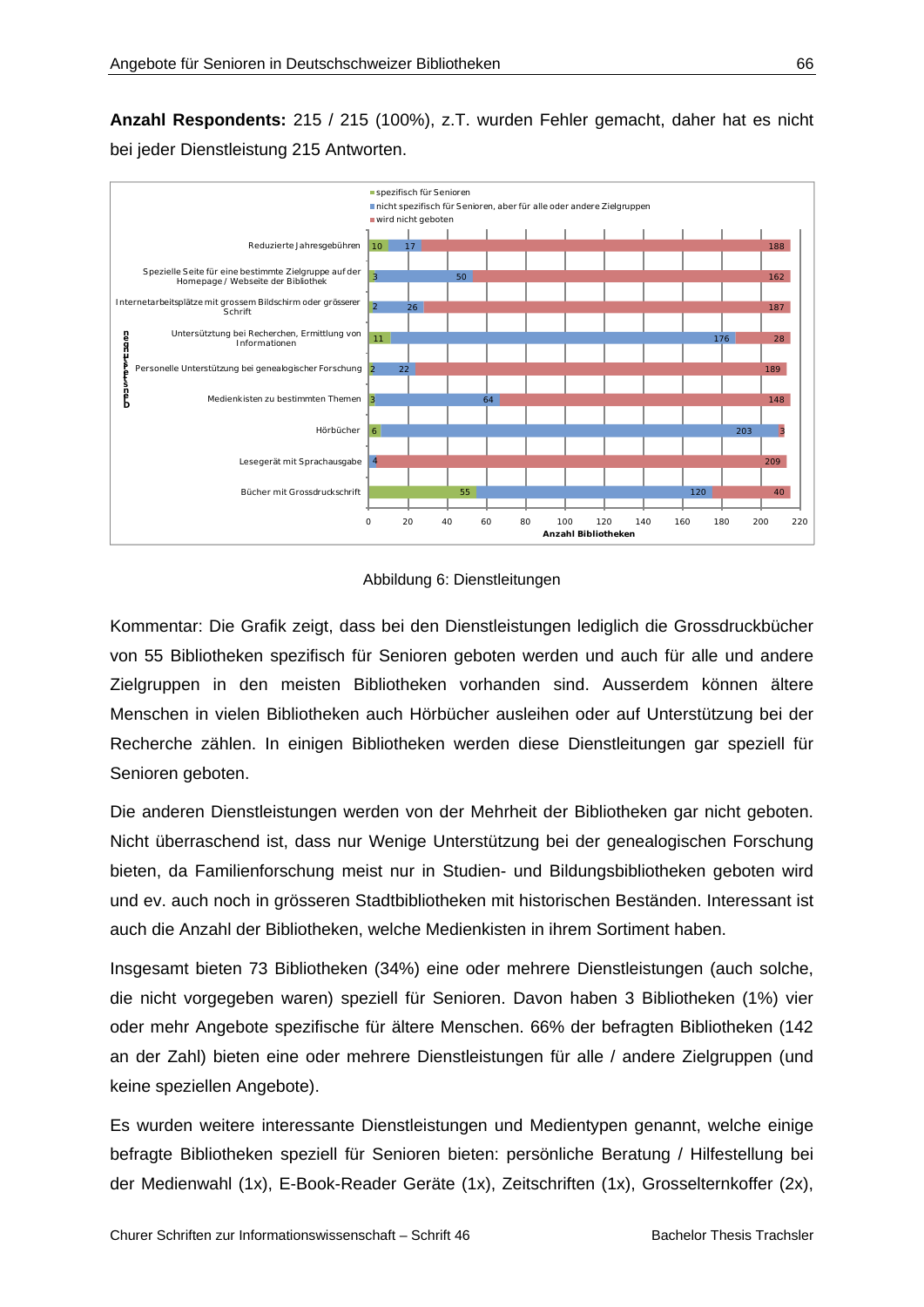**Anzahl Respondents:** 215 / 215 (100%), z.T. wurden Fehler gemacht, daher hat es nicht bei jeder Dienstleistung 215 Antworten.

| Dienstleistungen | spezifisch für Senioren | nicht spezifisch für Senioren, aber für alle oder andere Zielgruppen | wird nicht geboten |
|---|---|---|---|
| Reduzierte Jahresgebühren | 10 | 17 | 188 |
| Spezielle Seite für eine bestimmte Zielgruppe auf der Homepage / Webseite der Bibliothek | 3 | 50 | 162 |
| Internetarbeitsplätze mit grossem Bildschirm oder grösserer Schrift | 2 | 26 | 187 |
| Unterstützung bei Recherchen, Ermittlung von Informationen | 11 | 176 | 28 |
| Personelle Unterstützung bei genealogischer Forschung | 2 | 22 | 189 |
| Medienkisten zu bestimmten Themen | 3 | 64 | 148 |
| Hörbücher | 6 | 203 | 3 |
| Lesegerät mit Sprachausgabe | | 4 | 209 |
| Bücher mit Grossdruckschrift | 55 | 120 | 40 |

Anzahl Bibliotheken

Abbildung 6: Dienstleitungen

Kommentar: Die Grafik zeigt, dass bei den Dienstleistungen lediglich die Grossdruckbücher von 55 Bibliotheken spezifisch für Senioren geboten werden und auch für alle und andere Zielgruppen in den meisten Bibliotheken vorhanden sind. Ausserdem können ältere Menschen in vielen Bibliotheken auch Hörbücher ausleihen oder auf Unterstützung bei der Recherche zählen. In einigen Bibliotheken werden diese Dienstleistungen gar speziell für Senioren geboten.

Die anderen Dienstleistungen werden von der Mehrheit der Bibliotheken gar nicht geboten. Nicht überraschend ist, dass nur Wenige Unterstützung bei der genealogischen Forschung bieten, da Familienforschung meist nur in Studien- und Bildungsbibliotheken geboten wird und ev. auch noch in grösseren Stadtbibliotheken mit historischen Beständen. Interessant ist auch die Anzahl der Bibliotheken, welche Medienkisten in ihrem Sortiment haben.

Insgesamt bieten 73 Bibliotheken (34%) eine oder mehrere Dienstleistungen (auch solche, die nicht vorgegeben waren) speziell für Senioren. Davon haben 3 Bibliotheken (1%) vier oder mehr Angebote spezifische für ältere Menschen. 66% der befragten Bibliotheken (142 an der Zahl) bieten eine oder mehrere Dienstleistungen für alle / andere Zielgruppen (und keine speziellen Angebote).

Es wurden weitere interessante Dienstleistungen und Medientypen genannt, welche einige befragte Bibliotheken speziell für Senioren bieten: persönliche Beratung / Hilfestellung bei der Medienwahl (1x), E-Book-Reader Geräte (1x), Zeitschriften (1x), Grosselternkoffer (2x),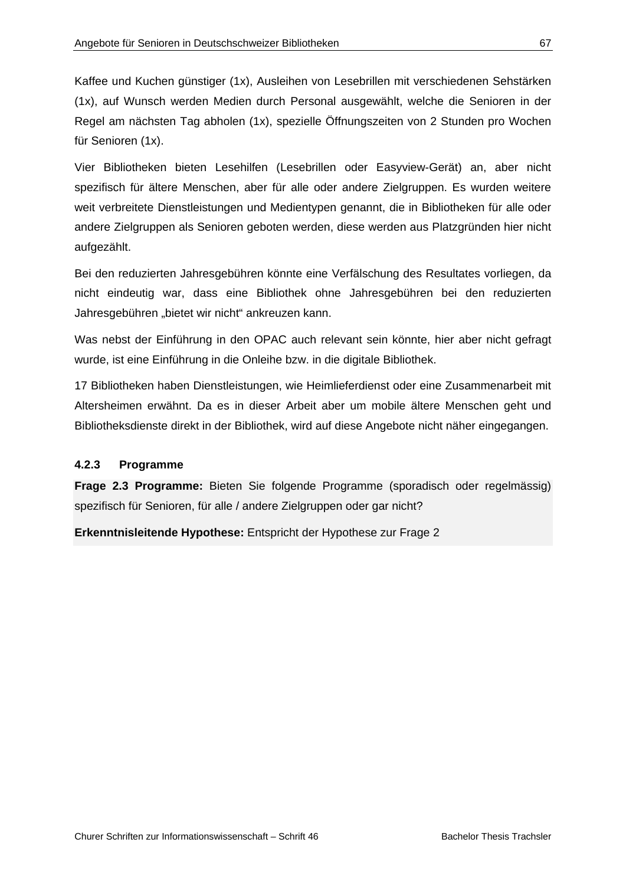Kaffee und Kuchen günstiger (1x), Ausleihen von Lesebrillen mit verschiedenen Sehstärken (1x), auf Wunsch werden Medien durch Personal ausgewählt, welche die Senioren in der Regel am nächsten Tag abholen (1x), spezielle Öffnungszeiten von 2 Stunden pro Wochen für Senioren (1x).

Vier Bibliotheken bieten Lesehilfen (Lesebrillen oder Easyview-Gerät) an, aber nicht spezifisch für ältere Menschen, aber für alle oder andere Zielgruppen. Es wurden weitere weit verbreitete Dienstleistungen und Medientypen genannt, die in Bibliotheken für alle oder andere Zielgruppen als Senioren geboten werden, diese werden aus Platzgründen hier nicht aufgezählt.

Bei den reduzierten Jahresgebühren könnte eine Verfälschung des Resultates vorliegen, da nicht eindeutig war, dass eine Bibliothek ohne Jahresgebühren bei den reduzierten Jahresgebühren „bietet wir nicht" ankreuzen kann.

Was nebst der Einführung in den OPAC auch relevant sein könnte, hier aber nicht gefragt wurde, ist eine Einführung in die Onleihe bzw. in die digitale Bibliothek.

17 Bibliotheken haben Dienstleistungen, wie Heimlieferdienst oder eine Zusammenarbeit mit Altersheimen erwähnt. Da es in dieser Arbeit aber um mobile ältere Menschen geht und Bibliotheksdienste direkt in der Bibliothek, wird auf diese Angebote nicht näher eingegangen.

#### 4.2.3 Programme

**Frage 2.3 Programme:** Bieten Sie folgende Programme (sporadisch oder regelmässig) spezifisch für Senioren, für alle / andere Zielgruppen oder gar nicht?

**Erkenntnisleitende Hypothese:** Entspricht der Hypothese zur Frage 2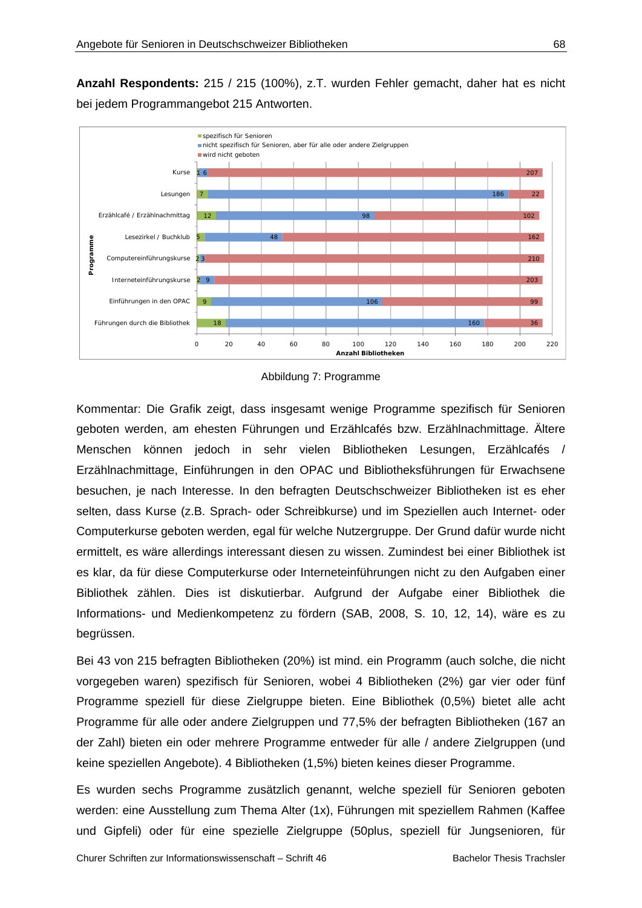**Anzahl Respondents:** 215 / 215 (100%), z.T. wurden Fehler gemacht, daher hat es nicht bei jedem Programmangebot 215 Antworten.

| Programme | spezifisch für Senioren | nicht spezifisch für Senioren, aber für alle oder andere Zielgruppen | wird nicht geboten |
|---|---|---|---|
| Kurse | 1 | 6 | 207 |
| Lesungen | 7 | 186 | 22 |
| Erzählcafé / Erzählnachmittag | 12 | 98 | 102 |
| Lesezirkel / Buchklub | 5 | 48 | 162 |
| Computereinführungskurse | 2 | 3 | 210 |
| Interneteinführungskurse | 2 | 9 | 203 |
| Einführungen in den OPAC | 9 | 106 | 99 |
| Führungen durch die Bibliothek | 18 | 160 | 36 |

Anzahl Bibliotheken

Abbildung 7: Programme

Kommentar: Die Grafik zeigt, dass insgesamt wenige Programme spezifisch für Senioren geboten werden, am ehesten Führungen und Erzählcafés bzw. Erzählnachmittage. Ältere Menschen können jedoch in sehr vielen Bibliotheken Lesungen, Erzählcafés / Erzählnachmittage, Einführungen in den OPAC und Bibliotheksführungen für Erwachsene besuchen, je nach Interesse. In den befragten Deutschschweizer Bibliotheken ist es eher selten, dass Kurse (z.B. Sprach- oder Schreibkurse) und im Speziellen auch Internet- oder Computerkurse geboten werden, egal für welche Nutzergruppe. Der Grund dafür wurde nicht ermittelt, es wäre allerdings interessant diesen zu wissen. Zumindest bei einer Bibliothek ist es klar, da für diese Computerkurse oder Interneteinführungen nicht zu den Aufgaben einer Bibliothek zählen. Dies ist diskutierbar. Aufgrund der Aufgabe einer Bibliothek die Informations- und Medienkompetenz zu fördern (SAB, 2008, S. 10, 12, 14), wäre es zu begrüssen.

Bei 43 von 215 befragten Bibliotheken (20%) ist mind. ein Programm (auch solche, die nicht vorgegeben waren) spezifisch für Senioren, wobei 4 Bibliotheken (2%) gar vier oder fünf Programme speziell für diese Zielgruppe bieten. Eine Bibliothek (0,5%) bietet alle acht Programme für alle oder andere Zielgruppen und 77,5% der befragten Bibliotheken (167 an der Zahl) bieten ein oder mehrere Programme entweder für alle / andere Zielgruppen (und keine speziellen Angebote). 4 Bibliotheken (1,5%) bieten keines dieser Programme.

Es wurden sechs Programme zusätzlich genannt, welche speziell für Senioren geboten werden: eine Ausstellung zum Thema Alter (1x), Führungen mit speziellem Rahmen (Kaffee und Gipfeli) oder für eine spezielle Zielgruppe (50plus, speziell für Jungsenioren, für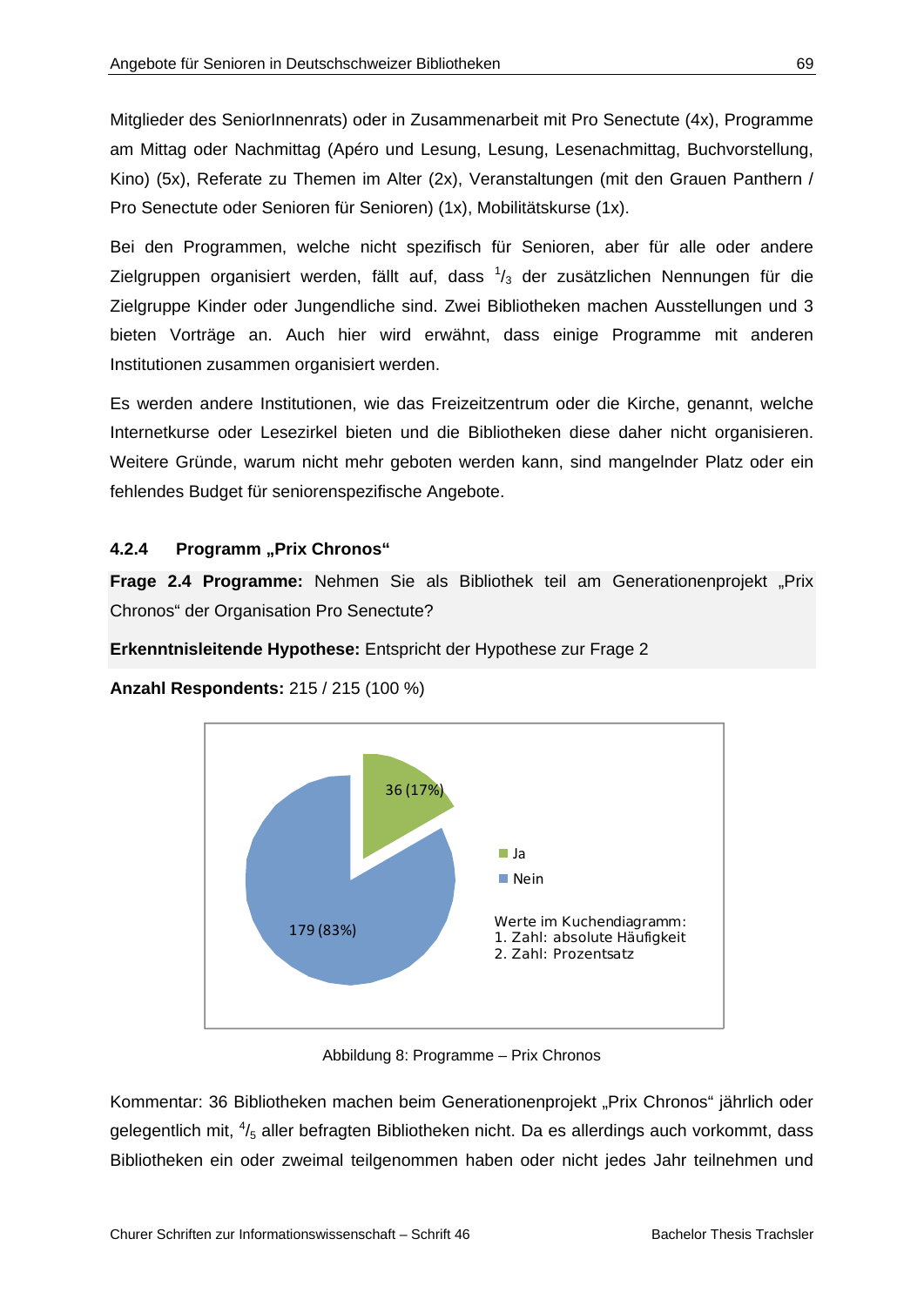Mitglieder des SeniorInnenrats) oder in Zusammenarbeit mit Pro Senectute (4x), Programme am Mittag oder Nachmittag (Apéro und Lesung, Lesung, Lesenachmittag, Buchvorstellung, Kino) (5x), Referate zu Themen im Alter (2x), Veranstaltungen (mit den Grauen Panthern / Pro Senectute oder Senioren für Senioren) (1x), Mobilitätskurse (1x).

Bei den Programmen, welche nicht spezifisch für Senioren, aber für alle oder andere Zielgruppen organisiert werden, fällt auf, dass $^{1}/_{3}$ der zusätzlichen Nennungen für die Zielgruppe Kinder oder Jungendliche sind. Zwei Bibliotheken machen Ausstellungen und 3 bieten Vorträge an. Auch hier wird erwähnt, dass einige Programme mit anderen Institutionen zusammen organisiert werden.

Es werden andere Institutionen, wie das Freizeitzentrum oder die Kirche, genannt, welche Internetkurse oder Lesezirkel bieten und die Bibliotheken diese daher nicht organisieren. Weitere Gründe, warum nicht mehr geboten werden kann, sind mangelnder Platz oder ein fehlendes Budget für seniorenspezifische Angebote.

#### 4.2.4 Programm „Prix Chronos“

**Frage 2.4 Programme:** Nehmen Sie als Bibliothek teil am Generationenprojekt „Prix Chronos“ der Organisation Pro Senectute?

**Erkenntnisleitende Hypothese:** Entspricht der Hypothese zur Frage 2

**Anzahl Respondents:** 215 / 215 (100 %)

| | Anzahl (Prozent) |
|---|---|
| Ja | 36 (17%) |
| Nein | 179 (83%) |

Werte im Kuchendiagramm:
1. Zahl: absolute Häufigkeit
2. Zahl: Prozentsatz

Abbildung 8: Programme – Prix Chronos

Kommentar: 36 Bibliotheken machen beim Generationenprojekt „Prix Chronos“ jährlich oder gelegentlich mit, $^{4}/_{5}$ aller befragten Bibliotheken nicht. Da es allerdings auch vorkommt, dass Bibliotheken ein oder zweimal teilgenommen haben oder nicht jedes Jahr teilnehmen und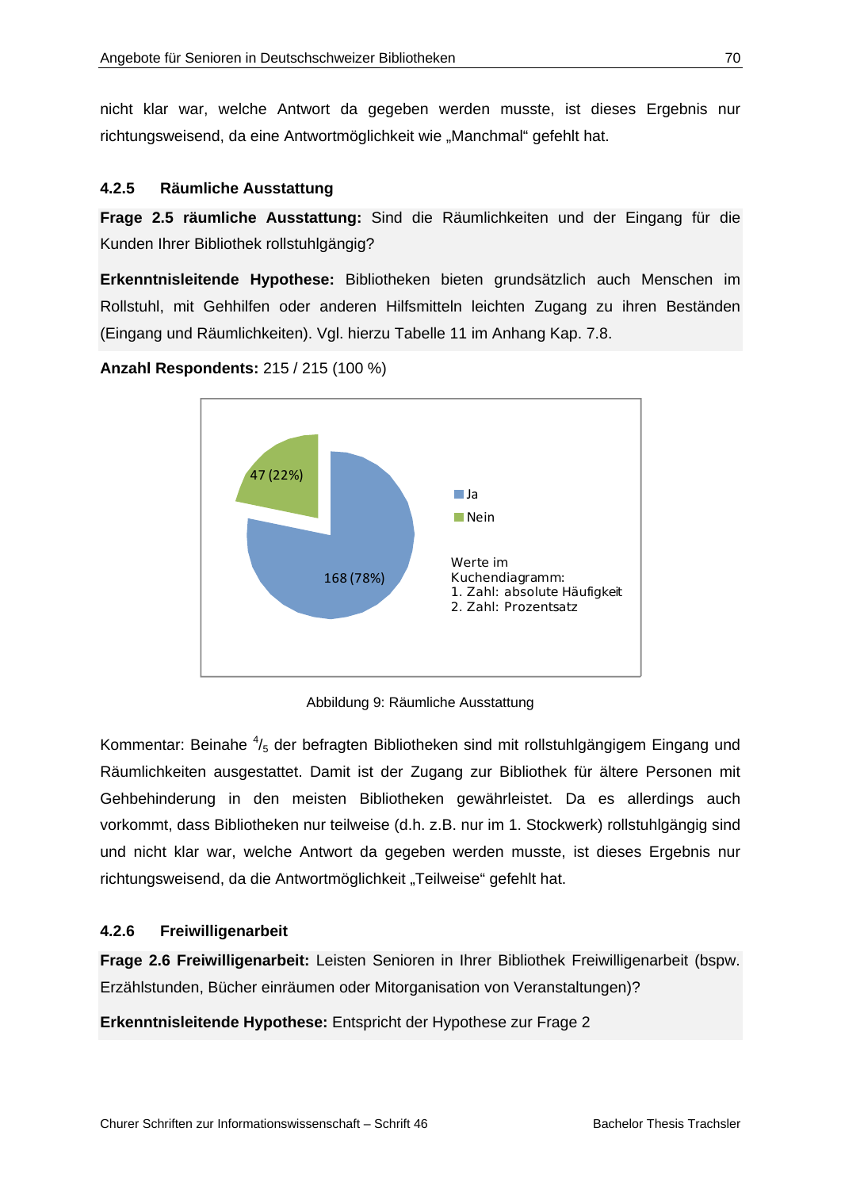nicht klar war, welche Antwort da gegeben werden musste, ist dieses Ergebnis nur richtungsweisend, da eine Antwortmöglichkeit wie „Manchmal" gefehlt hat.

### 4.2.5 Räumliche Ausstattung

**Frage 2.5 räumliche Ausstattung:** Sind die Räumlichkeiten und der Eingang für die Kunden Ihrer Bibliothek rollstuhlgängig?

**Erkenntnisleitende Hypothese:** Bibliotheken bieten grundsätzlich auch Menschen im Rollstuhl, mit Gehhilfen oder anderen Hilfsmitteln leichten Zugang zu ihren Beständen (Eingang und Räumlichkeiten). Vgl. hierzu Tabelle 11 im Anhang Kap. 7.8.

**Anzahl Respondents:** 215 / 215 (100 %)

47 (22%)

168 (78%)

Ja

Nein

Werte im Kuchendiagramm:
1. Zahl: absolute Häufigkeit
2. Zahl: Prozentsatz

Abbildung 9: Räumliche Ausstattung

Kommentar: Beinahe $^{4}/_{5}$ der befragten Bibliotheken sind mit rollstuhlgängigem Eingang und Räumlichkeiten ausgestattet. Damit ist der Zugang zur Bibliothek für ältere Personen mit Gehbehinderung in den meisten Bibliotheken gewährleistet. Da es allerdings auch vorkommt, dass Bibliotheken nur teilweise (d.h. z.B. nur im 1. Stockwerk) rollstuhlgängig sind und nicht klar war, welche Antwort da gegeben werden musste, ist dieses Ergebnis nur richtungsweisend, da die Antwortmöglichkeit „Teilweise" gefehlt hat.

### 4.2.6 Freiwilligenarbeit

**Frage 2.6 Freiwilligenarbeit:** Leisten Senioren in Ihrer Bibliothek Freiwilligenarbeit (bspw. Erzählstunden, Bücher einräumen oder Mitorganisation von Veranstaltungen)?

**Erkenntnisleitende Hypothese:** Entspricht der Hypothese zur Frage 2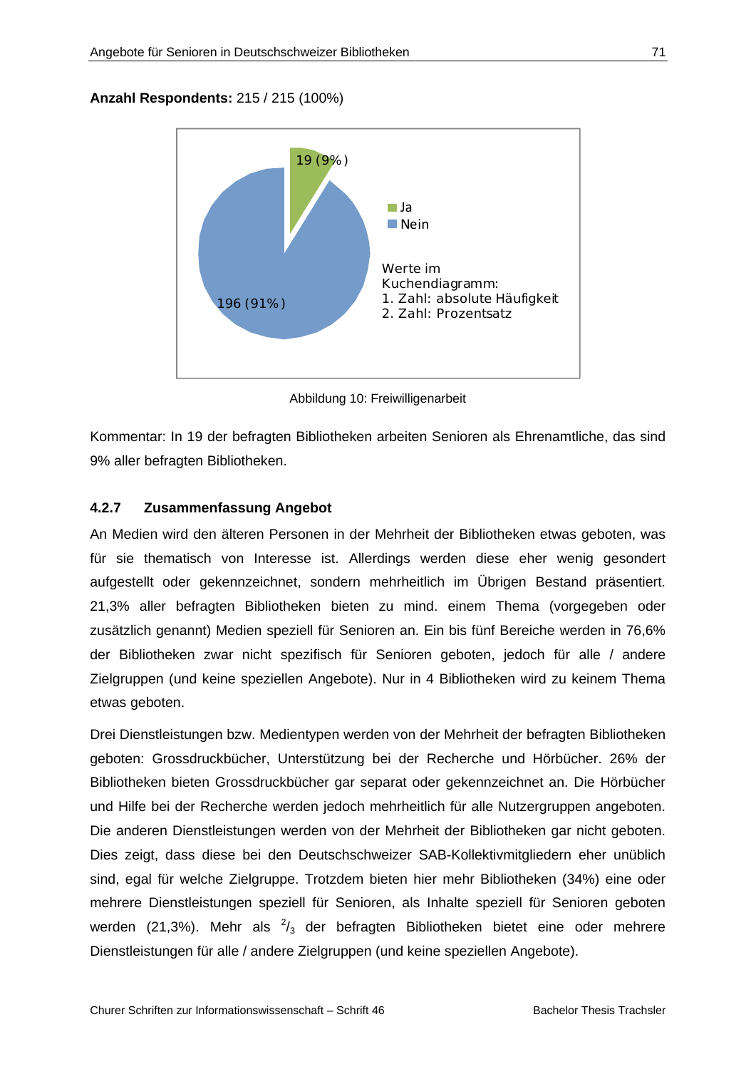**Anzahl Respondents:** 215 / 215 (100%)

Abbildung 10: Freiwilligenarbeit

Kommentar: In 19 der befragten Bibliotheken arbeiten Senioren als Ehrenamtliche, das sind 9% aller befragten Bibliotheken.

### 4.2.7 Zusammenfassung Angebot

An Medien wird den älteren Personen in der Mehrheit der Bibliotheken etwas geboten, was für sie thematisch von Interesse ist. Allerdings werden diese eher wenig gesondert aufgestellt oder gekennzeichnet, sondern mehrheitlich im Übrigen Bestand präsentiert. 21,3% aller befragten Bibliotheken bieten zu mind. einem Thema (vorgegeben oder zusätzlich genannt) Medien speziell für Senioren an. Ein bis fünf Bereiche werden in 76,6% der Bibliotheken zwar nicht spezifisch für Senioren geboten, jedoch für alle / andere Zielgruppen (und keine speziellen Angebote). Nur in 4 Bibliotheken wird zu keinem Thema etwas geboten.

Drei Dienstleistungen bzw. Medientypen werden von der Mehrheit der befragten Bibliotheken geboten: Grossdruckbücher, Unterstützung bei der Recherche und Hörbücher. 26% der Bibliotheken bieten Grossdruckbücher gar separat oder gekennzeichnet an. Die Hörbücher und Hilfe bei der Recherche werden jedoch mehrheitlich für alle Nutzergruppen angeboten. Die anderen Dienstleistungen werden von der Mehrheit der Bibliotheken gar nicht geboten. Dies zeigt, dass diese bei den Deutschschweizer SAB-Kollektivmitgliedern eher unüblich sind, egal für welche Zielgruppe. Trotzdem bieten hier mehr Bibliotheken (34%) eine oder mehrere Dienstleistungen speziell für Senioren, als Inhalte speziell für Senioren geboten werden (21,3%). Mehr als $^2/_3$ der befragten Bibliotheken bietet eine oder mehrere Dienstleistungen für alle / andere Zielgruppen (und keine speziellen Angebote).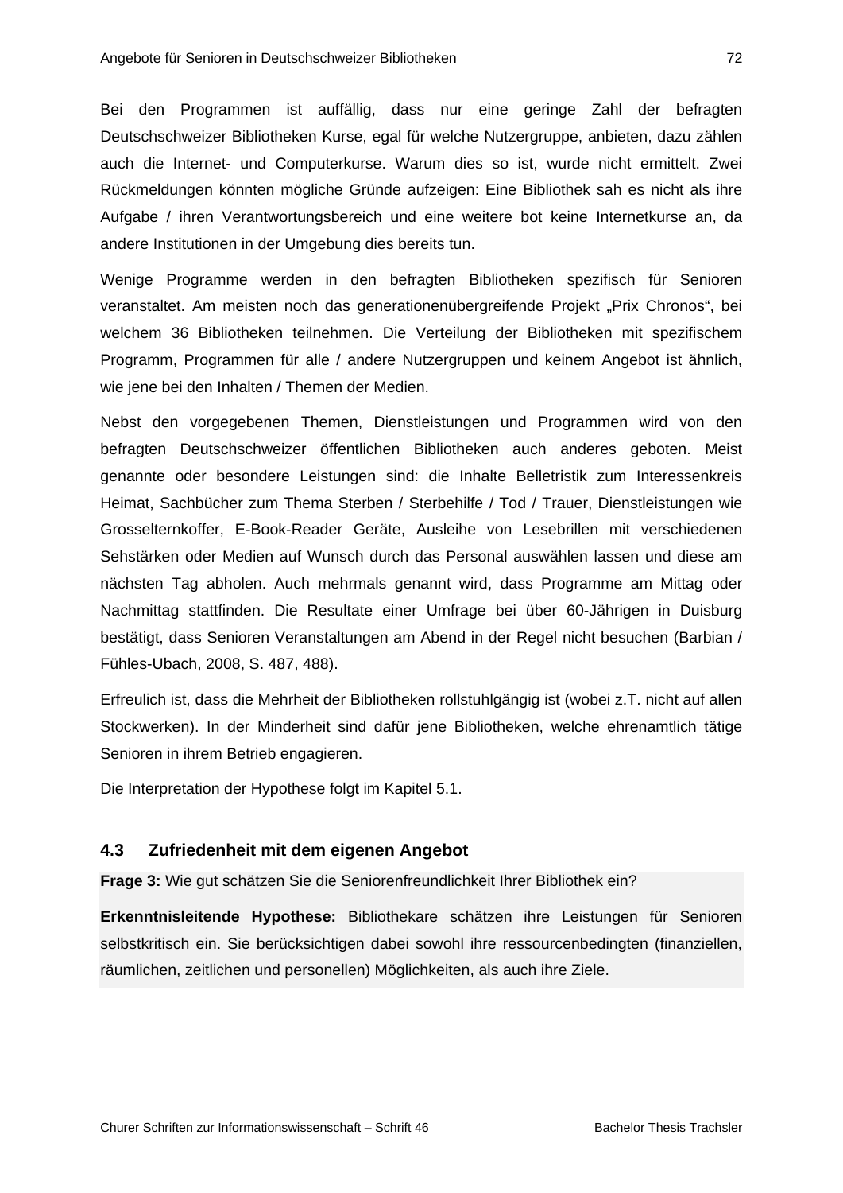Bei den Programmen ist auffällig, dass nur eine geringe Zahl der befragten Deutschschweizer Bibliotheken Kurse, egal für welche Nutzergruppe, anbieten, dazu zählen auch die Internet- und Computerkurse. Warum dies so ist, wurde nicht ermittelt. Zwei Rückmeldungen könnten mögliche Gründe aufzeigen: Eine Bibliothek sah es nicht als ihre Aufgabe / ihren Verantwortungsbereich und eine weitere bot keine Internetkurse an, da andere Institutionen in der Umgebung dies bereits tun.

Wenige Programme werden in den befragten Bibliotheken spezifisch für Senioren veranstaltet. Am meisten noch das generationenübergreifende Projekt „Prix Chronos", bei welchem 36 Bibliotheken teilnehmen. Die Verteilung der Bibliotheken mit spezifischem Programm, Programmen für alle / andere Nutzergruppen und keinem Angebot ist ähnlich, wie jene bei den Inhalten / Themen der Medien.

Nebst den vorgegebenen Themen, Dienstleistungen und Programmen wird von den befragten Deutschschweizer öffentlichen Bibliotheken auch anderes geboten. Meist genannte oder besondere Leistungen sind: die Inhalte Belletristik zum Interessenkreis Heimat, Sachbücher zum Thema Sterben / Sterbehilfe / Tod / Trauer, Dienstleistungen wie Grosselternkoffer, E-Book-Reader Geräte, Ausleihe von Lesebrillen mit verschiedenen Sehstärken oder Medien auf Wunsch durch das Personal auswählen lassen und diese am nächsten Tag abholen. Auch mehrmals genannt wird, dass Programme am Mittag oder Nachmittag stattfinden. Die Resultate einer Umfrage bei über 60-Jährigen in Duisburg bestätigt, dass Senioren Veranstaltungen am Abend in der Regel nicht besuchen (Barbian / Fühles-Ubach, 2008, S. 487, 488).

Erfreulich ist, dass die Mehrheit der Bibliotheken rollstuhlgängig ist (wobei z.T. nicht auf allen Stockwerken). In der Minderheit sind dafür jene Bibliotheken, welche ehrenamtlich tätige Senioren in ihrem Betrieb engagieren.

Die Interpretation der Hypothese folgt im Kapitel 5.1.

## 4.3 Zufriedenheit mit dem eigenen Angebot

**Frage 3:** Wie gut schätzen Sie die Seniorenfreundlichkeit Ihrer Bibliothek ein?

**Erkenntnisleitende Hypothese:** Bibliothekare schätzen ihre Leistungen für Senioren selbstkritisch ein. Sie berücksichtigen dabei sowohl ihre ressourcenbedingten (finanziellen, räumlichen, zeitlichen und personellen) Möglichkeiten, als auch ihre Ziele.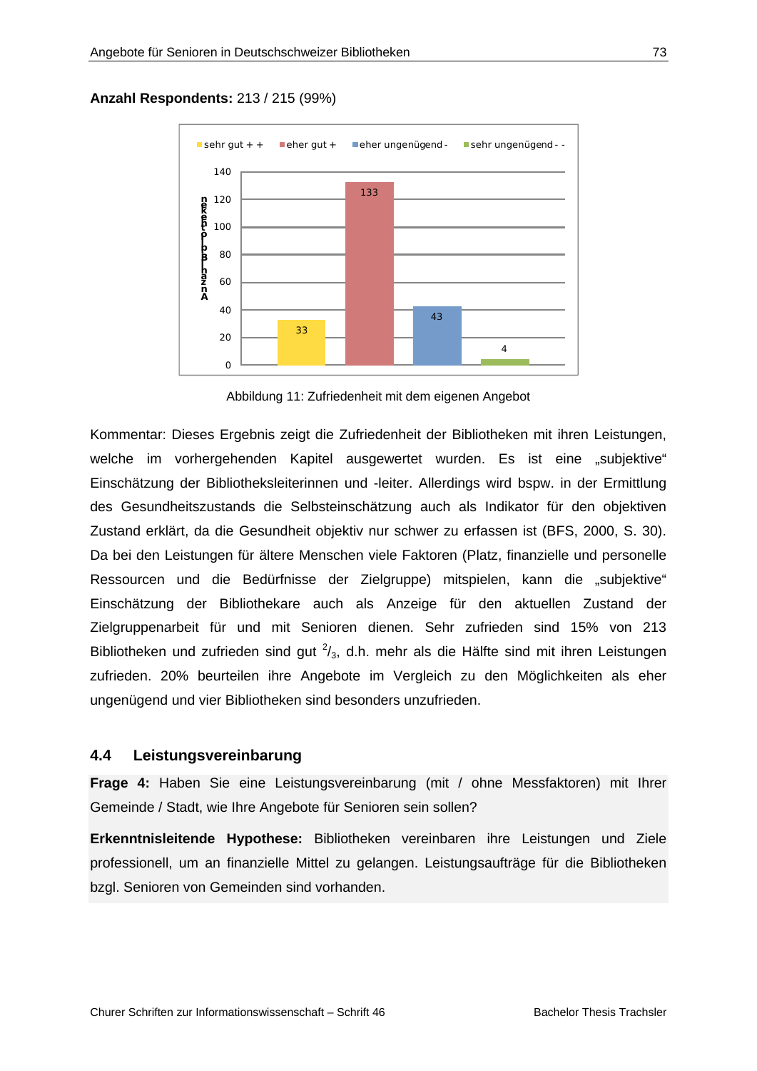**Anzahl Respondents:** 213 / 215 (99%)

| | sehr gut + + | eher gut + | eher ungenügend - | sehr ungenügend - - |
|---|---|---|---|---|
| Anzahl Bibliotheken | 33 | 133 | 43 | 4 |

Abbildung 11: Zufriedenheit mit dem eigenen Angebot

Kommentar: Dieses Ergebnis zeigt die Zufriedenheit der Bibliotheken mit ihren Leistungen, welche im vorhergehenden Kapitel ausgewertet wurden. Es ist eine „subjektive" Einschätzung der Bibliotheksleiterinnen und -leiter. Allerdings wird bspw. in der Ermittlung des Gesundheitszustands die Selbsteinschätzung auch als Indikator für den objektiven Zustand erklärt, da die Gesundheit objektiv nur schwer zu erfassen ist (BFS, 2000, S. 30). Da bei den Leistungen für ältere Menschen viele Faktoren (Platz, finanzielle und personelle Ressourcen und die Bedürfnisse der Zielgruppe) mitspielen, kann die „subjektive" Einschätzung der Bibliothekare auch als Anzeige für den aktuellen Zustand der Zielgruppenarbeit für und mit Senioren dienen. Sehr zufrieden sind 15% von 213 Bibliotheken und zufrieden sind gut $^{2}/_{3}$, d.h. mehr als die Hälfte sind mit ihren Leistungen zufrieden. 20% beurteilen ihre Angebote im Vergleich zu den Möglichkeiten als eher ungenügend und vier Bibliotheken sind besonders unzufrieden.

## 4.4 Leistungsvereinbarung

**Frage 4:** Haben Sie eine Leistungsvereinbarung (mit / ohne Messfaktoren) mit Ihrer Gemeinde / Stadt, wie Ihre Angebote für Senioren sein sollen?

**Erkenntnisleitende Hypothese:** Bibliotheken vereinbaren ihre Leistungen und Ziele professionell, um an finanzielle Mittel zu gelangen. Leistungsaufträge für die Bibliotheken bzgl. Senioren von Gemeinden sind vorhanden.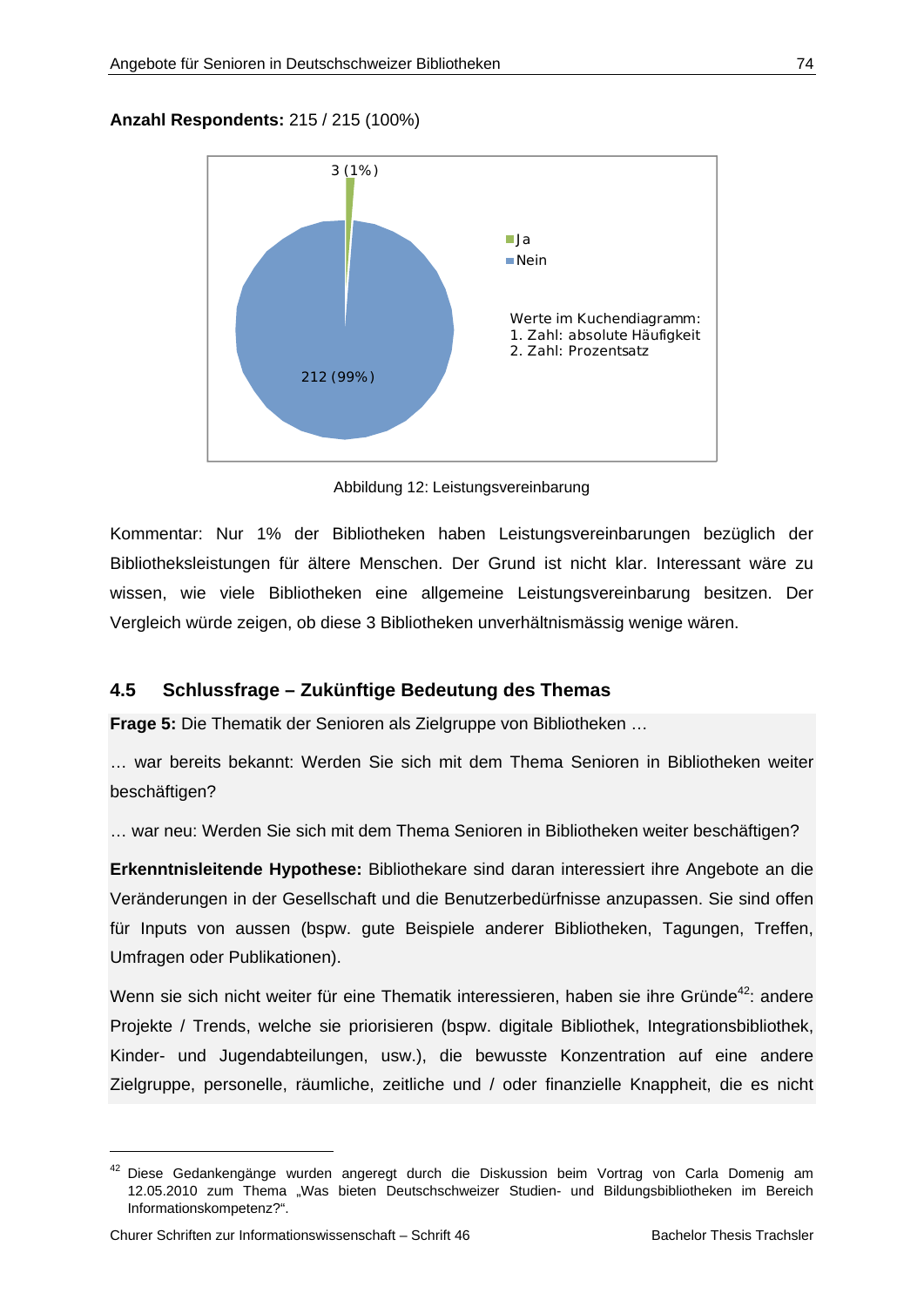**Anzahl Respondents:** 215 / 215 (100%)

Abbildung 12: Leistungsvereinbarung

Kommentar: Nur 1% der Bibliotheken haben Leistungsvereinbarungen bezüglich der Bibliotheksleistungen für ältere Menschen. Der Grund ist nicht klar. Interessant wäre zu wissen, wie viele Bibliotheken eine allgemeine Leistungsvereinbarung besitzen. Der Vergleich würde zeigen, ob diese 3 Bibliotheken unverhältnismässig wenige wären.

## 4.5 Schlussfrage – Zukünftige Bedeutung des Themas

**Frage 5:** Die Thematik der Senioren als Zielgruppe von Bibliotheken …

… war bereits bekannt: Werden Sie sich mit dem Thema Senioren in Bibliotheken weiter beschäftigen?

… war neu: Werden Sie sich mit dem Thema Senioren in Bibliotheken weiter beschäftigen?

**Erkenntnisleitende Hypothese:** Bibliothekare sind daran interessiert ihre Angebote an die Veränderungen in der Gesellschaft und die Benutzerbedürfnisse anzupassen. Sie sind offen für Inputs von aussen (bspw. gute Beispiele anderer Bibliotheken, Tagungen, Treffen, Umfragen oder Publikationen).

Wenn sie sich nicht weiter für eine Thematik interessieren, haben sie ihre Gründe[42]: andere Projekte / Trends, welche sie priorisieren (bspw. digitale Bibliothek, Integrationsbibliothek, Kinder- und Jugendabteilungen, usw.), die bewusste Konzentration auf eine andere Zielgruppe, personelle, räumliche, zeitliche und / oder finanzielle Knappheit, die es nicht

[42] Diese Gedankengänge wurden angeregt durch die Diskussion beim Vortrag von Carla Domenig am 12.05.2010 zum Thema „Was bieten Deutschschweizer Studien- und Bildungsbibliotheken im Bereich Informationskompetenz?".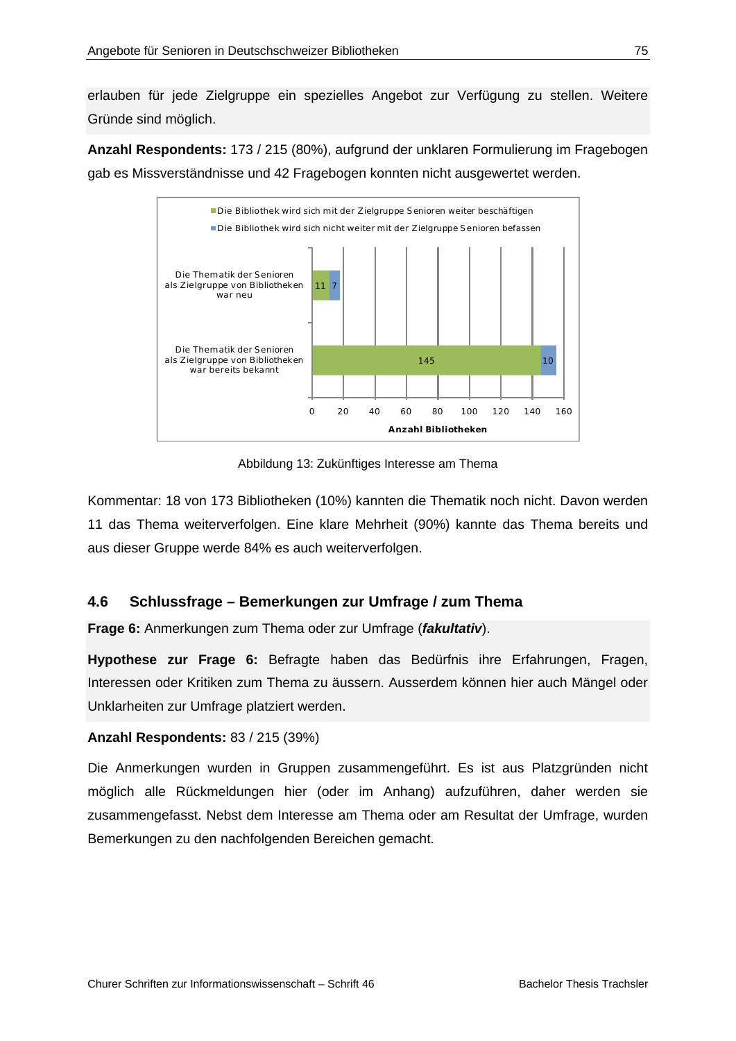erlauben für jede Zielgruppe ein spezielles Angebot zur Verfügung zu stellen. Weitere Gründe sind möglich.

**Anzahl Respondents:** 173 / 215 (80%), aufgrund der unklaren Formulierung im Fragebogen gab es Missverständnisse und 42 Fragebogen konnten nicht ausgewertet werden.

| | Die Bibliothek wird sich mit der Zielgruppe Senioren weiter beschäftigen | Die Bibliothek wird sich nicht weiter mit der Zielgruppe Senioren befassen |
|---|---|---|
| Die Thematik der Senioren als Zielgruppe von Bibliotheken war neu | 11 | 7 |
| Die Thematik der Senioren als Zielgruppe von Bibliotheken war bereits bekannt | 145 | 10 |

Anzahl Bibliotheken

Abbildung 13: Zukünftiges Interesse am Thema

Kommentar: 18 von 173 Bibliotheken (10%) kannten die Thematik noch nicht. Davon werden 11 das Thema weiterverfolgen. Eine klare Mehrheit (90%) kannte das Thema bereits und aus dieser Gruppe werde 84% es auch weiterverfolgen.

## 4.6 Schlussfrage – Bemerkungen zur Umfrage / zum Thema

**Frage 6:** Anmerkungen zum Thema oder zur Umfrage (***fakultativ***).

**Hypothese zur Frage 6:** Befragte haben das Bedürfnis ihre Erfahrungen, Fragen, Interessen oder Kritiken zum Thema zu äussern. Ausserdem können hier auch Mängel oder Unklarheiten zur Umfrage platziert werden.

**Anzahl Respondents:** 83 / 215 (39%)

Die Anmerkungen wurden in Gruppen zusammengeführt. Es ist aus Platzgründen nicht möglich alle Rückmeldungen hier (oder im Anhang) aufzuführen, daher werden sie zusammengefasst. Nebst dem Interesse am Thema oder am Resultat der Umfrage, wurden Bemerkungen zu den nachfolgenden Bereichen gemacht.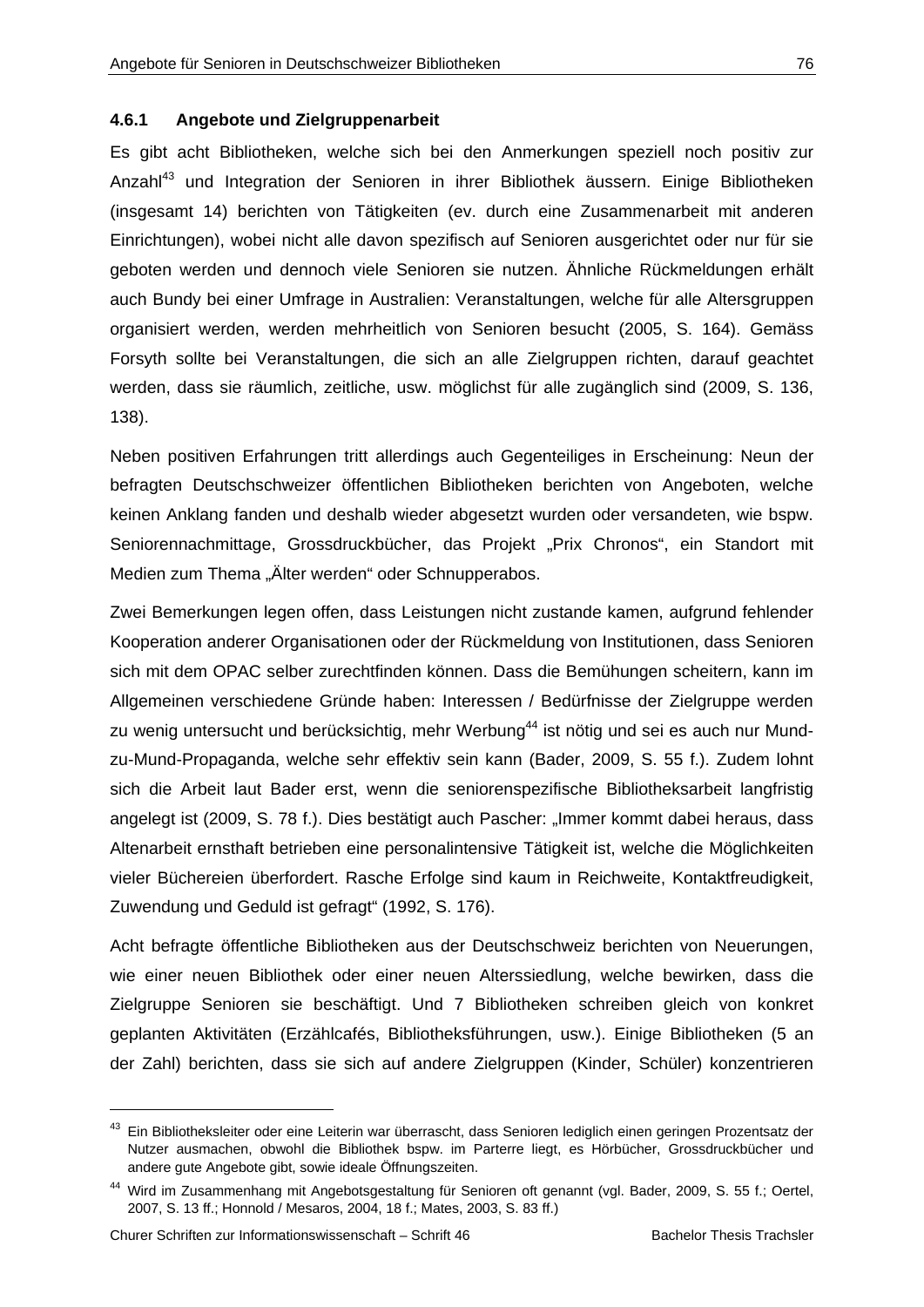### 4.6.1 Angebote und Zielgruppenarbeit

Es gibt acht Bibliotheken, welche sich bei den Anmerkungen speziell noch positiv zur Anzahl[43] und Integration der Senioren in ihrer Bibliothek äussern. Einige Bibliotheken (insgesamt 14) berichten von Tätigkeiten (ev. durch eine Zusammenarbeit mit anderen Einrichtungen), wobei nicht alle davon spezifisch auf Senioren ausgerichtet oder nur für sie geboten werden und dennoch viele Senioren sie nutzen. Ähnliche Rückmeldungen erhält auch Bundy bei einer Umfrage in Australien: Veranstaltungen, welche für alle Altersgruppen organisiert werden, werden mehrheitlich von Senioren besucht (2005, S. 164). Gemäss Forsyth sollte bei Veranstaltungen, die sich an alle Zielgruppen richten, darauf geachtet werden, dass sie räumlich, zeitliche, usw. möglichst für alle zugänglich sind (2009, S. 136, 138).

Neben positiven Erfahrungen tritt allerdings auch Gegenteiliges in Erscheinung: Neun der befragten Deutschschweizer öffentlichen Bibliotheken berichten von Angeboten, welche keinen Anklang fanden und deshalb wieder abgesetzt wurden oder versandeten, wie bspw. Seniorennachmittage, Grossdruckbücher, das Projekt „Prix Chronos", ein Standort mit Medien zum Thema „Älter werden" oder Schnupperabos.

Zwei Bemerkungen legen offen, dass Leistungen nicht zustande kamen, aufgrund fehlender Kooperation anderer Organisationen oder der Rückmeldung von Institutionen, dass Senioren sich mit dem OPAC selber zurechtfinden können. Dass die Bemühungen scheitern, kann im Allgemeinen verschiedene Gründe haben: Interessen / Bedürfnisse der Zielgruppe werden zu wenig untersucht und berücksichtigt, mehr Werbung[44] ist nötig und sei es auch nur Mund-zu-Mund-Propaganda, welche sehr effektiv sein kann (Bader, 2009, S. 55 f.). Zudem lohnt sich die Arbeit laut Bader erst, wenn die seniorenspezifische Bibliotheksarbeit langfristig angelegt ist (2009, S. 78 f.). Dies bestätigt auch Pascher: „Immer kommt dabei heraus, dass Altenarbeit ernsthaft betrieben eine personalintensive Tätigkeit ist, welche die Möglichkeiten vieler Büchereien überfordert. Rasche Erfolge sind kaum in Reichweite, Kontaktfreudigkeit, Zuwendung und Geduld ist gefragt" (1992, S. 176).

Acht befragte öffentliche Bibliotheken aus der Deutschschweiz berichten von Neuerungen, wie einer neuen Bibliothek oder einer neuen Alterssiedlung, welche bewirken, dass die Zielgruppe Senioren sie beschäftigt. Und 7 Bibliotheken schreiben gleich von konkret geplanten Aktivitäten (Erzählcafés, Bibliotheksführungen, usw.). Einige Bibliotheken (5 an der Zahl) berichten, dass sie sich auf andere Zielgruppen (Kinder, Schüler) konzentrieren

---

[43] Ein Bibliotheksleiter oder eine Leiterin war überrascht, dass Senioren lediglich einen geringen Prozentsatz der Nutzer ausmachen, obwohl die Bibliothek bspw. im Parterre liegt, es Hörbücher, Grossdruckbücher und andere gute Angebote gibt, sowie ideale Öffnungszeiten.

[44] Wird im Zusammenhang mit Angebotsgestaltung für Senioren oft genannt (vgl. Bader, 2009, S. 55 f.; Oertel, 2007, S. 13 ff.; Honnold / Mesaros, 2004, 18 f.; Mates, 2003, S. 83 ff.)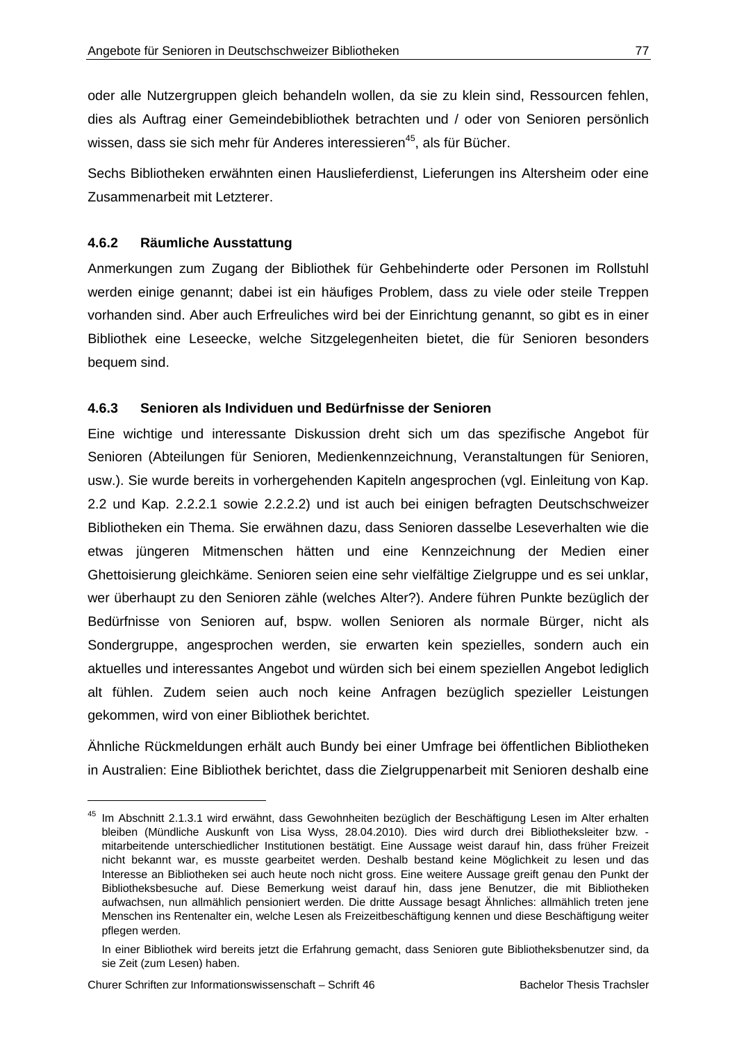oder alle Nutzergruppen gleich behandeln wollen, da sie zu klein sind, Ressourcen fehlen, dies als Auftrag einer Gemeindebibliothek betrachten und / oder von Senioren persönlich wissen, dass sie sich mehr für Anderes interessieren[45], als für Bücher.

Sechs Bibliotheken erwähnten einen Hauslieferdienst, Lieferungen ins Altersheim oder eine Zusammenarbeit mit Letzterer.

### 4.6.2 Räumliche Ausstattung

Anmerkungen zum Zugang der Bibliothek für Gehbehinderte oder Personen im Rollstuhl werden einige genannt; dabei ist ein häufiges Problem, dass zu viele oder steile Treppen vorhanden sind. Aber auch Erfreuliches wird bei der Einrichtung genannt, so gibt es in einer Bibliothek eine Leseecke, welche Sitzgelegenheiten bietet, die für Senioren besonders bequem sind.

### 4.6.3 Senioren als Individuen und Bedürfnisse der Senioren

Eine wichtige und interessante Diskussion dreht sich um das spezifische Angebot für Senioren (Abteilungen für Senioren, Medienkennzeichnung, Veranstaltungen für Senioren, usw.). Sie wurde bereits in vorhergehenden Kapiteln angesprochen (vgl. Einleitung von Kap. 2.2 und Kap. 2.2.2.1 sowie 2.2.2.2) und ist auch bei einigen befragten Deutschschweizer Bibliotheken ein Thema. Sie erwähnen dazu, dass Senioren dasselbe Leseverhalten wie die etwas jüngeren Mitmenschen hätten und eine Kennzeichnung der Medien einer Ghettoisierung gleichkäme. Senioren seien eine sehr vielfältige Zielgruppe und es sei unklar, wer überhaupt zu den Senioren zähle (welches Alter?). Andere führen Punkte bezüglich der Bedürfnisse von Senioren auf, bspw. wollen Senioren als normale Bürger, nicht als Sondergruppe, angesprochen werden, sie erwarten kein spezielles, sondern auch ein aktuelles und interessantes Angebot und würden sich bei einem speziellen Angebot lediglich alt fühlen. Zudem seien auch noch keine Anfragen bezüglich spezieller Leistungen gekommen, wird von einer Bibliothek berichtet.

Ähnliche Rückmeldungen erhält auch Bundy bei einer Umfrage bei öffentlichen Bibliotheken in Australien: Eine Bibliothek berichtet, dass die Zielgruppenarbeit mit Senioren deshalb eine

---

[45] Im Abschnitt 2.1.3.1 wird erwähnt, dass Gewohnheiten bezüglich der Beschäftigung Lesen im Alter erhalten bleiben (Mündliche Auskunft von Lisa Wyss, 28.04.2010). Dies wird durch drei Bibliotheksleiter bzw. -mitarbeitende unterschiedlicher Institutionen bestätigt. Eine Aussage weist darauf hin, dass früher Freizeit nicht bekannt war, es musste gearbeitet werden. Deshalb bestand keine Möglichkeit zu lesen und das Interesse an Bibliotheken sei auch heute noch nicht gross. Eine weitere Aussage greift genau den Punkt der Bibliotheksbesuche auf. Diese Bemerkung weist darauf hin, dass jene Benutzer, die mit Bibliotheken aufwachsen, nun allmählich pensioniert werden. Die dritte Aussage besagt Ähnliches: allmählich treten jene Menschen ins Rentenalter ein, welche Lesen als Freizeitbeschäftigung kennen und diese Beschäftigung weiter pflegen werden.

In einer Bibliothek wird bereits jetzt die Erfahrung gemacht, dass Senioren gute Bibliotheksbenutzer sind, da sie Zeit (zum Lesen) haben.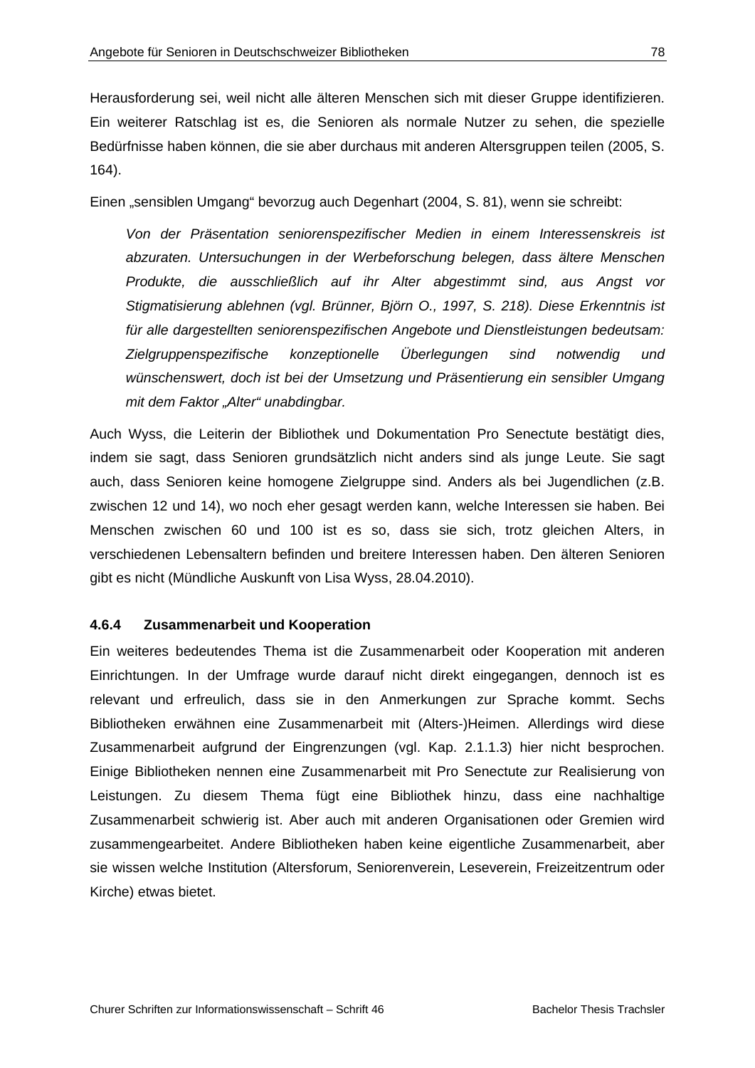Herausforderung sei, weil nicht alle älteren Menschen sich mit dieser Gruppe identifizieren. Ein weiterer Ratschlag ist es, die Senioren als normale Nutzer zu sehen, die spezielle Bedürfnisse haben können, die sie aber durchaus mit anderen Altersgruppen teilen (2005, S. 164).

Einen „sensiblen Umgang" bevorzug auch Degenhart (2004, S. 81), wenn sie schreibt:

> *Von der Präsentation seniorenspezifischer Medien in einem Interessenskreis ist abzuraten. Untersuchungen in der Werbeforschung belegen, dass ältere Menschen Produkte, die ausschließlich auf ihr Alter abgestimmt sind, aus Angst vor Stigmatisierung ablehnen (vgl. Brünner, Björn O., 1997, S. 218). Diese Erkenntnis ist für alle dargestellten seniorenspezifischen Angebote und Dienstleistungen bedeutsam: Zielgruppenspezifische konzeptionelle Überlegungen sind notwendig und wünschenswert, doch ist bei der Umsetzung und Präsentierung ein sensibler Umgang mit dem Faktor „Alter" unabdingbar.*

Auch Wyss, die Leiterin der Bibliothek und Dokumentation Pro Senectute bestätigt dies, indem sie sagt, dass Senioren grundsätzlich nicht anders sind als junge Leute. Sie sagt auch, dass Senioren keine homogene Zielgruppe sind. Anders als bei Jugendlichen (z.B. zwischen 12 und 14), wo noch eher gesagt werden kann, welche Interessen sie haben. Bei Menschen zwischen 60 und 100 ist es so, dass sie sich, trotz gleichen Alters, in verschiedenen Lebensaltern befinden und breitere Interessen haben. Den älteren Senioren gibt es nicht (Mündliche Auskunft von Lisa Wyss, 28.04.2010).

#### 4.6.4 Zusammenarbeit und Kooperation

Ein weiteres bedeutendes Thema ist die Zusammenarbeit oder Kooperation mit anderen Einrichtungen. In der Umfrage wurde darauf nicht direkt eingegangen, dennoch ist es relevant und erfreulich, dass sie in den Anmerkungen zur Sprache kommt. Sechs Bibliotheken erwähnen eine Zusammenarbeit mit (Alters-)Heimen. Allerdings wird diese Zusammenarbeit aufgrund der Eingrenzungen (vgl. Kap. 2.1.1.3) hier nicht besprochen. Einige Bibliotheken nennen eine Zusammenarbeit mit Pro Senectute zur Realisierung von Leistungen. Zu diesem Thema fügt eine Bibliothek hinzu, dass eine nachhaltige Zusammenarbeit schwierig ist. Aber auch mit anderen Organisationen oder Gremien wird zusammengearbeitet. Andere Bibliotheken haben keine eigentliche Zusammenarbeit, aber sie wissen welche Institution (Altersforum, Seniorenverein, Leseverein, Freizeitzentrum oder Kirche) etwas bietet.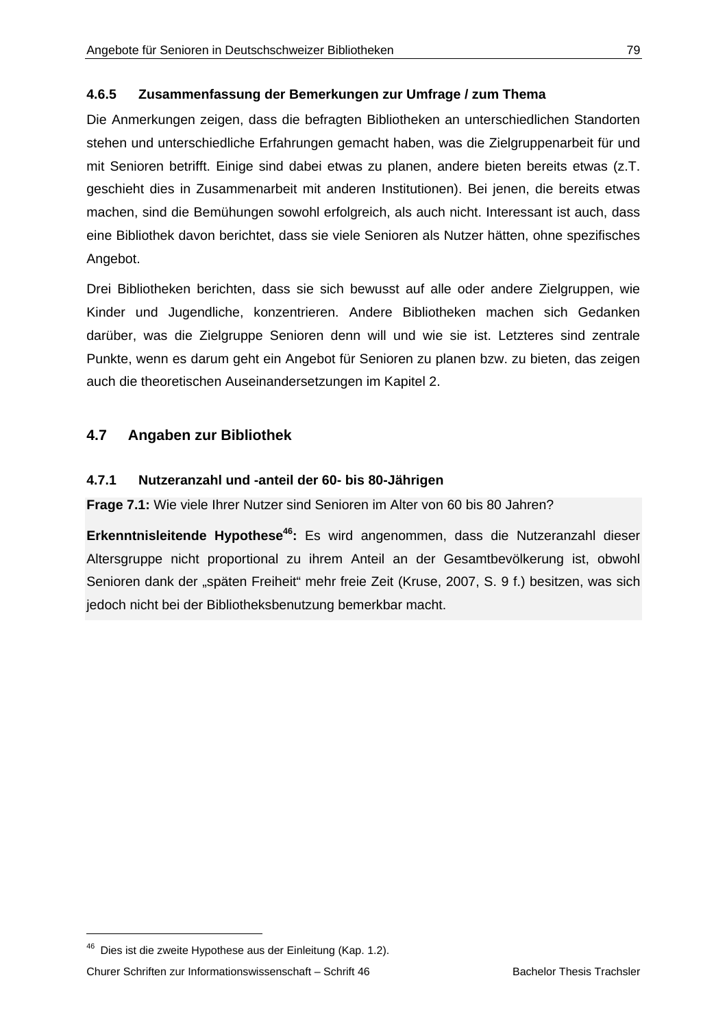#### 4.6.5 Zusammenfassung der Bemerkungen zur Umfrage / zum Thema

Die Anmerkungen zeigen, dass die befragten Bibliotheken an unterschiedlichen Standorten stehen und unterschiedliche Erfahrungen gemacht haben, was die Zielgruppenarbeit für und mit Senioren betrifft. Einige sind dabei etwas zu planen, andere bieten bereits etwas (z.T. geschieht dies in Zusammenarbeit mit anderen Institutionen). Bei jenen, die bereits etwas machen, sind die Bemühungen sowohl erfolgreich, als auch nicht. Interessant ist auch, dass eine Bibliothek davon berichtet, dass sie viele Senioren als Nutzer hätten, ohne spezifisches Angebot.

Drei Bibliotheken berichten, dass sie sich bewusst auf alle oder andere Zielgruppen, wie Kinder und Jugendliche, konzentrieren. Andere Bibliotheken machen sich Gedanken darüber, was die Zielgruppe Senioren denn will und wie sie ist. Letzteres sind zentrale Punkte, wenn es darum geht ein Angebot für Senioren zu planen bzw. zu bieten, das zeigen auch die theoretischen Auseinandersetzungen im Kapitel 2.

### 4.7 Angaben zur Bibliothek

#### 4.7.1 Nutzeranzahl und -anteil der 60- bis 80-Jährigen

**Frage 7.1:** Wie viele Ihrer Nutzer sind Senioren im Alter von 60 bis 80 Jahren?

**Erkenntnisleitende Hypothese[46]:** Es wird angenommen, dass die Nutzeranzahl dieser Altersgruppe nicht proportional zu ihrem Anteil an der Gesamtbevölkerung ist, obwohl Senioren dank der „späten Freiheit" mehr freie Zeit (Kruse, 2007, S. 9 f.) besitzen, was sich jedoch nicht bei der Bibliotheksbenutzung bemerkbar macht.

---

[46] Dies ist die zweite Hypothese aus der Einleitung (Kap. 1.2).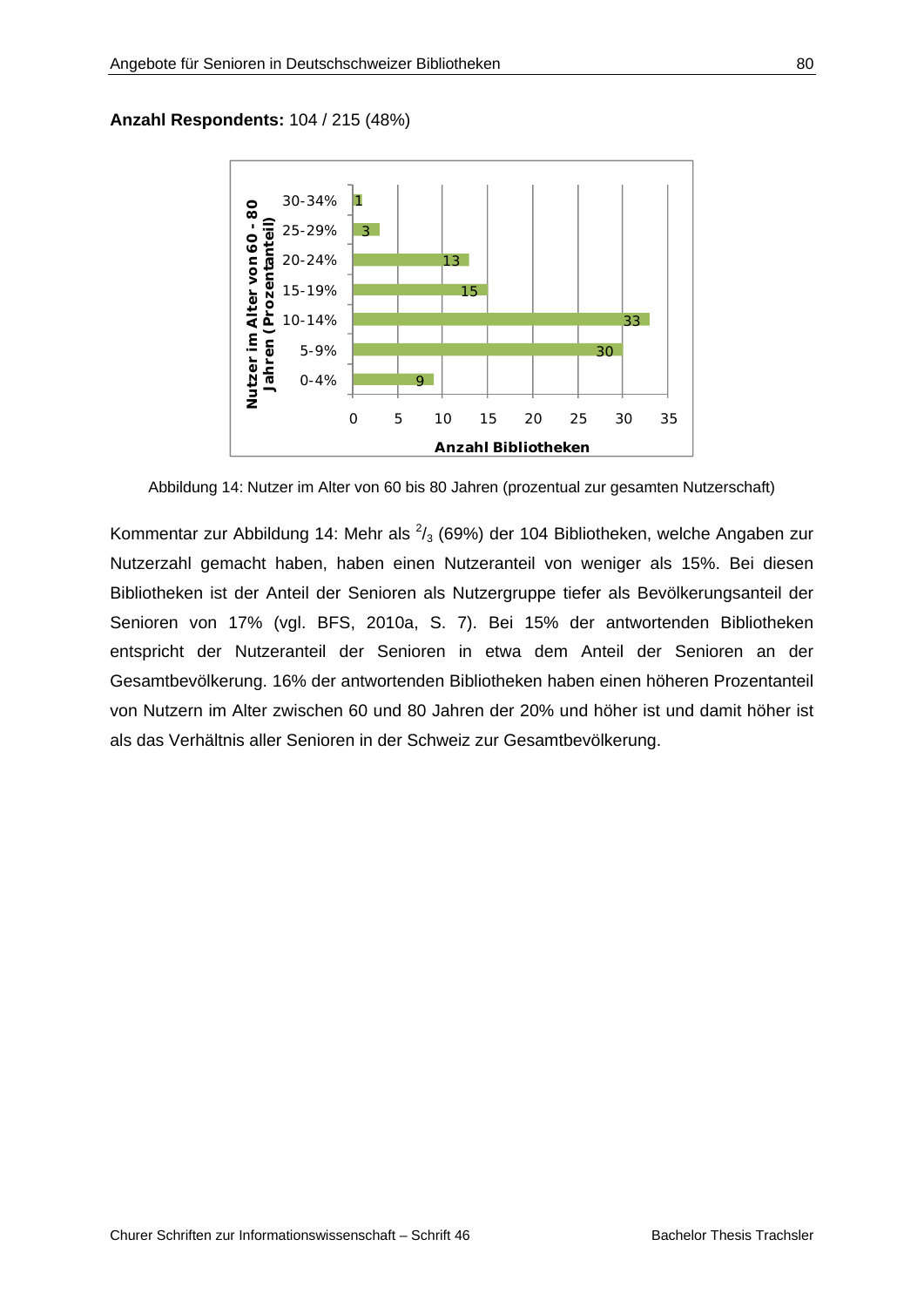**Anzahl Respondents:** 104 / 215 (48%)

| Nutzer im Alter von 60 - 80 Jahren (Prozentanteil) | Anzahl Bibliotheken |
|---|---|
| 30-34% | 1 |
| 25-29% | 3 |
| 20-24% | 13 |
| 15-19% | 15 |
| 10-14% | 33 |
| 5-9% | 30 |
| 0-4% | 9 |

Abbildung 14: Nutzer im Alter von 60 bis 80 Jahren (prozentual zur gesamten Nutzerschaft)

Kommentar zur Abbildung 14: Mehr als $^{2}/_{3}$ (69%) der 104 Bibliotheken, welche Angaben zur Nutzerzahl gemacht haben, haben einen Nutzeranteil von weniger als 15%. Bei diesen Bibliotheken ist der Anteil der Senioren als Nutzergruppe tiefer als Bevölkerungsanteil der Senioren von 17% (vgl. BFS, 2010a, S. 7). Bei 15% der antwortenden Bibliotheken entspricht der Nutzeranteil der Senioren in etwa dem Anteil der Senioren an der Gesamtbevölkerung. 16% der antwortenden Bibliotheken haben einen höheren Prozentanteil von Nutzern im Alter zwischen 60 und 80 Jahren der 20% und höher ist und damit höher ist als das Verhältnis aller Senioren in der Schweiz zur Gesamtbevölkerung.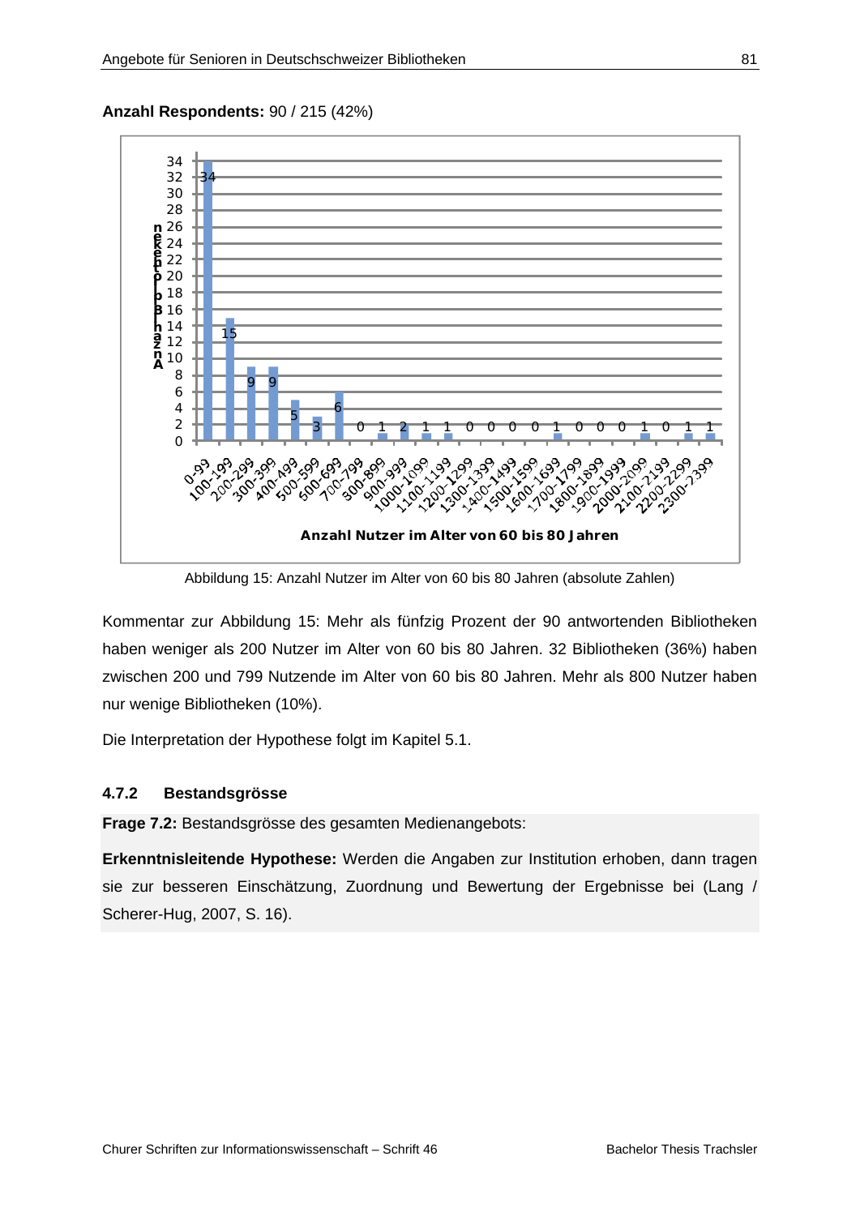**Anzahl Respondents:** 90 / 215 (42%)

Abbildung 15: Anzahl Nutzer im Alter von 60 bis 80 Jahren (absolute Zahlen)

Kommentar zur Abbildung 15: Mehr als fünfzig Prozent der 90 antwortenden Bibliotheken haben weniger als 200 Nutzer im Alter von 60 bis 80 Jahren. 32 Bibliotheken (36%) haben zwischen 200 und 799 Nutzende im Alter von 60 bis 80 Jahren. Mehr als 800 Nutzer haben nur wenige Bibliotheken (10%).

Die Interpretation der Hypothese folgt im Kapitel 5.1.

### 4.7.2 Bestandsgrösse

**Frage 7.2:** Bestandsgrösse des gesamten Medienangebots:

**Erkenntnisleitende Hypothese:** Werden die Angaben zur Institution erhoben, dann tragen sie zur besseren Einschätzung, Zuordnung und Bewertung der Ergebnisse bei (Lang / Scherer-Hug, 2007, S. 16).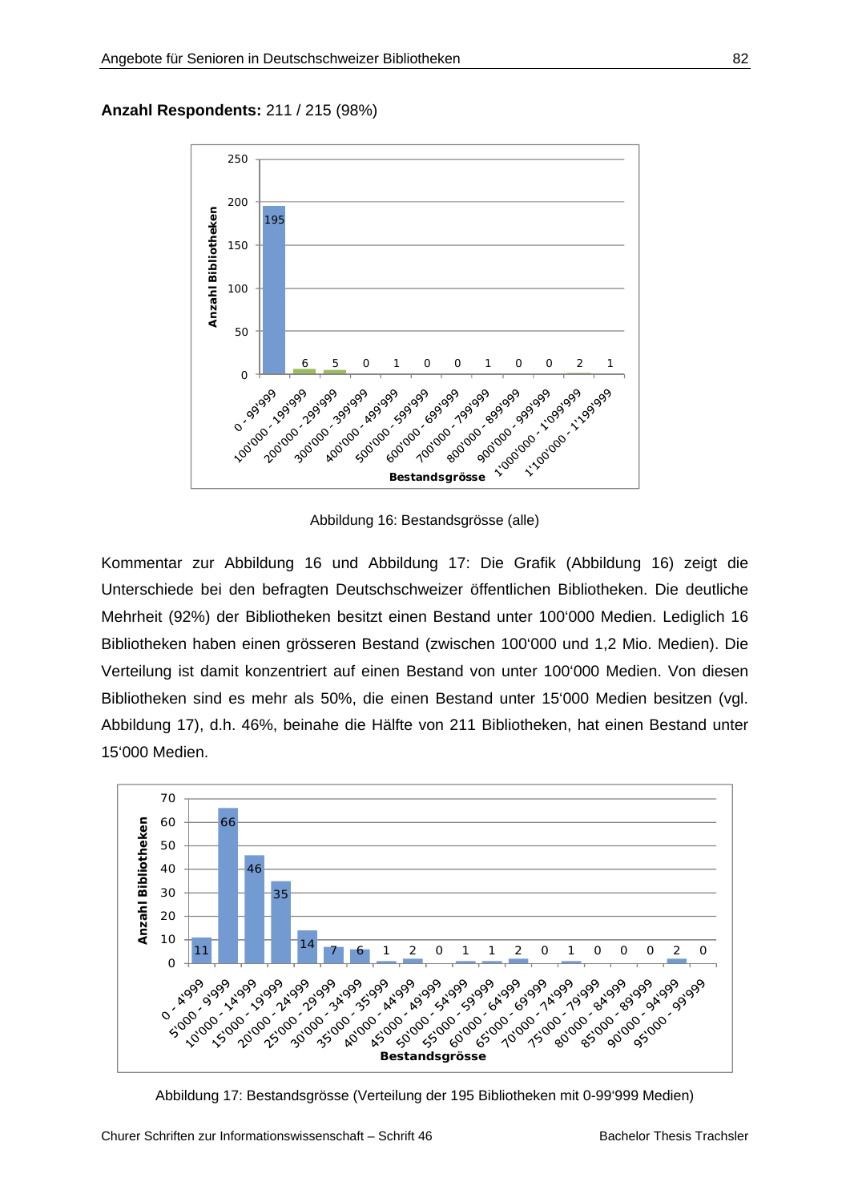**Anzahl Respondents:** 211 / 215 (98%)

Abbildung 16: Bestandsgrösse (alle)

Kommentar zur Abbildung 16 und Abbildung 17: Die Grafik (Abbildung 16) zeigt die Unterschiede bei den befragten Deutschschweizer öffentlichen Bibliotheken. Die deutliche Mehrheit (92%) der Bibliotheken besitzt einen Bestand unter 100'000 Medien. Lediglich 16 Bibliotheken haben einen grösseren Bestand (zwischen 100'000 und 1,2 Mio. Medien). Die Verteilung ist damit konzentriert auf einen Bestand von unter 100'000 Medien. Von diesen Bibliotheken sind es mehr als 50%, die einen Bestand unter 15'000 Medien besitzen (vgl. Abbildung 17), d.h. 46%, beinahe die Hälfte von 211 Bibliotheken, hat einen Bestand unter 15'000 Medien.

Abbildung 17: Bestandsgrösse (Verteilung der 195 Bibliotheken mit 0-99'999 Medien)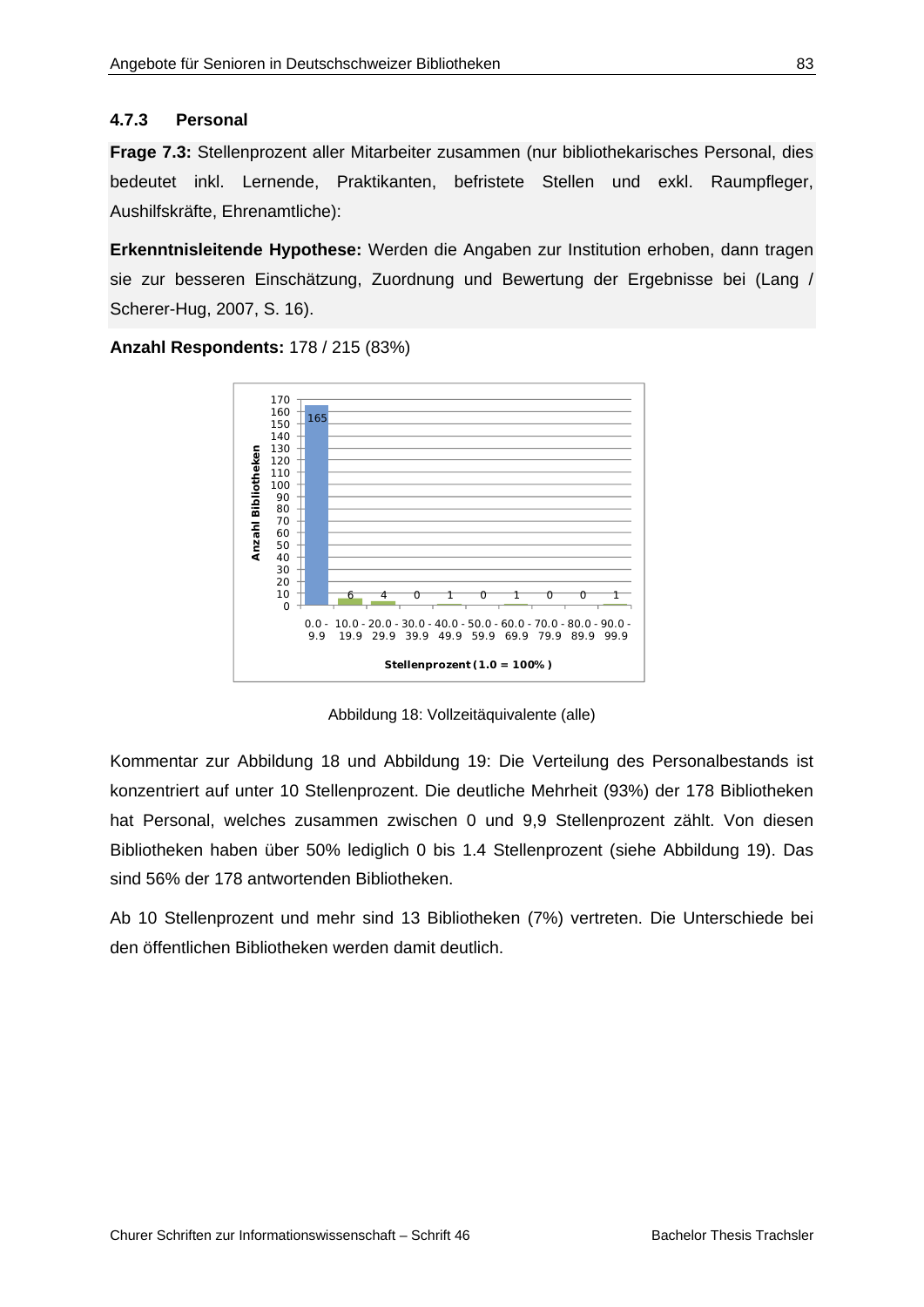### 4.7.3 Personal

**Frage 7.3:** Stellenprozent aller Mitarbeiter zusammen (nur bibliothekarisches Personal, dies bedeutet inkl. Lernende, Praktikanten, befristete Stellen und exkl. Raumpfleger, Aushilfskräfte, Ehrenamtliche):

**Erkenntnisleitende Hypothese:** Werden die Angaben zur Institution erhoben, dann tragen sie zur besseren Einschätzung, Zuordnung und Bewertung der Ergebnisse bei (Lang / Scherer-Hug, 2007, S. 16).

**Anzahl Respondents:** 178 / 215 (83%)

| Stellenprozent (1.0 = 100%) | Anzahl Bibliotheken |
|---|---|
| 0.0 - 9.9 | 165 |
| 10.0 - 19.9 | 6 |
| 20.0 - 29.9 | 4 |
| 30.0 - 39.9 | 0 |
| 40.0 - 49.9 | 1 |
| 50.0 - 59.9 | 0 |
| 60.0 - 69.9 | 1 |
| 70.0 - 79.9 | 0 |
| 80.0 - 89.9 | 0 |
| 90.0 - 99.9 | 1 |

Abbildung 18: Vollzeitäquivalente (alle)

Kommentar zur Abbildung 18 und Abbildung 19: Die Verteilung des Personalbestands ist konzentriert auf unter 10 Stellenprozent. Die deutliche Mehrheit (93%) der 178 Bibliotheken hat Personal, welches zusammen zwischen 0 und 9,9 Stellenprozent zählt. Von diesen Bibliotheken haben über 50% lediglich 0 bis 1.4 Stellenprozent (siehe Abbildung 19). Das sind 56% der 178 antwortenden Bibliotheken.

Ab 10 Stellenprozent und mehr sind 13 Bibliotheken (7%) vertreten. Die Unterschiede bei den öffentlichen Bibliotheken werden damit deutlich.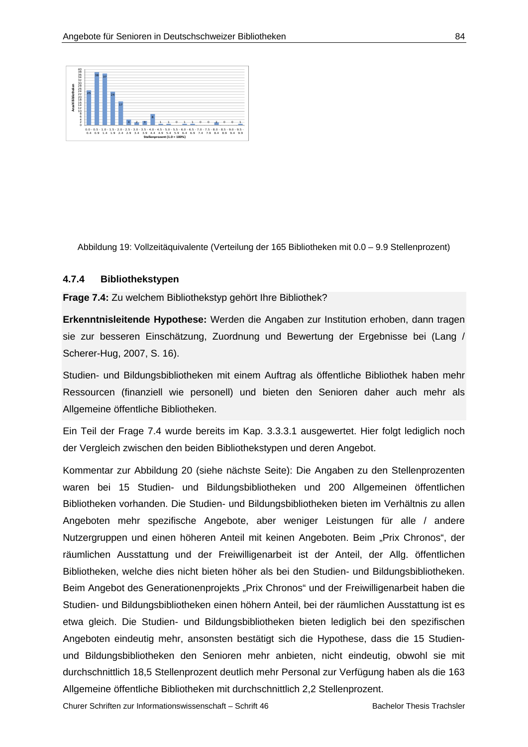Abbildung 19: Vollzeitäquivalente (Verteilung der 165 Bibliotheken mit 0.0 – 9.9 Stellenprozent)

#### 4.7.4 Bibliothekstypen

**Frage 7.4:** Zu welchem Bibliothekstyp gehört Ihre Bibliothek?

**Erkenntnisleitende Hypothese:** Werden die Angaben zur Institution erhoben, dann tragen sie zur besseren Einschätzung, Zuordnung und Bewertung der Ergebnisse bei (Lang / Scherer-Hug, 2007, S. 16).

Studien- und Bildungsbibliotheken mit einem Auftrag als öffentliche Bibliothek haben mehr Ressourcen (finanziell wie personell) und bieten den Senioren daher auch mehr als Allgemeine öffentliche Bibliotheken.

Ein Teil der Frage 7.4 wurde bereits im Kap. 3.3.3.1 ausgewertet. Hier folgt lediglich noch der Vergleich zwischen den beiden Bibliothekstypen und deren Angebot.

Kommentar zur Abbildung 20 (siehe nächste Seite): Die Angaben zu den Stellenprozenten waren bei 15 Studien- und Bildungsbibliotheken und 200 Allgemeinen öffentlichen Bibliotheken vorhanden. Die Studien- und Bildungsbibliotheken bieten im Verhältnis zu allen Angeboten mehr spezifische Angebote, aber weniger Leistungen für alle / andere Nutzergruppen und einen höheren Anteil mit keinen Angeboten. Beim „Prix Chronos", der räumlichen Ausstattung und der Freiwilligenarbeit ist der Anteil, der Allg. öffentlichen Bibliotheken, welche dies nicht bieten höher als bei den Studien- und Bildungsbibliotheken. Beim Angebot des Generationenprojekts „Prix Chronos" und der Freiwilligenarbeit haben die Studien- und Bildungsbibliotheken einen höhern Anteil, bei der räumlichen Ausstattung ist es etwa gleich. Die Studien- und Bildungsbibliotheken bieten lediglich bei den spezifischen Angeboten eindeutig mehr, ansonsten bestätigt sich die Hypothese, dass die 15 Studien- und Bildungsbibliotheken den Senioren mehr anbieten, nicht eindeutig, obwohl sie mit durchschnittlich 18,5 Stellenprozent deutlich mehr Personal zur Verfügung haben als die 163 Allgemeine öffentliche Bibliotheken mit durchschnittlich 2,2 Stellenprozent.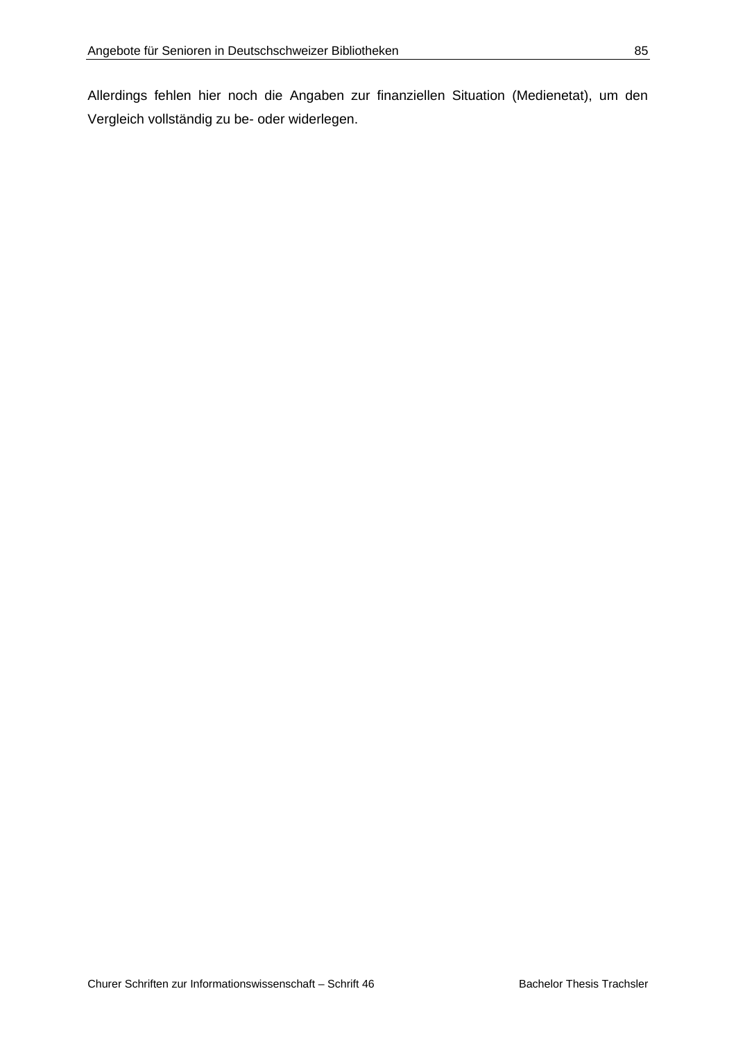Allerdings fehlen hier noch die Angaben zur finanziellen Situation (Medienetat), um den Vergleich vollständig zu be- oder widerlegen.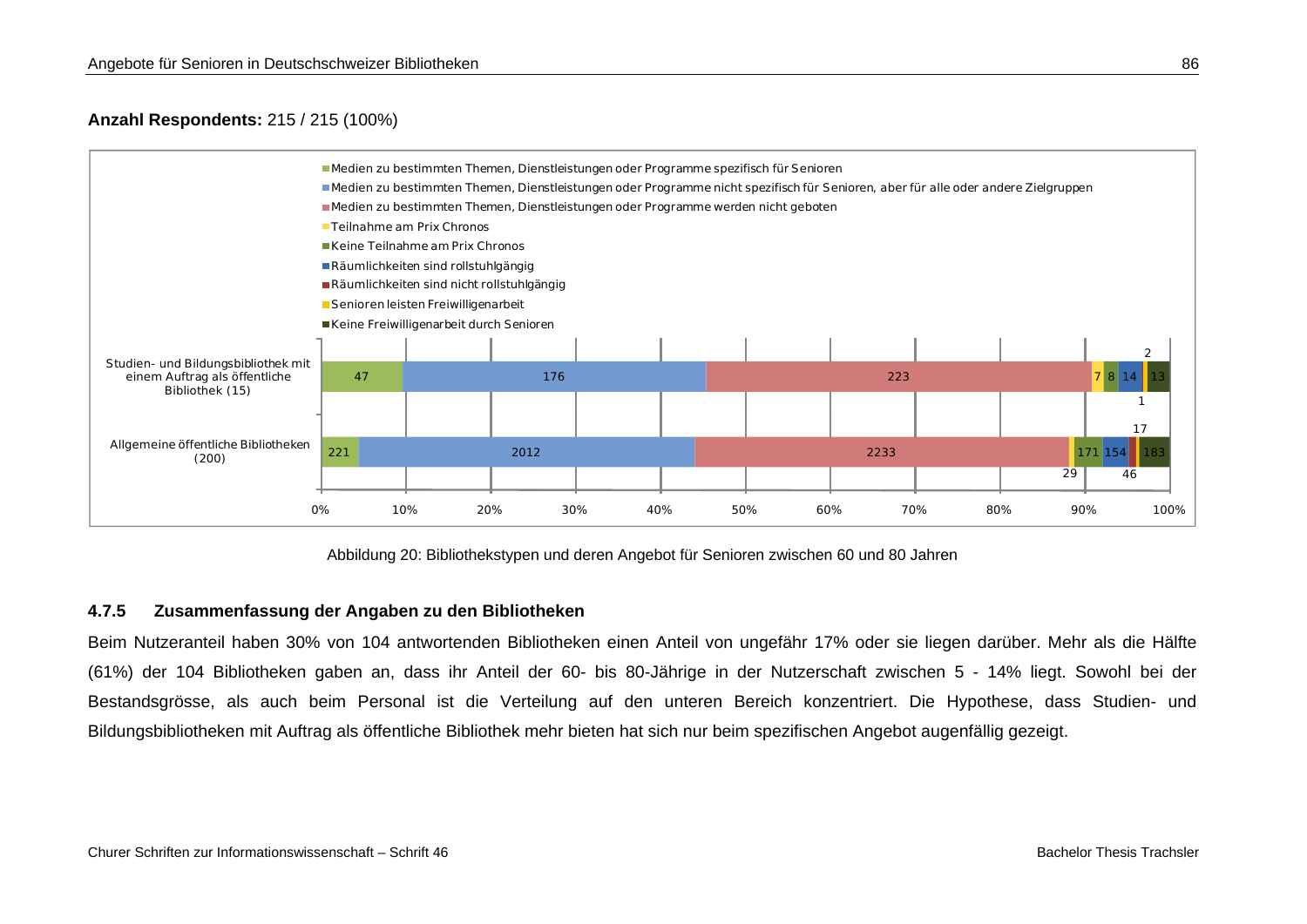**Anzahl Respondents:** 215 / 215 (100%)

| | Medien zu bestimmten Themen, Dienstleistungen oder Programme spezifisch für Senioren | Medien zu bestimmten Themen, Dienstleistungen oder Programme nicht spezifisch für Senioren, aber für alle oder andere Zielgruppen | Medien zu bestimmten Themen, Dienstleistungen oder Programme werden nicht geboten | Teilnahme am Prix Chronos | Keine Teilnahme am Prix Chronos | Räumlichkeiten sind rollstuhlgängig | Räumlichkeiten sind nicht rollstuhlgängig | Senioren leisten Freiwilligenarbeit | Keine Freiwilligenarbeit durch Senioren |
|---|---|---|---|---|---|---|---|---|---|
| Studien- und Bildungsbibliothek mit einem Auftrag als öffentliche Bibliothek (15) | 47 | 176 | 223 | 7 | 8 | 14 | 1 | 2 | 13 |
| Allgemeine öffentliche Bibliotheken (200) | 221 | 2012 | 2233 | 29 | 171 | 154 | 46 | 17 | 183 |

Abbildung 20: Bibliothekstypen und deren Angebot für Senioren zwischen 60 und 80 Jahren

### 4.7.5 Zusammenfassung der Angaben zu den Bibliotheken

Beim Nutzeranteil haben 30% von 104 antwortenden Bibliotheken einen Anteil von ungefähr 17% oder sie liegen darüber. Mehr als die Hälfte (61%) der 104 Bibliotheken gaben an, dass ihr Anteil der 60- bis 80-Jährige in der Nutzerschaft zwischen 5 - 14% liegt. Sowohl bei der Bestandsgrösse, als auch beim Personal ist die Verteilung auf den unteren Bereich konzentriert. Die Hypothese, dass Studien- und Bildungsbibliotheken mit Auftrag als öffentliche Bibliothek mehr bieten hat sich nur beim spezifischen Angebot augenfällig gezeigt.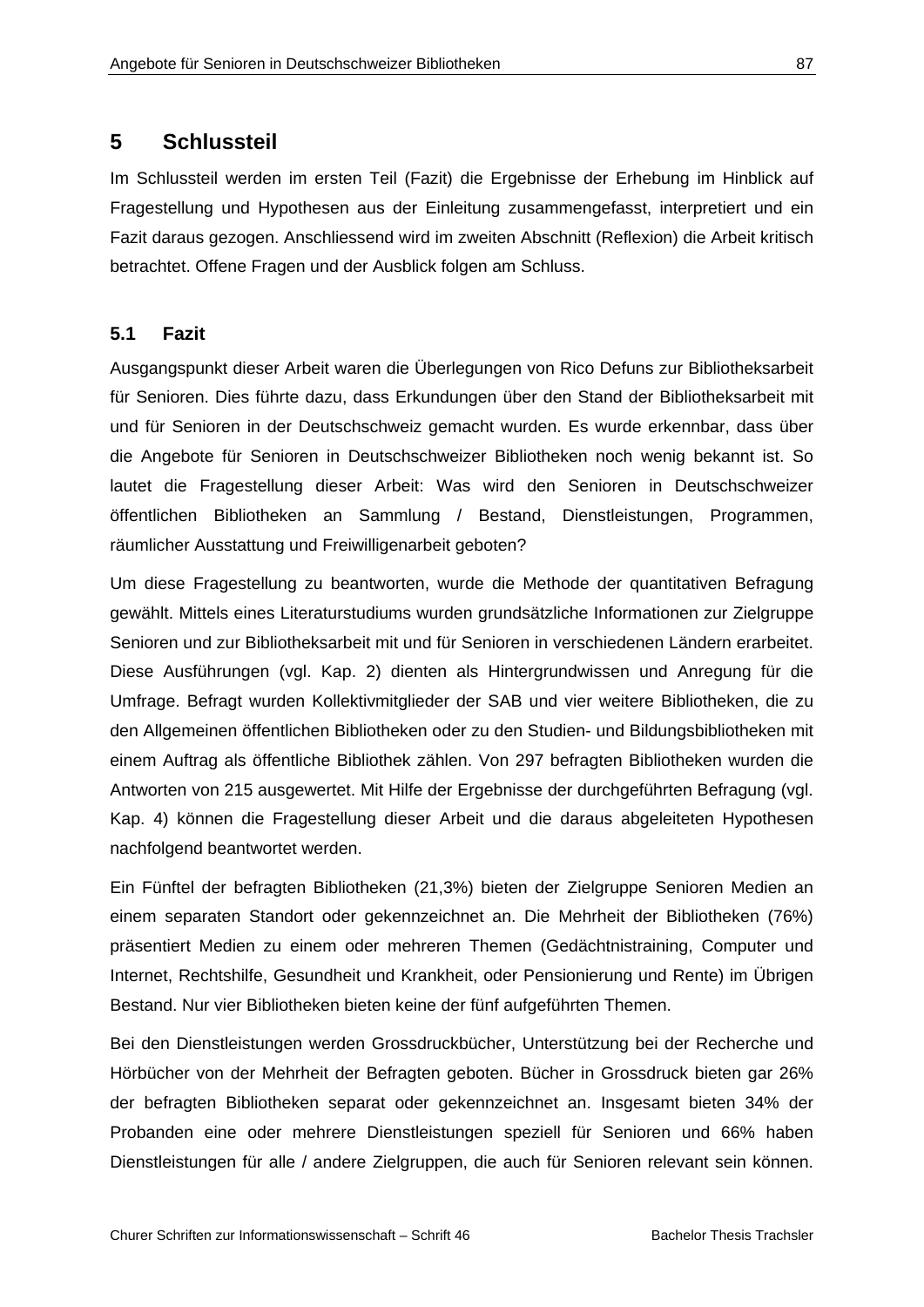# 5 Schlussteil

Im Schlussteil werden im ersten Teil (Fazit) die Ergebnisse der Erhebung im Hinblick auf Fragestellung und Hypothesen aus der Einleitung zusammengefasst, interpretiert und ein Fazit daraus gezogen. Anschliessend wird im zweiten Abschnitt (Reflexion) die Arbeit kritisch betrachtet. Offene Fragen und der Ausblick folgen am Schluss.

## 5.1 Fazit

Ausgangspunkt dieser Arbeit waren die Überlegungen von Rico Defuns zur Bibliotheksarbeit für Senioren. Dies führte dazu, dass Erkundungen über den Stand der Bibliotheksarbeit mit und für Senioren in der Deutschschweiz gemacht wurden. Es wurde erkennbar, dass über die Angebote für Senioren in Deutschschweizer Bibliotheken noch wenig bekannt ist. So lautet die Fragestellung dieser Arbeit: Was wird den Senioren in Deutschschweizer öffentlichen Bibliotheken an Sammlung / Bestand, Dienstleistungen, Programmen, räumlicher Ausstattung und Freiwilligenarbeit geboten?

Um diese Fragestellung zu beantworten, wurde die Methode der quantitativen Befragung gewählt. Mittels eines Literaturstudiums wurden grundsätzliche Informationen zur Zielgruppe Senioren und zur Bibliotheksarbeit mit und für Senioren in verschiedenen Ländern erarbeitet. Diese Ausführungen (vgl. Kap. 2) dienten als Hintergrundwissen und Anregung für die Umfrage. Befragt wurden Kollektivmitglieder der SAB und vier weitere Bibliotheken, die zu den Allgemeinen öffentlichen Bibliotheken oder zu den Studien- und Bildungsbibliotheken mit einem Auftrag als öffentliche Bibliothek zählen. Von 297 befragten Bibliotheken wurden die Antworten von 215 ausgewertet. Mit Hilfe der Ergebnisse der durchgeführten Befragung (vgl. Kap. 4) können die Fragestellung dieser Arbeit und die daraus abgeleiteten Hypothesen nachfolgend beantwortet werden.

Ein Fünftel der befragten Bibliotheken (21,3%) bieten der Zielgruppe Senioren Medien an einem separaten Standort oder gekennzeichnet an. Die Mehrheit der Bibliotheken (76%) präsentiert Medien zu einem oder mehreren Themen (Gedächtnistraining, Computer und Internet, Rechtshilfe, Gesundheit und Krankheit, oder Pensionierung und Rente) im Übrigen Bestand. Nur vier Bibliotheken bieten keine der fünf aufgeführten Themen.

Bei den Dienstleistungen werden Grossdruckbücher, Unterstützung bei der Recherche und Hörbücher von der Mehrheit der Befragten geboten. Bücher in Grossdruck bieten gar 26% der befragten Bibliotheken separat oder gekennzeichnet an. Insgesamt bieten 34% der Probanden eine oder mehrere Dienstleistungen speziell für Senioren und 66% haben Dienstleistungen für alle / andere Zielgruppen, die auch für Senioren relevant sein können.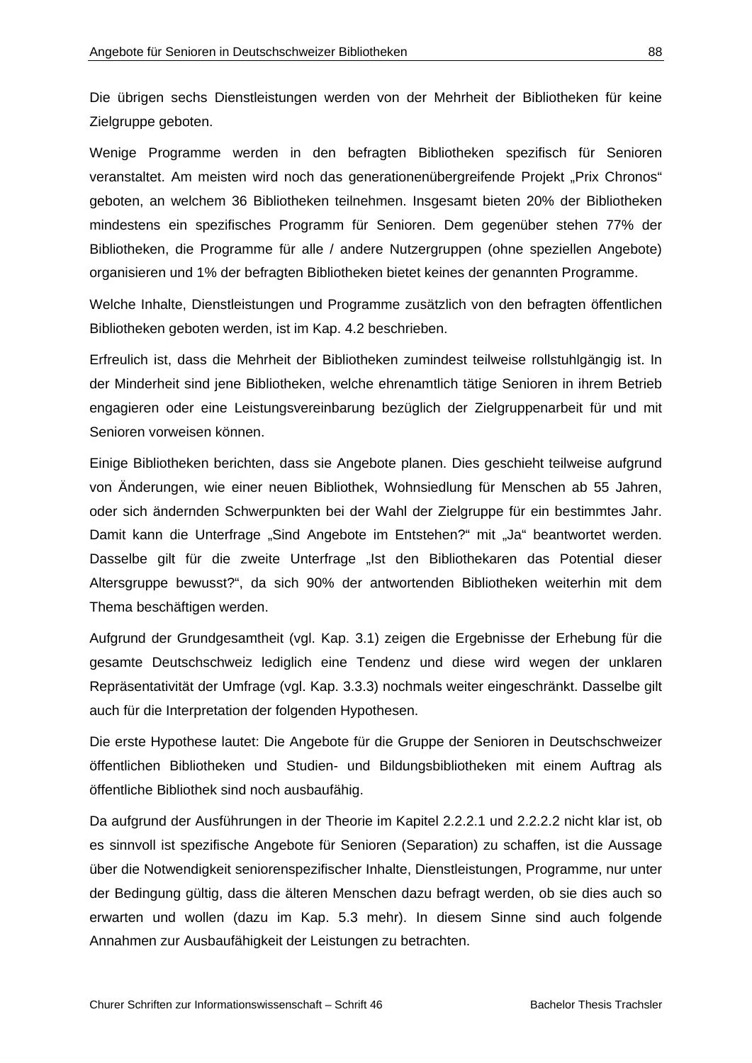Die übrigen sechs Dienstleistungen werden von der Mehrheit der Bibliotheken für keine Zielgruppe geboten.

Wenige Programme werden in den befragten Bibliotheken spezifisch für Senioren veranstaltet. Am meisten wird noch das generationenübergreifende Projekt „Prix Chronos“ geboten, an welchem 36 Bibliotheken teilnehmen. Insgesamt bieten 20% der Bibliotheken mindestens ein spezifisches Programm für Senioren. Dem gegenüber stehen 77% der Bibliotheken, die Programme für alle / andere Nutzergruppen (ohne speziellen Angebote) organisieren und 1% der befragten Bibliotheken bietet keines der genannten Programme.

Welche Inhalte, Dienstleistungen und Programme zusätzlich von den befragten öffentlichen Bibliotheken geboten werden, ist im Kap. 4.2 beschrieben.

Erfreulich ist, dass die Mehrheit der Bibliotheken zumindest teilweise rollstuhlgängig ist. In der Minderheit sind jene Bibliotheken, welche ehrenamtlich tätige Senioren in ihrem Betrieb engagieren oder eine Leistungsvereinbarung bezüglich der Zielgruppenarbeit für und mit Senioren vorweisen können.

Einige Bibliotheken berichten, dass sie Angebote planen. Dies geschieht teilweise aufgrund von Änderungen, wie einer neuen Bibliothek, Wohnsiedlung für Menschen ab 55 Jahren, oder sich ändernden Schwerpunkten bei der Wahl der Zielgruppe für ein bestimmtes Jahr. Damit kann die Unterfrage „Sind Angebote im Entstehen?“ mit „Ja“ beantwortet werden. Dasselbe gilt für die zweite Unterfrage „Ist den Bibliothekaren das Potential dieser Altersgruppe bewusst?“, da sich 90% der antwortenden Bibliotheken weiterhin mit dem Thema beschäftigen werden.

Aufgrund der Grundgesamtheit (vgl. Kap. 3.1) zeigen die Ergebnisse der Erhebung für die gesamte Deutschschweiz lediglich eine Tendenz und diese wird wegen der unklaren Repräsentativität der Umfrage (vgl. Kap. 3.3.3) nochmals weiter eingeschränkt. Dasselbe gilt auch für die Interpretation der folgenden Hypothesen.

Die erste Hypothese lautet: Die Angebote für die Gruppe der Senioren in Deutschschweizer öffentlichen Bibliotheken und Studien- und Bildungsbibliotheken mit einem Auftrag als öffentliche Bibliothek sind noch ausbaufähig.

Da aufgrund der Ausführungen in der Theorie im Kapitel 2.2.2.1 und 2.2.2.2 nicht klar ist, ob es sinnvoll ist spezifische Angebote für Senioren (Separation) zu schaffen, ist die Aussage über die Notwendigkeit seniorenspezifischer Inhalte, Dienstleistungen, Programme, nur unter der Bedingung gültig, dass die älteren Menschen dazu befragt werden, ob sie dies auch so erwarten und wollen (dazu im Kap. 5.3 mehr). In diesem Sinne sind auch folgende Annahmen zur Ausbaufähigkeit der Leistungen zu betrachten.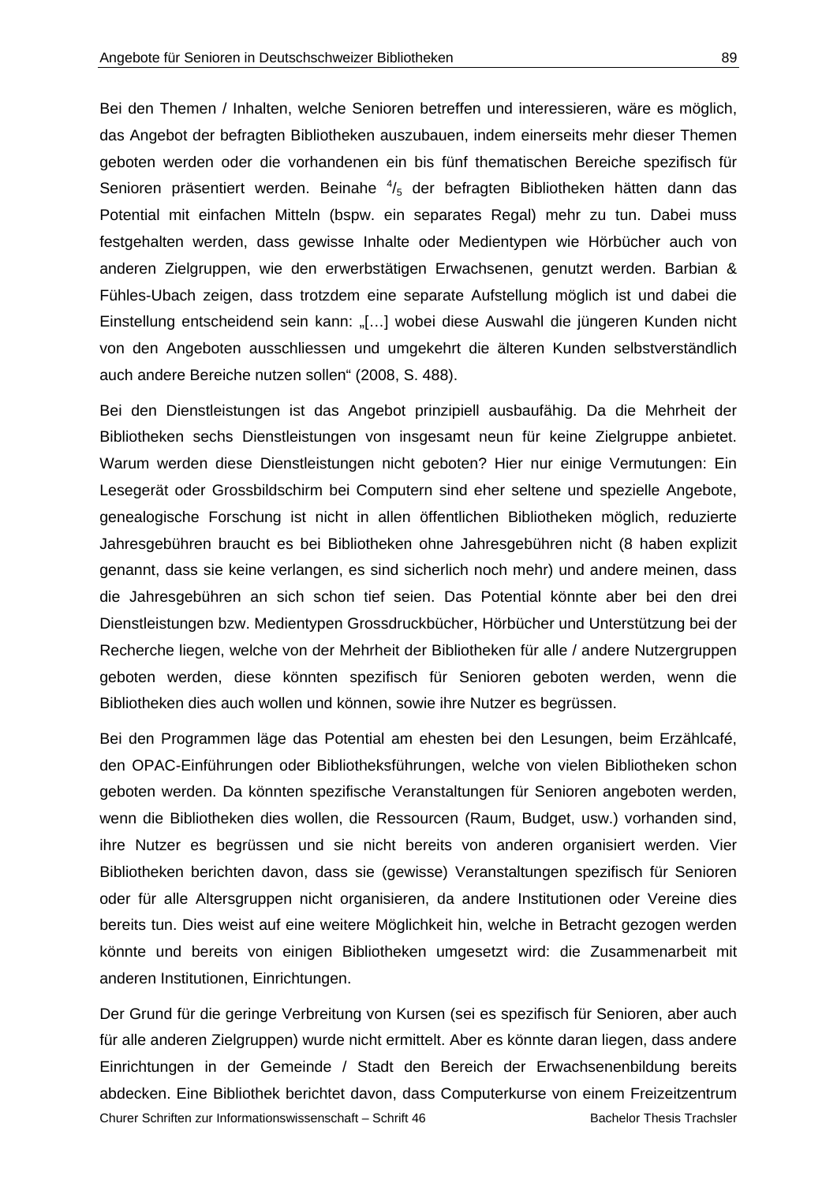Bei den Themen / Inhalten, welche Senioren betreffen und interessieren, wäre es möglich, das Angebot der befragten Bibliotheken auszubauen, indem einerseits mehr dieser Themen geboten werden oder die vorhandenen ein bis fünf thematischen Bereiche spezifisch für Senioren präsentiert werden. Beinahe $^{4}/_{5}$ der befragten Bibliotheken hätten dann das Potential mit einfachen Mitteln (bspw. ein separates Regal) mehr zu tun. Dabei muss festgehalten werden, dass gewisse Inhalte oder Medientypen wie Hörbücher auch von anderen Zielgruppen, wie den erwerbstätigen Erwachsenen, genutzt werden. Barbian & Fühles-Ubach zeigen, dass trotzdem eine separate Aufstellung möglich ist und dabei die Einstellung entscheidend sein kann: „[…] wobei diese Auswahl die jüngeren Kunden nicht von den Angeboten ausschliessen und umgekehrt die älteren Kunden selbstverständlich auch andere Bereiche nutzen sollen" (2008, S. 488).

Bei den Dienstleistungen ist das Angebot prinzipiell ausbaufähig. Da die Mehrheit der Bibliotheken sechs Dienstleistungen von insgesamt neun für keine Zielgruppe anbietet. Warum werden diese Dienstleistungen nicht geboten? Hier nur einige Vermutungen: Ein Lesegerät oder Grossbildschirm bei Computern sind eher seltene und spezielle Angebote, genealogische Forschung ist nicht in allen öffentlichen Bibliotheken möglich, reduzierte Jahresgebühren braucht es bei Bibliotheken ohne Jahresgebühren nicht (8 haben explizit genannt, dass sie keine verlangen, es sind sicherlich noch mehr) und andere meinen, dass die Jahresgebühren an sich schon tief seien. Das Potential könnte aber bei den drei Dienstleistungen bzw. Medientypen Grossdruckbücher, Hörbücher und Unterstützung bei der Recherche liegen, welche von der Mehrheit der Bibliotheken für alle / andere Nutzergruppen geboten werden, diese könnten spezifisch für Senioren geboten werden, wenn die Bibliotheken dies auch wollen und können, sowie ihre Nutzer es begrüssen.

Bei den Programmen läge das Potential am ehesten bei den Lesungen, beim Erzählcafé, den OPAC-Einführungen oder Bibliotheksführungen, welche von vielen Bibliotheken schon geboten werden. Da könnten spezifische Veranstaltungen für Senioren angeboten werden, wenn die Bibliotheken dies wollen, die Ressourcen (Raum, Budget, usw.) vorhanden sind, ihre Nutzer es begrüssen und sie nicht bereits von anderen organisiert werden. Vier Bibliotheken berichten davon, dass sie (gewisse) Veranstaltungen spezifisch für Senioren oder für alle Altersgruppen nicht organisieren, da andere Institutionen oder Vereine dies bereits tun. Dies weist auf eine weitere Möglichkeit hin, welche in Betracht gezogen werden könnte und bereits von einigen Bibliotheken umgesetzt wird: die Zusammenarbeit mit anderen Institutionen, Einrichtungen.

Der Grund für die geringe Verbreitung von Kursen (sei es spezifisch für Senioren, aber auch für alle anderen Zielgruppen) wurde nicht ermittelt. Aber es könnte daran liegen, dass andere Einrichtungen in der Gemeinde / Stadt den Bereich der Erwachsenenbildung bereits abdecken. Eine Bibliothek berichtet davon, dass Computerkurse von einem Freizeitzentrum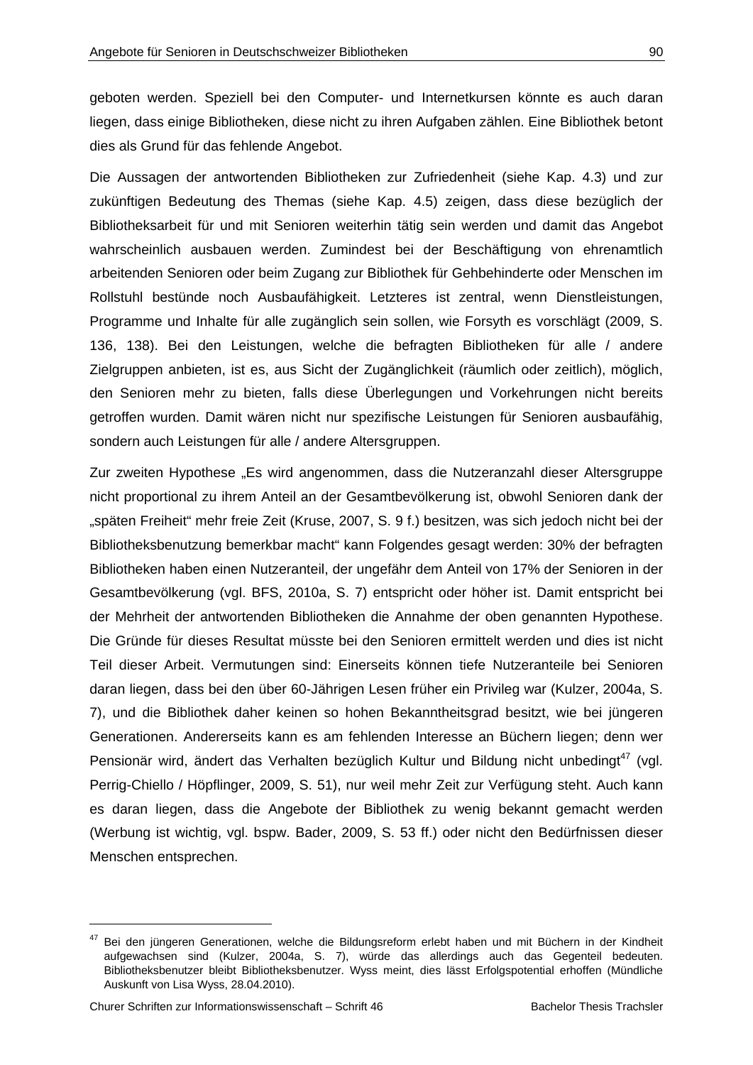geboten werden. Speziell bei den Computer- und Internetkursen könnte es auch daran liegen, dass einige Bibliotheken, diese nicht zu ihren Aufgaben zählen. Eine Bibliothek betont dies als Grund für das fehlende Angebot.

Die Aussagen der antwortenden Bibliotheken zur Zufriedenheit (siehe Kap. 4.3) und zur zukünftigen Bedeutung des Themas (siehe Kap. 4.5) zeigen, dass diese bezüglich der Bibliotheksarbeit für und mit Senioren weiterhin tätig sein werden und damit das Angebot wahrscheinlich ausbauen werden. Zumindest bei der Beschäftigung von ehrenamtlich arbeitenden Senioren oder beim Zugang zur Bibliothek für Gehbehinderte oder Menschen im Rollstuhl bestünde noch Ausbaufähigkeit. Letzteres ist zentral, wenn Dienstleistungen, Programme und Inhalte für alle zugänglich sein sollen, wie Forsyth es vorschlägt (2009, S. 136, 138). Bei den Leistungen, welche die befragten Bibliotheken für alle / andere Zielgruppen anbieten, ist es, aus Sicht der Zugänglichkeit (räumlich oder zeitlich), möglich, den Senioren mehr zu bieten, falls diese Überlegungen und Vorkehrungen nicht bereits getroffen wurden. Damit wären nicht nur spezifische Leistungen für Senioren ausbaufähig, sondern auch Leistungen für alle / andere Altersgruppen.

Zur zweiten Hypothese „Es wird angenommen, dass die Nutzeranzahl dieser Altersgruppe nicht proportional zu ihrem Anteil an der Gesamtbevölkerung ist, obwohl Senioren dank der „späten Freiheit“ mehr freie Zeit (Kruse, 2007, S. 9 f.) besitzen, was sich jedoch nicht bei der Bibliotheksbenutzung bemerkbar macht“ kann Folgendes gesagt werden: 30% der befragten Bibliotheken haben einen Nutzeranteil, der ungefähr dem Anteil von 17% der Senioren in der Gesamtbevölkerung (vgl. BFS, 2010a, S. 7) entspricht oder höher ist. Damit entspricht bei der Mehrheit der antwortenden Bibliotheken die Annahme der oben genannten Hypothese. Die Gründe für dieses Resultat müsste bei den Senioren ermittelt werden und dies ist nicht Teil dieser Arbeit. Vermutungen sind: Einerseits können tiefe Nutzeranteile bei Senioren daran liegen, dass bei den über 60-Jährigen Lesen früher ein Privileg war (Kulzer, 2004a, S. 7), und die Bibliothek daher keinen so hohen Bekanntheitsgrad besitzt, wie bei jüngeren Generationen. Andererseits kann es am fehlenden Interesse an Büchern liegen; denn wer Pensionär wird, ändert das Verhalten bezüglich Kultur und Bildung nicht unbedingt[47] (vgl. Perrig-Chiello / Höpflinger, 2009, S. 51), nur weil mehr Zeit zur Verfügung steht. Auch kann es daran liegen, dass die Angebote der Bibliothek zu wenig bekannt gemacht werden (Werbung ist wichtig, vgl. bspw. Bader, 2009, S. 53 ff.) oder nicht den Bedürfnissen dieser Menschen entsprechen.

---

[47] Bei den jüngeren Generationen, welche die Bildungsreform erlebt haben und mit Büchern in der Kindheit aufgewachsen sind (Kulzer, 2004a, S. 7), würde das allerdings auch das Gegenteil bedeuten. Bibliotheksbenutzer bleibt Bibliotheksbenutzer. Wyss meint, dies lässt Erfolgspotential erhoffen (Mündliche Auskunft von Lisa Wyss, 28.04.2010).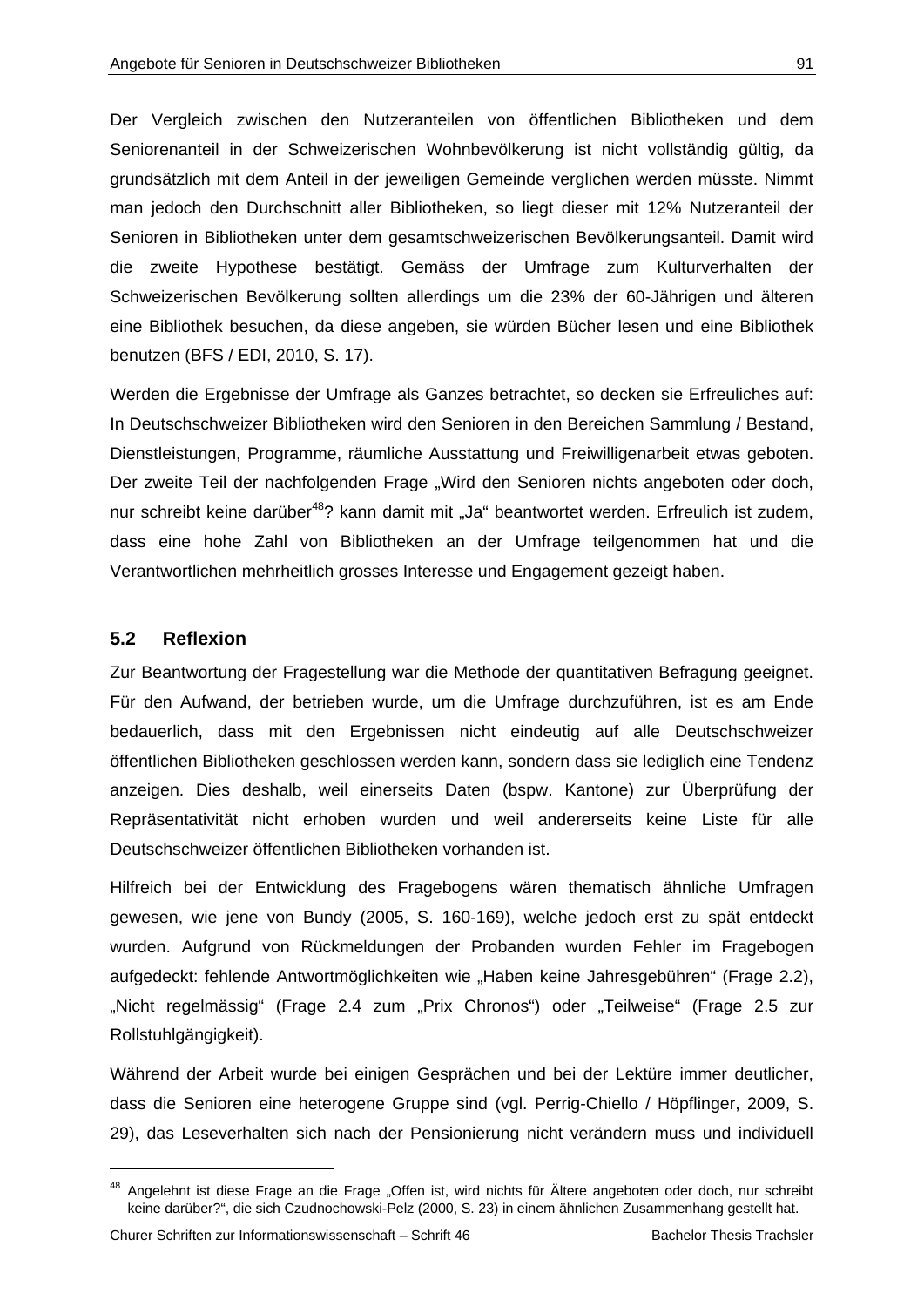Der Vergleich zwischen den Nutzeranteilen von öffentlichen Bibliotheken und dem Seniorenanteil in der Schweizerischen Wohnbevölkerung ist nicht vollständig gültig, da grundsätzlich mit dem Anteil in der jeweiligen Gemeinde verglichen werden müsste. Nimmt man jedoch den Durchschnitt aller Bibliotheken, so liegt dieser mit 12% Nutzeranteil der Senioren in Bibliotheken unter dem gesamtschweizerischen Bevölkerungsanteil. Damit wird die zweite Hypothese bestätigt. Gemäss der Umfrage zum Kulturverhalten der Schweizerischen Bevölkerung sollten allerdings um die 23% der 60-Jährigen und älteren eine Bibliothek besuchen, da diese angeben, sie würden Bücher lesen und eine Bibliothek benutzen (BFS / EDI, 2010, S. 17).

Werden die Ergebnisse der Umfrage als Ganzes betrachtet, so decken sie Erfreuliches auf: In Deutschschweizer Bibliotheken wird den Senioren in den Bereichen Sammlung / Bestand, Dienstleistungen, Programme, räumliche Ausstattung und Freiwilligenarbeit etwas geboten. Der zweite Teil der nachfolgenden Frage „Wird den Senioren nichts angeboten oder doch, nur schreibt keine darüber[48]? kann damit mit „Ja“ beantwortet werden. Erfreulich ist zudem, dass eine hohe Zahl von Bibliotheken an der Umfrage teilgenommen hat und die Verantwortlichen mehrheitlich grosses Interesse und Engagement gezeigt haben.

## 5.2 Reflexion

Zur Beantwortung der Fragestellung war die Methode der quantitativen Befragung geeignet. Für den Aufwand, der betrieben wurde, um die Umfrage durchzuführen, ist es am Ende bedauerlich, dass mit den Ergebnissen nicht eindeutig auf alle Deutschschweizer öffentlichen Bibliotheken geschlossen werden kann, sondern dass sie lediglich eine Tendenz anzeigen. Dies deshalb, weil einerseits Daten (bspw. Kantone) zur Überprüfung der Repräsentativität nicht erhoben wurden und weil andererseits keine Liste für alle Deutschschweizer öffentlichen Bibliotheken vorhanden ist.

Hilfreich bei der Entwicklung des Fragebogens wären thematisch ähnliche Umfragen gewesen, wie jene von Bundy (2005, S. 160-169), welche jedoch erst zu spät entdeckt wurden. Aufgrund von Rückmeldungen der Probanden wurden Fehler im Fragebogen aufgedeckt: fehlende Antwortmöglichkeiten wie „Haben keine Jahresgebühren“ (Frage 2.2), „Nicht regelmässig“ (Frage 2.4 zum „Prix Chronos“) oder „Teilweise“ (Frage 2.5 zur Rollstuhlgängigkeit).

Während der Arbeit wurde bei einigen Gesprächen und bei der Lektüre immer deutlicher, dass die Senioren eine heterogene Gruppe sind (vgl. Perrig-Chiello / Höpflinger, 2009, S. 29), das Leseverhalten sich nach der Pensionierung nicht verändern muss und individuell

---

[48] Angelehnt ist diese Frage an die Frage „Offen ist, wird nichts für Ältere angeboten oder doch, nur schreibt keine darüber?“, die sich Czudnochowski-Pelz (2000, S. 23) in einem ähnlichen Zusammenhang gestellt hat.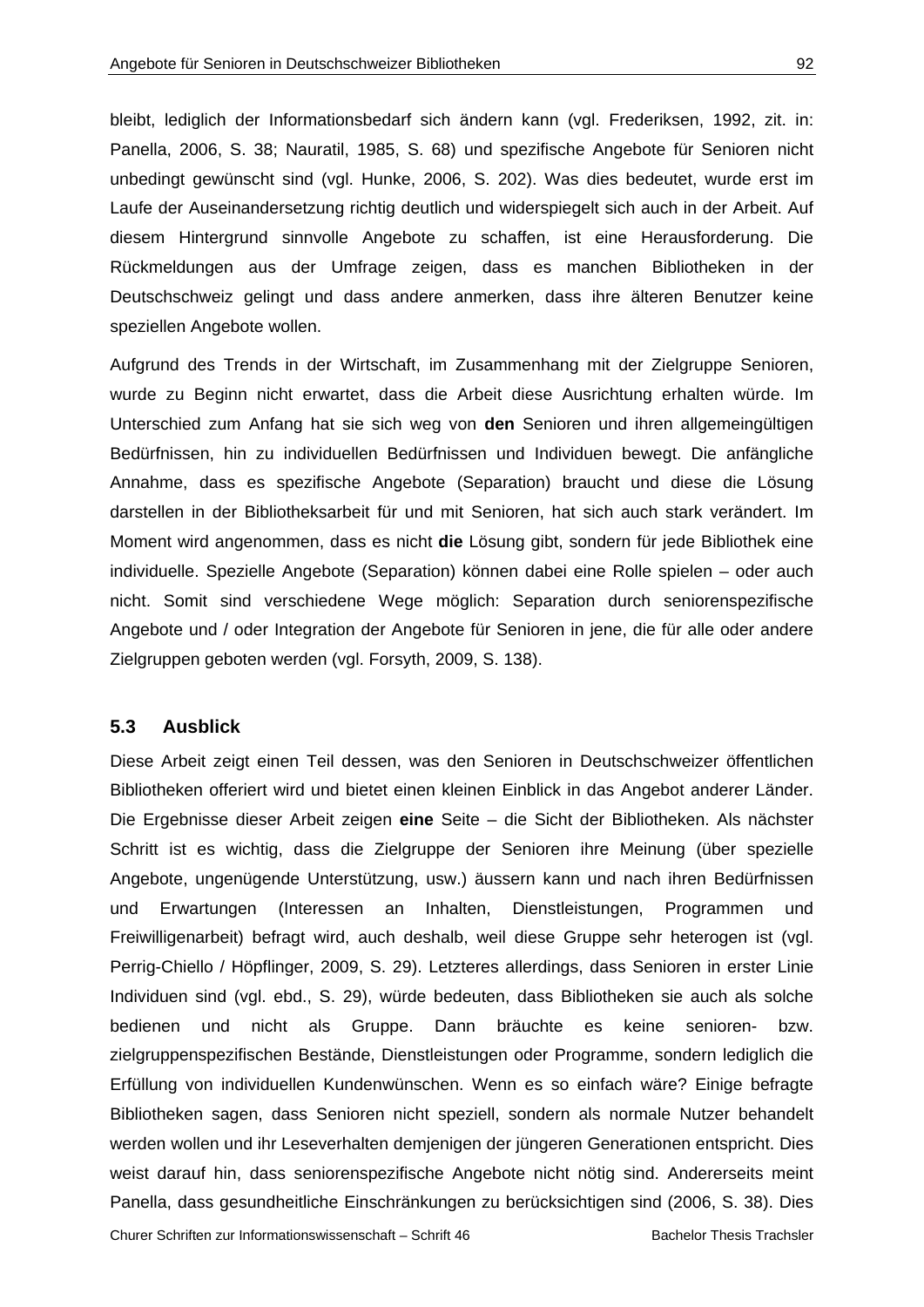bleibt, lediglich der Informationsbedarf sich ändern kann (vgl. Frederiksen, 1992, zit. in: Panella, 2006, S. 38; Nauratil, 1985, S. 68) und spezifische Angebote für Senioren nicht unbedingt gewünscht sind (vgl. Hunke, 2006, S. 202). Was dies bedeutet, wurde erst im Laufe der Auseinandersetzung richtig deutlich und widerspiegelt sich auch in der Arbeit. Auf diesem Hintergrund sinnvolle Angebote zu schaffen, ist eine Herausforderung. Die Rückmeldungen aus der Umfrage zeigen, dass es manchen Bibliotheken in der Deutschschweiz gelingt und dass andere anmerken, dass ihre älteren Benutzer keine speziellen Angebote wollen.

Aufgrund des Trends in der Wirtschaft, im Zusammenhang mit der Zielgruppe Senioren, wurde zu Beginn nicht erwartet, dass die Arbeit diese Ausrichtung erhalten würde. Im Unterschied zum Anfang hat sie sich weg von **den** Senioren und ihren allgemeingültigen Bedürfnissen, hin zu individuellen Bedürfnissen und Individuen bewegt. Die anfängliche Annahme, dass es spezifische Angebote (Separation) braucht und diese die Lösung darstellen in der Bibliotheksarbeit für und mit Senioren, hat sich auch stark verändert. Im Moment wird angenommen, dass es nicht **die** Lösung gibt, sondern für jede Bibliothek eine individuelle. Spezielle Angebote (Separation) können dabei eine Rolle spielen – oder auch nicht. Somit sind verschiedene Wege möglich: Separation durch seniorenspezifische Angebote und / oder Integration der Angebote für Senioren in jene, die für alle oder andere Zielgruppen geboten werden (vgl. Forsyth, 2009, S. 138).

### 5.3 Ausblick

Diese Arbeit zeigt einen Teil dessen, was den Senioren in Deutschschweizer öffentlichen Bibliotheken offeriert wird und bietet einen kleinen Einblick in das Angebot anderer Länder. Die Ergebnisse dieser Arbeit zeigen **eine** Seite – die Sicht der Bibliotheken. Als nächster Schritt ist es wichtig, dass die Zielgruppe der Senioren ihre Meinung (über spezielle Angebote, ungenügende Unterstützung, usw.) äussern kann und nach ihren Bedürfnissen und Erwartungen (Interessen an Inhalten, Dienstleistungen, Programmen und Freiwilligenarbeit) befragt wird, auch deshalb, weil diese Gruppe sehr heterogen ist (vgl. Perrig-Chiello / Höpflinger, 2009, S. 29). Letzteres allerdings, dass Senioren in erster Linie Individuen sind (vgl. ebd., S. 29), würde bedeuten, dass Bibliotheken sie auch als solche bedienen und nicht als Gruppe. Dann bräuchte es keine senioren- bzw. zielgruppenspezifischen Bestände, Dienstleistungen oder Programme, sondern lediglich die Erfüllung von individuellen Kundenwünschen. Wenn es so einfach wäre? Einige befragte Bibliotheken sagen, dass Senioren nicht speziell, sondern als normale Nutzer behandelt werden wollen und ihr Leseverhalten demjenigen der jüngeren Generationen entspricht. Dies weist darauf hin, dass seniorenspezifische Angebote nicht nötig sind. Andererseits meint Panella, dass gesundheitliche Einschränkungen zu berücksichtigen sind (2006, S. 38). Dies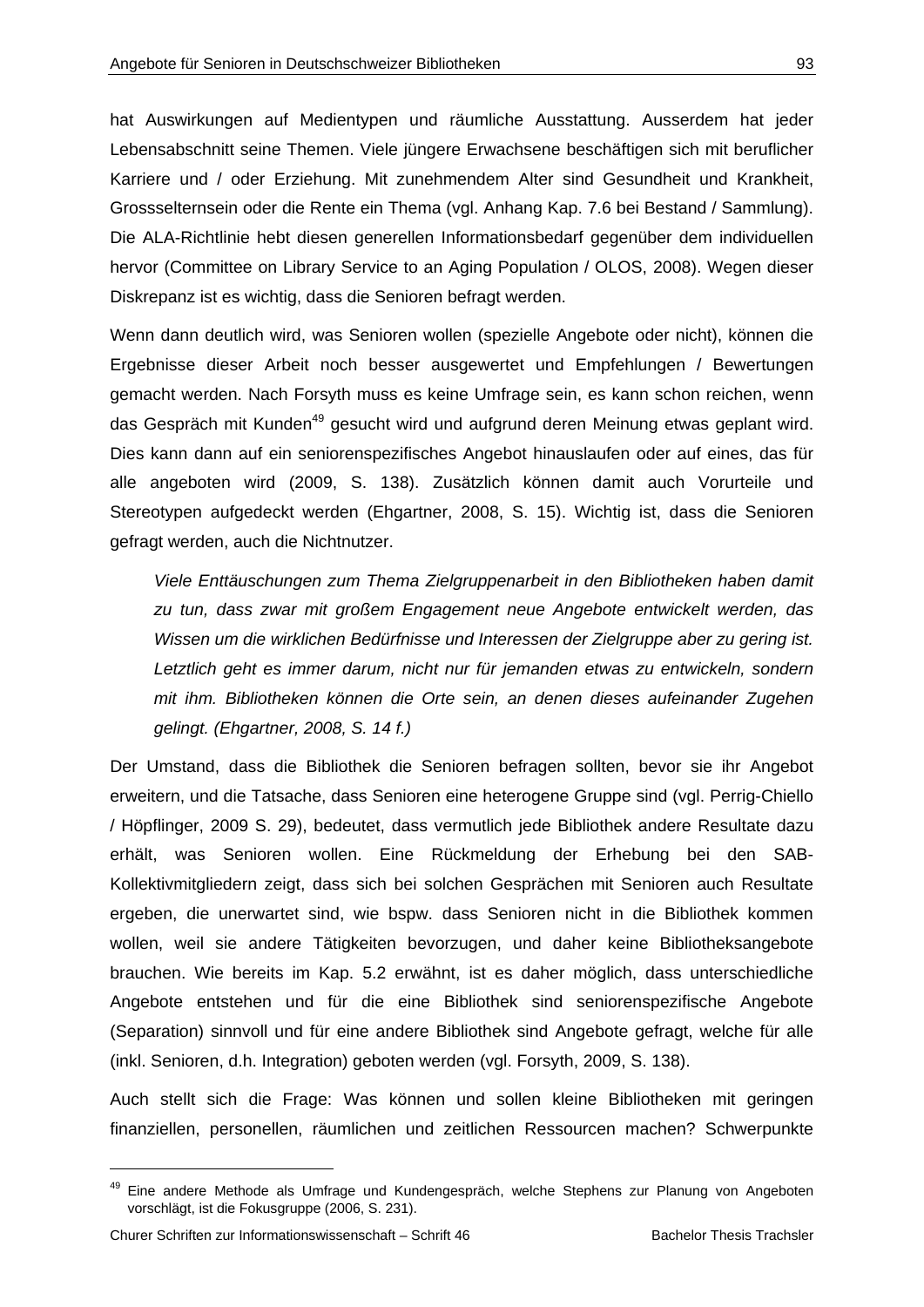hat Auswirkungen auf Medientypen und räumliche Ausstattung. Ausserdem hat jeder Lebensabschnitt seine Themen. Viele jüngere Erwachsene beschäftigen sich mit beruflicher Karriere und / oder Erziehung. Mit zunehmendem Alter sind Gesundheit und Krankheit, Grossselternsein oder die Rente ein Thema (vgl. Anhang Kap. 7.6 bei Bestand / Sammlung). Die ALA-Richtlinie hebt diesen generellen Informationsbedarf gegenüber dem individuellen hervor (Committee on Library Service to an Aging Population / OLOS, 2008). Wegen dieser Diskrepanz ist es wichtig, dass die Senioren befragt werden.

Wenn dann deutlich wird, was Senioren wollen (spezielle Angebote oder nicht), können die Ergebnisse dieser Arbeit noch besser ausgewertet und Empfehlungen / Bewertungen gemacht werden. Nach Forsyth muss es keine Umfrage sein, es kann schon reichen, wenn das Gespräch mit Kunden[49] gesucht wird und aufgrund deren Meinung etwas geplant wird. Dies kann dann auf ein seniorenspezifisches Angebot hinauslaufen oder auf eines, das für alle angeboten wird (2009, S. 138). Zusätzlich können damit auch Vorurteile und Stereotypen aufgedeckt werden (Ehgartner, 2008, S. 15). Wichtig ist, dass die Senioren gefragt werden, auch die Nichtnutzer.

> *Viele Enttäuschungen zum Thema Zielgruppenarbeit in den Bibliotheken haben damit zu tun, dass zwar mit großem Engagement neue Angebote entwickelt werden, das Wissen um die wirklichen Bedürfnisse und Interessen der Zielgruppe aber zu gering ist. Letztlich geht es immer darum, nicht nur für jemanden etwas zu entwickeln, sondern mit ihm. Bibliotheken können die Orte sein, an denen dieses aufeinander Zugehen gelingt. (Ehgartner, 2008, S. 14 f.)*

Der Umstand, dass die Bibliothek die Senioren befragen sollten, bevor sie ihr Angebot erweitern, und die Tatsache, dass Senioren eine heterogene Gruppe sind (vgl. Perrig-Chiello / Höpflinger, 2009 S. 29), bedeutet, dass vermutlich jede Bibliothek andere Resultate dazu erhält, was Senioren wollen. Eine Rückmeldung der Erhebung bei den SAB-Kollektivmitgliedern zeigt, dass sich bei solchen Gesprächen mit Senioren auch Resultate ergeben, die unerwartet sind, wie bspw. dass Senioren nicht in die Bibliothek kommen wollen, weil sie andere Tätigkeiten bevorzugen, und daher keine Bibliotheksangebote brauchen. Wie bereits im Kap. 5.2 erwähnt, ist es daher möglich, dass unterschiedliche Angebote entstehen und für die eine Bibliothek sind seniorenspezifische Angebote (Separation) sinnvoll und für eine andere Bibliothek sind Angebote gefragt, welche für alle (inkl. Senioren, d.h. Integration) geboten werden (vgl. Forsyth, 2009, S. 138).

Auch stellt sich die Frage: Was können und sollen kleine Bibliotheken mit geringen finanziellen, personellen, räumlichen und zeitlichen Ressourcen machen? Schwerpunkte

---

[49] Eine andere Methode als Umfrage und Kundengespräch, welche Stephens zur Planung von Angeboten vorschlägt, ist die Fokusgruppe (2006, S. 231).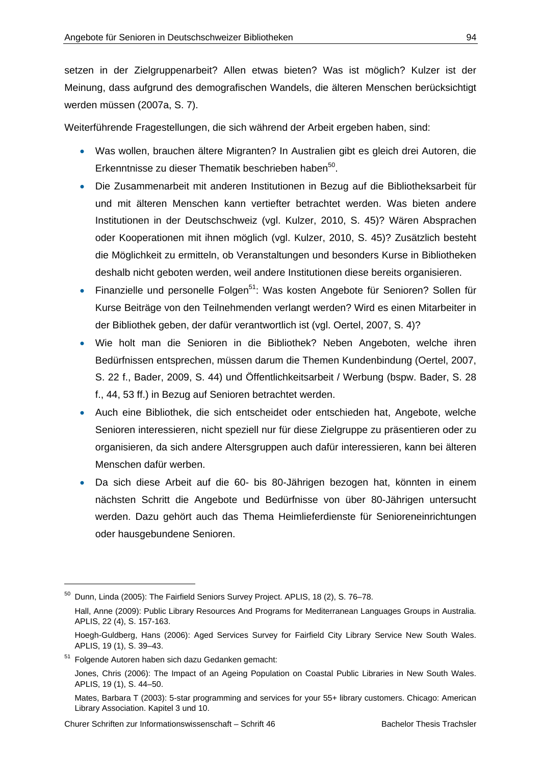setzen in der Zielgruppenarbeit? Allen etwas bieten? Was ist möglich? Kulzer ist der Meinung, dass aufgrund des demografischen Wandels, die älteren Menschen berücksichtigt werden müssen (2007a, S. 7).

Weiterführende Fragestellungen, die sich während der Arbeit ergeben haben, sind:

- Was wollen, brauchen ältere Migranten? In Australien gibt es gleich drei Autoren, die Erkenntnisse zu dieser Thematik beschrieben haben[50].
- Die Zusammenarbeit mit anderen Institutionen in Bezug auf die Bibliotheksarbeit für und mit älteren Menschen kann vertiefter betrachtet werden. Was bieten andere Institutionen in der Deutschschweiz (vgl. Kulzer, 2010, S. 45)? Wären Absprachen oder Kooperationen mit ihnen möglich (vgl. Kulzer, 2010, S. 45)? Zusätzlich besteht die Möglichkeit zu ermitteln, ob Veranstaltungen und besonders Kurse in Bibliotheken deshalb nicht geboten werden, weil andere Institutionen diese bereits organisieren.
- Finanzielle und personelle Folgen[51]: Was kosten Angebote für Senioren? Sollen für Kurse Beiträge von den Teilnehmenden verlangt werden? Wird es einen Mitarbeiter in der Bibliothek geben, der dafür verantwortlich ist (vgl. Oertel, 2007, S. 4)?
- Wie holt man die Senioren in die Bibliothek? Neben Angeboten, welche ihren Bedürfnissen entsprechen, müssen darum die Themen Kundenbindung (Oertel, 2007, S. 22 f., Bader, 2009, S. 44) und Öffentlichkeitsarbeit / Werbung (bspw. Bader, S. 28 f., 44, 53 ff.) in Bezug auf Senioren betrachtet werden.
- Auch eine Bibliothek, die sich entscheidet oder entschieden hat, Angebote, welche Senioren interessieren, nicht speziell nur für diese Zielgruppe zu präsentieren oder zu organisieren, da sich andere Altersgruppen auch dafür interessieren, kann bei älteren Menschen dafür werben.
- Da sich diese Arbeit auf die 60- bis 80-Jährigen bezogen hat, könnten in einem nächsten Schritt die Angebote und Bedürfnisse von über 80-Jährigen untersucht werden. Dazu gehört auch das Thema Heimlieferdienste für Senioreneinrichtungen oder hausgebundene Senioren.

---

[50] Dunn, Linda (2005): The Fairfield Seniors Survey Project. APLIS, 18 (2), S. 76–78.

Hall, Anne (2009): Public Library Resources And Programs for Mediterranean Languages Groups in Australia. APLIS, 22 (4), S. 157-163.

Hoegh-Guldberg, Hans (2006): Aged Services Survey for Fairfield City Library Service New South Wales. APLIS, 19 (1), S. 39–43.

[51] Folgende Autoren haben sich dazu Gedanken gemacht:

Jones, Chris (2006): The Impact of an Ageing Population on Coastal Public Libraries in New South Wales. APLIS, 19 (1), S. 44–50.

Mates, Barbara T (2003): 5-star programming and services for your 55+ library customers. Chicago: American Library Association. Kapitel 3 und 10.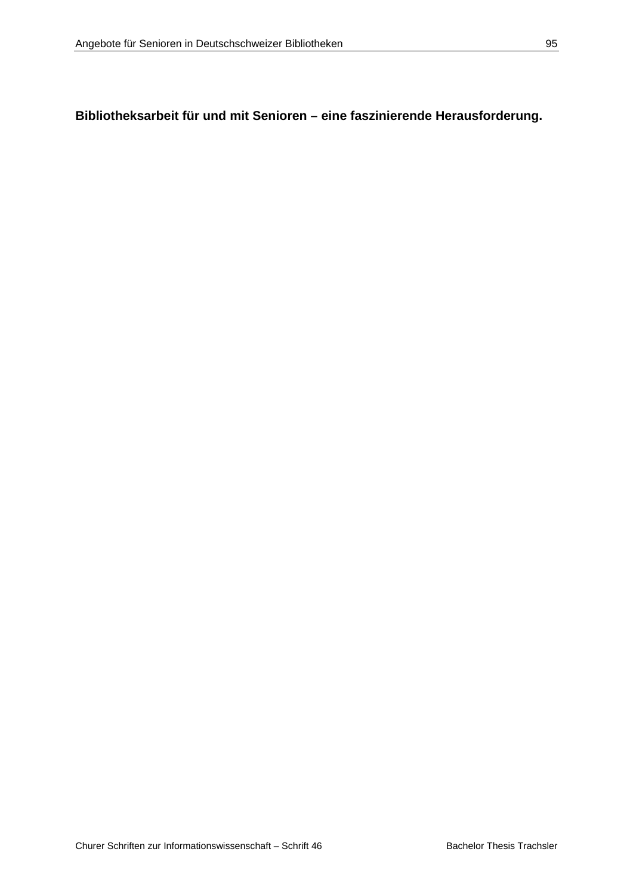**Bibliotheksarbeit für und mit Senioren – eine faszinierende Herausforderung.**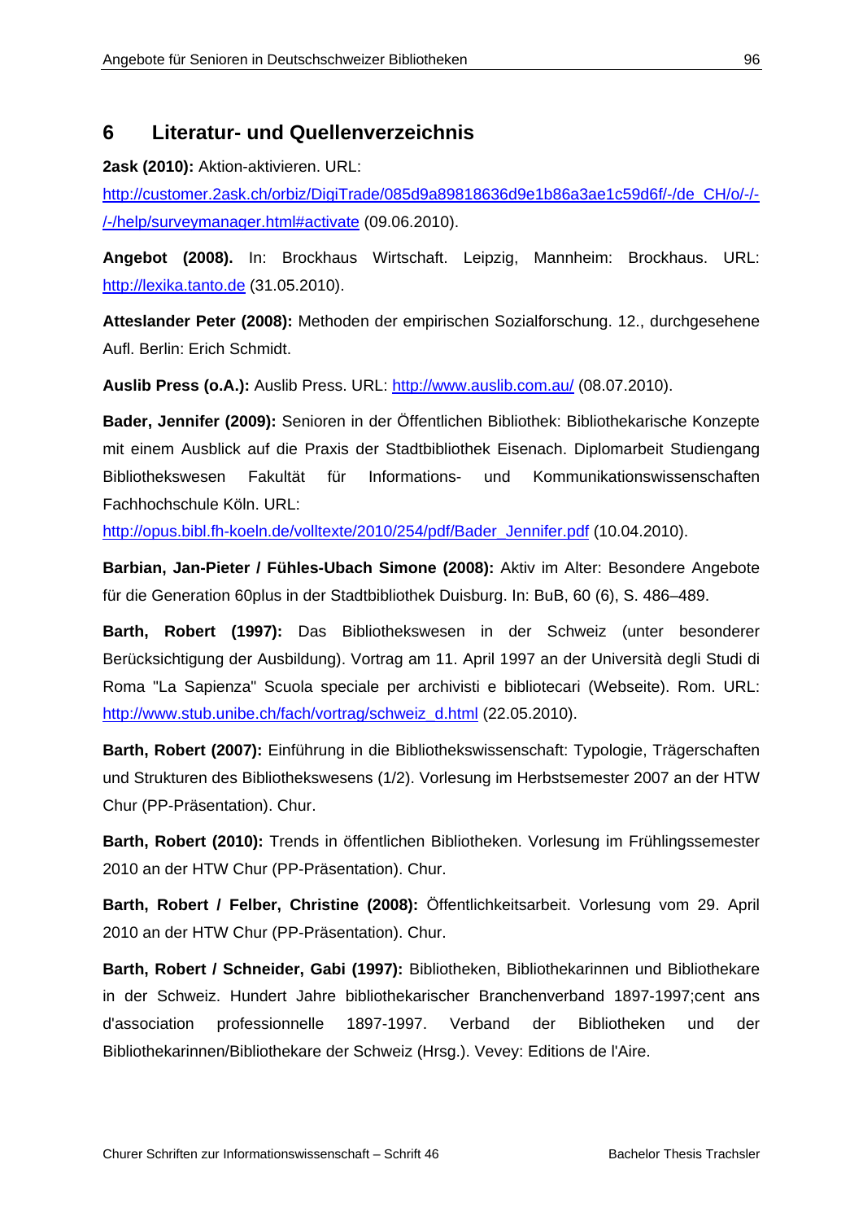# 6 Literatur- und Quellenverzeichnis

**2ask (2010):** Aktion-aktivieren. URL: http://customer.2ask.ch/orbiz/DigiTrade/085d9a89818636d9e1b86a3ae1c59d6f/-/de_CH/o/-/-/-/help/surveymanager.html#activate (09.06.2010).

**Angebot (2008).** In: Brockhaus Wirtschaft. Leipzig, Mannheim: Brockhaus. URL: http://lexika.tanto.de (31.05.2010).

**Atteslander Peter (2008):** Methoden der empirischen Sozialforschung. 12., durchgesehene Aufl. Berlin: Erich Schmidt.

**Auslib Press (o.A.):** Auslib Press. URL: http://www.auslib.com.au/ (08.07.2010).

**Bader, Jennifer (2009):** Senioren in der Öffentlichen Bibliothek: Bibliothekarische Konzepte mit einem Ausblick auf die Praxis der Stadtbibliothek Eisenach. Diplomarbeit Studiengang Bibliothekswesen Fakultät für Informations- und Kommunikationswissenschaften Fachhochschule Köln. URL: http://opus.bibl.fh-koeln.de/volltexte/2010/254/pdf/Bader_Jennifer.pdf (10.04.2010).

**Barbian, Jan-Pieter / Fühles-Ubach Simone (2008):** Aktiv im Alter: Besondere Angebote für die Generation 60plus in der Stadtbibliothek Duisburg. In: BuB, 60 (6), S. 486–489.

**Barth, Robert (1997):** Das Bibliothekswesen in der Schweiz (unter besonderer Berücksichtigung der Ausbildung). Vortrag am 11. April 1997 an der Università degli Studi di Roma "La Sapienza" Scuola speciale per archivisti e bibliotecari (Webseite). Rom. URL: http://www.stub.unibe.ch/fach/vortrag/schweiz_d.html (22.05.2010).

**Barth, Robert (2007):** Einführung in die Bibliothekswissenschaft: Typologie, Trägerschaften und Strukturen des Bibliothekswesens (1/2). Vorlesung im Herbstsemester 2007 an der HTW Chur (PP-Präsentation). Chur.

**Barth, Robert (2010):** Trends in öffentlichen Bibliotheken. Vorlesung im Frühlingssemester 2010 an der HTW Chur (PP-Präsentation). Chur.

**Barth, Robert / Felber, Christine (2008):** Öffentlichkeitsarbeit. Vorlesung vom 29. April 2010 an der HTW Chur (PP-Präsentation). Chur.

**Barth, Robert / Schneider, Gabi (1997):** Bibliotheken, Bibliothekarinnen und Bibliothekare in der Schweiz. Hundert Jahre bibliothekarischer Branchenverband 1897-1997;cent ans d'association professionnelle 1897-1997. Verband der Bibliotheken und der Bibliothekarinnen/Bibliothekare der Schweiz (Hrsg.). Vevey: Editions de l'Aire.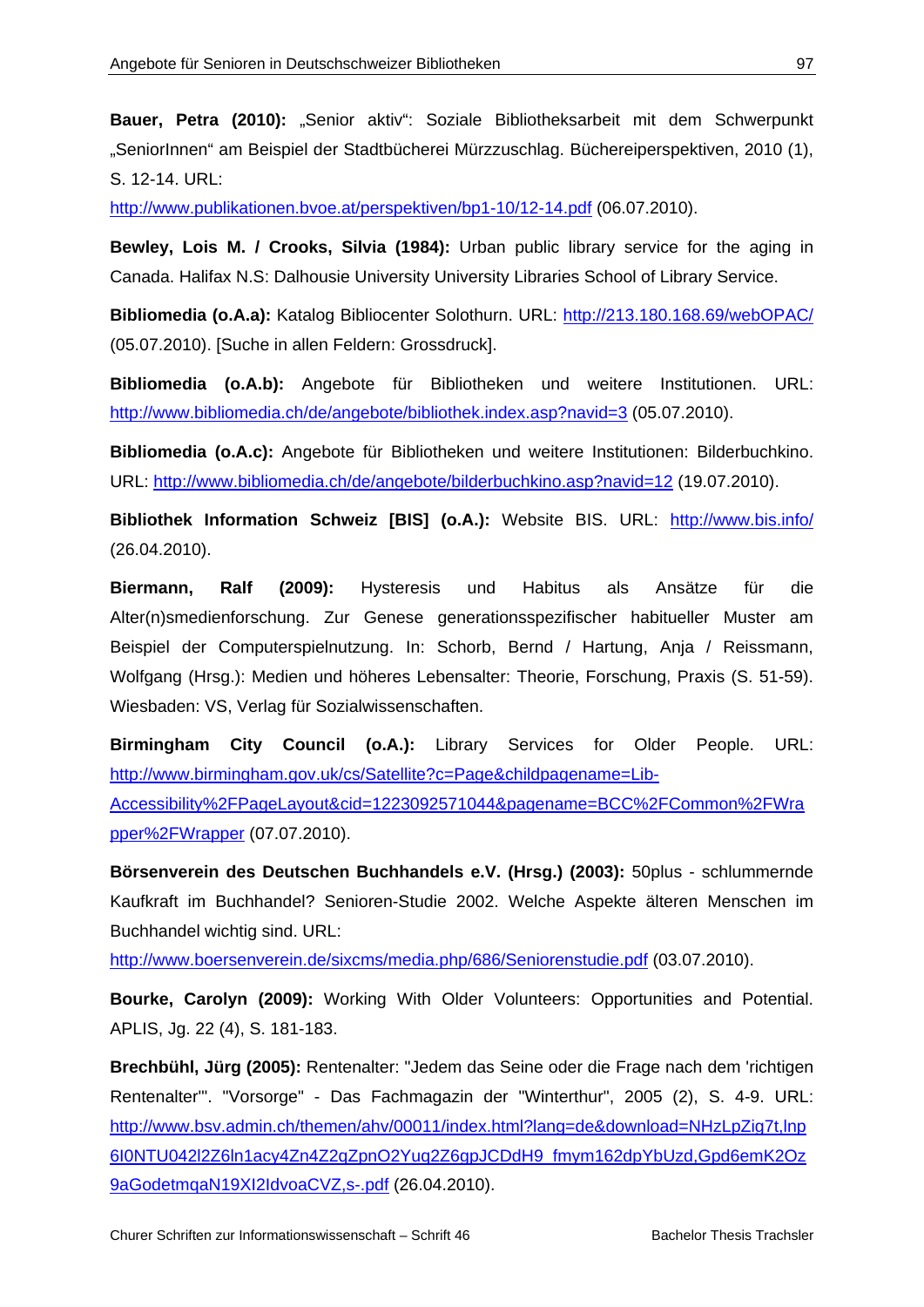**Bauer, Petra (2010):** „Senior aktiv": Soziale Bibliotheksarbeit mit dem Schwerpunkt „SeniorInnen" am Beispiel der Stadtbücherei Mürzzuschlag. Büchereiperspektiven, 2010 (1), S. 12-14. URL: http://www.publikationen.bvoe.at/perspektiven/bp1-10/12-14.pdf (06.07.2010).

**Bewley, Lois M. / Crooks, Silvia (1984):** Urban public library service for the aging in Canada. Halifax N.S: Dalhousie University University Libraries School of Library Service.

**Bibliomedia (o.A.a):** Katalog Bibliocenter Solothurn. URL: http://213.180.168.69/webOPAC/ (05.07.2010). [Suche in allen Feldern: Grossdruck].

**Bibliomedia (o.A.b):** Angebote für Bibliotheken und weitere Institutionen. URL: http://www.bibliomedia.ch/de/angebote/bibliothek.index.asp?navid=3 (05.07.2010).

**Bibliomedia (o.A.c):** Angebote für Bibliotheken und weitere Institutionen: Bilderbuchkino. URL: http://www.bibliomedia.ch/de/angebote/bilderbuchkino.asp?navid=12 (19.07.2010).

**Bibliothek Information Schweiz [BIS] (o.A.):** Website BIS. URL: http://www.bis.info/ (26.04.2010).

**Biermann, Ralf (2009):** Hysteresis und Habitus als Ansätze für die Alter(n)smedienforschung. Zur Genese generationsspezifischer habitueller Muster am Beispiel der Computerspielnutzung. In: Schorb, Bernd / Hartung, Anja / Reissmann, Wolfgang (Hrsg.): Medien und höheres Lebensalter: Theorie, Forschung, Praxis (S. 51-59). Wiesbaden: VS, Verlag für Sozialwissenschaften.

**Birmingham City Council (o.A.):** Library Services for Older People. URL: http://www.birmingham.gov.uk/cs/Satellite?c=Page&childpagename=Lib-Accessibility%2FPageLayout&cid=1223092571044&pagename=BCC%2FCommon%2FWrapper%2FWrapper (07.07.2010).

**Börsenverein des Deutschen Buchhandels e.V. (Hrsg.) (2003):** 50plus - schlummernde Kaufkraft im Buchhandel? Senioren-Studie 2002. Welche Aspekte älteren Menschen im Buchhandel wichtig sind. URL: http://www.boersenverein.de/sixcms/media.php/686/Seniorenstudie.pdf (03.07.2010).

**Bourke, Carolyn (2009):** Working With Older Volunteers: Opportunities and Potential. APLIS, Jg. 22 (4), S. 181-183.

**Brechbühl, Jürg (2005):** Rentenalter: "Jedem das Seine oder die Frage nach dem 'richtigen Rentenalter'". "Vorsorge" - Das Fachmagazin der "Winterthur", 2005 (2), S. 4-9. URL: http://www.bsv.admin.ch/themen/ahv/00011/index.html?lang=de&download=NHzLpZig7t,lnp6I0NTU042l2Z6ln1acy4Zn4Z2qZpnO2Yuq2Z6gpJCDdH9_fmym162dpYbUzd,Gpd6emK2Oz9aGodetmqaN19XI2IdvoaCVZ,s-.pdf (26.04.2010).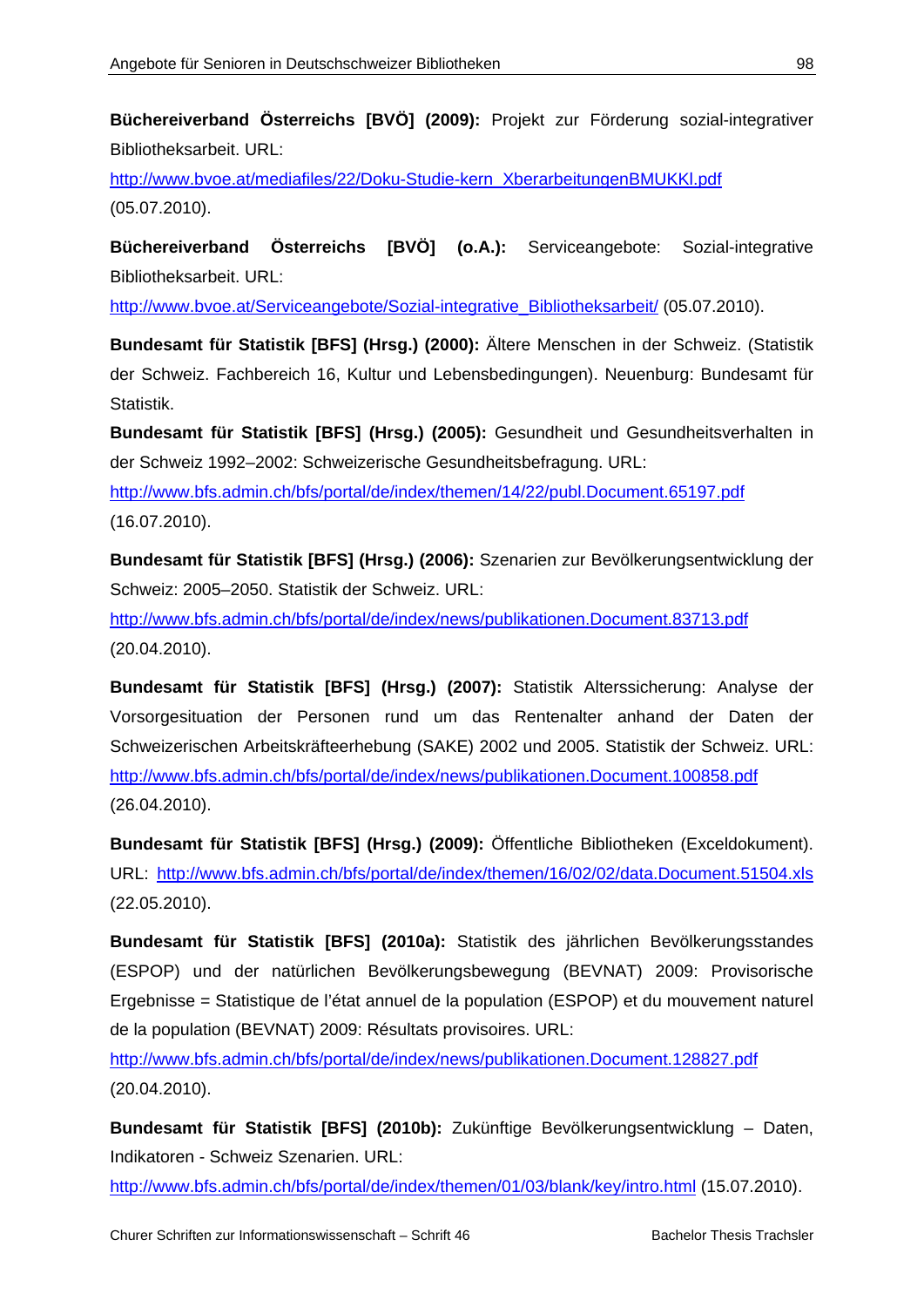**Büchereiverband Österreichs [BVÖ] (2009):** Projekt zur Förderung sozial-integrativer Bibliotheksarbeit. URL: http://www.bvoe.at/mediafiles/22/Doku-Studie-kern_XberarbeitungenBMUKKl.pdf (05.07.2010).

**Büchereiverband Österreichs [BVÖ] (o.A.):** Serviceangebote: Sozial-integrative Bibliotheksarbeit. URL: http://www.bvoe.at/Serviceangebote/Sozial-integrative_Bibliotheksarbeit/ (05.07.2010).

**Bundesamt für Statistik [BFS] (Hrsg.) (2000):** Ältere Menschen in der Schweiz. (Statistik der Schweiz. Fachbereich 16, Kultur und Lebensbedingungen). Neuenburg: Bundesamt für Statistik.

**Bundesamt für Statistik [BFS] (Hrsg.) (2005):** Gesundheit und Gesundheitsverhalten in der Schweiz 1992–2002: Schweizerische Gesundheitsbefragung. URL: http://www.bfs.admin.ch/bfs/portal/de/index/themen/14/22/publ.Document.65197.pdf (16.07.2010).

**Bundesamt für Statistik [BFS] (Hrsg.) (2006):** Szenarien zur Bevölkerungsentwicklung der Schweiz: 2005–2050. Statistik der Schweiz. URL: http://www.bfs.admin.ch/bfs/portal/de/index/news/publikationen.Document.83713.pdf (20.04.2010).

**Bundesamt für Statistik [BFS] (Hrsg.) (2007):** Statistik Alterssicherung: Analyse der Vorsorgesituation der Personen rund um das Rentenalter anhand der Daten der Schweizerischen Arbeitskräfteerhebung (SAKE) 2002 und 2005. Statistik der Schweiz. URL: http://www.bfs.admin.ch/bfs/portal/de/index/news/publikationen.Document.100858.pdf (26.04.2010).

**Bundesamt für Statistik [BFS] (Hrsg.) (2009):** Öffentliche Bibliotheken (Exceldokument). URL: http://www.bfs.admin.ch/bfs/portal/de/index/themen/16/02/02/data.Document.51504.xls (22.05.2010).

**Bundesamt für Statistik [BFS] (2010a):** Statistik des jährlichen Bevölkerungsstandes (ESPOP) und der natürlichen Bevölkerungsbewegung (BEVNAT) 2009: Provisorische Ergebnisse = Statistique de l'état annuel de la population (ESPOP) et du mouvement naturel de la population (BEVNAT) 2009: Résultats provisoires. URL: http://www.bfs.admin.ch/bfs/portal/de/index/news/publikationen.Document.128827.pdf (20.04.2010).

**Bundesamt für Statistik [BFS] (2010b):** Zukünftige Bevölkerungsentwicklung – Daten, Indikatoren - Schweiz Szenarien. URL: http://www.bfs.admin.ch/bfs/portal/de/index/themen/01/03/blank/key/intro.html (15.07.2010).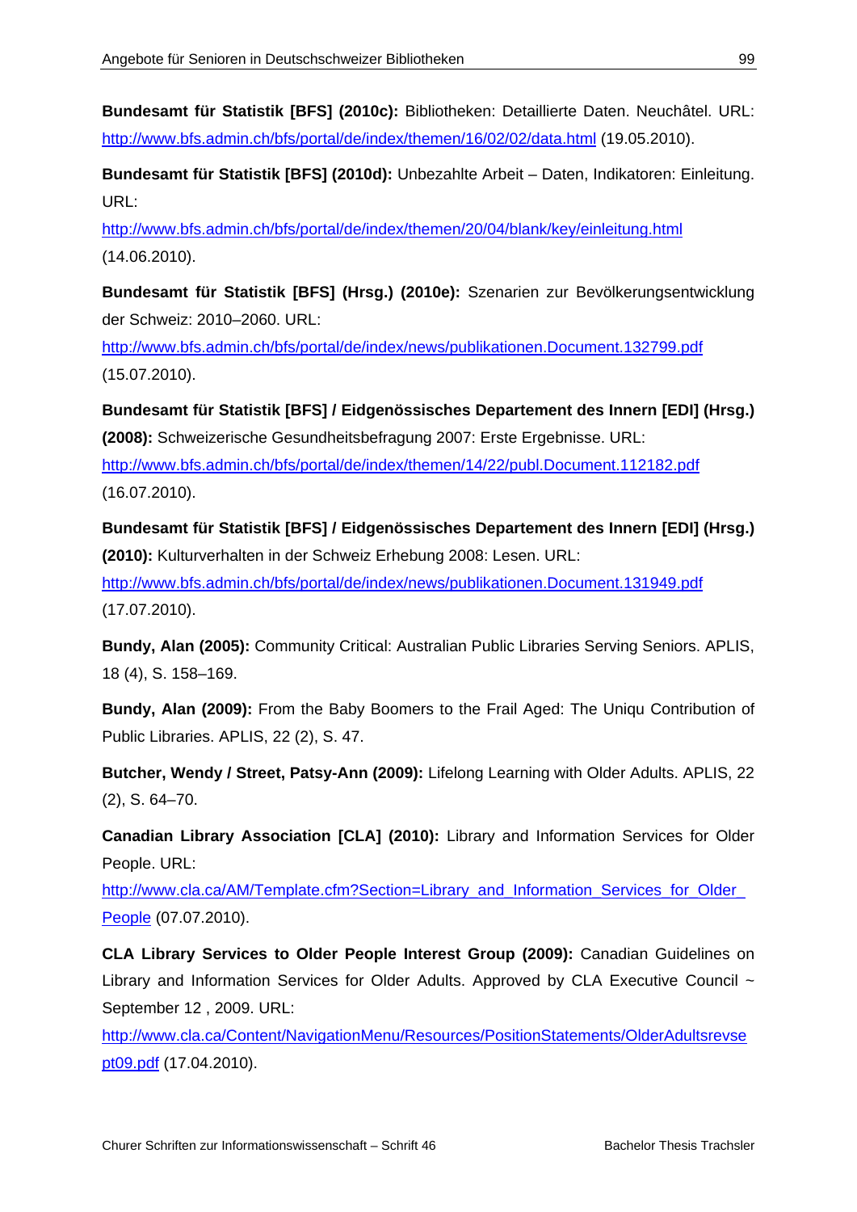**Bundesamt für Statistik [BFS] (2010c):** Bibliotheken: Detaillierte Daten. Neuchâtel. URL: http://www.bfs.admin.ch/bfs/portal/de/index/themen/16/02/02/data.html (19.05.2010).

**Bundesamt für Statistik [BFS] (2010d):** Unbezahlte Arbeit – Daten, Indikatoren: Einleitung. URL: http://www.bfs.admin.ch/bfs/portal/de/index/themen/20/04/blank/key/einleitung.html (14.06.2010).

**Bundesamt für Statistik [BFS] (Hrsg.) (2010e):** Szenarien zur Bevölkerungsentwicklung der Schweiz: 2010–2060. URL: http://www.bfs.admin.ch/bfs/portal/de/index/news/publikationen.Document.132799.pdf (15.07.2010).

**Bundesamt für Statistik [BFS] / Eidgenössisches Departement des Innern [EDI] (Hrsg.) (2008):** Schweizerische Gesundheitsbefragung 2007: Erste Ergebnisse. URL: http://www.bfs.admin.ch/bfs/portal/de/index/themen/14/22/publ.Document.112182.pdf (16.07.2010).

**Bundesamt für Statistik [BFS] / Eidgenössisches Departement des Innern [EDI] (Hrsg.) (2010):** Kulturverhalten in der Schweiz Erhebung 2008: Lesen. URL: http://www.bfs.admin.ch/bfs/portal/de/index/news/publikationen.Document.131949.pdf (17.07.2010).

**Bundy, Alan (2005):** Community Critical: Australian Public Libraries Serving Seniors. APLIS, 18 (4), S. 158–169.

**Bundy, Alan (2009):** From the Baby Boomers to the Frail Aged: The Uniqu Contribution of Public Libraries. APLIS, 22 (2), S. 47.

**Butcher, Wendy / Street, Patsy-Ann (2009):** Lifelong Learning with Older Adults. APLIS, 22 (2), S. 64–70.

**Canadian Library Association [CLA] (2010):** Library and Information Services for Older People. URL: http://www.cla.ca/AM/Template.cfm?Section=Library_and_Information_Services_for_Older_People (07.07.2010).

**CLA Library Services to Older People Interest Group (2009):** Canadian Guidelines on Library and Information Services for Older Adults. Approved by CLA Executive Council ~ September 12 , 2009. URL: http://www.cla.ca/Content/NavigationMenu/Resources/PositionStatements/OlderAdultsrevsept09.pdf (17.04.2010).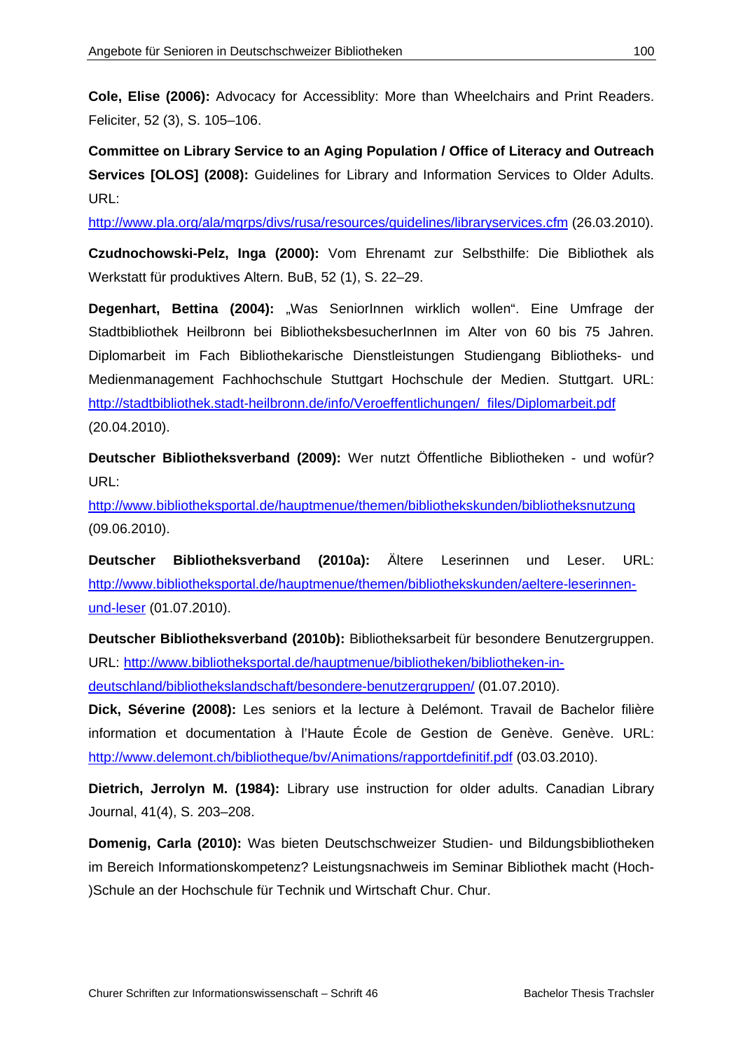**Cole, Elise (2006):** Advocacy for Accessiblity: More than Wheelchairs and Print Readers. Feliciter, 52 (3), S. 105–106.

**Committee on Library Service to an Aging Population / Office of Literacy and Outreach Services [OLOS] (2008):** Guidelines for Library and Information Services to Older Adults. URL: http://www.pla.org/ala/mgrps/divs/rusa/resources/guidelines/libraryservices.cfm (26.03.2010).

**Czudnochowski-Pelz, Inga (2000):** Vom Ehrenamt zur Selbsthilfe: Die Bibliothek als Werkstatt für produktives Altern. BuB, 52 (1), S. 22–29.

**Degenhart, Bettina (2004):** „Was SeniorInnen wirklich wollen“. Eine Umfrage der Stadtbibliothek Heilbronn bei BibliotheksbesucherInnen im Alter von 60 bis 75 Jahren. Diplomarbeit im Fach Bibliothekarische Dienstleistungen Studiengang Bibliotheks- und Medienmanagement Fachhochschule Stuttgart Hochschule der Medien. Stuttgart. URL: http://stadtbibliothek.stadt-heilbronn.de/info/Veroeffentlichungen/_files/Diplomarbeit.pdf (20.04.2010).

**Deutscher Bibliotheksverband (2009):** Wer nutzt Öffentliche Bibliotheken - und wofür? URL: http://www.bibliotheksportal.de/hauptmenue/themen/bibliothekskunden/bibliotheksnutzung (09.06.2010).

**Deutscher Bibliotheksverband (2010a):** Ältere Leserinnen und Leser. URL: http://www.bibliotheksportal.de/hauptmenue/themen/bibliothekskunden/aeltere-leserinnen-und-leser (01.07.2010).

**Deutscher Bibliotheksverband (2010b):** Bibliotheksarbeit für besondere Benutzergruppen. URL: http://www.bibliotheksportal.de/hauptmenue/bibliotheken/bibliotheken-in-deutschland/bibliothekslandschaft/besondere-benutzergruppen/ (01.07.2010).

**Dick, Séverine (2008):** Les seniors et la lecture à Delémont. Travail de Bachelor filière information et documentation à l'Haute École de Gestion de Genève. Genève. URL: http://www.delemont.ch/bibliotheque/bv/Animations/rapportdefinitif.pdf (03.03.2010).

**Dietrich, Jerrolyn M. (1984):** Library use instruction for older adults. Canadian Library Journal, 41(4), S. 203–208.

**Domenig, Carla (2010):** Was bieten Deutschschweizer Studien- und Bildungsbibliotheken im Bereich Informationskompetenz? Leistungsnachweis im Seminar Bibliothek macht (Hoch-)Schule an der Hochschule für Technik und Wirtschaft Chur. Chur.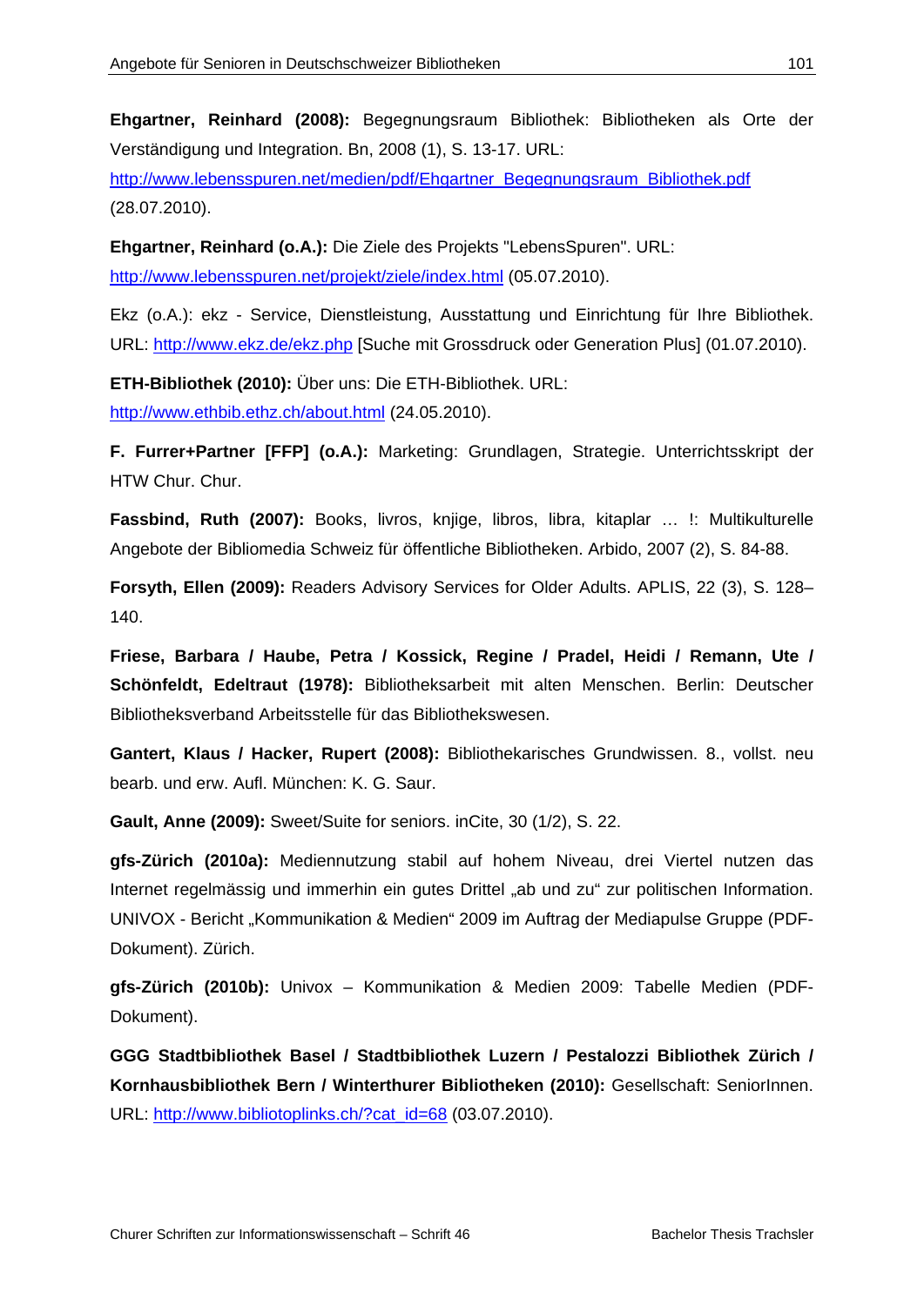**Ehgartner, Reinhard (2008):** Begegnungsraum Bibliothek: Bibliotheken als Orte der Verständigung und Integration. Bn, 2008 (1), S. 13-17. URL: http://www.lebensspuren.net/medien/pdf/Ehgartner_Begegnungsraum_Bibliothek.pdf (28.07.2010).

**Ehgartner, Reinhard (o.A.):** Die Ziele des Projekts "LebensSpuren". URL: http://www.lebensspuren.net/projekt/ziele/index.html (05.07.2010).

Ekz (o.A.): ekz - Service, Dienstleistung, Ausstattung und Einrichtung für Ihre Bibliothek. URL: http://www.ekz.de/ekz.php [Suche mit Grossdruck oder Generation Plus] (01.07.2010).

**ETH-Bibliothek (2010):** Über uns: Die ETH-Bibliothek. URL: http://www.ethbib.ethz.ch/about.html (24.05.2010).

**F. Furrer+Partner [FFP] (o.A.):** Marketing: Grundlagen, Strategie. Unterrichtsskript der HTW Chur. Chur.

**Fassbind, Ruth (2007):** Books, livros, knjige, libros, libra, kitaplar … !: Multikulturelle Angebote der Bibliomedia Schweiz für öffentliche Bibliotheken. Arbido, 2007 (2), S. 84-88.

**Forsyth, Ellen (2009):** Readers Advisory Services for Older Adults. APLIS, 22 (3), S. 128–140.

**Friese, Barbara / Haube, Petra / Kossick, Regine / Pradel, Heidi / Remann, Ute / Schönfeldt, Edeltraut (1978):** Bibliotheksarbeit mit alten Menschen. Berlin: Deutscher Bibliotheksverband Arbeitsstelle für das Bibliothekswesen.

**Gantert, Klaus / Hacker, Rupert (2008):** Bibliothekarisches Grundwissen. 8., vollst. neu bearb. und erw. Aufl. München: K. G. Saur.

**Gault, Anne (2009):** Sweet/Suite for seniors. inCite, 30 (1/2), S. 22.

**gfs-Zürich (2010a):** Mediennutzung stabil auf hohem Niveau, drei Viertel nutzen das Internet regelmässig und immerhin ein gutes Drittel „ab und zu“ zur politischen Information. UNIVOX - Bericht „Kommunikation & Medien“ 2009 im Auftrag der Mediapulse Gruppe (PDF-Dokument). Zürich.

**gfs-Zürich (2010b):** Univox – Kommunikation & Medien 2009: Tabelle Medien (PDF-Dokument).

**GGG Stadtbibliothek Basel / Stadtbibliothek Luzern / Pestalozzi Bibliothek Zürich / Kornhausbibliothek Bern / Winterthurer Bibliotheken (2010):** Gesellschaft: SeniorInnen. URL: http://www.bibliotoplinks.ch/?cat_id=68 (03.07.2010).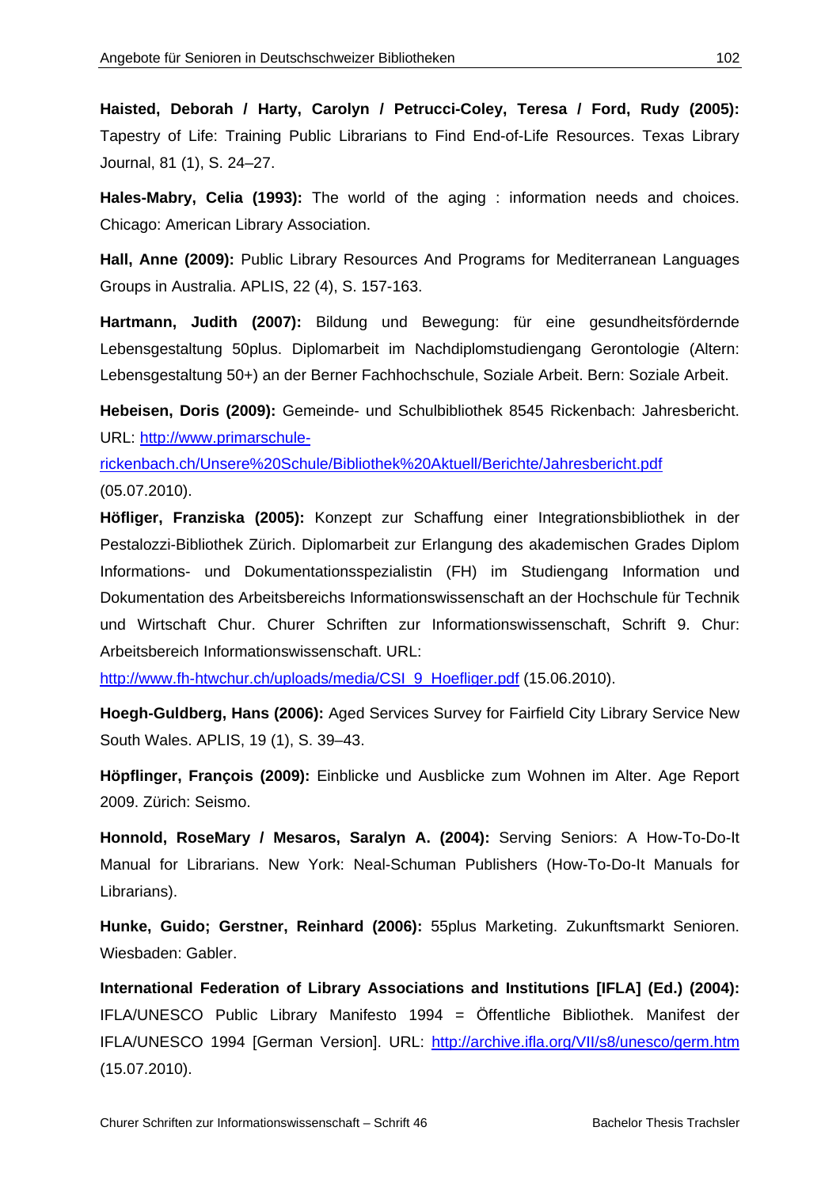**Haisted, Deborah / Harty, Carolyn / Petrucci-Coley, Teresa / Ford, Rudy (2005):** Tapestry of Life: Training Public Librarians to Find End-of-Life Resources. Texas Library Journal, 81 (1), S. 24–27.

**Hales-Mabry, Celia (1993):** The world of the aging : information needs and choices. Chicago: American Library Association.

**Hall, Anne (2009):** Public Library Resources And Programs for Mediterranean Languages Groups in Australia. APLIS, 22 (4), S. 157-163.

**Hartmann, Judith (2007):** Bildung und Bewegung: für eine gesundheitsfördernde Lebensgestaltung 50plus. Diplomarbeit im Nachdiplomstudiengang Gerontologie (Altern: Lebensgestaltung 50+) an der Berner Fachhochschule, Soziale Arbeit. Bern: Soziale Arbeit.

**Hebeisen, Doris (2009):** Gemeinde- und Schulbibliothek 8545 Rickenbach: Jahresbericht. URL: http://www.primarschule-rickenbach.ch/Unsere%20Schule/Bibliothek%20Aktuell/Berichte/Jahresbericht.pdf (05.07.2010).

**Höfliger, Franziska (2005):** Konzept zur Schaffung einer Integrationsbibliothek in der Pestalozzi-Bibliothek Zürich. Diplomarbeit zur Erlangung des akademischen Grades Diplom Informations- und Dokumentationsspezialistin (FH) im Studiengang Information und Dokumentation des Arbeitsbereichs Informationswissenschaft an der Hochschule für Technik und Wirtschaft Chur. Churer Schriften zur Informationswissenschaft, Schrift 9. Chur: Arbeitsbereich Informationswissenschaft. URL: http://www.fh-htwchur.ch/uploads/media/CSI_9_Hoefliger.pdf (15.06.2010).

**Hoegh-Guldberg, Hans (2006):** Aged Services Survey for Fairfield City Library Service New South Wales. APLIS, 19 (1), S. 39–43.

**Höpflinger, François (2009):** Einblicke und Ausblicke zum Wohnen im Alter. Age Report 2009. Zürich: Seismo.

**Honnold, RoseMary / Mesaros, Saralyn A. (2004):** Serving Seniors: A How-To-Do-It Manual for Librarians. New York: Neal-Schuman Publishers (How-To-Do-It Manuals for Librarians).

**Hunke, Guido; Gerstner, Reinhard (2006):** 55plus Marketing. Zukunftsmarkt Senioren. Wiesbaden: Gabler.

**International Federation of Library Associations and Institutions [IFLA] (Ed.) (2004):** IFLA/UNESCO Public Library Manifesto 1994 = Öffentliche Bibliothek. Manifest der IFLA/UNESCO 1994 [German Version]. URL: http://archive.ifla.org/VII/s8/unesco/germ.htm (15.07.2010).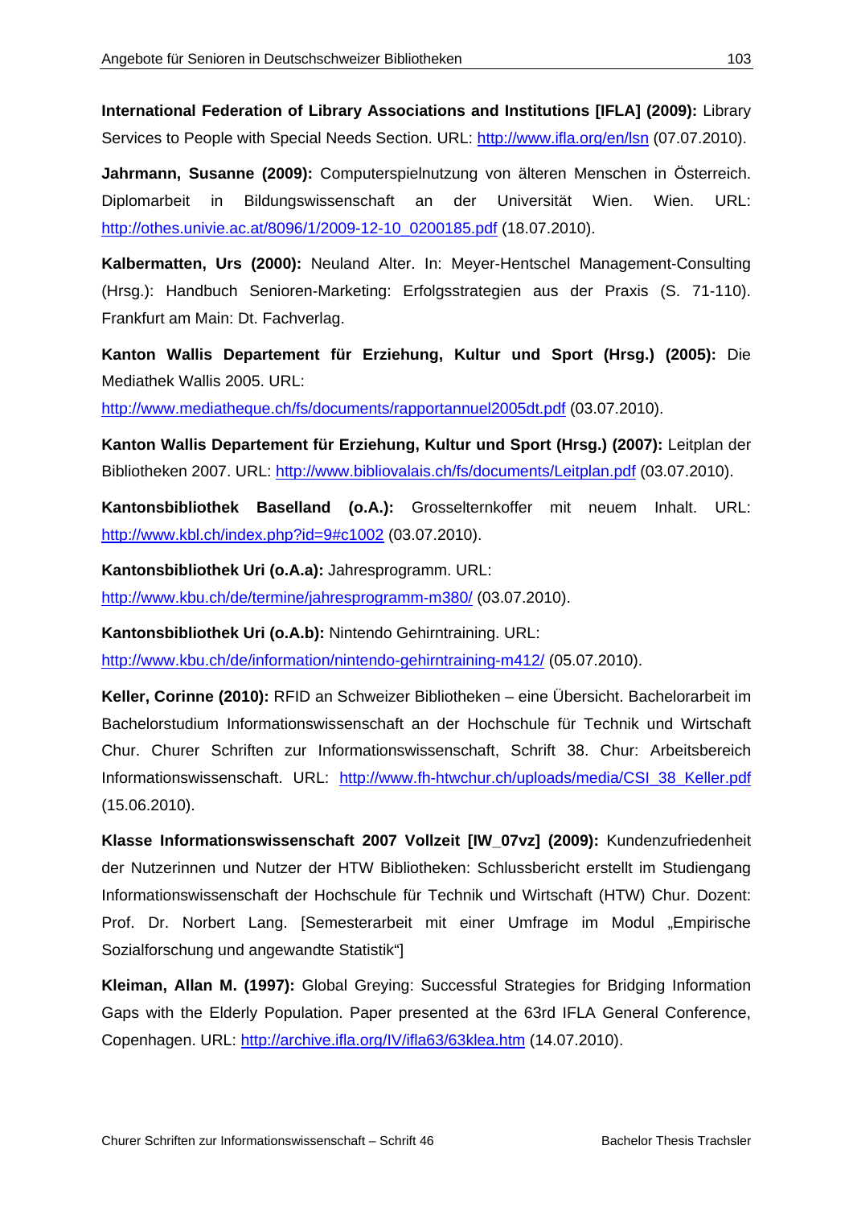**International Federation of Library Associations and Institutions [IFLA] (2009):** Library Services to People with Special Needs Section. URL: http://www.ifla.org/en/lsn (07.07.2010).

**Jahrmann, Susanne (2009):** Computerspielnutzung von älteren Menschen in Österreich. Diplomarbeit in Bildungswissenschaft an der Universität Wien. Wien. URL: http://othes.univie.ac.at/8096/1/2009-12-10_0200185.pdf (18.07.2010).

**Kalbermatten, Urs (2000):** Neuland Alter. In: Meyer-Hentschel Management-Consulting (Hrsg.): Handbuch Senioren-Marketing: Erfolgsstrategien aus der Praxis (S. 71-110). Frankfurt am Main: Dt. Fachverlag.

**Kanton Wallis Departement für Erziehung, Kultur und Sport (Hrsg.) (2005):** Die Mediathek Wallis 2005. URL: http://www.mediatheque.ch/fs/documents/rapportannuel2005dt.pdf (03.07.2010).

**Kanton Wallis Departement für Erziehung, Kultur und Sport (Hrsg.) (2007):** Leitplan der Bibliotheken 2007. URL: http://www.bibliovalais.ch/fs/documents/Leitplan.pdf (03.07.2010).

**Kantonsbibliothek Baselland (o.A.):** Grosselternkoffer mit neuem Inhalt. URL: http://www.kbl.ch/index.php?id=9#c1002 (03.07.2010).

**Kantonsbibliothek Uri (o.A.a):** Jahresprogramm. URL: http://www.kbu.ch/de/termine/jahresprogramm-m380/ (03.07.2010).

**Kantonsbibliothek Uri (o.A.b):** Nintendo Gehirntraining. URL: http://www.kbu.ch/de/information/nintendo-gehirntraining-m412/ (05.07.2010).

**Keller, Corinne (2010):** RFID an Schweizer Bibliotheken – eine Übersicht. Bachelorarbeit im Bachelorstudium Informationswissenschaft an der Hochschule für Technik und Wirtschaft Chur. Churer Schriften zur Informationswissenschaft, Schrift 38. Chur: Arbeitsbereich Informationswissenschaft. URL: http://www.fh-htwchur.ch/uploads/media/CSI_38_Keller.pdf (15.06.2010).

**Klasse Informationswissenschaft 2007 Vollzeit [IW_07vz] (2009):** Kundenzufriedenheit der Nutzerinnen und Nutzer der HTW Bibliotheken: Schlussbericht erstellt im Studiengang Informationswissenschaft der Hochschule für Technik und Wirtschaft (HTW) Chur. Dozent: Prof. Dr. Norbert Lang. [Semesterarbeit mit einer Umfrage im Modul „Empirische Sozialforschung und angewandte Statistik"]

**Kleiman, Allan M. (1997):** Global Greying: Successful Strategies for Bridging Information Gaps with the Elderly Population. Paper presented at the 63rd IFLA General Conference, Copenhagen. URL: http://archive.ifla.org/IV/ifla63/63klea.htm (14.07.2010).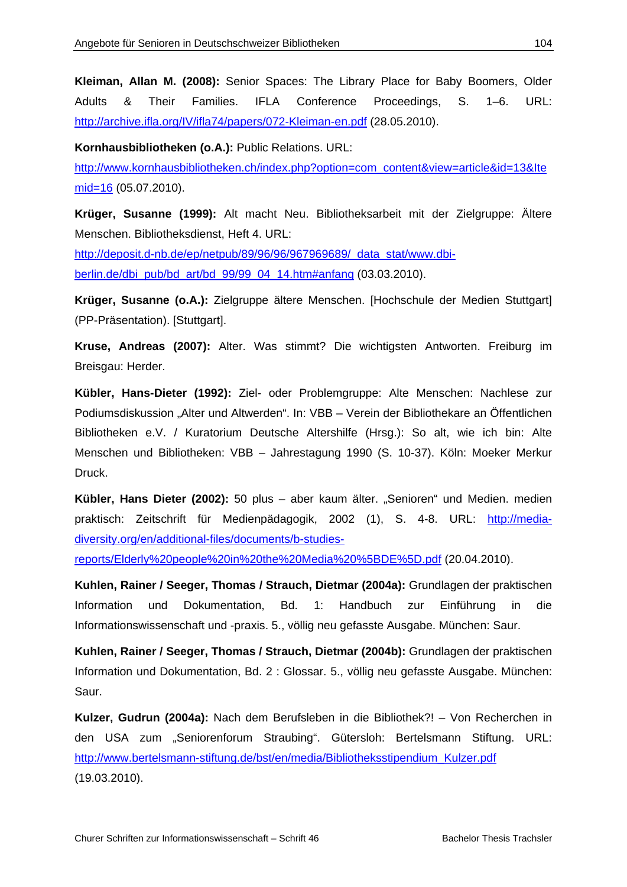**Kleiman, Allan M. (2008):** Senior Spaces: The Library Place for Baby Boomers, Older Adults & Their Families. IFLA Conference Proceedings, S. 1–6. URL: http://archive.ifla.org/IV/ifla74/papers/072-Kleiman-en.pdf (28.05.2010).

**Kornhausbibliotheken (o.A.):** Public Relations. URL: http://www.kornhausbibliotheken.ch/index.php?option=com_content&view=article&id=13&Itemid=16 (05.07.2010).

**Krüger, Susanne (1999):** Alt macht Neu. Bibliotheksarbeit mit der Zielgruppe: Ältere Menschen. Bibliotheksdienst, Heft 4. URL: http://deposit.d-nb.de/ep/netpub/89/96/96/967969689/_data_stat/www.dbi-berlin.de/dbi_pub/bd_art/bd_99/99_04_14.htm#anfang (03.03.2010).

**Krüger, Susanne (o.A.):** Zielgruppe ältere Menschen. [Hochschule der Medien Stuttgart] (PP-Präsentation). [Stuttgart].

**Kruse, Andreas (2007):** Alter. Was stimmt? Die wichtigsten Antworten. Freiburg im Breisgau: Herder.

**Kübler, Hans-Dieter (1992):** Ziel- oder Problemgruppe: Alte Menschen: Nachlese zur Podiumsdiskussion „Alter und Altwerden". In: VBB – Verein der Bibliothekare an Öffentlichen Bibliotheken e.V. / Kuratorium Deutsche Altershilfe (Hrsg.): So alt, wie ich bin: Alte Menschen und Bibliotheken: VBB – Jahrestagung 1990 (S. 10-37). Köln: Moeker Merkur Druck.

**Kübler, Hans Dieter (2002):** 50 plus – aber kaum älter. „Senioren" und Medien. medien praktisch: Zeitschrift für Medienpädagogik, 2002 (1), S. 4-8. URL: http://media-diversity.org/en/additional-files/documents/b-studies-reports/Elderly%20people%20in%20the%20Media%20%5BDE%5D.pdf (20.04.2010).

**Kuhlen, Rainer / Seeger, Thomas / Strauch, Dietmar (2004a):** Grundlagen der praktischen Information und Dokumentation, Bd. 1: Handbuch zur Einführung in die Informationswissenschaft und -praxis. 5., völlig neu gefasste Ausgabe. München: Saur.

**Kuhlen, Rainer / Seeger, Thomas / Strauch, Dietmar (2004b):** Grundlagen der praktischen Information und Dokumentation, Bd. 2 : Glossar. 5., völlig neu gefasste Ausgabe. München: Saur.

**Kulzer, Gudrun (2004a):** Nach dem Berufsleben in die Bibliothek?! – Von Recherchen in den USA zum „Seniorenforum Straubing". Gütersloh: Bertelsmann Stiftung. URL: http://www.bertelsmann-stiftung.de/bst/en/media/Bibliotheksstipendium_Kulzer.pdf (19.03.2010).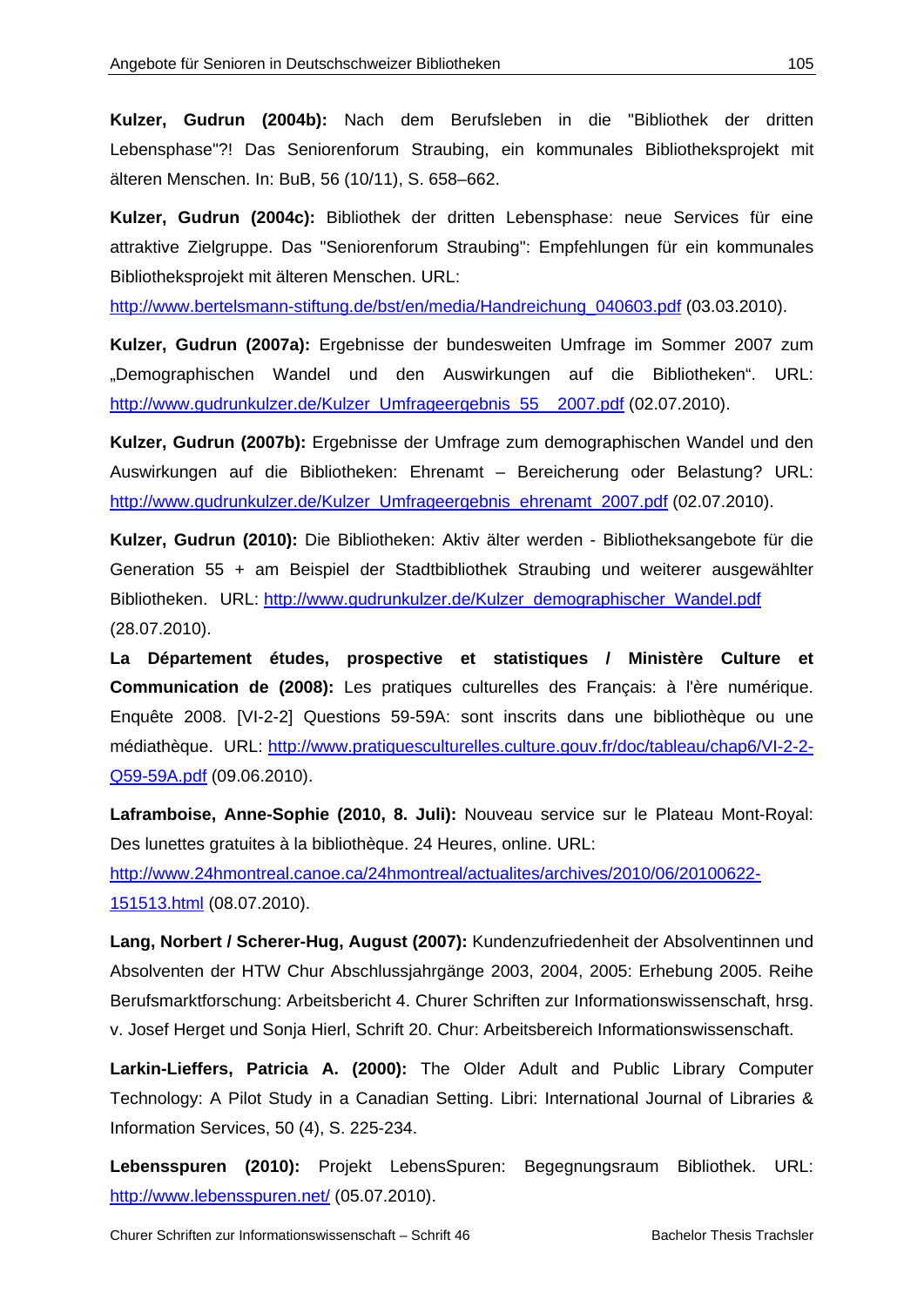**Kulzer, Gudrun (2004b):** Nach dem Berufsleben in die "Bibliothek der dritten Lebensphase"?! Das Seniorenforum Straubing, ein kommunales Bibliotheksprojekt mit älteren Menschen. In: BuB, 56 (10/11), S. 658–662.

**Kulzer, Gudrun (2004c):** Bibliothek der dritten Lebensphase: neue Services für eine attraktive Zielgruppe. Das "Seniorenforum Straubing": Empfehlungen für ein kommunales Bibliotheksprojekt mit älteren Menschen. URL: http://www.bertelsmann-stiftung.de/bst/en/media/Handreichung_040603.pdf (03.03.2010).

**Kulzer, Gudrun (2007a):** Ergebnisse der bundesweiten Umfrage im Sommer 2007 zum „Demographischen Wandel und den Auswirkungen auf die Bibliotheken". URL: http://www.gudrunkulzer.de/Kulzer_Umfrageergebnis_55__2007.pdf (02.07.2010).

**Kulzer, Gudrun (2007b):** Ergebnisse der Umfrage zum demographischen Wandel und den Auswirkungen auf die Bibliotheken: Ehrenamt – Bereicherung oder Belastung? URL: http://www.gudrunkulzer.de/Kulzer_Umfrageergebnis_ehrenamt_2007.pdf (02.07.2010).

**Kulzer, Gudrun (2010):** Die Bibliotheken: Aktiv älter werden - Bibliotheksangebote für die Generation 55 + am Beispiel der Stadtbibliothek Straubing und weiterer ausgewählter Bibliotheken. URL: http://www.gudrunkulzer.de/Kulzer_demographischer_Wandel.pdf (28.07.2010).

**La Département études, prospective et statistiques / Ministère Culture et Communication de (2008):** Les pratiques culturelles des Français: à l'ère numérique. Enquête 2008. [VI-2-2] Questions 59-59A: sont inscrits dans une bibliothèque ou une médiathèque. URL: http://www.pratiquesculturelles.culture.gouv.fr/doc/tableau/chap6/VI-2-2-Q59-59A.pdf (09.06.2010).

**Laframboise, Anne-Sophie (2010, 8. Juli):** Nouveau service sur le Plateau Mont-Royal: Des lunettes gratuites à la bibliothèque. 24 Heures, online. URL: http://www.24hmontreal.canoe.ca/24hmontreal/actualites/archives/2010/06/20100622-151513.html (08.07.2010).

**Lang, Norbert / Scherer-Hug, August (2007):** Kundenzufriedenheit der Absolventinnen und Absolventen der HTW Chur Abschlussjahrgänge 2003, 2004, 2005: Erhebung 2005. Reihe Berufsmarktforschung: Arbeitsbericht 4. Churer Schriften zur Informationswissenschaft, hrsg. v. Josef Herget und Sonja Hierl, Schrift 20. Chur: Arbeitsbereich Informationswissenschaft.

**Larkin-Lieffers, Patricia A. (2000):** The Older Adult and Public Library Computer Technology: A Pilot Study in a Canadian Setting. Libri: International Journal of Libraries & Information Services, 50 (4), S. 225-234.

**Lebensspuren (2010):** Projekt LebensSpuren: Begegnungsraum Bibliothek. URL: http://www.lebensspuren.net/ (05.07.2010).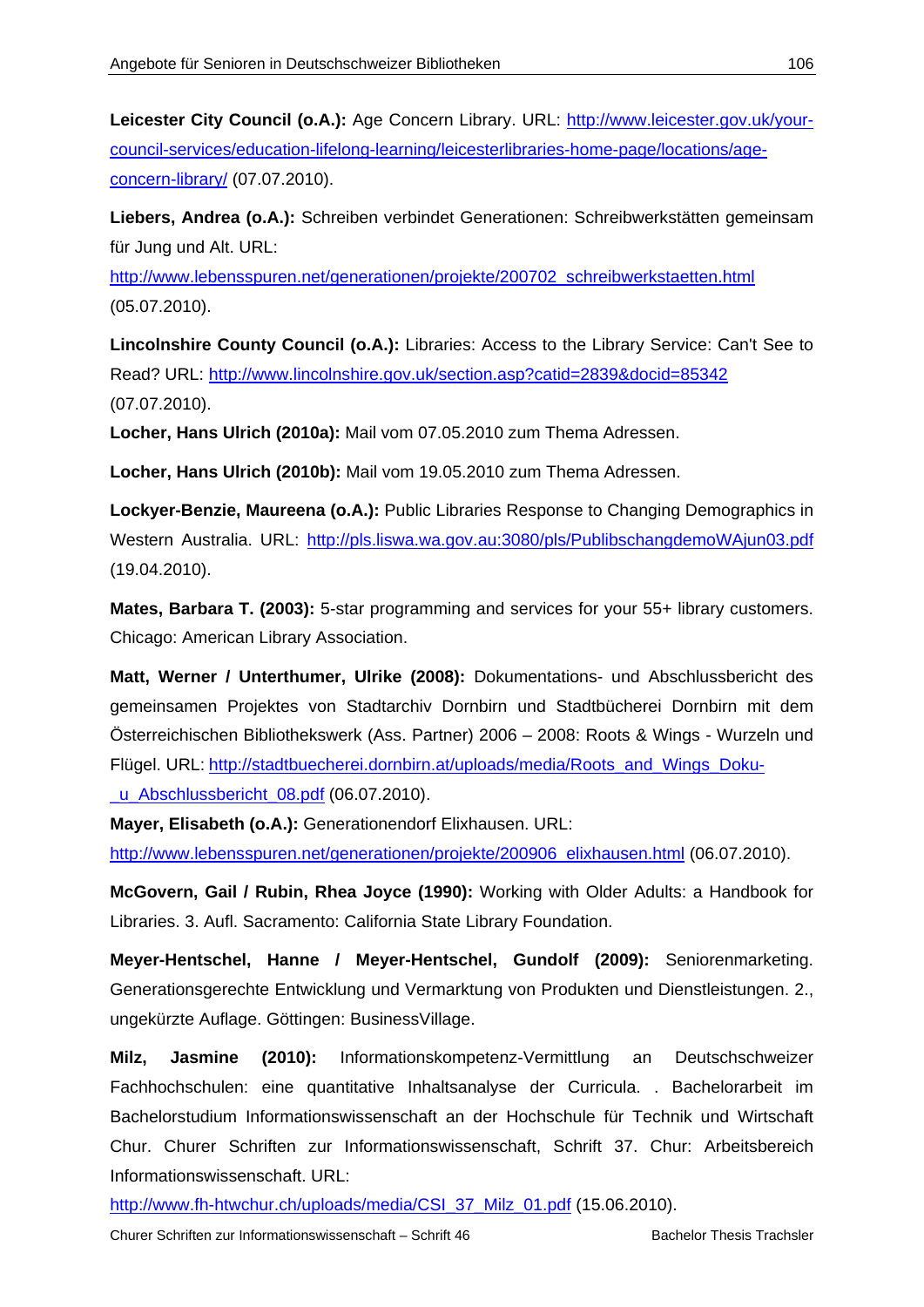**Leicester City Council (o.A.):** Age Concern Library. URL: http://www.leicester.gov.uk/your-council-services/education-lifelong-learning/leicesterlibraries-home-page/locations/age-concern-library/ (07.07.2010).

**Liebers, Andrea (o.A.):** Schreiben verbindet Generationen: Schreibwerkstätten gemeinsam für Jung und Alt. URL: http://www.lebensspuren.net/generationen/projekte/200702_schreibwerkstaetten.html (05.07.2010).

**Lincolnshire County Council (o.A.):** Libraries: Access to the Library Service: Can't See to Read? URL: http://www.lincolnshire.gov.uk/section.asp?catid=2839&docid=85342 (07.07.2010).

**Locher, Hans Ulrich (2010a):** Mail vom 07.05.2010 zum Thema Adressen.

**Locher, Hans Ulrich (2010b):** Mail vom 19.05.2010 zum Thema Adressen.

**Lockyer-Benzie, Maureena (o.A.):** Public Libraries Response to Changing Demographics in Western Australia. URL: http://pls.liswa.wa.gov.au:3080/pls/PublibschangdemoWAjun03.pdf (19.04.2010).

**Mates, Barbara T. (2003):** 5-star programming and services for your 55+ library customers. Chicago: American Library Association.

**Matt, Werner / Unterthumer, Ulrike (2008):** Dokumentations- und Abschlussbericht des gemeinsamen Projektes von Stadtarchiv Dornbirn und Stadtbücherei Dornbirn mit dem Österreichischen Bibliothekswerk (Ass. Partner) 2006 – 2008: Roots & Wings - Wurzeln und Flügel. URL: http://stadtbuecherei.dornbirn.at/uploads/media/Roots_and_Wings_Doku-_u_Abschlussbericht_08.pdf (06.07.2010).

**Mayer, Elisabeth (o.A.):** Generationendorf Elixhausen. URL: http://www.lebensspuren.net/generationen/projekte/200906_elixhausen.html (06.07.2010).

**McGovern, Gail / Rubin, Rhea Joyce (1990):** Working with Older Adults: a Handbook for Libraries. 3. Aufl. Sacramento: California State Library Foundation.

**Meyer-Hentschel, Hanne / Meyer-Hentschel, Gundolf (2009):** Seniorenmarketing. Generationsgerechte Entwicklung und Vermarktung von Produkten und Dienstleistungen. 2., ungekürzte Auflage. Göttingen: BusinessVillage.

**Milz, Jasmine (2010):** Informationskompetenz-Vermittlung an Deutschschweizer Fachhochschulen: eine quantitative Inhaltsanalyse der Curricula. . Bachelorarbeit im Bachelorstudium Informationswissenschaft an der Hochschule für Technik und Wirtschaft Chur. Churer Schriften zur Informationswissenschaft, Schrift 37. Chur: Arbeitsbereich Informationswissenschaft. URL: http://www.fh-htwchur.ch/uploads/media/CSI_37_Milz_01.pdf (15.06.2010).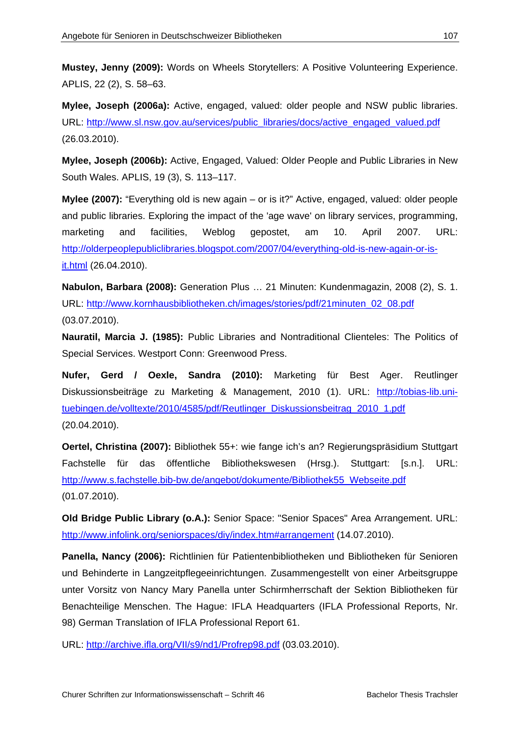**Mustey, Jenny (2009):** Words on Wheels Storytellers: A Positive Volunteering Experience. APLIS, 22 (2), S. 58–63.

**Mylee, Joseph (2006a):** Active, engaged, valued: older people and NSW public libraries. URL: http://www.sl.nsw.gov.au/services/public_libraries/docs/active_engaged_valued.pdf (26.03.2010).

**Mylee, Joseph (2006b):** Active, Engaged, Valued: Older People and Public Libraries in New South Wales. APLIS, 19 (3), S. 113–117.

**Mylee (2007):** "Everything old is new again – or is it?" Active, engaged, valued: older people and public libraries. Exploring the impact of the 'age wave' on library services, programming, marketing and facilities, Weblog gepostet, am 10. April 2007. URL: http://olderpeoplepubliclibraries.blogspot.com/2007/04/everything-old-is-new-again-or-is-it.html (26.04.2010).

**Nabulon, Barbara (2008):** Generation Plus … 21 Minuten: Kundenmagazin, 2008 (2), S. 1. URL: http://www.kornhausbibliotheken.ch/images/stories/pdf/21minuten_02_08.pdf (03.07.2010).

**Nauratil, Marcia J. (1985):** Public Libraries and Nontraditional Clienteles: The Politics of Special Services. Westport Conn: Greenwood Press.

**Nufer, Gerd / Oexle, Sandra (2010):** Marketing für Best Ager. Reutlinger Diskussionsbeiträge zu Marketing & Management, 2010 (1). URL: http://tobias-lib.uni-tuebingen.de/volltexte/2010/4585/pdf/Reutlinger_Diskussionsbeitrag_2010_1.pdf (20.04.2010).

**Oertel, Christina (2007):** Bibliothek 55+: wie fange ich's an? Regierungspräsidium Stuttgart Fachstelle für das öffentliche Bibliothekswesen (Hrsg.). Stuttgart: [s.n.]. URL: http://www.s.fachstelle.bib-bw.de/angebot/dokumente/Bibliothek55_Webseite.pdf (01.07.2010).

**Old Bridge Public Library (o.A.):** Senior Space: "Senior Spaces" Area Arrangement. URL: http://www.infolink.org/seniorspaces/diy/index.htm#arrangement (14.07.2010).

**Panella, Nancy (2006):** Richtlinien für Patientenbibliotheken und Bibliotheken für Senioren und Behinderte in Langzeitpflegeeinrichtungen. Zusammengestellt von einer Arbeitsgruppe unter Vorsitz von Nancy Mary Panella unter Schirmherrschaft der Sektion Bibliotheken für Benachteilige Menschen. The Hague: IFLA Headquarters (IFLA Professional Reports, Nr. 98) German Translation of IFLA Professional Report 61.

URL: http://archive.ifla.org/VII/s9/nd1/Profrep98.pdf (03.03.2010).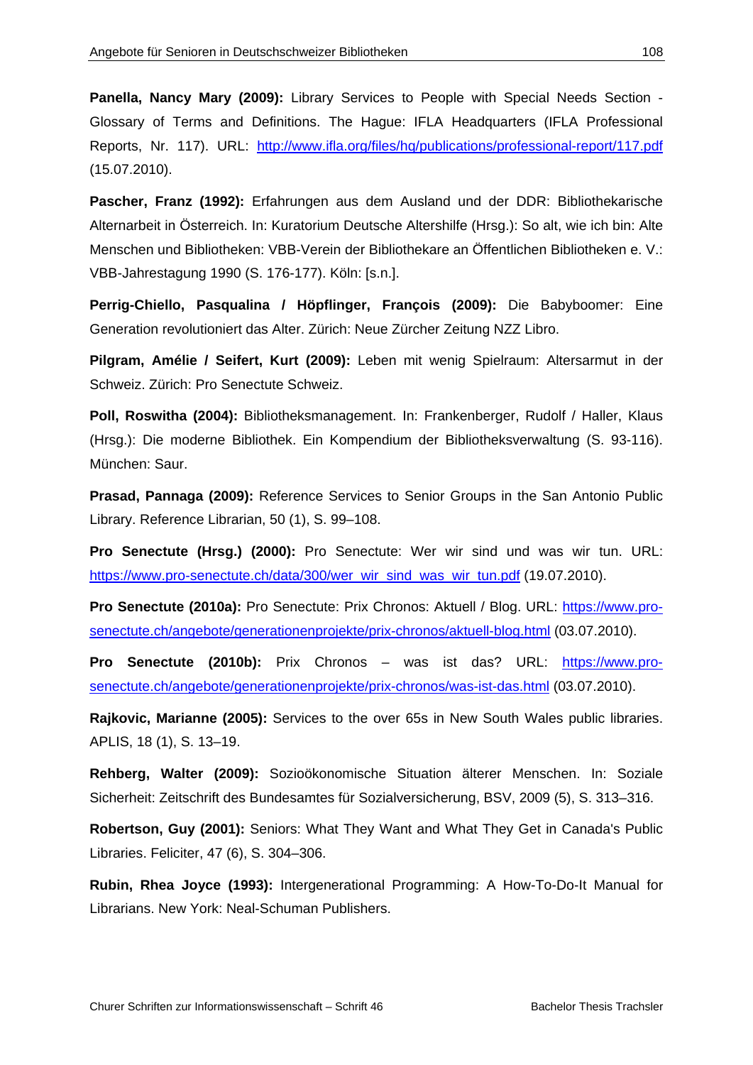**Panella, Nancy Mary (2009):** Library Services to People with Special Needs Section - Glossary of Terms and Definitions. The Hague: IFLA Headquarters (IFLA Professional Reports, Nr. 117). URL: [http://www.ifla.org/files/hq/publications/professional-report/117.pdf](http://www.ifla.org/files/hq/publications/professional-report/117.pdf) (15.07.2010).

**Pascher, Franz (1992):** Erfahrungen aus dem Ausland und der DDR: Bibliothekarische Alternarbeit in Österreich. In: Kuratorium Deutsche Altershilfe (Hrsg.): So alt, wie ich bin: Alte Menschen und Bibliotheken: VBB-Verein der Bibliothekare an Öffentlichen Bibliotheken e. V.: VBB-Jahrestagung 1990 (S. 176-177). Köln: [s.n.].

**Perrig-Chiello, Pasqualina / Höpflinger, François (2009):** Die Babyboomer: Eine Generation revolutioniert das Alter. Zürich: Neue Zürcher Zeitung NZZ Libro.

**Pilgram, Amélie / Seifert, Kurt (2009):** Leben mit wenig Spielraum: Altersarmut in der Schweiz. Zürich: Pro Senectute Schweiz.

**Poll, Roswitha (2004):** Bibliotheksmanagement. In: Frankenberger, Rudolf / Haller, Klaus (Hrsg.): Die moderne Bibliothek. Ein Kompendium der Bibliotheksverwaltung (S. 93-116). München: Saur.

**Prasad, Pannaga (2009):** Reference Services to Senior Groups in the San Antonio Public Library. Reference Librarian, 50 (1), S. 99–108.

**Pro Senectute (Hrsg.) (2000):** Pro Senectute: Wer wir sind und was wir tun. URL: [https://www.pro-senectute.ch/data/300/wer_wir_sind_was_wir_tun.pdf](https://www.pro-senectute.ch/data/300/wer_wir_sind_was_wir_tun.pdf) (19.07.2010).

**Pro Senectute (2010a):** Pro Senectute: Prix Chronos: Aktuell / Blog. URL: [https://www.pro-senectute.ch/angebote/generationenprojekte/prix-chronos/aktuell-blog.html](https://www.pro-senectute.ch/angebote/generationenprojekte/prix-chronos/aktuell-blog.html) (03.07.2010).

**Pro Senectute (2010b):** Prix Chronos – was ist das? URL: [https://www.pro-senectute.ch/angebote/generationenprojekte/prix-chronos/was-ist-das.html](https://www.pro-senectute.ch/angebote/generationenprojekte/prix-chronos/was-ist-das.html) (03.07.2010).

**Rajkovic, Marianne (2005):** Services to the over 65s in New South Wales public libraries. APLIS, 18 (1), S. 13–19.

**Rehberg, Walter (2009):** Sozioökonomische Situation älterer Menschen. In: Soziale Sicherheit: Zeitschrift des Bundesamtes für Sozialversicherung, BSV, 2009 (5), S. 313–316.

**Robertson, Guy (2001):** Seniors: What They Want and What They Get in Canada's Public Libraries. Feliciter, 47 (6), S. 304–306.

**Rubin, Rhea Joyce (1993):** Intergenerational Programming: A How-To-Do-It Manual for Librarians. New York: Neal-Schuman Publishers.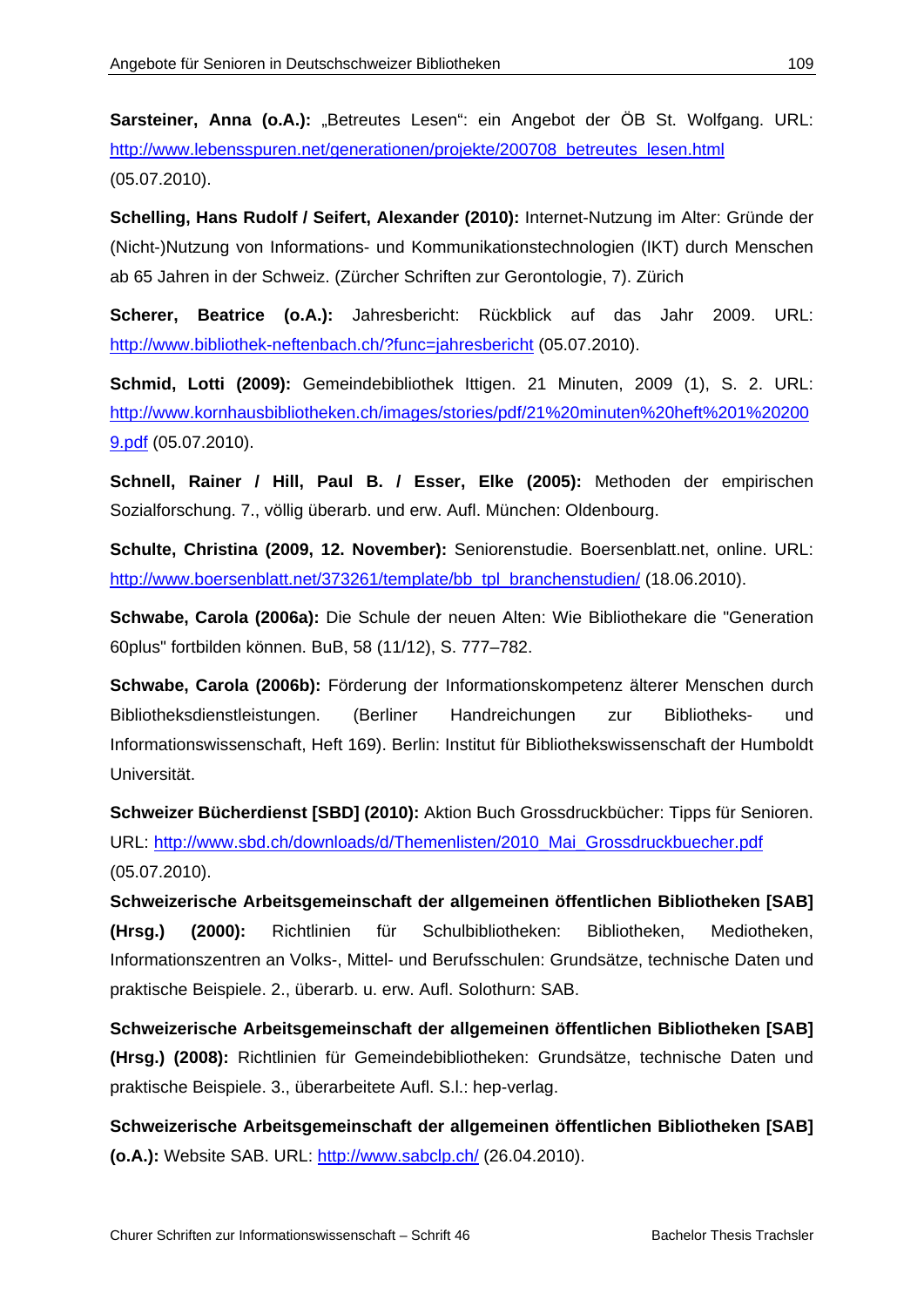**Sarsteiner, Anna (o.A.):** „Betreutes Lesen": ein Angebot der ÖB St. Wolfgang. URL: http://www.lebensspuren.net/generationen/projekte/200708_betreutes_lesen.html (05.07.2010).

**Schelling, Hans Rudolf / Seifert, Alexander (2010):** Internet-Nutzung im Alter: Gründe der (Nicht-)Nutzung von Informations- und Kommunikationstechnologien (IKT) durch Menschen ab 65 Jahren in der Schweiz. (Zürcher Schriften zur Gerontologie, 7). Zürich

**Scherer, Beatrice (o.A.):** Jahresbericht: Rückblick auf das Jahr 2009. URL: http://www.bibliothek-neftenbach.ch/?func=jahresbericht (05.07.2010).

**Schmid, Lotti (2009):** Gemeindebibliothek Ittigen. 21 Minuten, 2009 (1), S. 2. URL: http://www.kornhausbibliotheken.ch/images/stories/pdf/21%20minuten%20heft%201%202009.pdf (05.07.2010).

**Schnell, Rainer / Hill, Paul B. / Esser, Elke (2005):** Methoden der empirischen Sozialforschung. 7., völlig überarb. und erw. Aufl. München: Oldenbourg.

**Schulte, Christina (2009, 12. November):** Seniorenstudie. Boersenblatt.net, online. URL: http://www.boersenblatt.net/373261/template/bb_tpl_branchenstudien/ (18.06.2010).

**Schwabe, Carola (2006a):** Die Schule der neuen Alten: Wie Bibliothekare die "Generation 60plus" fortbilden können. BuB, 58 (11/12), S. 777–782.

**Schwabe, Carola (2006b):** Förderung der Informationskompetenz älterer Menschen durch Bibliotheksdienstleistungen. (Berliner Handreichungen zur Bibliotheks- und Informationswissenschaft, Heft 169). Berlin: Institut für Bibliothekswissenschaft der Humboldt Universität.

**Schweizer Bücherdienst [SBD] (2010):** Aktion Buch Grossdruckbücher: Tipps für Senioren. URL: http://www.sbd.ch/downloads/d/Themenlisten/2010_Mai_Grossdruckbuecher.pdf (05.07.2010).

**Schweizerische Arbeitsgemeinschaft der allgemeinen öffentlichen Bibliotheken [SAB] (Hrsg.) (2000):** Richtlinien für Schulbibliotheken: Bibliotheken, Mediotheken, Informationszentren an Volks-, Mittel- und Berufsschulen: Grundsätze, technische Daten und praktische Beispiele. 2., überarb. u. erw. Aufl. Solothurn: SAB.

**Schweizerische Arbeitsgemeinschaft der allgemeinen öffentlichen Bibliotheken [SAB] (Hrsg.) (2008):** Richtlinien für Gemeindebibliotheken: Grundsätze, technische Daten und praktische Beispiele. 3., überarbeitete Aufl. S.l.: hep-verlag.

**Schweizerische Arbeitsgemeinschaft der allgemeinen öffentlichen Bibliotheken [SAB] (o.A.):** Website SAB. URL: http://www.sabclp.ch/ (26.04.2010).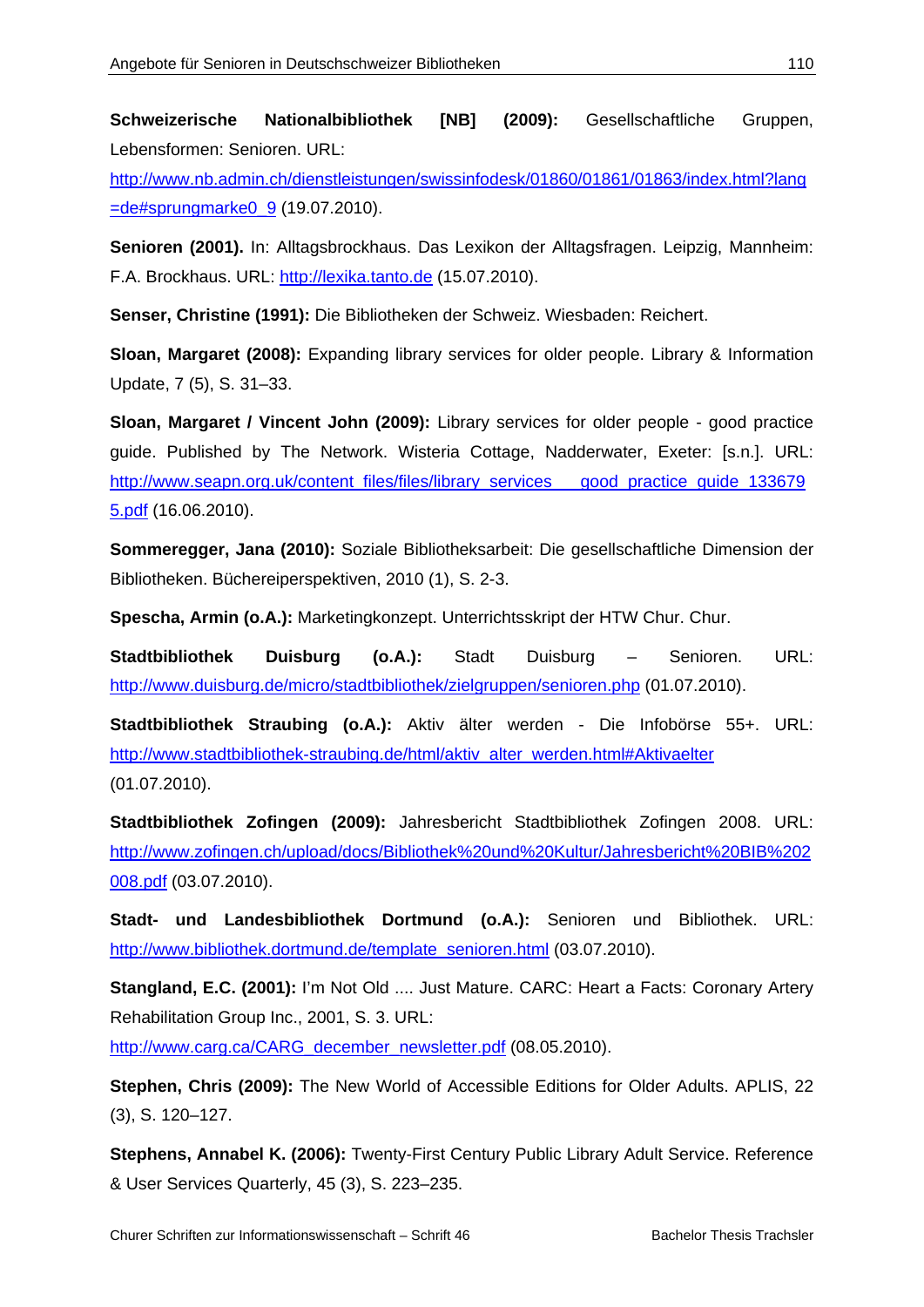**Schweizerische Nationalbibliothek [NB] (2009):** Gesellschaftliche Gruppen, Lebensformen: Senioren. URL: http://www.nb.admin.ch/dienstleistungen/swissinfodesk/01860/01861/01863/index.html?lang=de#sprungmarke0_9 (19.07.2010).

**Senioren (2001).** In: Alltagsbrockhaus. Das Lexikon der Alltagsfragen. Leipzig, Mannheim: F.A. Brockhaus. URL: http://lexika.tanto.de (15.07.2010).

**Senser, Christine (1991):** Die Bibliotheken der Schweiz. Wiesbaden: Reichert.

**Sloan, Margaret (2008):** Expanding library services for older people. Library & Information Update, 7 (5), S. 31–33.

**Sloan, Margaret / Vincent John (2009):** Library services for older people - good practice guide. Published by The Network. Wisteria Cottage, Nadderwater, Exeter: [s.n.]. URL: http://www.seapn.org.uk/content_files/files/library_services___good_practice_guide_1336795.pdf (16.06.2010).

**Sommeregger, Jana (2010):** Soziale Bibliotheksarbeit: Die gesellschaftliche Dimension der Bibliotheken. Büchereiperspektiven, 2010 (1), S. 2-3.

**Spescha, Armin (o.A.):** Marketingkonzept. Unterrichtsskript der HTW Chur. Chur.

**Stadtbibliothek Duisburg (o.A.):** Stadt Duisburg – Senioren. URL: http://www.duisburg.de/micro/stadtbibliothek/zielgruppen/senioren.php (01.07.2010).

**Stadtbibliothek Straubing (o.A.):** Aktiv älter werden - Die Infobörse 55+. URL: http://www.stadtbibliothek-straubing.de/html/aktiv_alter_werden.html#Aktivaelter (01.07.2010).

**Stadtbibliothek Zofingen (2009):** Jahresbericht Stadtbibliothek Zofingen 2008. URL: http://www.zofingen.ch/upload/docs/Bibliothek%20und%20Kultur/Jahresbericht%20BIB%202008.pdf (03.07.2010).

**Stadt- und Landesbibliothek Dortmund (o.A.):** Senioren und Bibliothek. URL: http://www.bibliothek.dortmund.de/template_senioren.html (03.07.2010).

**Stangland, E.C. (2001):** I'm Not Old .... Just Mature. CARC: Heart a Facts: Coronary Artery Rehabilitation Group Inc., 2001, S. 3. URL: http://www.carg.ca/CARG_december_newsletter.pdf (08.05.2010).

**Stephen, Chris (2009):** The New World of Accessible Editions for Older Adults. APLIS, 22 (3), S. 120–127.

**Stephens, Annabel K. (2006):** Twenty-First Century Public Library Adult Service. Reference & User Services Quarterly, 45 (3), S. 223–235.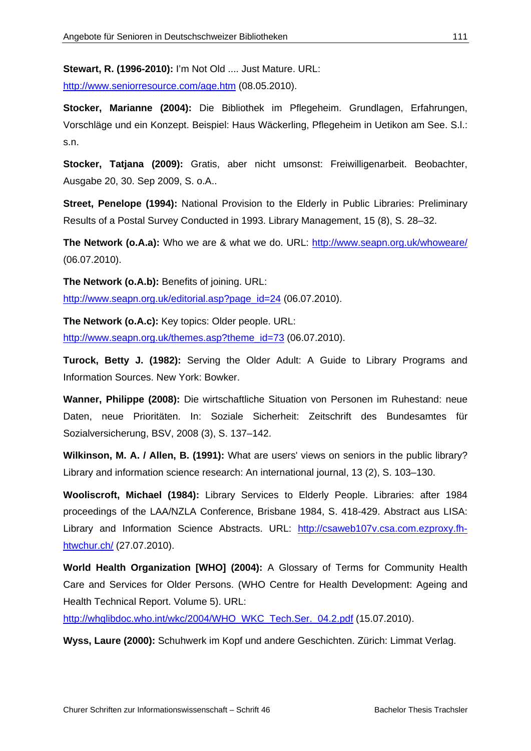**Stewart, R. (1996-2010):** I'm Not Old .... Just Mature. URL: http://www.seniorresource.com/age.htm (08.05.2010).

**Stocker, Marianne (2004):** Die Bibliothek im Pflegeheim. Grundlagen, Erfahrungen, Vorschläge und ein Konzept. Beispiel: Haus Wäckerling, Pflegeheim in Uetikon am See. S.l.: s.n.

**Stocker, Tatjana (2009):** Gratis, aber nicht umsonst: Freiwilligenarbeit. Beobachter, Ausgabe 20, 30. Sep 2009, S. o.A..

**Street, Penelope (1994):** National Provision to the Elderly in Public Libraries: Preliminary Results of a Postal Survey Conducted in 1993. Library Management, 15 (8), S. 28–32.

**The Network (o.A.a):** Who we are & what we do. URL: http://www.seapn.org.uk/whoweare/ (06.07.2010).

**The Network (o.A.b):** Benefits of joining. URL: http://www.seapn.org.uk/editorial.asp?page_id=24 (06.07.2010).

**The Network (o.A.c):** Key topics: Older people. URL: http://www.seapn.org.uk/themes.asp?theme_id=73 (06.07.2010).

**Turock, Betty J. (1982):** Serving the Older Adult: A Guide to Library Programs and Information Sources. New York: Bowker.

**Wanner, Philippe (2008):** Die wirtschaftliche Situation von Personen im Ruhestand: neue Daten, neue Prioritäten. In: Soziale Sicherheit: Zeitschrift des Bundesamtes für Sozialversicherung, BSV, 2008 (3), S. 137–142.

**Wilkinson, M. A. / Allen, B. (1991):** What are users' views on seniors in the public library? Library and information science research: An international journal, 13 (2), S. 103–130.

**Wooliscroft, Michael (1984):** Library Services to Elderly People. Libraries: after 1984 proceedings of the LAA/NZLA Conference, Brisbane 1984, S. 418-429. Abstract aus LISA: Library and Information Science Abstracts. URL: http://csaweb107v.csa.com.ezproxy.fh-htwchur.ch/ (27.07.2010).

**World Health Organization [WHO] (2004):** A Glossary of Terms for Community Health Care and Services for Older Persons. (WHO Centre for Health Development: Ageing and Health Technical Report. Volume 5). URL: http://whqlibdoc.who.int/wkc/2004/WHO_WKC_Tech.Ser._04.2.pdf (15.07.2010).

**Wyss, Laure (2000):** Schuhwerk im Kopf und andere Geschichten. Zürich: Limmat Verlag.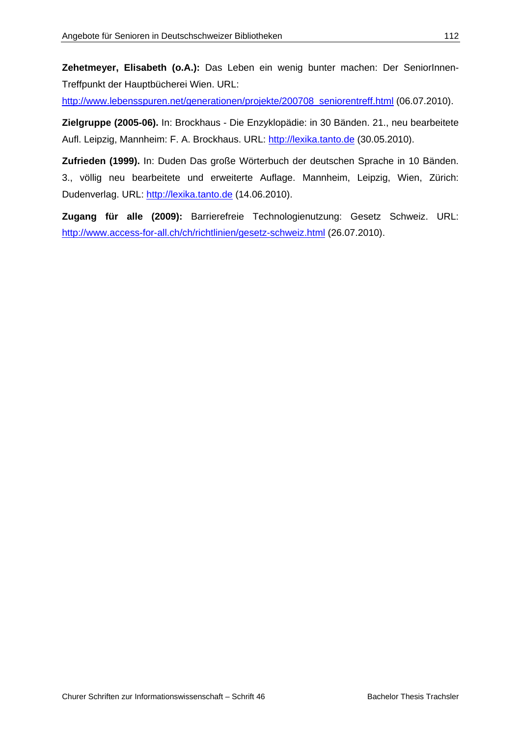**Zehetmeyer, Elisabeth (o.A.):** Das Leben ein wenig bunter machen: Der SeniorInnen-Treffpunkt der Hauptbücherei Wien. URL: http://www.lebensspuren.net/generationen/projekte/200708_seniorentreff.html (06.07.2010).

**Zielgruppe (2005-06).** In: Brockhaus - Die Enzyklopädie: in 30 Bänden. 21., neu bearbeitete Aufl. Leipzig, Mannheim: F. A. Brockhaus. URL: http://lexika.tanto.de (30.05.2010).

**Zufrieden (1999).** In: Duden Das große Wörterbuch der deutschen Sprache in 10 Bänden. 3., völlig neu bearbeitete und erweiterte Auflage. Mannheim, Leipzig, Wien, Zürich: Dudenverlag. URL: http://lexika.tanto.de (14.06.2010).

**Zugang für alle (2009):** Barrierefreie Technologienutzung: Gesetz Schweiz. URL: http://www.access-for-all.ch/ch/richtlinien/gesetz-schweiz.html (26.07.2010).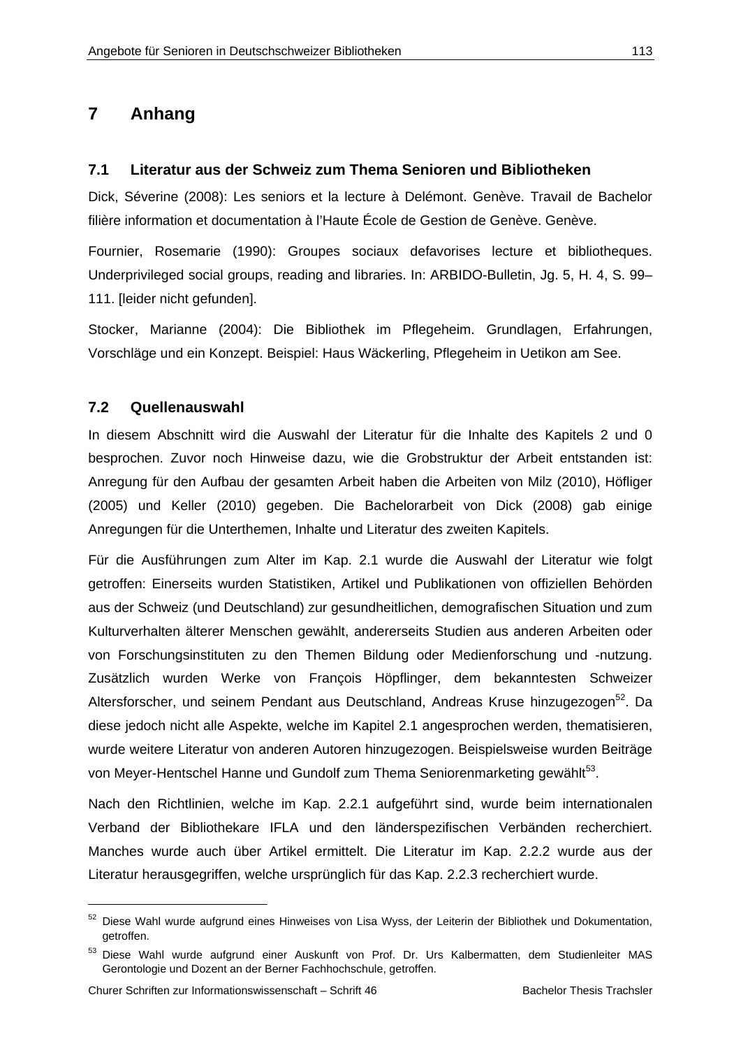# 7 Anhang

## 7.1 Literatur aus der Schweiz zum Thema Senioren und Bibliotheken

Dick, Séverine (2008): Les seniors et la lecture à Delémont. Genève. Travail de Bachelor filière information et documentation à l'Haute École de Gestion de Genève. Genève.

Fournier, Rosemarie (1990): Groupes sociaux defavorises lecture et bibliotheques. Underprivileged social groups, reading and libraries. In: ARBIDO-Bulletin, Jg. 5, H. 4, S. 99–111. [leider nicht gefunden].

Stocker, Marianne (2004): Die Bibliothek im Pflegeheim. Grundlagen, Erfahrungen, Vorschläge und ein Konzept. Beispiel: Haus Wäckerling, Pflegeheim in Uetikon am See.

## 7.2 Quellenauswahl

In diesem Abschnitt wird die Auswahl der Literatur für die Inhalte des Kapitels 2 und 0 besprochen. Zuvor noch Hinweise dazu, wie die Grobstruktur der Arbeit entstanden ist: Anregung für den Aufbau der gesamten Arbeit haben die Arbeiten von Milz (2010), Höfliger (2005) und Keller (2010) gegeben. Die Bachelorarbeit von Dick (2008) gab einige Anregungen für die Unterthemen, Inhalte und Literatur des zweiten Kapitels.

Für die Ausführungen zum Alter im Kap. 2.1 wurde die Auswahl der Literatur wie folgt getroffen: Einerseits wurden Statistiken, Artikel und Publikationen von offiziellen Behörden aus der Schweiz (und Deutschland) zur gesundheitlichen, demografischen Situation und zum Kulturverhalten älterer Menschen gewählt, andererseits Studien aus anderen Arbeiten oder von Forschungsinstituten zu den Themen Bildung oder Medienforschung und -nutzung. Zusätzlich wurden Werke von François Höpflinger, dem bekanntesten Schweizer Altersforscher, und seinem Pendant aus Deutschland, Andreas Kruse hinzugezogen[52]. Da diese jedoch nicht alle Aspekte, welche im Kapitel 2.1 angesprochen werden, thematisieren, wurde weitere Literatur von anderen Autoren hinzugezogen. Beispielsweise wurden Beiträge von Meyer-Hentschel Hanne und Gundolf zum Thema Seniorenmarketing gewählt[53].

Nach den Richtlinien, welche im Kap. 2.2.1 aufgeführt sind, wurde beim internationalen Verband der Bibliothekare IFLA und den länderspezifischen Verbänden recherchiert. Manches wurde auch über Artikel ermittelt. Die Literatur im Kap. 2.2.2 wurde aus der Literatur herausgegriffen, welche ursprünglich für das Kap. 2.2.3 recherchiert wurde.

---

[52] Diese Wahl wurde aufgrund eines Hinweises von Lisa Wyss, der Leiterin der Bibliothek und Dokumentation, getroffen.

[53] Diese Wahl wurde aufgrund einer Auskunft von Prof. Dr. Urs Kalbermatten, dem Studienleiter MAS Gerontologie und Dozent an der Berner Fachhochschule, getroffen.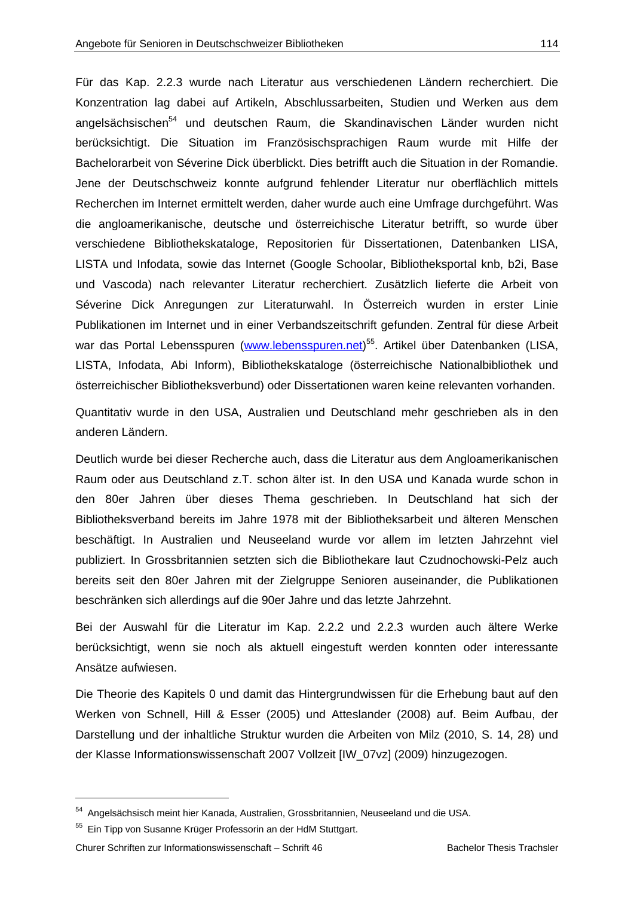Für das Kap. 2.2.3 wurde nach Literatur aus verschiedenen Ländern recherchiert. Die Konzentration lag dabei auf Artikeln, Abschlussarbeiten, Studien und Werken aus dem angelsächsischen[54] und deutschen Raum, die Skandinavischen Länder wurden nicht berücksichtigt. Die Situation im Französischsprachigen Raum wurde mit Hilfe der Bachelorarbeit von Séverine Dick überblickt. Dies betrifft auch die Situation in der Romandie. Jene der Deutschschweiz konnte aufgrund fehlender Literatur nur oberflächlich mittels Recherchen im Internet ermittelt werden, daher wurde auch eine Umfrage durchgeführt. Was die angloamerikanische, deutsche und österreichische Literatur betrifft, so wurde über verschiedene Bibliothekskataloge, Repositorien für Dissertationen, Datenbanken LISA, LISTA und Infodata, sowie das Internet (Google Schoolar, Bibliotheksportal knb, b2i, Base und Vascoda) nach relevanter Literatur recherchiert. Zusätzlich lieferte die Arbeit von Séverine Dick Anregungen zur Literaturwahl. In Österreich wurden in erster Linie Publikationen im Internet und in einer Verbandszeitschrift gefunden. Zentral für diese Arbeit war das Portal Lebensspuren (www.lebensspuren.net)[55]. Artikel über Datenbanken (LISA, LISTA, Infodata, Abi Inform), Bibliothekskataloge (österreichische Nationalbibliothek und österreichischer Bibliotheksverbund) oder Dissertationen waren keine relevanten vorhanden.

Quantitativ wurde in den USA, Australien und Deutschland mehr geschrieben als in den anderen Ländern.

Deutlich wurde bei dieser Recherche auch, dass die Literatur aus dem Angloamerikanischen Raum oder aus Deutschland z.T. schon älter ist. In den USA und Kanada wurde schon in den 80er Jahren über dieses Thema geschrieben. In Deutschland hat sich der Bibliotheksverband bereits im Jahre 1978 mit der Bibliotheksarbeit und älteren Menschen beschäftigt. In Australien und Neuseeland wurde vor allem im letzten Jahrzehnt viel publiziert. In Grossbritannien setzten sich die Bibliothekare laut Czudnochowski-Pelz auch bereits seit den 80er Jahren mit der Zielgruppe Senioren auseinander, die Publikationen beschränken sich allerdings auf die 90er Jahre und das letzte Jahrzehnt.

Bei der Auswahl für die Literatur im Kap. 2.2.2 und 2.2.3 wurden auch ältere Werke berücksichtigt, wenn sie noch als aktuell eingestuft werden konnten oder interessante Ansätze aufwiesen.

Die Theorie des Kapitels 0 und damit das Hintergrundwissen für die Erhebung baut auf den Werken von Schnell, Hill & Esser (2005) und Atteslander (2008) auf. Beim Aufbau, der Darstellung und der inhaltliche Struktur wurden die Arbeiten von Milz (2010, S. 14, 28) und der Klasse Informationswissenschaft 2007 Vollzeit [IW_07vz] (2009) hinzugezogen.

---

[54] Angelsächsisch meint hier Kanada, Australien, Grossbritannien, Neuseeland und die USA.

[55] Ein Tipp von Susanne Krüger Professorin an der HdM Stuttgart.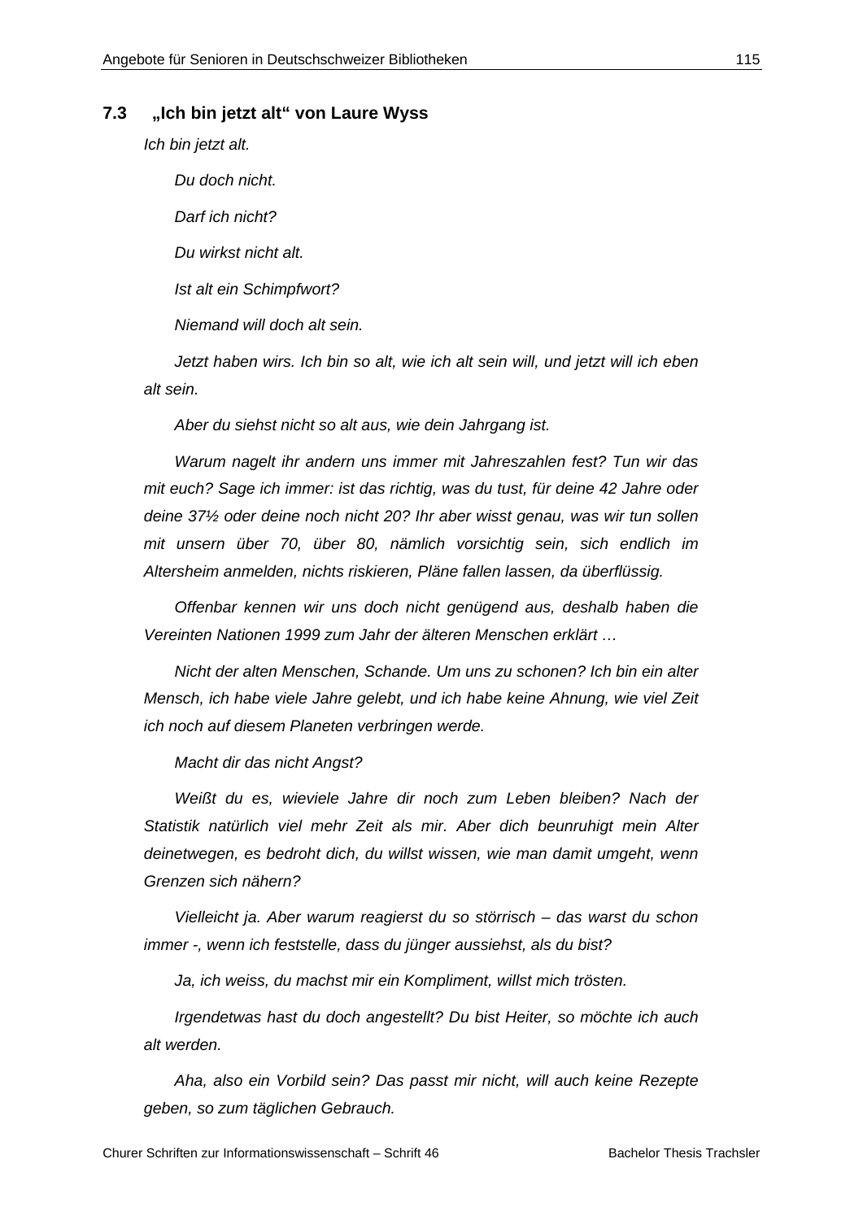### 7.3 „Ich bin jetzt alt“ von Laure Wyss

*Ich bin jetzt alt.*

*Du doch nicht.*

*Darf ich nicht?*

*Du wirkst nicht alt.*

*Ist alt ein Schimpfwort?*

*Niemand will doch alt sein.*

*Jetzt haben wirs. Ich bin so alt, wie ich alt sein will, und jetzt will ich eben alt sein.*

*Aber du siehst nicht so alt aus, wie dein Jahrgang ist.*

*Warum nagelt ihr andern uns immer mit Jahreszahlen fest? Tun wir das mit euch? Sage ich immer: ist das richtig, was du tust, für deine 42 Jahre oder deine 37½ oder deine noch nicht 20? Ihr aber wisst genau, was wir tun sollen mit unsern über 70, über 80, nämlich vorsichtig sein, sich endlich im Altersheim anmelden, nichts riskieren, Pläne fallen lassen, da überflüssig.*

*Offenbar kennen wir uns doch nicht genügend aus, deshalb haben die Vereinten Nationen 1999 zum Jahr der älteren Menschen erklärt …*

*Nicht der alten Menschen, Schande. Um uns zu schonen? Ich bin ein alter Mensch, ich habe viele Jahre gelebt, und ich habe keine Ahnung, wie viel Zeit ich noch auf diesem Planeten verbringen werde.*

*Macht dir das nicht Angst?*

*Weißt du es, wieviele Jahre dir noch zum Leben bleiben? Nach der Statistik natürlich viel mehr Zeit als mir. Aber dich beunruhigt mein Alter deinetwegen, es bedroht dich, du willst wissen, wie man damit umgeht, wenn Grenzen sich nähern?*

*Vielleicht ja. Aber warum reagierst du so störrisch – das warst du schon immer -, wenn ich feststelle, dass du jünger aussiehst, als du bist?*

*Ja, ich weiss, du machst mir ein Kompliment, willst mich trösten.*

*Irgendetwas hast du doch angestellt? Du bist Heiter, so möchte ich auch alt werden.*

*Aha, also ein Vorbild sein? Das passt mir nicht, will auch keine Rezepte geben, so zum täglichen Gebrauch.*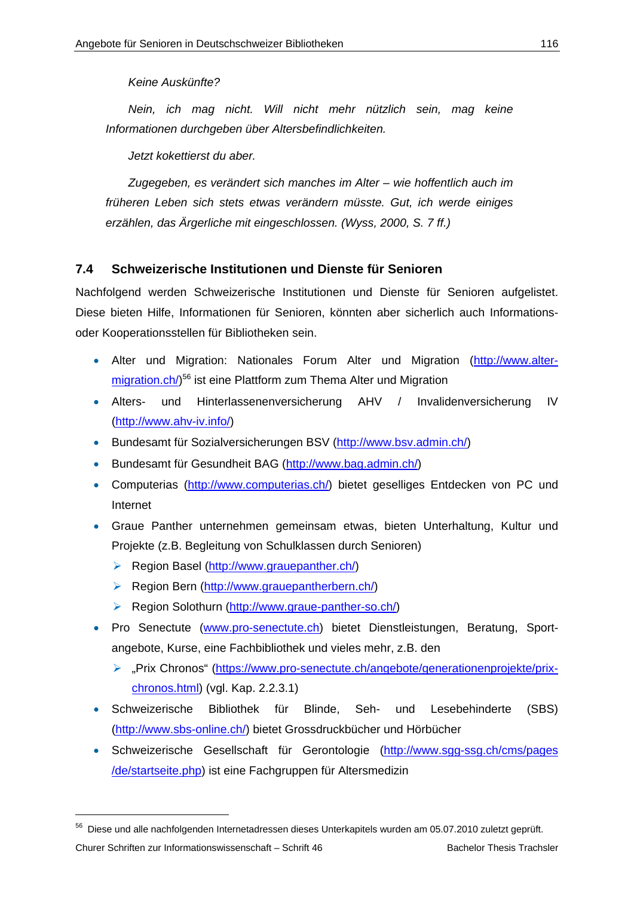*Keine Auskünfte?*

*Nein, ich mag nicht. Will nicht mehr nützlich sein, mag keine Informationen durchgeben über Altersbefindlichkeiten.*

*Jetzt kokettierst du aber.*

*Zugegeben, es verändert sich manches im Alter – wie hoffentlich auch im früheren Leben sich stets etwas verändern müsste. Gut, ich werde einiges erzählen, das Ärgerliche mit eingeschlossen. (Wyss, 2000, S. 7 ff.)*

## 7.4 Schweizerische Institutionen und Dienste für Senioren

Nachfolgend werden Schweizerische Institutionen und Dienste für Senioren aufgelistet. Diese bieten Hilfe, Informationen für Senioren, könnten aber sicherlich auch Informations- oder Kooperationsstellen für Bibliotheken sein.

- Alter und Migration: Nationales Forum Alter und Migration (http://www.alter-migration.ch/)[56] ist eine Plattform zum Thema Alter und Migration
- Alters- und Hinterlassenenversicherung AHV / Invalidenversicherung IV (http://www.ahv-iv.info/)
- Bundesamt für Sozialversicherungen BSV (http://www.bsv.admin.ch/)
- Bundesamt für Gesundheit BAG (http://www.bag.admin.ch/)
- Computerias (http://www.computerias.ch/) bietet geselliges Entdecken von PC und Internet
- Graue Panther unternehmen gemeinsam etwas, bieten Unterhaltung, Kultur und Projekte (z.B. Begleitung von Schulklassen durch Senioren)
  - Region Basel (http://www.grauepanther.ch/)
  - Region Bern (http://www.grauepantherbern.ch/)
  - Region Solothurn (http://www.graue-panther-so.ch/)
- Pro Senectute (www.pro-senectute.ch) bietet Dienstleistungen, Beratung, Sportangebote, Kurse, eine Fachbibliothek und vieles mehr, z.B. den
  - „Prix Chronos" (https://www.pro-senectute.ch/angebote/generationenprojekte/prix-chronos.html) (vgl. Kap. 2.2.3.1)
- Schweizerische Bibliothek für Blinde, Seh- und Lesebehinderte (SBS) (http://www.sbs-online.ch/) bietet Grossdruckbücher und Hörbücher
- Schweizerische Gesellschaft für Gerontologie (http://www.sgg-ssg.ch/cms/pages/de/startseite.php) ist eine Fachgruppen für Altersmedizin

[56] Diese und alle nachfolgenden Internetadressen dieses Unterkapitels wurden am 05.07.2010 zuletzt geprüft.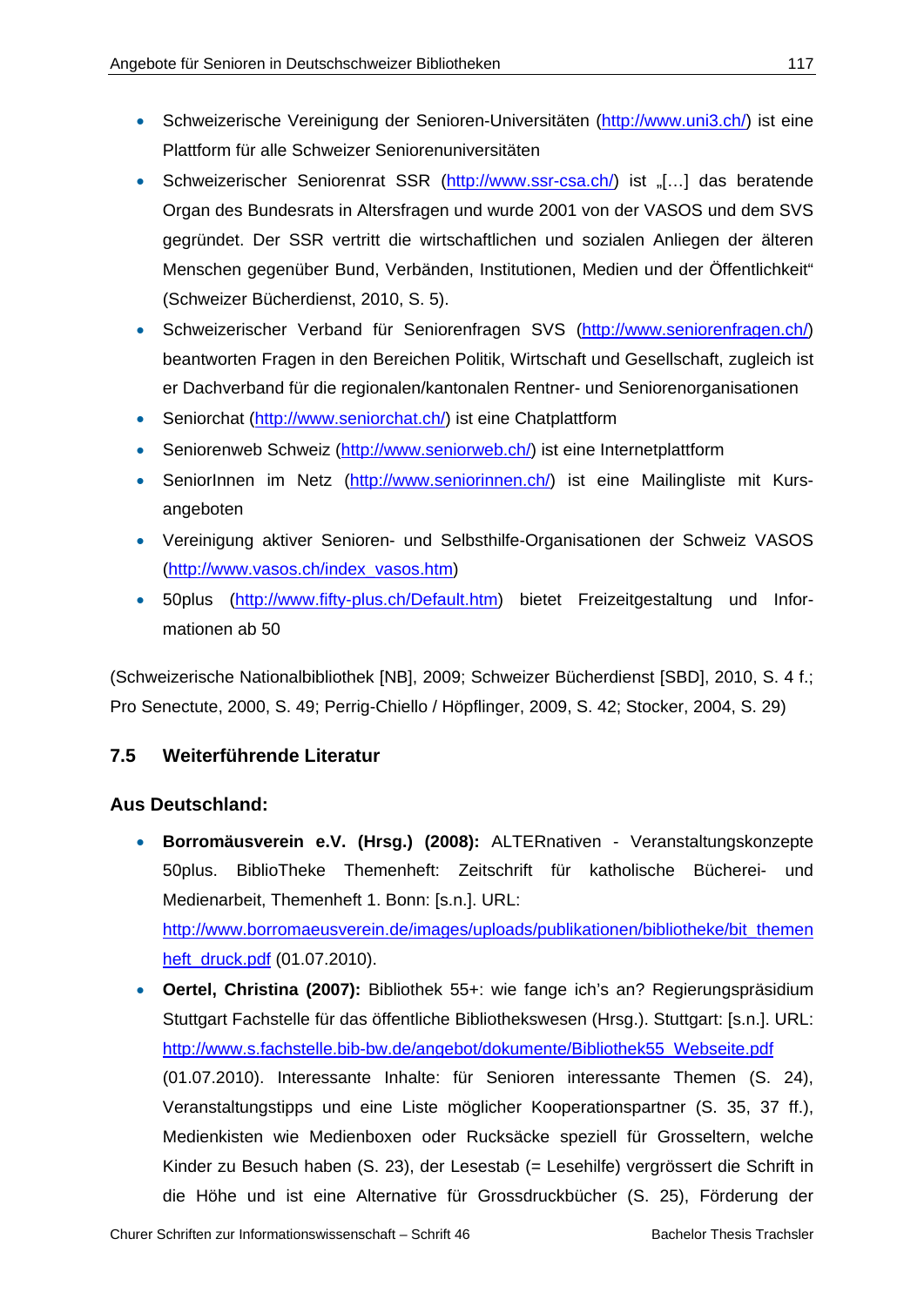- Schweizerische Vereinigung der Senioren-Universitäten (http://www.uni3.ch/) ist eine Plattform für alle Schweizer Seniorenuniversitäten
- Schweizerischer Seniorenrat SSR (http://www.ssr-csa.ch/) ist „[…] das beratende Organ des Bundesrats in Altersfragen und wurde 2001 von der VASOS und dem SVS gegründet. Der SSR vertritt die wirtschaftlichen und sozialen Anliegen der älteren Menschen gegenüber Bund, Verbänden, Institutionen, Medien und der Öffentlichkeit" (Schweizer Bücherdienst, 2010, S. 5).
- Schweizerischer Verband für Seniorenfragen SVS (http://www.seniorenfragen.ch/) beantworten Fragen in den Bereichen Politik, Wirtschaft und Gesellschaft, zugleich ist er Dachverband für die regionalen/kantonalen Rentner- und Seniorenorganisationen
- Seniorchat (http://www.seniorchat.ch/) ist eine Chatplattform
- Seniorenweb Schweiz (http://www.seniorweb.ch/) ist eine Internetplattform
- SeniorInnen im Netz (http://www.seniorinnen.ch/) ist eine Mailingliste mit Kursangeboten
- Vereinigung aktiver Senioren- und Selbsthilfe-Organisationen der Schweiz VASOS (http://www.vasos.ch/index_vasos.htm)
- 50plus (http://www.fifty-plus.ch/Default.htm) bietet Freizeitgestaltung und Informationen ab 50

(Schweizerische Nationalbibliothek [NB], 2009; Schweizer Bücherdienst [SBD], 2010, S. 4 f.; Pro Senectute, 2000, S. 49; Perrig-Chiello / Höpflinger, 2009, S. 42; Stocker, 2004, S. 29)

## 7.5 Weiterführende Literatur

### Aus Deutschland:

- **Borromäusverein e.V. (Hrsg.) (2008):** ALTERnativen - Veranstaltungskonzepte 50plus. BiblioTheke Themenheft: Zeitschrift für katholische Bücherei- und Medienarbeit, Themenheft 1. Bonn: [s.n.]. URL: http://www.borromaeusverein.de/images/uploads/publikationen/bibliotheke/bit_themenheft_druck.pdf (01.07.2010).
- **Oertel, Christina (2007):** Bibliothek 55+: wie fange ich's an? Regierungspräsidium Stuttgart Fachstelle für das öffentliche Bibliothekswesen (Hrsg.). Stuttgart: [s.n.]. URL: http://www.s.fachstelle.bib-bw.de/angebot/dokumente/Bibliothek55_Webseite.pdf (01.07.2010). Interessante Inhalte: für Senioren interessante Themen (S. 24), Veranstaltungstipps und eine Liste möglicher Kooperationspartner (S. 35, 37 ff.), Medienkisten wie Medienboxen oder Rucksäcke speziell für Grosseltern, welche Kinder zu Besuch haben (S. 23), der Lesestab (= Lesehilfe) vergrössert die Schrift in die Höhe und ist eine Alternative für Grossdruckbücher (S. 25), Förderung der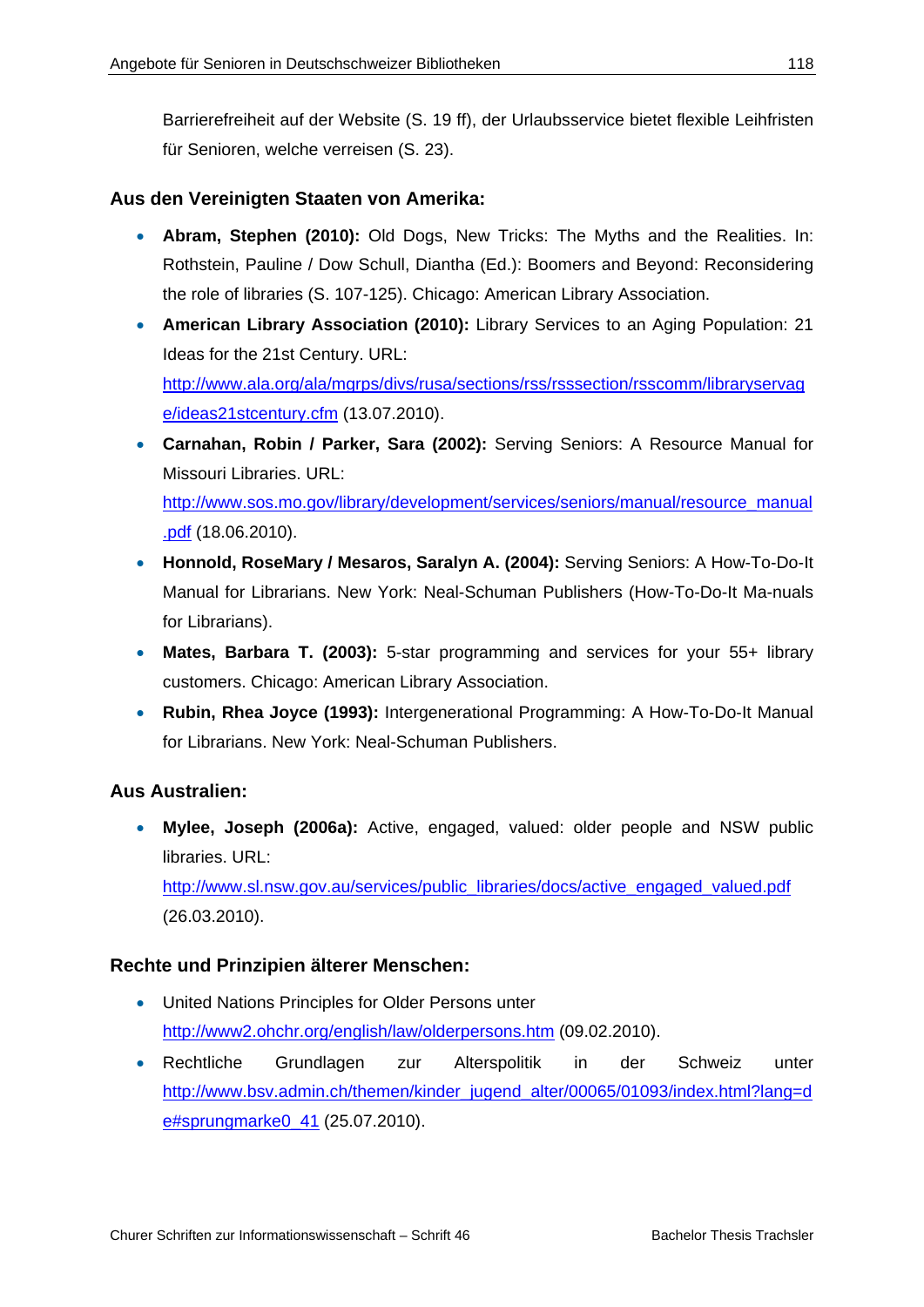Barrierefreiheit auf der Website (S. 19 ff), der Urlaubsservice bietet flexible Leihfristen für Senioren, welche verreisen (S. 23).

### Aus den Vereinigten Staaten von Amerika:

- **Abram, Stephen (2010):** Old Dogs, New Tricks: The Myths and the Realities. In: Rothstein, Pauline / Dow Schull, Diantha (Ed.): Boomers and Beyond: Reconsidering the role of libraries (S. 107-125). Chicago: American Library Association.
- **American Library Association (2010):** Library Services to an Aging Population: 21 Ideas for the 21st Century. URL: http://www.ala.org/ala/mgrps/divs/rusa/sections/rss/rsssection/rsscomm/libraryservage/ideas21stcentury.cfm (13.07.2010).
- **Carnahan, Robin / Parker, Sara (2002):** Serving Seniors: A Resource Manual for Missouri Libraries. URL: http://www.sos.mo.gov/library/development/services/seniors/manual/resource_manual.pdf (18.06.2010).
- **Honnold, RoseMary / Mesaros, Saralyn A. (2004):** Serving Seniors: A How-To-Do-It Manual for Librarians. New York: Neal-Schuman Publishers (How-To-Do-It Ma-nuals for Librarians).
- **Mates, Barbara T. (2003):** 5-star programming and services for your 55+ library customers. Chicago: American Library Association.
- **Rubin, Rhea Joyce (1993):** Intergenerational Programming: A How-To-Do-It Manual for Librarians. New York: Neal-Schuman Publishers.

### Aus Australien:

- **Mylee, Joseph (2006a):** Active, engaged, valued: older people and NSW public libraries. URL: http://www.sl.nsw.gov.au/services/public_libraries/docs/active_engaged_valued.pdf (26.03.2010).

### Rechte und Prinzipien älterer Menschen:

- United Nations Principles for Older Persons unter http://www2.ohchr.org/english/law/olderpersons.htm (09.02.2010).
- Rechtliche Grundlagen zur Alterspolitik in der Schweiz unter http://www.bsv.admin.ch/themen/kinder_jugend_alter/00065/01093/index.html?lang=de#sprungmarke0_41 (25.07.2010).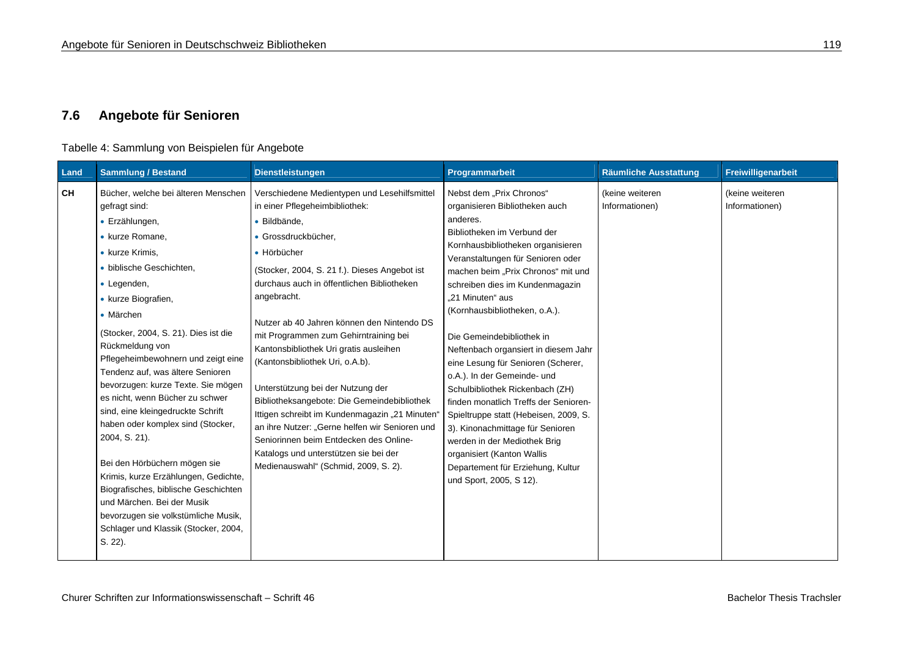## 7.6 Angebote für Senioren

Tabelle 4: Sammlung von Beispielen für Angebote

| Land | Sammlung / Bestand | Dienstleistungen | Programmarbeit | Räumliche Ausstattung | Freiwilligenarbeit |
|---|---|---|---|---|---|
| **CH** | Bücher, welche bei älteren Menschen gefragt sind:<br>• Erzählungen,<br>• kurze Romane,<br>• kurze Krimis,<br>• biblische Geschichten,<br>• Legenden,<br>• kurze Biografien,<br>• Märchen<br>(Stocker, 2004, S. 21). Dies ist die Rückmeldung von Pflegeheimbewohnern und zeigt eine Tendenz auf, was ältere Senioren bevorzugen: kurze Texte. Sie mögen es nicht, wenn Bücher zu schwer sind, eine kleingedruckte Schrift haben oder komplex sind (Stocker, 2004, S. 21).<br><br>Bei den Hörbüchern mögen sie Krimis, kurze Erzählungen, Gedichte, Biografisches, biblische Geschichten und Märchen. Bei der Musik bevorzugen sie volkstümliche Musik, Schlager und Klassik (Stocker, 2004, S. 22). | Verschiedene Medientypen und Lesehilfsmittel in einer Pflegeheimbibliothek:<br>• Bildbände,<br>• Grossdruckbücher,<br>• Hörbücher<br>(Stocker, 2004, S. 21 f.). Dieses Angebot ist durchaus auch in öffentlichen Bibliotheken angebracht.<br><br>Nutzer ab 40 Jahren können den Nintendo DS mit Programmen zum Gehirntraining bei Kantonsbibliothek Uri gratis ausleihen (Kantonsbibliothek Uri, o.A.b).<br><br>Unterstützung bei der Nutzung der Bibliotheksangebote: Die Gemeindebibliothek Ittigen schreibt im Kundenmagazin „21 Minuten" an ihre Nutzer: „Gerne helfen wir Senioren und Seniorinnen beim Entdecken des Online-Katalogs und unterstützen sie bei der Medienauswahl" (Schmid, 2009, S. 2). | Nebst dem „Prix Chronos" organisieren Bibliotheken auch anderes.<br>Bibliotheken im Verbund der Kornhausbibliotheken organisieren Veranstaltungen für Senioren oder machen beim „Prix Chronos" mit und schreiben dies im Kundenmagazin „21 Minuten" aus (Kornhausbibliotheken, o.A.).<br><br>Die Gemeindebibliothek in Neftenbach organsiert in diesem Jahr eine Lesung für Senioren (Scherer, o.A.). In der Gemeinde- und Schulbibliothek Rickenbach (ZH) finden monatlich Treffs der Senioren-Spieltruppe statt (Hebeisen, 2009, S. 3). Kinonachmittage für Senioren werden in der Mediothek Brig organisiert (Kanton Wallis Departement für Erziehung, Kultur und Sport, 2005, S 12). | (keine weiteren Informationen) | (keine weiteren Informationen) |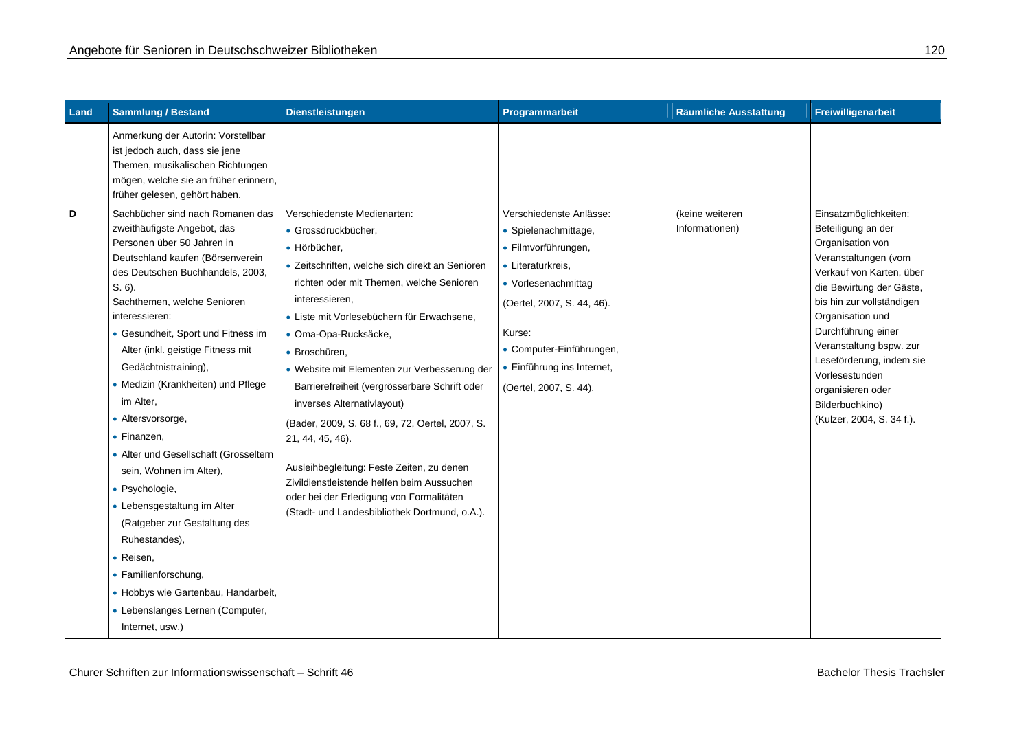| Land | Sammlung / Bestand | Dienstleistungen | Programmarbeit | Räumliche Ausstattung | Freiwilligenarbeit |
|---|---|---|---|---|---|
| | Anmerkung der Autorin: Vorstellbar ist jedoch auch, dass sie jene Themen, musikalischen Richtungen mögen, welche sie an früher erinnern, früher gelesen, gehört haben. | | | | |
| D | Sachbücher sind nach Romanen das zweithäufigste Angebot, das Personen über 50 Jahren in Deutschland kaufen (Börsenverein des Deutschen Buchhandels, 2003, S. 6).<br>Sachthemen, welche Senioren interessieren:<br>• Gesundheit, Sport und Fitness im Alter (inkl. geistige Fitness mit Gedächtnistraining),<br>• Medizin (Krankheiten) und Pflege im Alter,<br>• Altersvorsorge,<br>• Finanzen,<br>• Alter und Gesellschaft (Grosseltern sein, Wohnen im Alter),<br>• Psychologie,<br>• Lebensgestaltung im Alter (Ratgeber zur Gestaltung des Ruhestandes),<br>• Reisen,<br>• Familienforschung,<br>• Hobbys wie Gartenbau, Handarbeit,<br>• Lebenslanges Lernen (Computer, Internet, usw.) | Verschiedenste Medienarten:<br>• Grossdruckbücher,<br>• Hörbücher,<br>• Zeitschriften, welche sich direkt an Senioren richten oder mit Themen, welche Senioren interessieren,<br>• Liste mit Vorlesebüchern für Erwachsene,<br>• Oma-Opa-Rucksäcke,<br>• Broschüren,<br>• Website mit Elementen zur Verbesserung der Barrierefreiheit (vergrösserbare Schrift oder inverses Alternativlayout)<br>(Bader, 2009, S. 68 f., 69, 72, Oertel, 2007, S. 21, 44, 45, 46).<br><br>Ausleihbegleitung: Feste Zeiten, zu denen Zivildienstleistende helfen beim Aussuchen oder bei der Erledigung von Formalitäten (Stadt- und Landesbibliothek Dortmund, o.A.). | Verschiedenste Anlässe:<br>• Spielenachmittage,<br>• Filmvorführungen,<br>• Literaturkreis,<br>• Vorlesenachmittag<br>(Oertel, 2007, S. 44, 46).<br><br>Kurse:<br>• Computer-Einführungen,<br>• Einführung ins Internet,<br>(Oertel, 2007, S. 44). | (keine weiteren Informationen) | Einsatzmöglichkeiten: Beteiligung an der Organisation von Veranstaltungen (vom Verkauf von Karten, über die Bewirtung der Gäste, bis hin zur vollständigen Organisation und Durchführung einer Veranstaltung bspw. zur Leseförderung, indem sie Vorlesestunden organisieren oder Bilderbuchkino) (Kulzer, 2004, S. 34 f.). |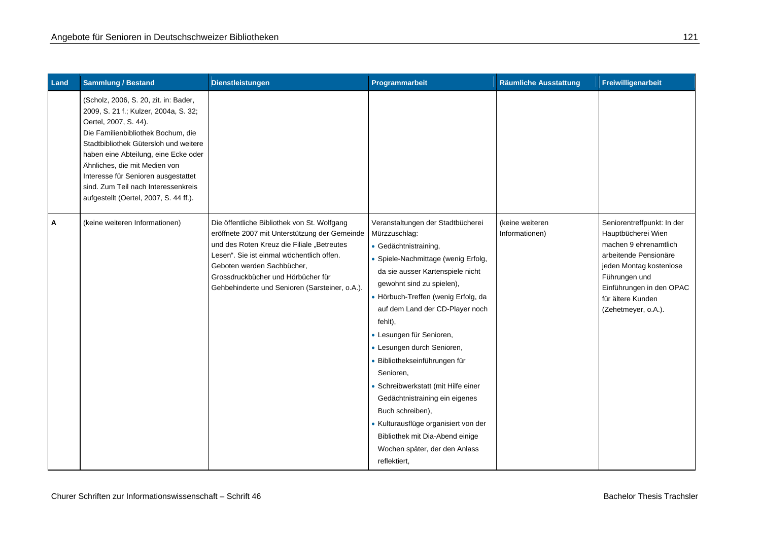| Land | Sammlung / Bestand | Dienstleistungen | Programmarbeit | Räumliche Ausstattung | Freiwilligenarbeit |
|---|---|---|---|---|---|
| | (Scholz, 2006, S. 20, zit. in: Bader, 2009, S. 21 f.; Kulzer, 2004a, S. 32; Oertel, 2007, S. 44). Die Familienbibliothek Bochum, die Stadtbibliothek Gütersloh und weitere haben eine Abteilung, eine Ecke oder Ähnliches, die mit Medien von Interesse für Senioren ausgestattet sind. Zum Teil nach Interessenkreis aufgestellt (Oertel, 2007, S. 44 ff.). | | | | |
| **A** | (keine weiteren Informationen) | Die öffentliche Bibliothek von St. Wolfgang eröffnete 2007 mit Unterstützung der Gemeinde und des Roten Kreuz die Filiale „Betreutes Lesen". Sie ist einmal wöchentlich offen. Geboten werden Sachbücher, Grossdruckbücher und Hörbücher für Gehbehinderte und Senioren (Sarsteiner, o.A.). | Veranstaltungen der Stadtbücherei Mürzzuschlag: <br>• Gedächtnistraining, <br>• Spiele-Nachmittage (wenig Erfolg, da sie ausser Kartenspiele nicht gewohnt sind zu spielen), <br>• Hörbuch-Treffen (wenig Erfolg, da auf dem Land der CD-Player noch fehlt), <br>• Lesungen für Senioren, <br>• Lesungen durch Senioren, <br>• Bibliothekseinführungen für Senioren, <br>• Schreibwerkstatt (mit Hilfe einer Gedächtnistraining ein eigenes Buch schreiben), <br>• Kulturausflüge organisiert von der Bibliothek mit Dia-Abend einige Wochen später, der den Anlass reflektiert, | (keine weiteren Informationen) | Seniorentreffpunkt: In der Hauptbücherei Wien machen 9 ehrenamtlich arbeitende Pensionäre jeden Montag kostenlose Führungen und Einführungen in den OPAC für ältere Kunden (Zehetmeyer, o.A.). |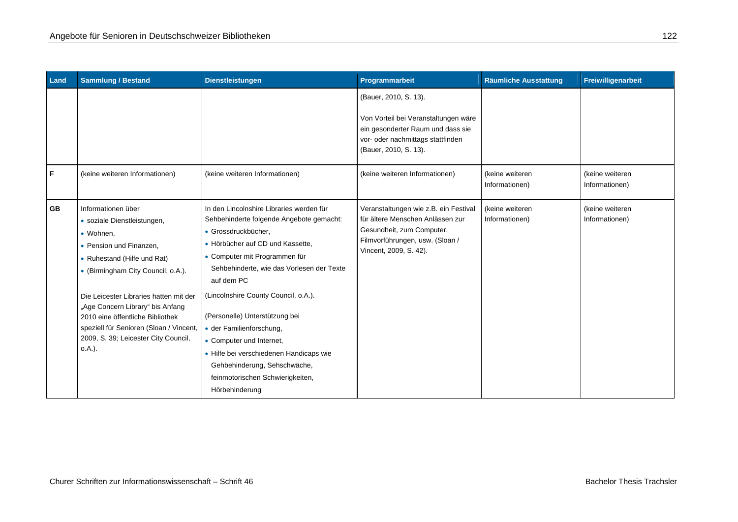| Land | Sammlung / Bestand | Dienstleistungen | Programmarbeit | Räumliche Ausstattung | Freiwilligenarbeit |
|---|---|---|---|---|---|
| | | | (Bauer, 2010, S. 13).<br><br>Von Vorteil bei Veranstaltungen wäre ein gesonderter Raum und dass sie vor- oder nachmittags stattfinden (Bauer, 2010, S. 13). | | |
| **F** | (keine weiteren Informationen) | (keine weiteren Informationen) | (keine weiteren Informationen) | (keine weiteren Informationen) | (keine weiteren Informationen) |
| **GB** | Informationen über<br>• soziale Dienstleistungen,<br>• Wohnen,<br>• Pension und Finanzen,<br>• Ruhestand (Hilfe und Rat)<br>• (Birmingham City Council, o.A.).<br><br>Die Leicester Libraries hatten mit der „Age Concern Library" bis Anfang 2010 eine öffentliche Bibliothek speziell für Senioren (Sloan / Vincent, 2009, S. 39; Leicester City Council, o.A.). | In den Lincolnshire Libraries werden für Sehbehinderte folgende Angebote gemacht:<br>• Grossdruckbücher,<br>• Hörbücher auf CD und Kassette,<br>• Computer mit Programmen für Sehbehinderte, wie das Vorlesen der Texte auf dem PC<br>(Lincolnshire County Council, o.A.).<br><br>(Personelle) Unterstützung bei<br>• der Familienforschung,<br>• Computer und Internet,<br>• Hilfe bei verschiedenen Handicaps wie Gehbehinderung, Sehschwäche, feinmotorischen Schwierigkeiten, Hörbehinderung | Veranstaltungen wie z.B. ein Festival für ältere Menschen Anlässen zur Gesundheit, zum Computer, Filmvorführungen, usw. (Sloan / Vincent, 2009, S. 42). | (keine weiteren Informationen) | (keine weiteren Informationen) |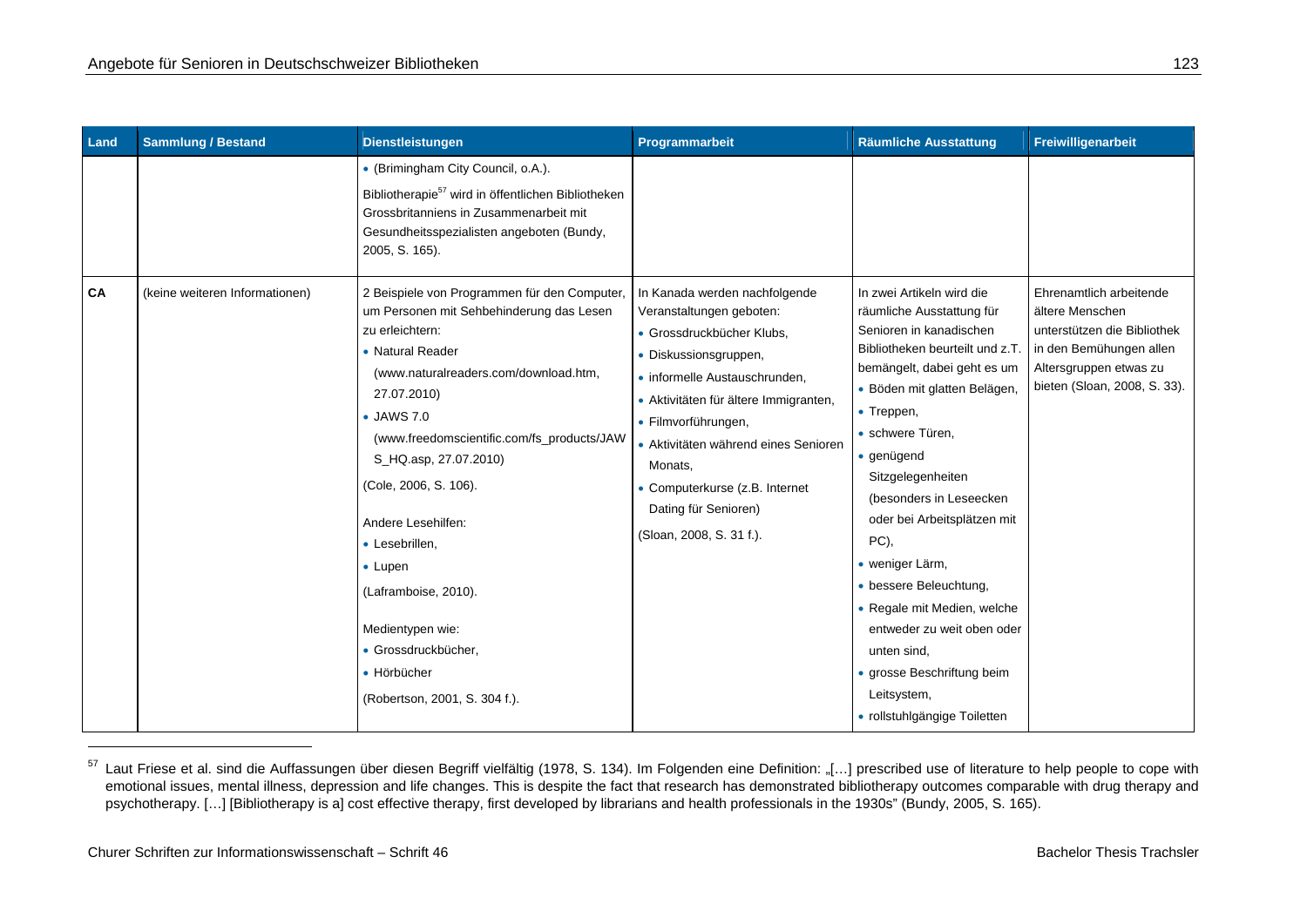| Land | Sammlung / Bestand | Dienstleistungen | Programmarbeit | Räumliche Ausstattung | Freiwilligenarbeit |
|---|---|---|---|---|---|
| | | • (Brimingham City Council, o.A.).<br><br>Bibliotherapie[57] wird in öffentlichen Bibliotheken Grossbritanniens in Zusammenarbeit mit Gesundheitsspezialisten angeboten (Bundy, 2005, S. 165). | | | |
| **CA** | (keine weiteren Informationen) | 2 Beispiele von Programmen für den Computer, um Personen mit Sehbehinderung das Lesen zu erleichtern:<br>• Natural Reader (www.naturalreaders.com/download.htm, 27.07.2010)<br>• JAWS 7.0 (www.freedomscientific.com/fs_products/JAWS_HQ.asp, 27.07.2010)<br>(Cole, 2006, S. 106).<br><br>Andere Lesehilfen:<br>• Lesebrillen,<br>• Lupen<br>(Laframboise, 2010).<br><br>Medientypen wie:<br>• Grossdruckbücher,<br>• Hörbücher<br>(Robertson, 2001, S. 304 f.). | In Kanada werden nachfolgende Veranstaltungen geboten:<br>• Grossdruckbücher Klubs,<br>• Diskussionsgruppen,<br>• informelle Austauschrunden,<br>• Aktivitäten für ältere Immigranten,<br>• Filmvorführungen,<br>• Aktivitäten während eines Senioren Monats,<br>• Computerkurse (z.B. Internet Dating für Senioren)<br>(Sloan, 2008, S. 31 f.). | In zwei Artikeln wird die räumliche Ausstattung für Senioren in kanadischen Bibliotheken beurteilt und z.T. bemängelt, dabei geht es um<br>• Böden mit glatten Belägen,<br>• Treppen,<br>• schwere Türen,<br>• genügend Sitzgelegenheiten (besonders in Leseecken oder bei Arbeitsplätzen mit PC),<br>• weniger Lärm,<br>• bessere Beleuchtung,<br>• Regale mit Medien, welche entweder zu weit oben oder unten sind,<br>• grosse Beschriftung beim Leitsystem,<br>• rollstuhlgängige Toiletten | Ehrenamtlich arbeitende ältere Menschen unterstützen die Bibliothek in den Bemühungen allen Altersgruppen etwas zu bieten (Sloan, 2008, S. 33). |

[57] Laut Friese et al. sind die Auffassungen über diesen Begriff vielfältig (1978, S. 134). Im Folgenden eine Definition: „[…] prescribed use of literature to help people to cope with emotional issues, mental illness, depression and life changes. This is despite the fact that research has demonstrated bibliotherapy outcomes comparable with drug therapy and psychotherapy. […] [Bibliotherapy is a] cost effective therapy, first developed by librarians and health professionals in the 1930s" (Bundy, 2005, S. 165).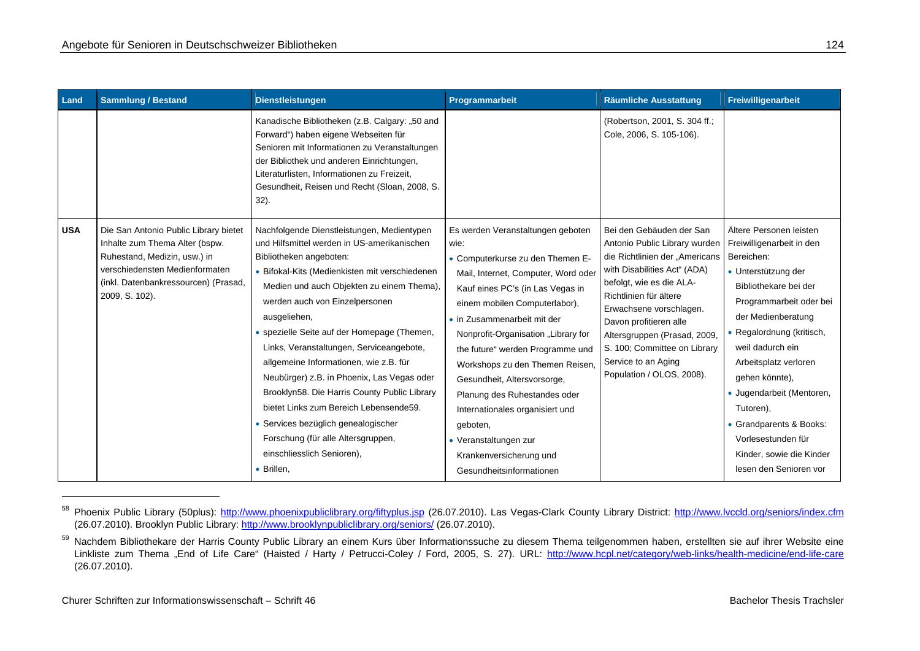| Land | Sammlung / Bestand | Dienstleistungen | Programmarbeit | Räumliche Ausstattung | Freiwilligenarbeit |
|---|---|---|---|---|---|
| | | Kanadische Bibliotheken (z.B. Calgary: „50 and Forward") haben eigene Webseiten für Senioren mit Informationen zu Veranstaltungen der Bibliothek und anderen Einrichtungen, Literaturlisten, Informationen zu Freizeit, Gesundheit, Reisen und Recht (Sloan, 2008, S. 32). | | (Robertson, 2001, S. 304 ff.; Cole, 2006, S. 105-106). | |
| **USA** | Die San Antonio Public Library bietet Inhalte zum Thema Alter (bspw. Ruhestand, Medizin, usw.) in verschiedensten Medienformaten (inkl. Datenbankressourcen) (Prasad, 2009, S. 102). | Nachfolgende Dienstleistungen, Medientypen und Hilfsmittel werden in US-amerikanischen Bibliotheken angeboten:<br>• Bifokal-Kits (Medienkisten mit verschiedenen Medien und auch Objekten zu einem Thema), werden auch von Einzelpersonen ausgeliehen,<br>• spezielle Seite auf der Homepage (Themen, Links, Veranstaltungen, Serviceangebote, allgemeine Informationen, wie z.B. für Neubürger) z.B. in Phoenix, Las Vegas oder Brooklyn[58]. Die Harris County Public Library bietet Links zum Bereich Lebensende[59].<br>• Services bezüglich genealogischer Forschung (für alle Altersgruppen, einschliesslich Senioren),<br>• Brillen, | Es werden Veranstaltungen geboten wie:<br>• Computerkurse zu den Themen E-Mail, Internet, Computer, Word oder Kauf eines PC's (in Las Vegas in einem mobilen Computerlabor),<br>• in Zusammenarbeit mit der Nonprofit-Organisation „Library for the future" werden Programme und Workshops zu den Themen Reisen, Gesundheit, Altersvorsorge, Planung des Ruhestandes oder Internationales organisiert und geboten,<br>• Veranstaltungen zur Krankenversicherung und Gesundheitsinformationen | Bei den Gebäuden der San Antonio Public Library wurden die Richtlinien der „Americans with Disabilities Act" (ADA) befolgt, wie es die ALA-Richtlinien für ältere Erwachsene vorschlagen. Davon profitieren alle Altersgruppen (Prasad, 2009, S. 100; Committee on Library Service to an Aging Population / OLOS, 2008). | Ältere Personen leisten Freiwilligenarbeit in den Bereichen:<br>• Unterstützung der Bibliothekare bei der Programmarbeit oder bei der Medienberatung<br>• Regalordnung (kritisch, weil dadurch ein Arbeitsplatz verloren gehen könnte),<br>• Jugendarbeit (Mentoren, Tutoren),<br>• Grandparents & Books: Vorlesestunden für Kinder, sowie die Kinder lesen den Senioren vor |

[58] Phoenix Public Library (50plus): http://www.phoenixpubliclibrary.org/fiftyplus.jsp (26.07.2010). Las Vegas-Clark County Library District: http://www.lvccld.org/seniors/index.cfm (26.07.2010). Brooklyn Public Library: http://www.brooklynpubliclibrary.org/seniors/ (26.07.2010).

[59] Nachdem Bibliothekare der Harris County Public Library an einem Kurs über Informationssuche zu diesem Thema teilgenommen haben, erstellten sie auf ihrer Website eine Linkliste zum Thema „End of Life Care" (Haisted / Harty / Petrucci-Coley / Ford, 2005, S. 27). URL: http://www.hcpl.net/category/web-links/health-medicine/end-life-care (26.07.2010).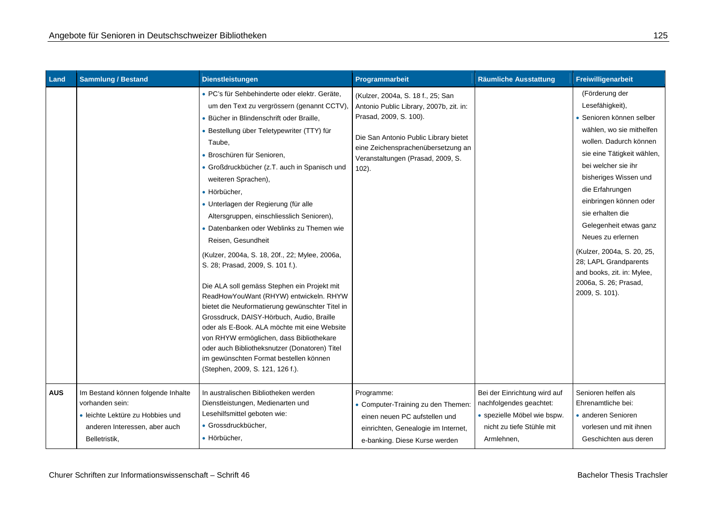| Land | Sammlung / Bestand | Dienstleistungen | Programmarbeit | Räumliche Ausstattung | Freiwilligenarbeit |
|---|---|---|---|---|---|
| | | • PC's für Sehbehinderte oder elektr. Geräte, um den Text zu vergrössern (genannt CCTV),<br>• Bücher in Blindenschrift oder Braille,<br>• Bestellung über Teletypewriter (TTY) für Taube,<br>• Broschüren für Senioren,<br>• Großdruckbücher (z.T. auch in Spanisch und weiteren Sprachen),<br>• Hörbücher,<br>• Unterlagen der Regierung (für alle Altersgruppen, einschliesslich Senioren),<br>• Datenbanken oder Weblinks zu Themen wie Reisen, Gesundheit<br>(Kulzer, 2004a, S. 18, 20f., 22; Mylee, 2006a, S. 28; Prasad, 2009, S. 101 f.).<br><br>Die ALA soll gemäss Stephen ein Projekt mit ReadHowYouWant (RHYW) entwickeln. RHYW bietet die Neuformatierung gewünschter Titel in Grossdruck, DAISY-Hörbuch, Audio, Braille oder als E-Book. ALA möchte mit eine Website von RHYW ermöglichen, dass Bibliothekare oder auch Bibliotheksnutzer (Donatoren) Titel im gewünschten Format bestellen können (Stephen, 2009, S. 121, 126 f.). | (Kulzer, 2004a, S. 18 f., 25; San Antonio Public Library, 2007b, zit. in: Prasad, 2009, S. 100).<br><br>Die San Antonio Public Library bietet eine Zeichensprachenübersetzung an Veranstaltungen (Prasad, 2009, S. 102). | | (Förderung der Lesefähigkeit),<br>• Senioren können selber wählen, wo sie mithelfen wollen. Dadurch können sie eine Tätigkeit wählen, bei welcher sie ihr bisheriges Wissen und die Erfahrungen einbringen können oder sie erhalten die Gelegenheit etwas ganz Neues zu erlernen<br>(Kulzer, 2004a, S. 20, 25, 28; LAPL Grandparents and books, zit. in: Mylee, 2006a, S. 26; Prasad, 2009, S. 101). |
| **AUS** | Im Bestand können folgende Inhalte vorhanden sein:<br>• leichte Lektüre zu Hobbies und anderen Interessen, aber auch Belletristik, | In australischen Bibliotheken werden Dienstleistungen, Medienarten und Lesehilfsmittel geboten wie:<br>• Grossdruckbücher,<br>• Hörbücher, | Programme:<br>• Computer-Training zu den Themen: einen neuen PC aufstellen und einrichten, Genealogie im Internet, e-banking. Diese Kurse werden | Bei der Einrichtung wird auf nachfolgendes geachtet:<br>• spezielle Möbel wie bspw. nicht zu tiefe Stühle mit Armlehnen, | Senioren helfen als Ehrenamtliche bei:<br>• anderen Senioren vorlesen und mit ihnen Geschichten aus deren |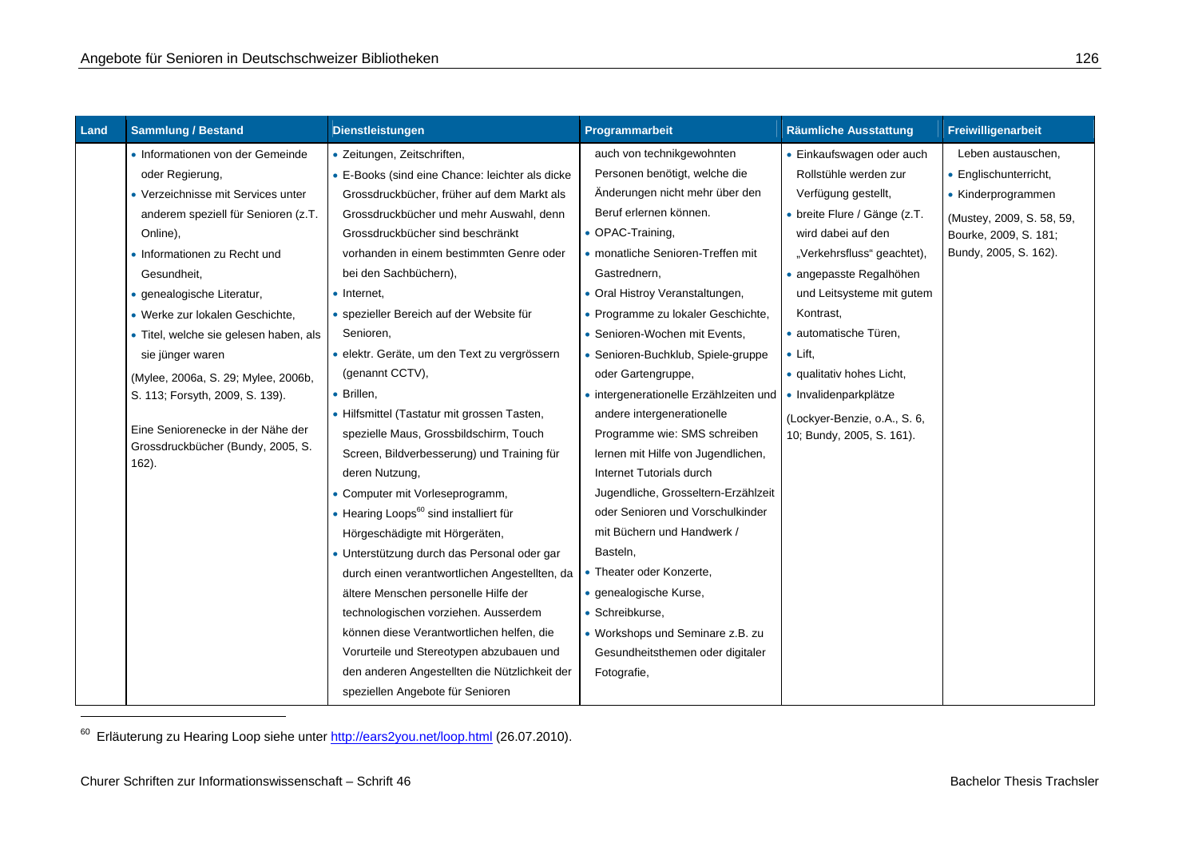| Land | Sammlung / Bestand | Dienstleistungen | Programmarbeit | Räumliche Ausstattung | Freiwilligenarbeit |
|---|---|---|---|---|---|
| | • Informationen von der Gemeinde oder Regierung,<br>• Verzeichnisse mit Services unter anderem speziell für Senioren (z.T. Online),<br>• Informationen zu Recht und Gesundheit,<br>• genealogische Literatur,<br>• Werke zur lokalen Geschichte,<br>• Titel, welche sie gelesen haben, als sie jünger waren<br>(Mylee, 2006a, S. 29; Mylee, 2006b, S. 113; Forsyth, 2009, S. 139).<br><br>Eine Seniorenecke in der Nähe der Grossdruckbücher (Bundy, 2005, S. 162). | • Zeitungen, Zeitschriften,<br>• E-Books (sind eine Chance: leichter als dicke Grossdruckbücher, früher auf dem Markt als Grossdruckbücher und mehr Auswahl, denn Grossdruckbücher sind beschränkt vorhanden in einem bestimmten Genre oder bei den Sachbüchern),<br>• Internet,<br>• spezieller Bereich auf der Website für Senioren,<br>• elektr. Geräte, um den Text zu vergrössern (genannt CCTV),<br>• Brillen,<br>• Hilfsmittel (Tastatur mit grossen Tasten, spezielle Maus, Grossbildschirm, Touch Screen, Bildverbesserung) und Training für deren Nutzung,<br>• Computer mit Vorleseprogramm,<br>• Hearing Loops[60] sind installiert für Hörgeschädigte mit Hörgeräten,<br>• Unterstützung durch das Personal oder gar durch einen verantwortlichen Angestellten, da ältere Menschen personelle Hilfe der technologischen vorziehen. Ausserdem können diese Verantwortlichen helfen, die Vorurteile und Stereotypen abzubauen und den anderen Angestellten die Nützlichkeit der speziellen Angebote für Senioren | auch von technikgewohnten Personen benötigt, welche die Änderungen nicht mehr über den Beruf erlernen können.<br>• OPAC-Training,<br>• monatliche Senioren-Treffen mit Gastrednern,<br>• Oral Histroy Veranstaltungen,<br>• Programme zu lokaler Geschichte,<br>• Senioren-Wochen mit Events,<br>• Senioren-Buchklub, Spiele-gruppe oder Gartengruppe,<br>• intergenerationelle Erzählzeiten und andere intergenerationelle Programme wie: SMS schreiben lernen mit Hilfe von Jugendlichen, Internet Tutorials durch Jugendliche, Grosseltern-Erzählzeit oder Senioren und Vorschulkinder mit Büchern und Handwerk / Basteln,<br>• Theater oder Konzerte,<br>• genealogische Kurse,<br>• Schreibkurse,<br>• Workshops und Seminare z.B. zu Gesundheitsthemen oder digitaler Fotografie, | • Einkaufswagen oder auch Rollstühle werden zur Verfügung gestellt,<br>• breite Flure / Gänge (z.T. wird dabei auf den „Verkehrsfluss" geachtet),<br>• angepasste Regalhöhen und Leitsysteme mit gutem Kontrast,<br>• automatische Türen,<br>• Lift,<br>• qualitativ hohes Licht,<br>• Invalidenparkplätze<br>(Lockyer-Benzie, o.A., S. 6, 10; Bundy, 2005, S. 161). | Leben austauschen,<br>• Englischunterricht,<br>• Kinderprogrammen<br>(Mustey, 2009, S. 58, 59, Bourke, 2009, S. 181; Bundy, 2005, S. 162). |

[60] Erläuterung zu Hearing Loop siehe unter http://ears2you.net/loop.html (26.07.2010).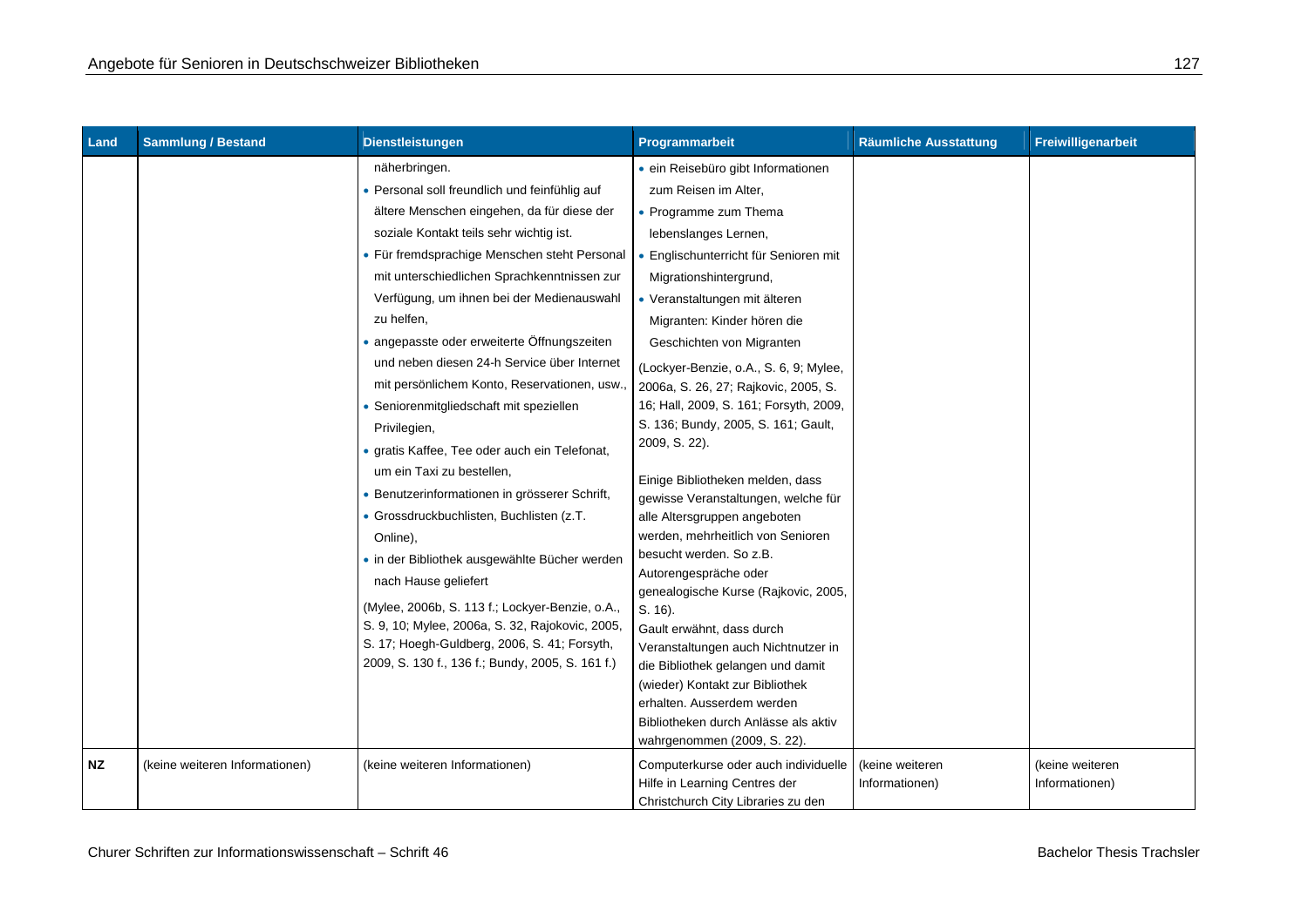| Land | Sammlung / Bestand | Dienstleistungen | Programmarbeit | Räumliche Ausstattung | Freiwilligenarbeit |
|---|---|---|---|---|---|
| | | näherbringen.<br>• Personal soll freundlich und feinfühlig auf ältere Menschen eingehen, da für diese der soziale Kontakt teils sehr wichtig ist.<br>• Für fremdsprachige Menschen steht Personal mit unterschiedlichen Sprachkenntnissen zur Verfügung, um ihnen bei der Medienauswahl zu helfen,<br>• angepasste oder erweiterte Öffnungszeiten und neben diesen 24-h Service über Internet mit persönlichem Konto, Reservationen, usw.,<br>• Seniorenmitgliedschaft mit speziellen Privilegien,<br>• gratis Kaffee, Tee oder auch ein Telefonat, um ein Taxi zu bestellen,<br>• Benutzerinformationen in grösserer Schrift,<br>• Grossdruckbuchlisten, Buchlisten (z.T. Online),<br>• in der Bibliothek ausgewählte Bücher werden nach Hause geliefert<br>(Mylee, 2006b, S. 113 f.; Lockyer-Benzie, o.A., S. 9, 10; Mylee, 2006a, S. 32, Rajokovic, 2005, S. 17; Hoegh-Guldberg, 2006, S. 41; Forsyth, 2009, S. 130 f., 136 f.; Bundy, 2005, S. 161 f.) | • ein Reisebüro gibt Informationen zum Reisen im Alter,<br>• Programme zum Thema lebenslanges Lernen,<br>• Englischunterricht für Senioren mit Migrationshintergrund,<br>• Veranstaltungen mit älteren Migranten: Kinder hören die Geschichten von Migranten<br>(Lockyer-Benzie, o.A., S. 6, 9; Mylee, 2006a, S. 26, 27; Rajkovic, 2005, S. 16; Hall, 2009, S. 161; Forsyth, 2009, S. 136; Bundy, 2005, S. 161; Gault, 2009, S. 22).<br><br>Einige Bibliotheken melden, dass gewisse Veranstaltungen, welche für alle Altersgruppen angeboten werden, mehrheitlich von Senioren besucht werden. So z.B. Autorengespräche oder genealogische Kurse (Rajkovic, 2005, S. 16).<br>Gault erwähnt, dass durch Veranstaltungen auch Nichtnutzer in die Bibliothek gelangen und damit (wieder) Kontakt zur Bibliothek erhalten. Ausserdem werden Bibliotheken durch Anlässe als aktiv wahrgenommen (2009, S. 22). | | |
| **NZ** | (keine weiteren Informationen) | (keine weiteren Informationen) | Computerkurse oder auch individuelle Hilfe in Learning Centres der Christchurch City Libraries zu den | (keine weiteren Informationen) | (keine weiteren Informationen) |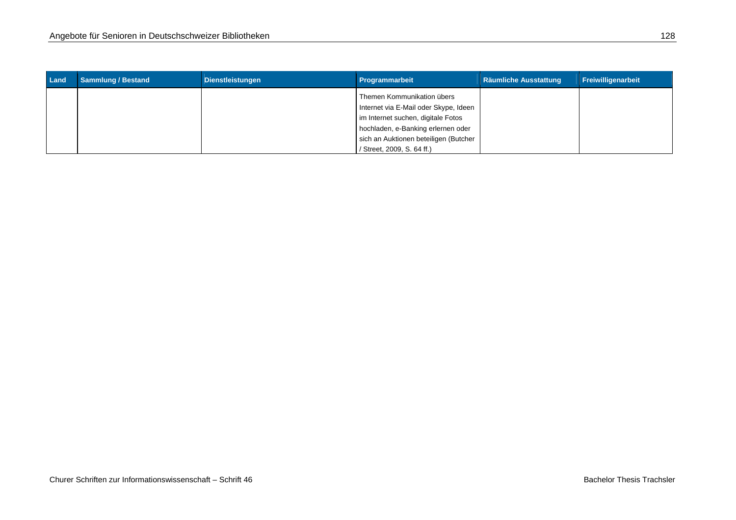| Land | Sammlung / Bestand | Dienstleistungen | Programmarbeit | Räumliche Ausstattung | Freiwilligenarbeit |
|---|---|---|---|---|---|
| | | | Themen Kommunikation übers Internet via E-Mail oder Skype, Ideen im Internet suchen, digitale Fotos hochladen, e-Banking erlernen oder sich an Auktionen beteiligen (Butcher / Street, 2009, S. 64 ff.) | | |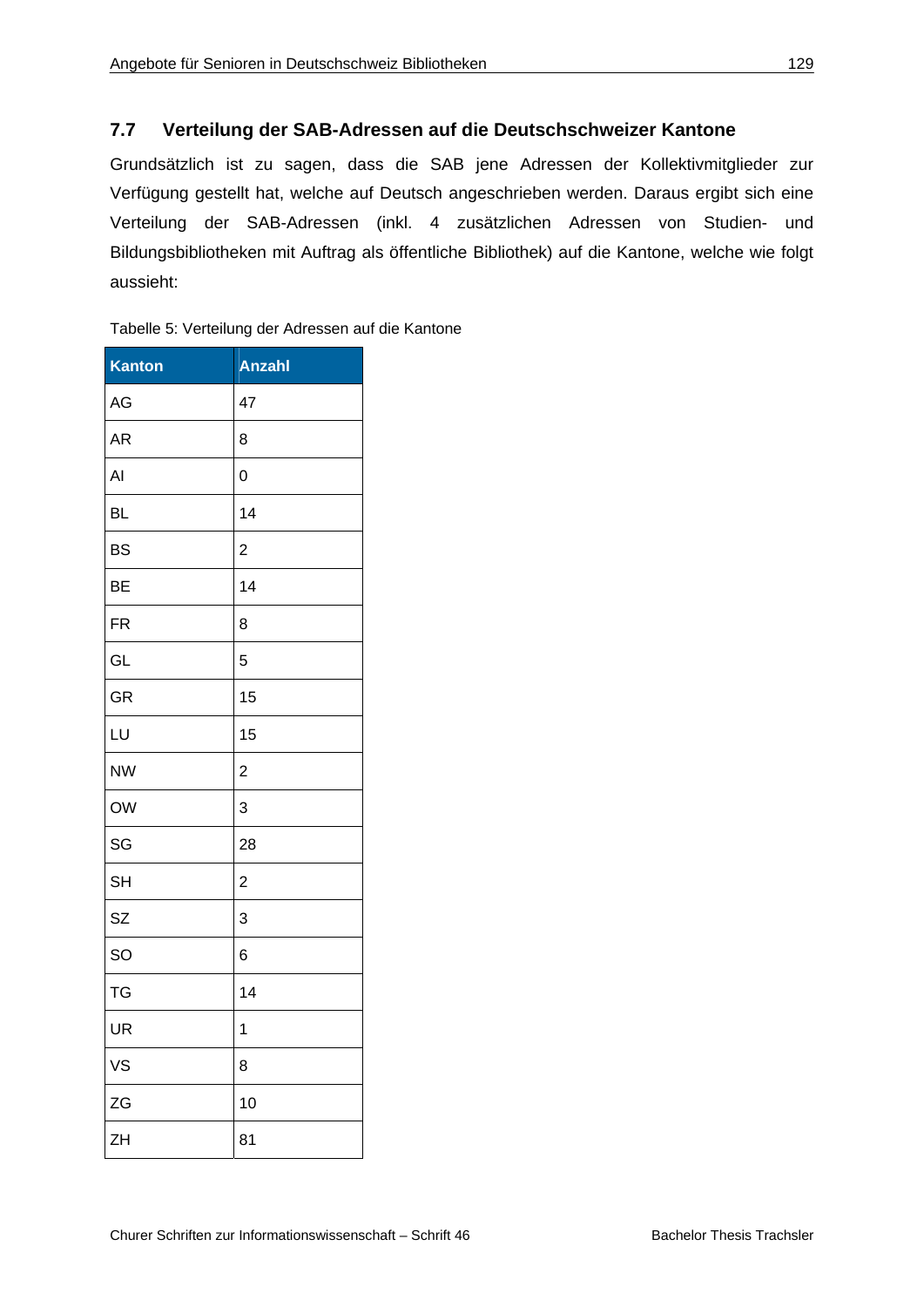## 7.7 Verteilung der SAB-Adressen auf die Deutschschweizer Kantone

Grundsätzlich ist zu sagen, dass die SAB jene Adressen der Kollektivmitglieder zur Verfügung gestellt hat, welche auf Deutsch angeschrieben werden. Daraus ergibt sich eine Verteilung der SAB-Adressen (inkl. 4 zusätzlichen Adressen von Studien- und Bildungsbibliotheken mit Auftrag als öffentliche Bibliothek) auf die Kantone, welche wie folgt aussieht:

Tabelle 5: Verteilung der Adressen auf die Kantone

| Kanton | Anzahl |
|---|---|
| AG | 47 |
| AR | 8 |
| AI | 0 |
| BL | 14 |
| BS | 2 |
| BE | 14 |
| FR | 8 |
| GL | 5 |
| GR | 15 |
| LU | 15 |
| NW | 2 |
| OW | 3 |
| SG | 28 |
| SH | 2 |
| SZ | 3 |
| SO | 6 |
| TG | 14 |
| UR | 1 |
| VS | 8 |
| ZG | 10 |
| ZH | 81 |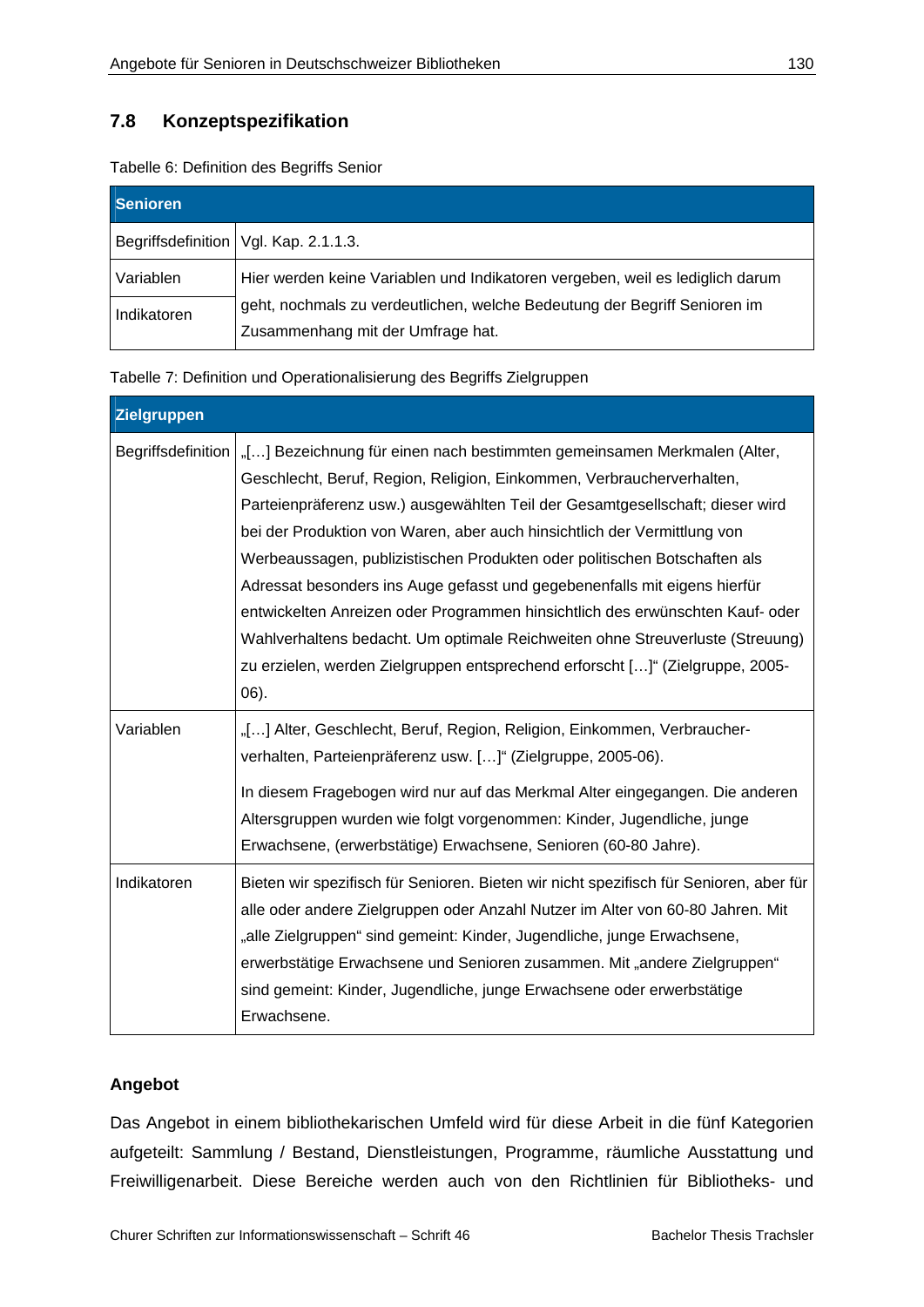## 7.8 Konzeptspezifikation

Tabelle 6: Definition des Begriffs Senior

| Senioren | |
|---|---|
| Begriffsdefinition | Vgl. Kap. 2.1.1.3. |
| Variablen | Hier werden keine Variablen und Indikatoren vergeben, weil es lediglich darum geht, nochmals zu verdeutlichen, welche Bedeutung der Begriff Senioren im Zusammenhang mit der Umfrage hat. |
| Indikatoren | |

Tabelle 7: Definition und Operationalisierung des Begriffs Zielgruppen

| Zielgruppen | |
|---|---|
| Begriffsdefinition | „[…] Bezeichnung für einen nach bestimmten gemeinsamen Merkmalen (Alter, Geschlecht, Beruf, Region, Religion, Einkommen, Verbraucherverhalten, Parteienpräferenz usw.) ausgewählten Teil der Gesamtgesellschaft; dieser wird bei der Produktion von Waren, aber auch hinsichtlich der Vermittlung von Werbeaussagen, publizistischen Produkten oder politischen Botschaften als Adressat besonders ins Auge gefasst und gegebenenfalls mit eigens hierfür entwickelten Anreizen oder Programmen hinsichtlich des erwünschten Kauf- oder Wahlverhaltens bedacht. Um optimale Reichweiten ohne Streuverluste (Streuung) zu erzielen, werden Zielgruppen entsprechend erforscht […]" (Zielgruppe, 2005-06). |
| Variablen | „[…] Alter, Geschlecht, Beruf, Region, Religion, Einkommen, Verbraucher-verhalten, Parteienpräferenz usw. […]" (Zielgruppe, 2005-06).<br><br>In diesem Fragebogen wird nur auf das Merkmal Alter eingegangen. Die anderen Altersgruppen wurden wie folgt vorgenommen: Kinder, Jugendliche, junge Erwachsene, (erwerbstätige) Erwachsene, Senioren (60-80 Jahre). |
| Indikatoren | Bieten wir spezifisch für Senioren. Bieten wir nicht spezifisch für Senioren, aber für alle oder andere Zielgruppen oder Anzahl Nutzer im Alter von 60-80 Jahren. Mit „alle Zielgruppen" sind gemeint: Kinder, Jugendliche, junge Erwachsene, erwerbstätige Erwachsene und Senioren zusammen. Mit „andere Zielgruppen" sind gemeint: Kinder, Jugendliche, junge Erwachsene oder erwerbstätige Erwachsene. |

**Angebot**

Das Angebot in einem bibliothekarischen Umfeld wird für diese Arbeit in die fünf Kategorien aufgeteilt: Sammlung / Bestand, Dienstleistungen, Programme, räumliche Ausstattung und Freiwilligenarbeit. Diese Bereiche werden auch von den Richtlinien für Bibliotheks- und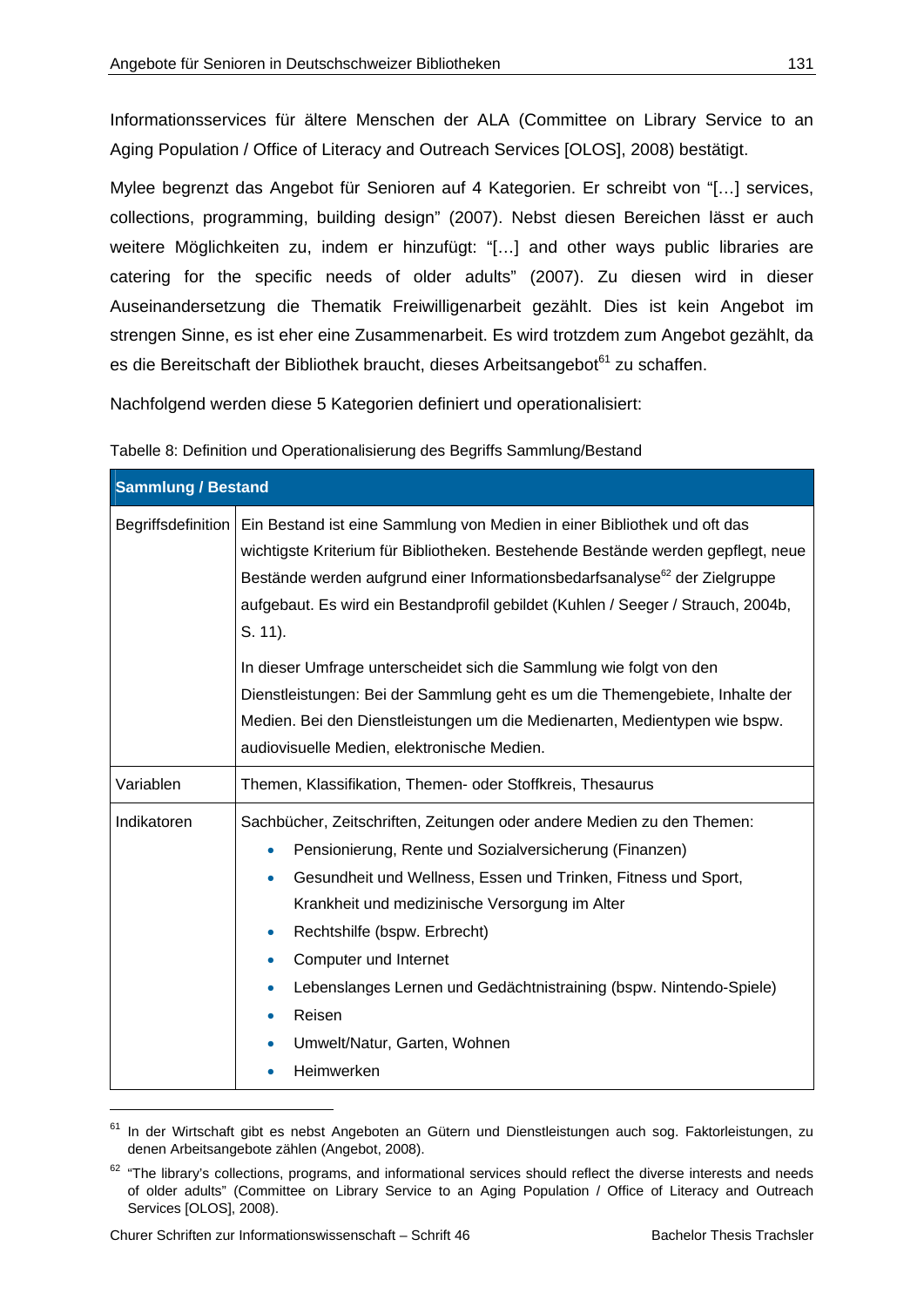Informationsservices für ältere Menschen der ALA (Committee on Library Service to an Aging Population / Office of Literacy and Outreach Services [OLOS], 2008) bestätigt.

Mylee begrenzt das Angebot für Senioren auf 4 Kategorien. Er schreibt von "[…] services, collections, programming, building design" (2007). Nebst diesen Bereichen lässt er auch weitere Möglichkeiten zu, indem er hinzufügt: "[…] and other ways public libraries are catering for the specific needs of older adults" (2007). Zu diesen wird in dieser Auseinandersetzung die Thematik Freiwilligenarbeit gezählt. Dies ist kein Angebot im strengen Sinne, es ist eher eine Zusammenarbeit. Es wird trotzdem zum Angebot gezählt, da es die Bereitschaft der Bibliothek braucht, dieses Arbeitsangebot[61] zu schaffen.

Nachfolgend werden diese 5 Kategorien definiert und operationalisiert:

Tabelle 8: Definition und Operationalisierung des Begriffs Sammlung/Bestand

| **Sammlung / Bestand** | |
|---|---|
| Begriffsdefinition | Ein Bestand ist eine Sammlung von Medien in einer Bibliothek und oft das wichtigste Kriterium für Bibliotheken. Bestehende Bestände werden gepflegt, neue Bestände werden aufgrund einer Informationsbedarfsanalyse[62] der Zielgruppe aufgebaut. Es wird ein Bestandprofil gebildet (Kuhlen / Seeger / Strauch, 2004b, S. 11).<br><br>In dieser Umfrage unterscheidet sich die Sammlung wie folgt von den Dienstleistungen: Bei der Sammlung geht es um die Themengebiete, Inhalte der Medien. Bei den Dienstleistungen um die Medienarten, Medientypen wie bspw. audiovisuelle Medien, elektronische Medien. |
| Variablen | Themen, Klassifikation, Themen- oder Stoffkreis, Thesaurus |
| Indikatoren | Sachbücher, Zeitschriften, Zeitungen oder andere Medien zu den Themen:<br>• Pensionierung, Rente und Sozialversicherung (Finanzen)<br>• Gesundheit und Wellness, Essen und Trinken, Fitness und Sport, Krankheit und medizinische Versorgung im Alter<br>• Rechtshilfe (bspw. Erbrecht)<br>• Computer und Internet<br>• Lebenslanges Lernen und Gedächtnistraining (bspw. Nintendo-Spiele)<br>• Reisen<br>• Umwelt/Natur, Garten, Wohnen<br>• Heimwerken |

[61] In der Wirtschaft gibt es nebst Angeboten an Gütern und Dienstleistungen auch sog. Faktorleistungen, zu denen Arbeitsangebote zählen (Angebot, 2008).

[62] "The library's collections, programs, and informational services should reflect the diverse interests and needs of older adults" (Committee on Library Service to an Aging Population / Office of Literacy and Outreach Services [OLOS], 2008).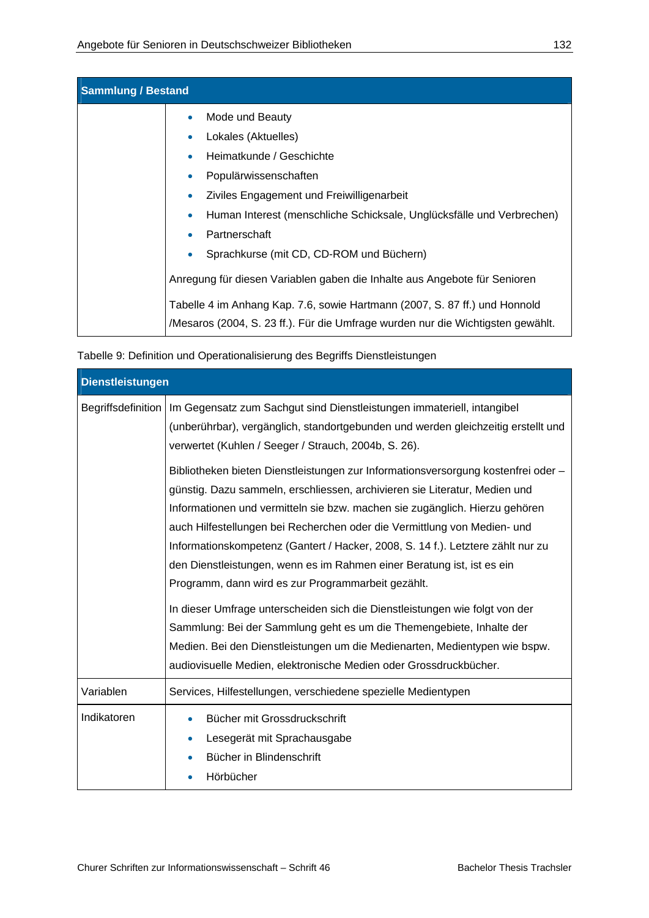| Sammlung / Bestand | |
|---|---|
| | • Mode und Beauty<br>• Lokales (Aktuelles)<br>• Heimatkunde / Geschichte<br>• Populärwissenschaften<br>• Ziviles Engagement und Freiwilligenarbeit<br>• Human Interest (menschliche Schicksale, Unglücksfälle und Verbrechen)<br>• Partnerschaft<br>• Sprachkurse (mit CD, CD-ROM und Büchern)<br><br>Anregung für diesen Variablen gaben die Inhalte aus Angebote für Senioren<br><br>Tabelle 4 im Anhang Kap. 7.6, sowie Hartmann (2007, S. 87 ff.) und Honnold /Mesaros (2004, S. 23 ff.). Für die Umfrage wurden nur die Wichtigsten gewählt. |

Tabelle 9: Definition und Operationalisierung des Begriffs Dienstleistungen

| Dienstleistungen | |
|---|---|
| Begriffsdefinition | Im Gegensatz zum Sachgut sind Dienstleistungen immateriell, intangibel (unberührbar), vergänglich, standortgebunden und werden gleichzeitig erstellt und verwertet (Kuhlen / Seeger / Strauch, 2004b, S. 26).<br><br>Bibliotheken bieten Dienstleistungen zur Informationsversorgung kostenfrei oder – günstig. Dazu sammeln, erschliessen, archivieren sie Literatur, Medien und Informationen und vermitteln sie bzw. machen sie zugänglich. Hierzu gehören auch Hilfestellungen bei Recherchen oder die Vermittlung von Medien- und Informationskompetenz (Gantert / Hacker, 2008, S. 14 f.). Letztere zählt nur zu den Dienstleistungen, wenn es im Rahmen einer Beratung ist, ist es ein Programm, dann wird es zur Programmarbeit gezählt.<br><br>In dieser Umfrage unterscheiden sich die Dienstleistungen wie folgt von der Sammlung: Bei der Sammlung geht es um die Themengebiete, Inhalte der Medien. Bei den Dienstleistungen um die Medienarten, Medientypen wie bspw. audiovisuelle Medien, elektronische Medien oder Grossdruckbücher. |
| Variablen | Services, Hilfestellungen, verschiedene spezielle Medientypen |
| Indikatoren | • Bücher mit Grossdruckschrift<br>• Lesegerät mit Sprachausgabe<br>• Bücher in Blindenschrift<br>• Hörbücher |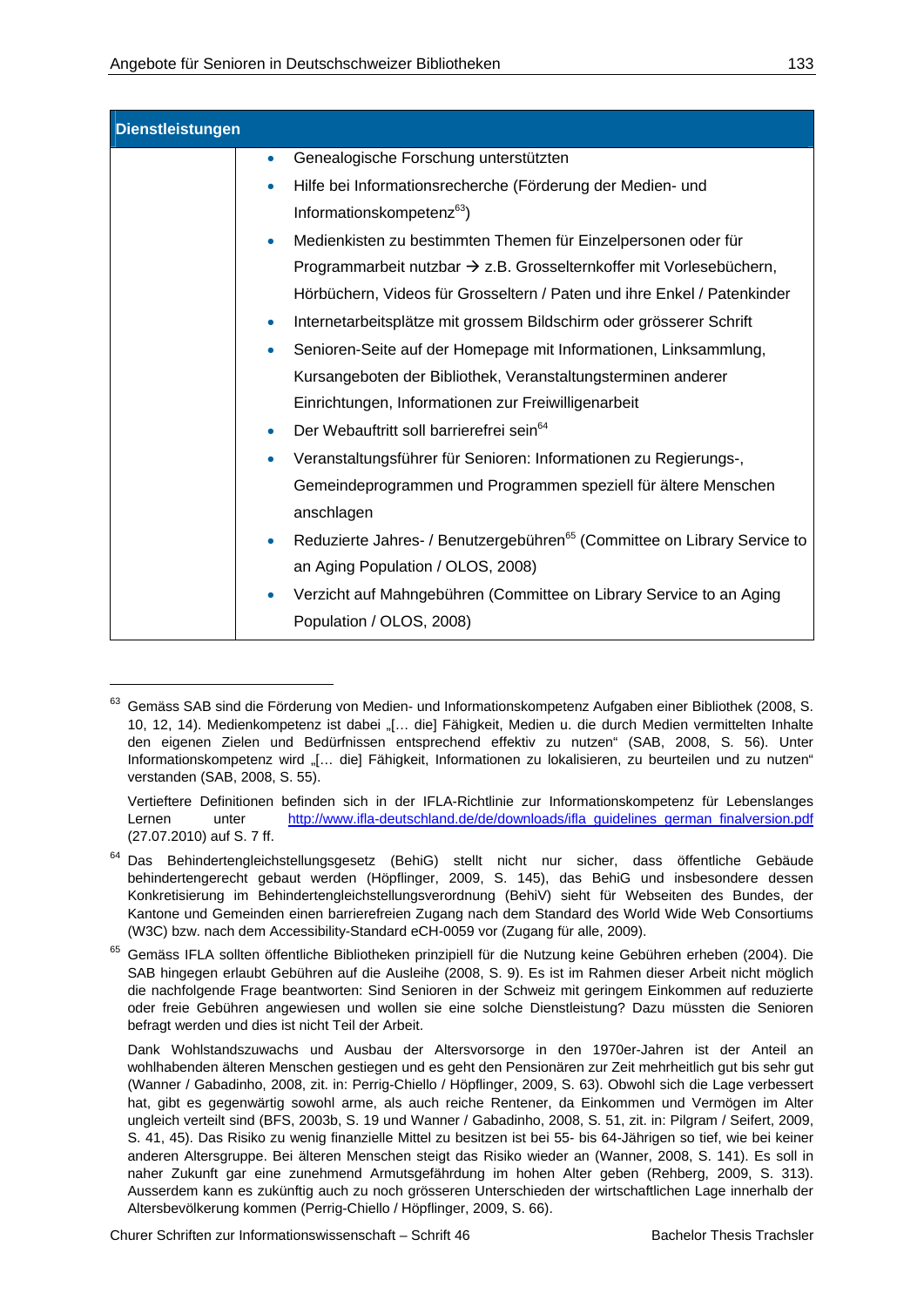| Dienstleistungen | |
|---|---|
| | • Genealogische Forschung unterstützten<br>• Hilfe bei Informationsrecherche (Förderung der Medien- und Informationskompetenz[63])<br>• Medienkisten zu bestimmten Themen für Einzelpersonen oder für Programmarbeit nutzbar → z.B. Grosselternkoffer mit Vorlesebüchern, Hörbüchern, Videos für Grosseltern / Paten und ihre Enkel / Patenkinder<br>• Internetarbeitsplätze mit grossem Bildschirm oder grösserer Schrift<br>• Senioren-Seite auf der Homepage mit Informationen, Linksammlung, Kursangeboten der Bibliothek, Veranstaltungsterminen anderer Einrichtungen, Informationen zur Freiwilligenarbeit<br>• Der Webauftritt soll barrierefrei sein[64]<br>• Veranstaltungsführer für Senioren: Informationen zu Regierungs-, Gemeindeprogrammen und Programmen speziell für ältere Menschen anschlagen<br>• Reduzierte Jahres- / Benutzergebühren[65] (Committee on Library Service to an Aging Population / OLOS, 2008)<br>• Verzicht auf Mahngebühren (Committee on Library Service to an Aging Population / OLOS, 2008) |

---

[63] Gemäss SAB sind die Förderung von Medien- und Informationskompetenz Aufgaben einer Bibliothek (2008, S. 10, 12, 14). Medienkompetenz ist dabei „[… die] Fähigkeit, Medien u. die durch Medien vermittelten Inhalte den eigenen Zielen und Bedürfnissen entsprechend effektiv zu nutzen“ (SAB, 2008, S. 56). Unter Informationskompetenz wird „[… die] Fähigkeit, Informationen zu lokalisieren, zu beurteilen und zu nutzen“ verstanden (SAB, 2008, S. 55).

Vertieftere Definitionen befinden sich in der IFLA-Richtlinie zur Informationskompetenz für Lebenslanges Lernen unter http://www.ifla-deutschland.de/de/downloads/ifla_guidelines_german_finalversion.pdf (27.07.2010) auf S. 7 ff.

[64] Das Behindertengleichstellungsgesetz (BehiG) stellt nicht nur sicher, dass öffentliche Gebäude behindertengerecht gebaut werden (Höpflinger, 2009, S. 145), das BehiG und insbesondere dessen Konkretisierung im Behindertengleichstellungsverordnung (BehiV) sieht für Webseiten des Bundes, der Kantone und Gemeinden einen barrierefreien Zugang nach dem Standard des World Wide Web Consortiums (W3C) bzw. nach dem Accessibility-Standard eCH-0059 vor (Zugang für alle, 2009).

[65] Gemäss IFLA sollten öffentliche Bibliotheken prinzipiell für die Nutzung keine Gebühren erheben (2004). Die SAB hingegen erlaubt Gebühren auf die Ausleihe (2008, S. 9). Es ist im Rahmen dieser Arbeit nicht möglich die nachfolgende Frage beantworten: Sind Senioren in der Schweiz mit geringem Einkommen auf reduzierte oder freie Gebühren angewiesen und wollen sie eine solche Dienstleistung? Dazu müssten die Senioren befragt werden und dies ist nicht Teil der Arbeit.

Dank Wohlstandszuwachs und Ausbau der Altersvorsorge in den 1970er-Jahren ist der Anteil an wohlhabenden älteren Menschen gestiegen und es geht den Pensionären zur Zeit mehrheitlich gut bis sehr gut (Wanner / Gabadinho, 2008, zit. in: Perrig-Chiello / Höpflinger, 2009, S. 63). Obwohl sich die Lage verbessert hat, gibt es gegenwärtig sowohl arme, als auch reiche Rentener, da Einkommen und Vermögen im Alter ungleich verteilt sind (BFS, 2003b, S. 19 und Wanner / Gabadinho, 2008, S. 51, zit. in: Pilgram / Seifert, 2009, S. 41, 45). Das Risiko zu wenig finanzielle Mittel zu besitzen ist bei 55- bis 64-Jährigen so tief, wie bei keiner anderen Altersgruppe. Bei älteren Menschen steigt das Risiko wieder an (Wanner, 2008, S. 141). Es soll in naher Zukunft gar eine zunehmend Armutsgefährdung im hohen Alter geben (Rehberg, 2009, S. 313). Ausserdem kann es zukünftig auch zu noch grösseren Unterschieden der wirtschaftlichen Lage innerhalb der Altersbevölkerung kommen (Perrig-Chiello / Höpflinger, 2009, S. 66).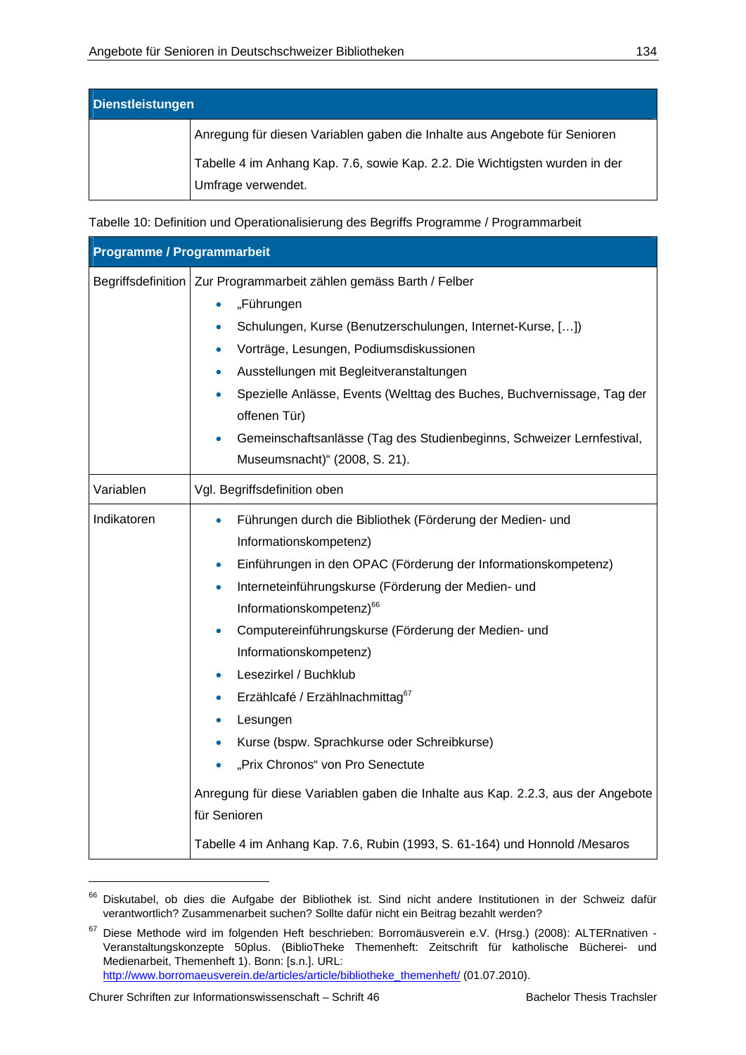| Dienstleistungen | |
|---|---|
| | Anregung für diesen Variablen gaben die Inhalte aus Angebote für Senioren<br><br>Tabelle 4 im Anhang Kap. 7.6, sowie Kap. 2.2. Die Wichtigsten wurden in der Umfrage verwendet. |

Tabelle 10: Definition und Operationalisierung des Begriffs Programme / Programmarbeit

| Programme / Programmarbeit | |
|---|---|
| Begriffsdefinition | Zur Programmarbeit zählen gemäss Barth / Felber<br>• „Führungen<br>• Schulungen, Kurse (Benutzerschulungen, Internet-Kurse, […])<br>• Vorträge, Lesungen, Podiumsdiskussionen<br>• Ausstellungen mit Begleitveranstaltungen<br>• Spezielle Anlässe, Events (Welttag des Buches, Buchvernissage, Tag der offenen Tür)<br>• Gemeinschaftsanlässe (Tag des Studienbeginns, Schweizer Lernfestival, Museumsnacht)“ (2008, S. 21). |
| Variablen | Vgl. Begriffsdefinition oben |
| Indikatoren | • Führungen durch die Bibliothek (Förderung der Medien- und Informationskompetenz)<br>• Einführungen in den OPAC (Förderung der Informationskompetenz)<br>• Interneteinführungskurse (Förderung der Medien- und Informationskompetenz)[66]<br>• Computereinführungskurse (Förderung der Medien- und Informationskompetenz)<br>• Lesezirkel / Buchklub<br>• Erzählcafé / Erzählnachmittag[67]<br>• Lesungen<br>• Kurse (bspw. Sprachkurse oder Schreibkurse)<br>• „Prix Chronos“ von Pro Senectute<br><br>Anregung für diese Variablen gaben die Inhalte aus Kap. 2.2.3, aus der Angebote für Senioren<br><br>Tabelle 4 im Anhang Kap. 7.6, Rubin (1993, S. 61-164) und Honnold /Mesaros |

[66] Diskutabel, ob dies die Aufgabe der Bibliothek ist. Sind nicht andere Institutionen in der Schweiz dafür verantwortlich? Zusammenarbeit suchen? Sollte dafür nicht ein Beitrag bezahlt werden?

[67] Diese Methode wird im folgenden Heft beschrieben: Borromäusverein e.V. (Hrsg.) (2008): ALTERnativen - Veranstaltungskonzepte 50plus. (BiblioTheke Themenheft: Zeitschrift für katholische Bücherei- und Medienarbeit, Themenheft 1). Bonn: [s.n.]. URL: http://www.borromaeusverein.de/articles/article/bibliotheke_themenheft/ (01.07.2010).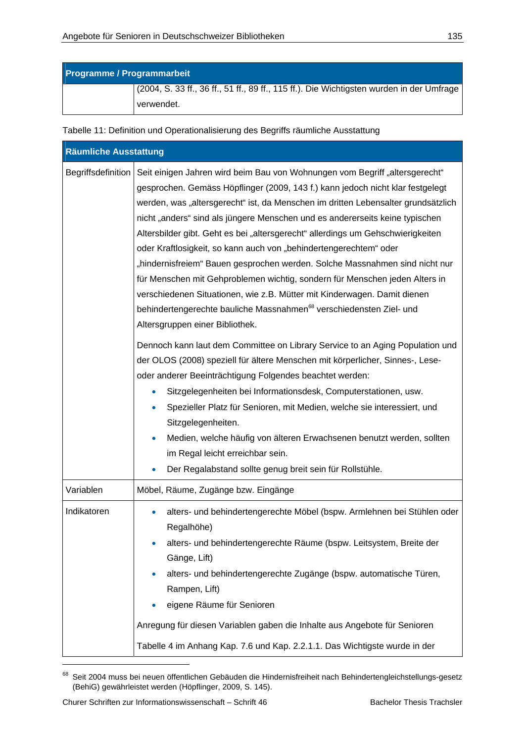| Programme / Programmarbeit | |
|---|---|
| | (2004, S. 33 ff., 36 ff., 51 ff., 89 ff., 115 ff.). Die Wichtigsten wurden in der Umfrage verwendet. |

Tabelle 11: Definition und Operationalisierung des Begriffs räumliche Ausstattung

| Räumliche Ausstattung | |
|---|---|
| Begriffsdefinition | Seit einigen Jahren wird beim Bau von Wohnungen vom Begriff „altersgerecht" gesprochen. Gemäss Höpflinger (2009, 143 f.) kann jedoch nicht klar festgelegt werden, was „altersgerecht" ist, da Menschen im dritten Lebensalter grundsätzlich nicht „anders" sind als jüngere Menschen und es andererseits keine typischen Altersbilder gibt. Geht es bei „altersgerecht" allerdings um Gehschwierigkeiten oder Kraftlosigkeit, so kann auch von „behindertengerechtem" oder „hindernisfreiem" Bauen gesprochen werden. Solche Massnahmen sind nicht nur für Menschen mit Gehproblemen wichtig, sondern für Menschen jeden Alters in verschiedenen Situationen, wie z.B. Mütter mit Kinderwagen. Damit dienen behindertengerechte bauliche Massnahmen[68] verschiedensten Ziel- und Altersgruppen einer Bibliothek.<br><br>Dennoch kann laut dem Committee on Library Service to an Aging Population und der OLOS (2008) speziell für ältere Menschen mit körperlicher, Sinnes-, Lese- oder anderer Beeinträchtigung Folgendes beachtet werden:<br>• Sitzgelegenheiten bei Informationsdesk, Computerstationen, usw.<br>• Spezieller Platz für Senioren, mit Medien, welche sie interessiert, und Sitzgelegenheiten.<br>• Medien, welche häufig von älteren Erwachsenen benutzt werden, sollten im Regal leicht erreichbar sein.<br>• Der Regalabstand sollte genug breit sein für Rollstühle. |
| Variablen | Möbel, Räume, Zugänge bzw. Eingänge |
| Indikatoren | • alters- und behindertengerechte Möbel (bspw. Armlehnen bei Stühlen oder Regalhöhe)<br>• alters- und behindertengerechte Räume (bspw. Leitsystem, Breite der Gänge, Lift)<br>• alters- und behindertengerechte Zugänge (bspw. automatische Türen, Rampen, Lift)<br>• eigene Räume für Senioren<br><br>Anregung für diesen Variablen gaben die Inhalte aus Angebote für Senioren<br><br>Tabelle 4 im Anhang Kap. 7.6 und Kap. 2.2.1.1. Das Wichtigste wurde in der |

[68] Seit 2004 muss bei neuen öffentlichen Gebäuden die Hindernisfreiheit nach Behindertengleichstellungs-gesetz (BehiG) gewährleistet werden (Höpflinger, 2009, S. 145).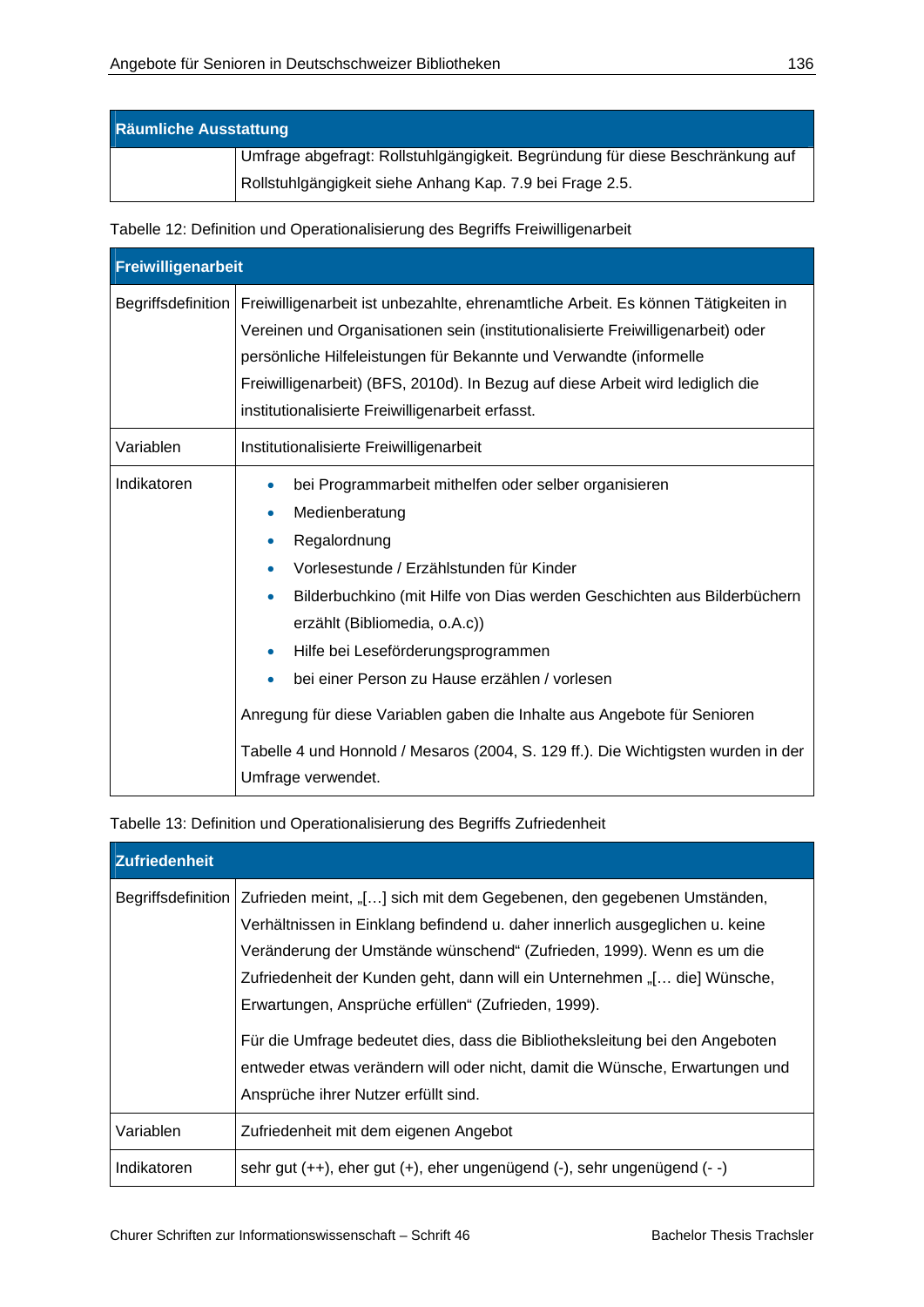| Räumliche Ausstattung | |
|---|---|
| | Umfrage abgefragt: Rollstuhlgängigkeit. Begründung für diese Beschränkung auf Rollstuhlgängigkeit siehe Anhang Kap. 7.9 bei Frage 2.5. |

Tabelle 12: Definition und Operationalisierung des Begriffs Freiwilligenarbeit

| Freiwilligenarbeit | |
|---|---|
| Begriffsdefinition | Freiwilligenarbeit ist unbezahlte, ehrenamtliche Arbeit. Es können Tätigkeiten in Vereinen und Organisationen sein (institutionalisierte Freiwilligenarbeit) oder persönliche Hilfeleistungen für Bekannte und Verwandte (informelle Freiwilligenarbeit) (BFS, 2010d). In Bezug auf diese Arbeit wird lediglich die institutionalisierte Freiwilligenarbeit erfasst. |
| Variablen | Institutionalisierte Freiwilligenarbeit |
| Indikatoren | • bei Programmarbeit mithelfen oder selber organisieren<br>• Medienberatung<br>• Regalordnung<br>• Vorlesestunde / Erzählstunden für Kinder<br>• Bilderbuchkino (mit Hilfe von Dias werden Geschichten aus Bilderbüchern erzählt (Bibliomedia, o.A.c))<br>• Hilfe bei Leseförderungsprogrammen<br>• bei einer Person zu Hause erzählen / vorlesen<br><br>Anregung für diese Variablen gaben die Inhalte aus Angebote für Senioren<br><br>Tabelle 4 und Honnold / Mesaros (2004, S. 129 ff.). Die Wichtigsten wurden in der Umfrage verwendet. |

Tabelle 13: Definition und Operationalisierung des Begriffs Zufriedenheit

| Zufriedenheit | |
|---|---|
| Begriffsdefinition | Zufrieden meint, „[…] sich mit dem Gegebenen, den gegebenen Umständen, Verhältnissen in Einklang befindend u. daher innerlich ausgeglichen u. keine Veränderung der Umstände wünschend“ (Zufrieden, 1999). Wenn es um die Zufriedenheit der Kunden geht, dann will ein Unternehmen „[… die] Wünsche, Erwartungen, Ansprüche erfüllen“ (Zufrieden, 1999).<br><br>Für die Umfrage bedeutet dies, dass die Bibliotheksleitung bei den Angeboten entweder etwas verändern will oder nicht, damit die Wünsche, Erwartungen und Ansprüche ihrer Nutzer erfüllt sind. |
| Variablen | Zufriedenheit mit dem eigenen Angebot |
| Indikatoren | sehr gut (++), eher gut (+), eher ungenügend (-), sehr ungenügend (- -) |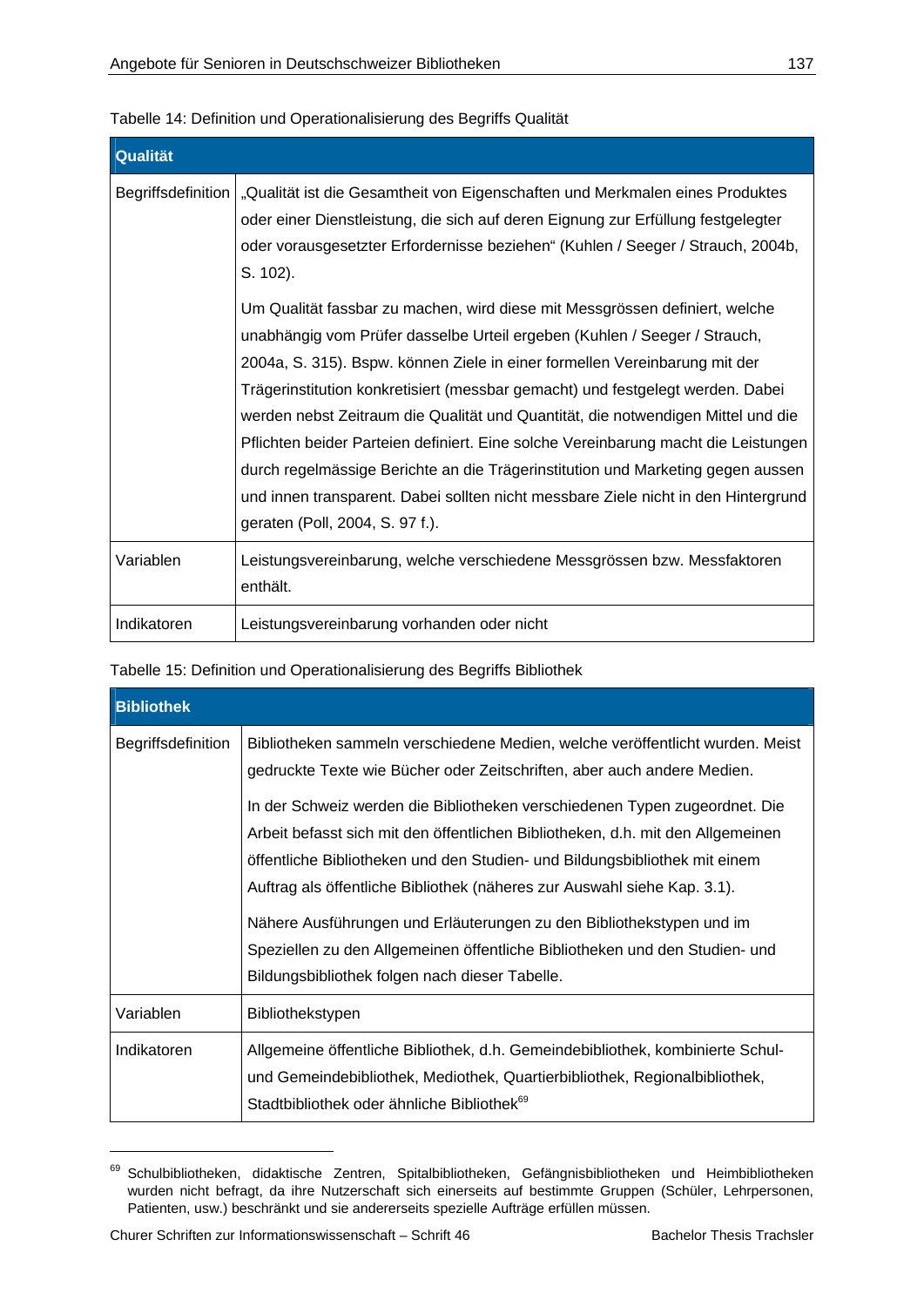Tabelle 14: Definition und Operationalisierung des Begriffs Qualität

| **Qualität** | |
|---|---|
| Begriffsdefinition | „Qualität ist die Gesamtheit von Eigenschaften und Merkmalen eines Produktes oder einer Dienstleistung, die sich auf deren Eignung zur Erfüllung festgelegter oder vorausgesetzter Erfordernisse beziehen“ (Kuhlen / Seeger / Strauch, 2004b, S. 102).<br><br>Um Qualität fassbar zu machen, wird diese mit Messgrössen definiert, welche unabhängig vom Prüfer dasselbe Urteil ergeben (Kuhlen / Seeger / Strauch, 2004a, S. 315). Bspw. können Ziele in einer formellen Vereinbarung mit der Trägerinstitution konkretisiert (messbar gemacht) und festgelegt werden. Dabei werden nebst Zeitraum die Qualität und Quantität, die notwendigen Mittel und die Pflichten beider Parteien definiert. Eine solche Vereinbarung macht die Leistungen durch regelmässige Berichte an die Trägerinstitution und Marketing gegen aussen und innen transparent. Dabei sollten nicht messbare Ziele nicht in den Hintergrund geraten (Poll, 2004, S. 97 f.). |
| Variablen | Leistungsvereinbarung, welche verschiedene Messgrössen bzw. Messfaktoren enthält. |
| Indikatoren | Leistungsvereinbarung vorhanden oder nicht |

Tabelle 15: Definition und Operationalisierung des Begriffs Bibliothek

| **Bibliothek** | |
|---|---|
| Begriffsdefinition | Bibliotheken sammeln verschiedene Medien, welche veröffentlicht wurden. Meist gedruckte Texte wie Bücher oder Zeitschriften, aber auch andere Medien.<br><br>In der Schweiz werden die Bibliotheken verschiedenen Typen zugeordnet. Die Arbeit befasst sich mit den öffentlichen Bibliotheken, d.h. mit den Allgemeinen öffentliche Bibliotheken und den Studien- und Bildungsbibliothek mit einem Auftrag als öffentliche Bibliothek (näheres zur Auswahl siehe Kap. 3.1).<br><br>Nähere Ausführungen und Erläuterungen zu den Bibliothekstypen und im Speziellen zu den Allgemeinen öffentliche Bibliotheken und den Studien- und Bildungsbibliothek folgen nach dieser Tabelle. |
| Variablen | Bibliothekstypen |
| Indikatoren | Allgemeine öffentliche Bibliothek, d.h. Gemeindebibliothek, kombinierte Schul- und Gemeindebibliothek, Mediothek, Quartierbibliothek, Regionalbibliothek, Stadtbibliothek oder ähnliche Bibliothek[69] |

[69] Schulbibliotheken, didaktische Zentren, Spitalbibliotheken, Gefängnisbibliotheken und Heimbibliotheken wurden nicht befragt, da ihre Nutzerschaft sich einerseits auf bestimmte Gruppen (Schüler, Lehrpersonen, Patienten, usw.) beschränkt und sie andererseits spezielle Aufträge erfüllen müssen.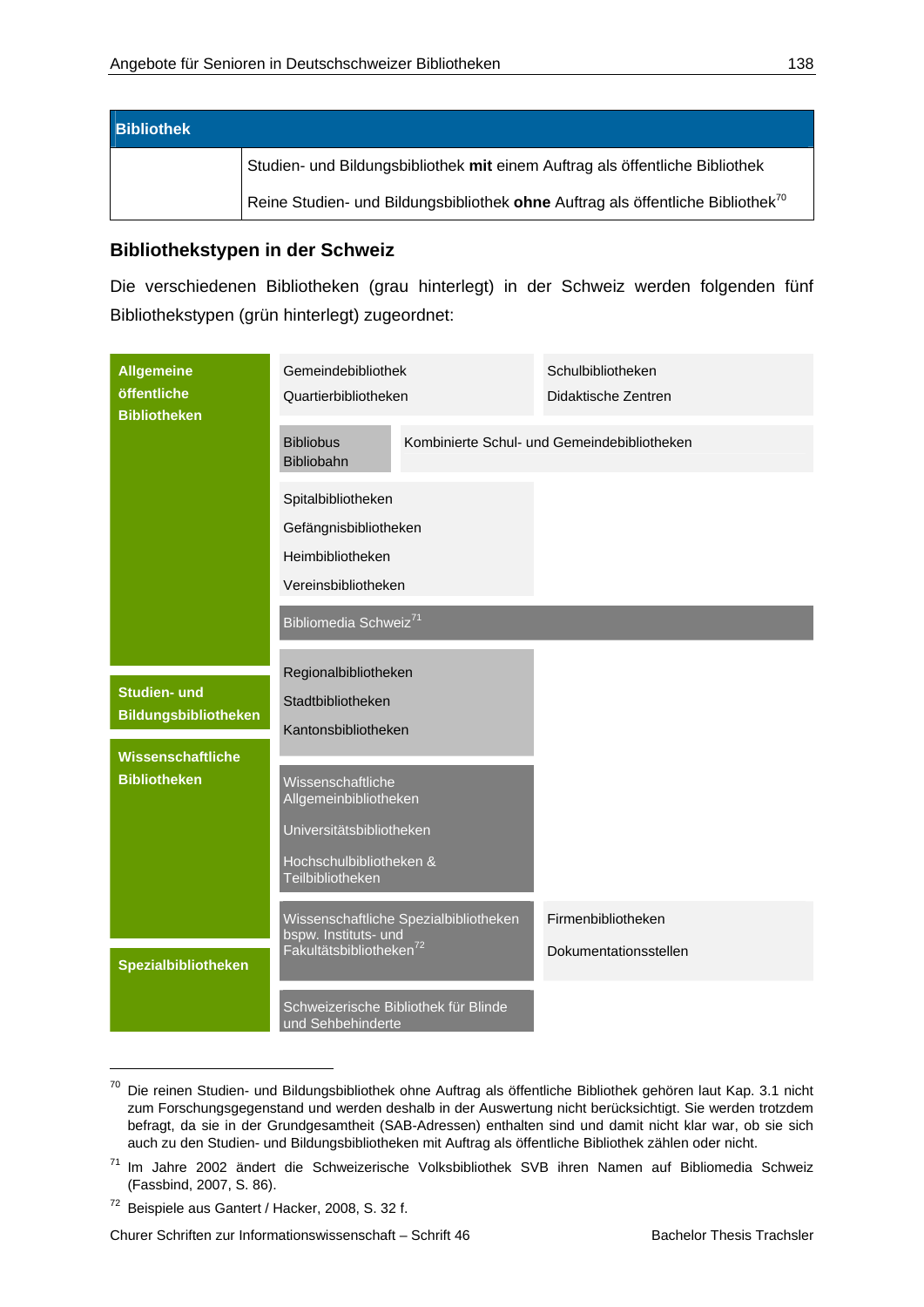| Bibliothek | |
|---|---|
| | Studien- und Bildungsbibliothek **mit** einem Auftrag als öffentliche Bibliothek |
| | Reine Studien- und Bildungsbibliothek **ohne** Auftrag als öffentliche Bibliothek[70] |

### Bibliothekstypen in der Schweiz

Die verschiedenen Bibliotheken (grau hinterlegt) in der Schweiz werden folgenden fünf Bibliothekstypen (grün hinterlegt) zugeordnet:

**Allgemeine öffentliche Bibliotheken**
- Gemeindebibliothek
- Quartierbibliotheken
- Schulbibliotheken
- Didaktische Zentren
- Bibliobus, Bibliobahn
- Kombinierte Schul- und Gemeindebibliotheken
- Spitalbibliotheken
- Gefängnisbibliotheken
- Heimbibliotheken
- Vereinsbibliotheken
- Bibliomedia Schweiz[71]

**Studien- und Bildungsbibliotheken**
- Regionalbibliotheken
- Stadtbibliotheken
- Kantonsbibliotheken

**Wissenschaftliche Bibliotheken**
- Wissenschaftliche Allgemeinbibliotheken
- Universitätsbibliotheken
- Hochschulbibliotheken & Teilbibliotheken

**Spezialbibliotheken**
- Wissenschaftliche Spezialbibliotheken bspw. Instituts- und Fakultätsbibliotheken[72]
- Firmenbibliotheken
- Dokumentationsstellen
- Schweizerische Bibliothek für Blinde und Sehbehinderte

---

[70] Die reinen Studien- und Bildungsbibliothek ohne Auftrag als öffentliche Bibliothek gehören laut Kap. 3.1 nicht zum Forschungsgegenstand und werden deshalb in der Auswertung nicht berücksichtigt. Sie werden trotzdem befragt, da sie in der Grundgesamtheit (SAB-Adressen) enthalten sind und damit nicht klar war, ob sie sich auch zu den Studien- und Bildungsbibliotheken mit Auftrag als öffentliche Bibliothek zählen oder nicht.

[71] Im Jahre 2002 ändert die Schweizerische Volksbibliothek SVB ihren Namen auf Bibliomedia Schweiz (Fassbind, 2007, S. 86).

[72] Beispiele aus Gantert / Hacker, 2008, S. 32 f.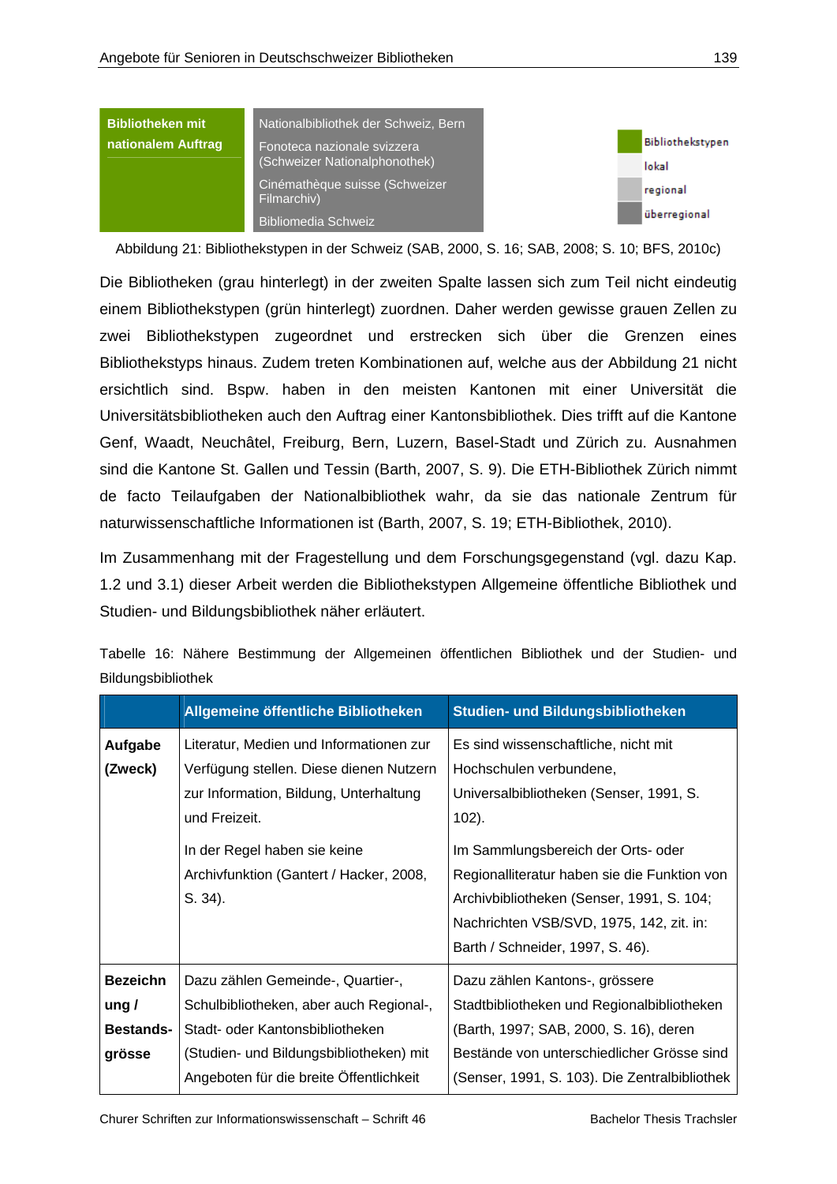| Bibliotheken mit nationalem Auftrag | Nationalbibliothek der Schweiz, Bern<br>Fonoteca nazionale svizzera (Schweizer Nationalphonothek)<br>Cinémathèque suisse (Schweizer Filmarchiv)<br>Bibliomedia Schweiz |
|---|---|

Bibliothekstypen
lokal
regional
überregional

Abbildung 21: Bibliothekstypen in der Schweiz (SAB, 2000, S. 16; SAB, 2008; S. 10; BFS, 2010c)

Die Bibliotheken (grau hinterlegt) in der zweiten Spalte lassen sich zum Teil nicht eindeutig einem Bibliothekstypen (grün hinterlegt) zuordnen. Daher werden gewisse grauen Zellen zu zwei Bibliothekstypen zugeordnet und erstrecken sich über die Grenzen eines Bibliothekstyps hinaus. Zudem treten Kombinationen auf, welche aus der Abbildung 21 nicht ersichtlich sind. Bspw. haben in den meisten Kantonen mit einer Universität die Universitätsbibliotheken auch den Auftrag einer Kantonsbibliothek. Dies trifft auf die Kantone Genf, Waadt, Neuchâtel, Freiburg, Bern, Luzern, Basel-Stadt und Zürich zu. Ausnahmen sind die Kantone St. Gallen und Tessin (Barth, 2007, S. 9). Die ETH-Bibliothek Zürich nimmt de facto Teilaufgaben der Nationalbibliothek wahr, da sie das nationale Zentrum für naturwissenschaftliche Informationen ist (Barth, 2007, S. 19; ETH-Bibliothek, 2010).

Im Zusammenhang mit der Fragestellung und dem Forschungsgegenstand (vgl. dazu Kap. 1.2 und 3.1) dieser Arbeit werden die Bibliothekstypen Allgemeine öffentliche Bibliothek und Studien- und Bildungsbibliothek näher erläutert.

Tabelle 16: Nähere Bestimmung der Allgemeinen öffentlichen Bibliothek und der Studien- und Bildungsbibliothek

| | Allgemeine öffentliche Bibliotheken | Studien- und Bildungsbibliotheken |
|---|---|---|
| **Aufgabe (Zweck)** | Literatur, Medien und Informationen zur Verfügung stellen. Diese dienen Nutzern zur Information, Bildung, Unterhaltung und Freizeit.<br><br>In der Regel haben sie keine Archivfunktion (Gantert / Hacker, 2008, S. 34). | Es sind wissenschaftliche, nicht mit Hochschulen verbundene, Universalbibliotheken (Senser, 1991, S. 102).<br><br>Im Sammlungsbereich der Orts- oder Regionalliteratur haben sie die Funktion von Archivbibliotheken (Senser, 1991, S. 104; Nachrichten VSB/SVD, 1975, 142, zit. in: Barth / Schneider, 1997, S. 46). |
| **Bezeichnung / Bestands-grösse** | Dazu zählen Gemeinde-, Quartier-, Schulbibliotheken, aber auch Regional-, Stadt- oder Kantonsbibliotheken (Studien- und Bildungsbibliotheken) mit Angeboten für die breite Öffentlichkeit | Dazu zählen Kantons-, grössere Stadtbibliotheken und Regionalbibliotheken (Barth, 1997; SAB, 2000, S. 16), deren Bestände von unterschiedlicher Grösse sind (Senser, 1991, S. 103). Die Zentralbibliothek |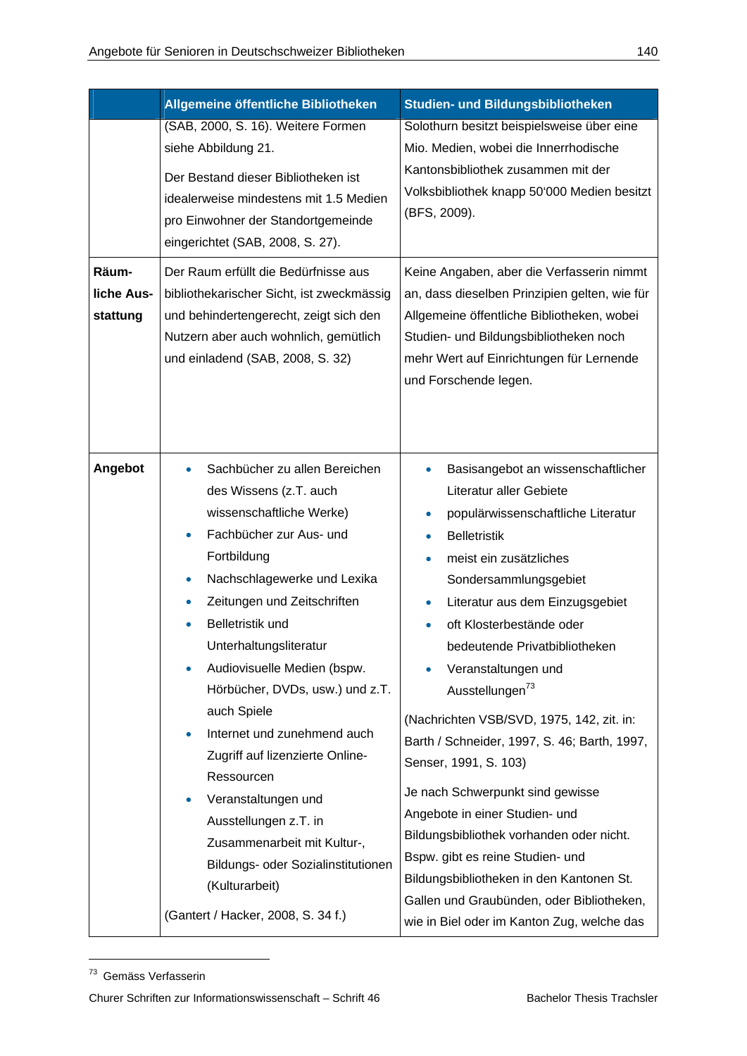| | Allgemeine öffentliche Bibliotheken | Studien- und Bildungsbibliotheken |
|---|---|---|
| | (SAB, 2000, S. 16). Weitere Formen siehe Abbildung 21.<br><br>Der Bestand dieser Bibliotheken ist idealerweise mindestens mit 1.5 Medien pro Einwohner der Standortgemeinde eingerichtet (SAB, 2008, S. 27). | Solothurn besitzt beispielsweise über eine Mio. Medien, wobei die Innerrhodische Kantonsbibliothek zusammen mit der Volksbibliothek knapp 50'000 Medien besitzt (BFS, 2009). |
| **Räumliche Ausstattung** | Der Raum erfüllt die Bedürfnisse aus bibliothekarischer Sicht, ist zweckmässig und behindertengerecht, zeigt sich den Nutzern aber auch wohnlich, gemütlich und einladend (SAB, 2008, S. 32) | Keine Angaben, aber die Verfasserin nimmt an, dass dieselben Prinzipien gelten, wie für Allgemeine öffentliche Bibliotheken, wobei Studien- und Bildungsbibliotheken noch mehr Wert auf Einrichtungen für Lernende und Forschende legen. |
| **Angebot** | • Sachbücher zu allen Bereichen des Wissens (z.T. auch wissenschaftliche Werke)<br>• Fachbücher zur Aus- und Fortbildung<br>• Nachschlagewerke und Lexika<br>• Zeitungen und Zeitschriften<br>• Belletristik und Unterhaltungsliteratur<br>• Audiovisuelle Medien (bspw. Hörbücher, DVDs, usw.) und z.T. auch Spiele<br>• Internet und zunehmend auch Zugriff auf lizenzierte Online-Ressourcen<br>• Veranstaltungen und Ausstellungen z.T. in Zusammenarbeit mit Kultur-, Bildungs- oder Sozialinstitutionen (Kulturarbeit)<br><br>(Gantert / Hacker, 2008, S. 34 f.) | • Basisangebot an wissenschaftlicher Literatur aller Gebiete<br>• populärwissenschaftliche Literatur<br>• Belletristik<br>• meist ein zusätzliches Sondersammlungsgebiet<br>• Literatur aus dem Einzugsgebiet<br>• oft Klosterbestände oder bedeutende Privatbibliotheken<br>• Veranstaltungen und Ausstellungen[73]<br><br>(Nachrichten VSB/SVD, 1975, 142, zit. in: Barth / Schneider, 1997, S. 46; Barth, 1997, Senser, 1991, S. 103)<br><br>Je nach Schwerpunkt sind gewisse Angebote in einer Studien- und Bildungsbibliothek vorhanden oder nicht. Bspw. gibt es reine Studien- und Bildungsbibliotheken in den Kantonen St. Gallen und Graubünden, oder Bibliotheken, wie in Biel oder im Kanton Zug, welche das |

[73] Gemäss Verfasserin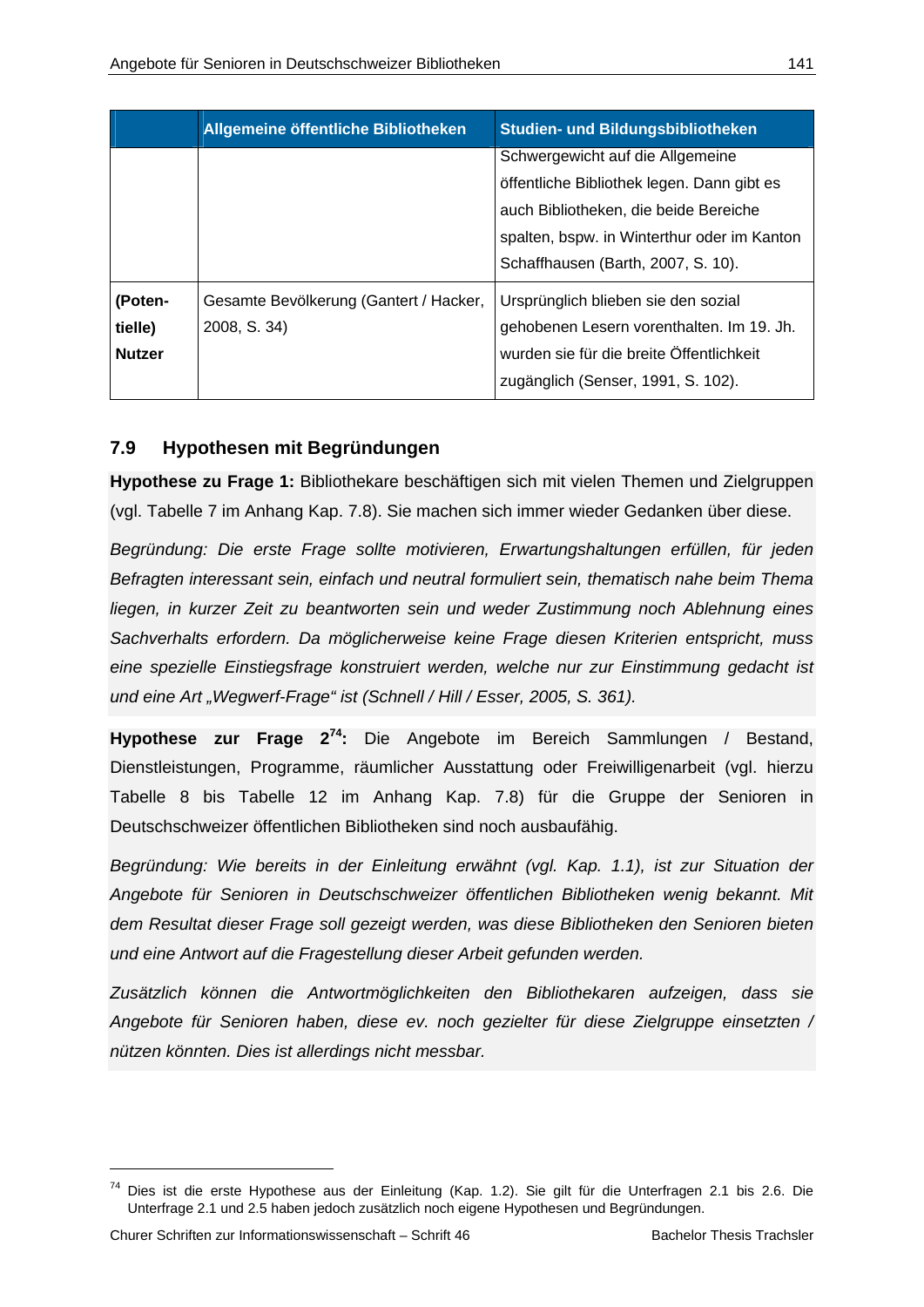| | Allgemeine öffentliche Bibliotheken | Studien- und Bildungsbibliotheken |
|---|---|---|
| | | Schwergewicht auf die Allgemeine öffentliche Bibliothek legen. Dann gibt es auch Bibliotheken, die beide Bereiche spalten, bspw. in Winterthur oder im Kanton Schaffhausen (Barth, 2007, S. 10). |
| **(Poten-tielle) Nutzer** | Gesamte Bevölkerung (Gantert / Hacker, 2008, S. 34) | Ursprünglich blieben sie den sozial gehobenen Lesern vorenthalten. Im 19. Jh. wurden sie für die breite Öffentlichkeit zugänglich (Senser, 1991, S. 102). |

## 7.9 Hypothesen mit Begründungen

**Hypothese zu Frage 1:** Bibliothekare beschäftigen sich mit vielen Themen und Zielgruppen (vgl. Tabelle 7 im Anhang Kap. 7.8). Sie machen sich immer wieder Gedanken über diese.

*Begründung: Die erste Frage sollte motivieren, Erwartungshaltungen erfüllen, für jeden Befragten interessant sein, einfach und neutral formuliert sein, thematisch nahe beim Thema liegen, in kurzer Zeit zu beantworten sein und weder Zustimmung noch Ablehnung eines Sachverhalts erfordern. Da möglicherweise keine Frage diesen Kriterien entspricht, muss eine spezielle Einstiegsfrage konstruiert werden, welche nur zur Einstimmung gedacht ist und eine Art „Wegwerf-Frage" ist (Schnell / Hill / Esser, 2005, S. 361).*

**Hypothese zur Frage 2[74]:** Die Angebote im Bereich Sammlungen / Bestand, Dienstleistungen, Programme, räumlicher Ausstattung oder Freiwilligenarbeit (vgl. hierzu Tabelle 8 bis Tabelle 12 im Anhang Kap. 7.8) für die Gruppe der Senioren in Deutschschweizer öffentlichen Bibliotheken sind noch ausbaufähig.

*Begründung: Wie bereits in der Einleitung erwähnt (vgl. Kap. 1.1), ist zur Situation der Angebote für Senioren in Deutschschweizer öffentlichen Bibliotheken wenig bekannt. Mit dem Resultat dieser Frage soll gezeigt werden, was diese Bibliotheken den Senioren bieten und eine Antwort auf die Fragestellung dieser Arbeit gefunden werden.*

*Zusätzlich können die Antwortmöglichkeiten den Bibliothekaren aufzeigen, dass sie Angebote für Senioren haben, diese ev. noch gezielter für diese Zielgruppe einsetzten / nützen könnten. Dies ist allerdings nicht messbar.*

---

[74] Dies ist die erste Hypothese aus der Einleitung (Kap. 1.2). Sie gilt für die Unterfragen 2.1 bis 2.6. Die Unterfrage 2.1 und 2.5 haben jedoch zusätzlich noch eigene Hypothesen und Begründungen.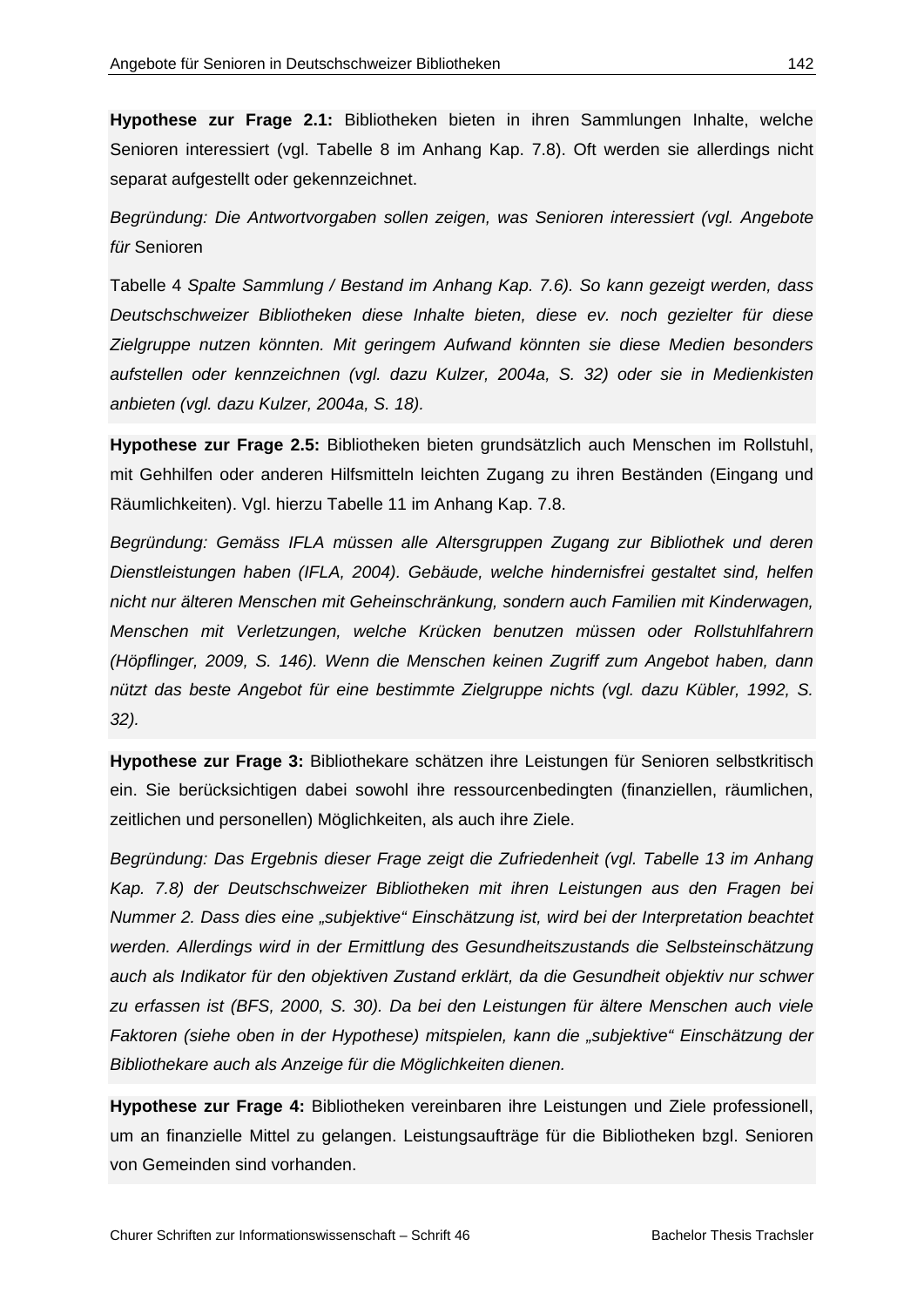**Hypothese zur Frage 2.1:** Bibliotheken bieten in ihren Sammlungen Inhalte, welche Senioren interessiert (vgl. Tabelle 8 im Anhang Kap. 7.8). Oft werden sie allerdings nicht separat aufgestellt oder gekennzeichnet.

*Begründung: Die Antwortvorgaben sollen zeigen, was Senioren interessiert (vgl. Angebote für* Senioren

Tabelle 4 *Spalte Sammlung / Bestand im Anhang Kap. 7.6). So kann gezeigt werden, dass Deutschschweizer Bibliotheken diese Inhalte bieten, diese ev. noch gezielter für diese Zielgruppe nutzen könnten. Mit geringem Aufwand könnten sie diese Medien besonders aufstellen oder kennzeichnen (vgl. dazu Kulzer, 2004a, S. 32) oder sie in Medienkisten anbieten (vgl. dazu Kulzer, 2004a, S. 18).*

**Hypothese zur Frage 2.5:** Bibliotheken bieten grundsätzlich auch Menschen im Rollstuhl, mit Gehhilfen oder anderen Hilfsmitteln leichten Zugang zu ihren Beständen (Eingang und Räumlichkeiten). Vgl. hierzu Tabelle 11 im Anhang Kap. 7.8.

*Begründung: Gemäss IFLA müssen alle Altersgruppen Zugang zur Bibliothek und deren Dienstleistungen haben (IFLA, 2004). Gebäude, welche hindernisfrei gestaltet sind, helfen nicht nur älteren Menschen mit Geheinschränkung, sondern auch Familien mit Kinderwagen, Menschen mit Verletzungen, welche Krücken benutzen müssen oder Rollstuhlfahrern (Höpflinger, 2009, S. 146). Wenn die Menschen keinen Zugriff zum Angebot haben, dann nützt das beste Angebot für eine bestimmte Zielgruppe nichts (vgl. dazu Kübler, 1992, S. 32).*

**Hypothese zur Frage 3:** Bibliothekare schätzen ihre Leistungen für Senioren selbstkritisch ein. Sie berücksichtigen dabei sowohl ihre ressourcenbedingten (finanziellen, räumlichen, zeitlichen und personellen) Möglichkeiten, als auch ihre Ziele.

*Begründung: Das Ergebnis dieser Frage zeigt die Zufriedenheit (vgl. Tabelle 13 im Anhang Kap. 7.8) der Deutschschweizer Bibliotheken mit ihren Leistungen aus den Fragen bei Nummer 2. Dass dies eine „subjektive“ Einschätzung ist, wird bei der Interpretation beachtet werden. Allerdings wird in der Ermittlung des Gesundheitszustands die Selbsteinschätzung auch als Indikator für den objektiven Zustand erklärt, da die Gesundheit objektiv nur schwer zu erfassen ist (BFS, 2000, S. 30). Da bei den Leistungen für ältere Menschen auch viele Faktoren (siehe oben in der Hypothese) mitspielen, kann die „subjektive“ Einschätzung der Bibliothekare auch als Anzeige für die Möglichkeiten dienen.*

**Hypothese zur Frage 4:** Bibliotheken vereinbaren ihre Leistungen und Ziele professionell, um an finanzielle Mittel zu gelangen. Leistungsaufträge für die Bibliotheken bzgl. Senioren von Gemeinden sind vorhanden.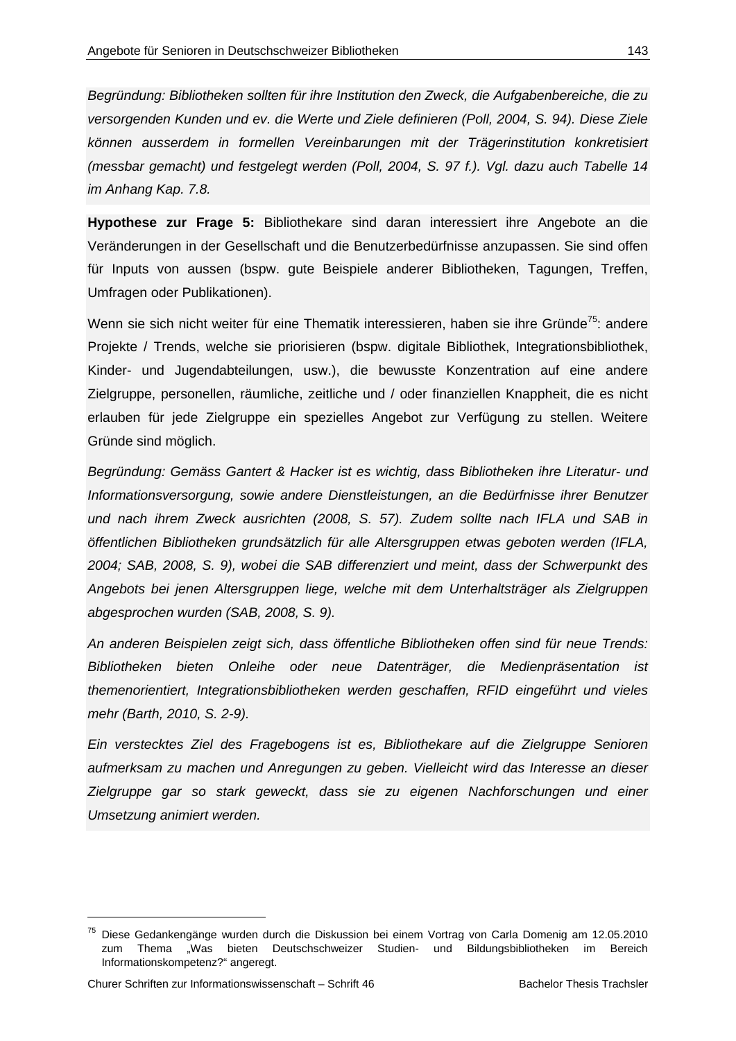*Begründung: Bibliotheken sollten für ihre Institution den Zweck, die Aufgabenbereiche, die zu versorgenden Kunden und ev. die Werte und Ziele definieren (Poll, 2004, S. 94). Diese Ziele können ausserdem in formellen Vereinbarungen mit der Trägerinstitution konkretisiert (messbar gemacht) und festgelegt werden (Poll, 2004, S. 97 f.). Vgl. dazu auch Tabelle 14 im Anhang Kap. 7.8.*

**Hypothese zur Frage 5:** Bibliothekare sind daran interessiert ihre Angebote an die Veränderungen in der Gesellschaft und die Benutzerbedürfnisse anzupassen. Sie sind offen für Inputs von aussen (bspw. gute Beispiele anderer Bibliotheken, Tagungen, Treffen, Umfragen oder Publikationen).

Wenn sie sich nicht weiter für eine Thematik interessieren, haben sie ihre Gründe[75]: andere Projekte / Trends, welche sie priorisieren (bspw. digitale Bibliothek, Integrationsbibliothek, Kinder- und Jugendabteilungen, usw.), die bewusste Konzentration auf eine andere Zielgruppe, personellen, räumliche, zeitliche und / oder finanziellen Knappheit, die es nicht erlauben für jede Zielgruppe ein spezielles Angebot zur Verfügung zu stellen. Weitere Gründe sind möglich.

*Begründung: Gemäss Gantert & Hacker ist es wichtig, dass Bibliotheken ihre Literatur- und Informationsversorgung, sowie andere Dienstleistungen, an die Bedürfnisse ihrer Benutzer und nach ihrem Zweck ausrichten (2008, S. 57). Zudem sollte nach IFLA und SAB in öffentlichen Bibliotheken grundsätzlich für alle Altersgruppen etwas geboten werden (IFLA, 2004; SAB, 2008, S. 9), wobei die SAB differenziert und meint, dass der Schwerpunkt des Angebots bei jenen Altersgruppen liege, welche mit dem Unterhaltsträger als Zielgruppen abgesprochen wurden (SAB, 2008, S. 9).*

*An anderen Beispielen zeigt sich, dass öffentliche Bibliotheken offen sind für neue Trends: Bibliotheken bieten Onleihe oder neue Datenträger, die Medienpräsentation ist themenorientiert, Integrationsbibliotheken werden geschaffen, RFID eingeführt und vieles mehr (Barth, 2010, S. 2-9).*

*Ein verstecktes Ziel des Fragebogens ist es, Bibliothekare auf die Zielgruppe Senioren aufmerksam zu machen und Anregungen zu geben. Vielleicht wird das Interesse an dieser Zielgruppe gar so stark geweckt, dass sie zu eigenen Nachforschungen und einer Umsetzung animiert werden.*

---

[75] Diese Gedankengänge wurden durch die Diskussion bei einem Vortrag von Carla Domenig am 12.05.2010 zum Thema „Was bieten Deutschschweizer Studien- und Bildungsbibliotheken im Bereich Informationskompetenz?“ angeregt.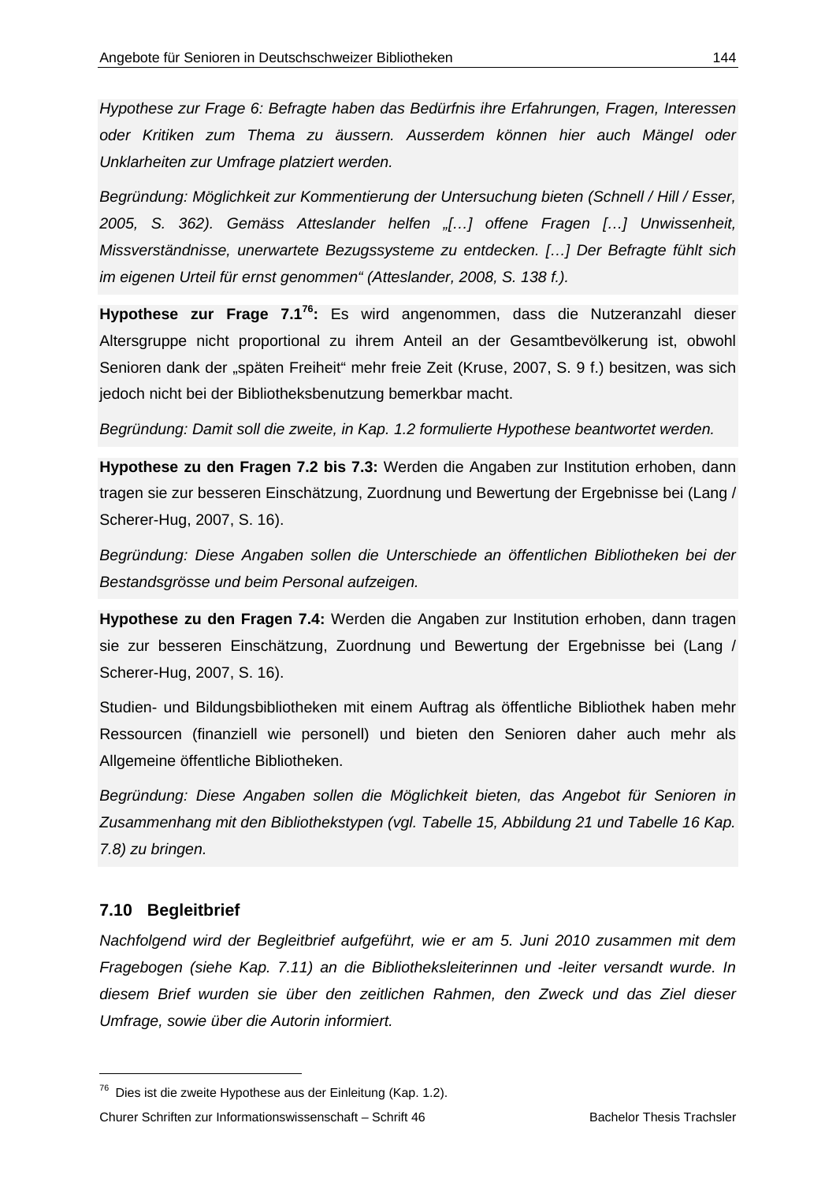*Hypothese zur Frage 6: Befragte haben das Bedürfnis ihre Erfahrungen, Fragen, Interessen oder Kritiken zum Thema zu äussern. Ausserdem können hier auch Mängel oder Unklarheiten zur Umfrage platziert werden.*

*Begründung: Möglichkeit zur Kommentierung der Untersuchung bieten (Schnell / Hill / Esser, 2005, S. 362). Gemäss Atteslander helfen „[…] offene Fragen […] Unwissenheit, Missverständnisse, unerwartete Bezugssysteme zu entdecken. […] Der Befragte fühlt sich im eigenen Urteil für ernst genommen“ (Atteslander, 2008, S. 138 f.).*

**Hypothese zur Frage 7.1[76]:** Es wird angenommen, dass die Nutzeranzahl dieser Altersgruppe nicht proportional zu ihrem Anteil an der Gesamtbevölkerung ist, obwohl Senioren dank der „späten Freiheit“ mehr freie Zeit (Kruse, 2007, S. 9 f.) besitzen, was sich jedoch nicht bei der Bibliotheksbenutzung bemerkbar macht.

*Begründung: Damit soll die zweite, in Kap. 1.2 formulierte Hypothese beantwortet werden.*

**Hypothese zu den Fragen 7.2 bis 7.3:** Werden die Angaben zur Institution erhoben, dann tragen sie zur besseren Einschätzung, Zuordnung und Bewertung der Ergebnisse bei (Lang / Scherer-Hug, 2007, S. 16).

*Begründung: Diese Angaben sollen die Unterschiede an öffentlichen Bibliotheken bei der Bestandsgrösse und beim Personal aufzeigen.*

**Hypothese zu den Fragen 7.4:** Werden die Angaben zur Institution erhoben, dann tragen sie zur besseren Einschätzung, Zuordnung und Bewertung der Ergebnisse bei (Lang / Scherer-Hug, 2007, S. 16).

Studien- und Bildungsbibliotheken mit einem Auftrag als öffentliche Bibliothek haben mehr Ressourcen (finanziell wie personell) und bieten den Senioren daher auch mehr als Allgemeine öffentliche Bibliotheken.

*Begründung: Diese Angaben sollen die Möglichkeit bieten, das Angebot für Senioren in Zusammenhang mit den Bibliothekstypen (vgl. Tabelle 15, Abbildung 21 und Tabelle 16 Kap. 7.8) zu bringen.*

### 7.10 Begleitbrief

*Nachfolgend wird der Begleitbrief aufgeführt, wie er am 5. Juni 2010 zusammen mit dem Fragebogen (siehe Kap. 7.11) an die Bibliotheksleiterinnen und -leiter versandt wurde. In diesem Brief wurden sie über den zeitlichen Rahmen, den Zweck und das Ziel dieser Umfrage, sowie über die Autorin informiert.*

---

[76] Dies ist die zweite Hypothese aus der Einleitung (Kap. 1.2).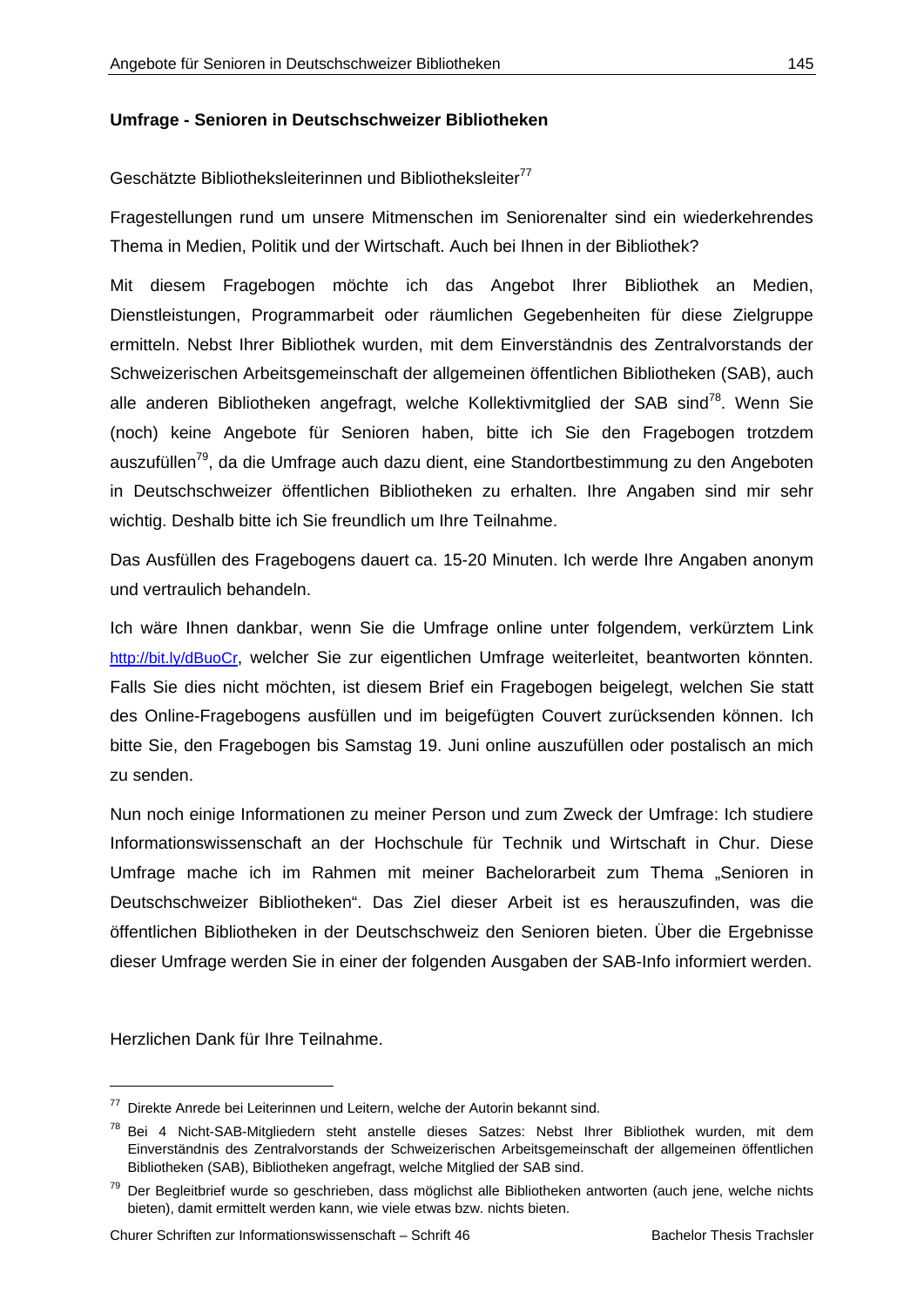**Umfrage - Senioren in Deutschschweizer Bibliotheken**

Geschätzte Bibliotheksleiterinnen und Bibliotheksleiter[77]

Fragestellungen rund um unsere Mitmenschen im Seniorenalter sind ein wiederkehrendes Thema in Medien, Politik und der Wirtschaft. Auch bei Ihnen in der Bibliothek?

Mit diesem Fragebogen möchte ich das Angebot Ihrer Bibliothek an Medien, Dienstleistungen, Programmarbeit oder räumlichen Gegebenheiten für diese Zielgruppe ermitteln. Nebst Ihrer Bibliothek wurden, mit dem Einverständnis des Zentralvorstands der Schweizerischen Arbeitsgemeinschaft der allgemeinen öffentlichen Bibliotheken (SAB), auch alle anderen Bibliotheken angefragt, welche Kollektivmitglied der SAB sind[78]. Wenn Sie (noch) keine Angebote für Senioren haben, bitte ich Sie den Fragebogen trotzdem auszufüllen[79], da die Umfrage auch dazu dient, eine Standortbestimmung zu den Angeboten in Deutschschweizer öffentlichen Bibliotheken zu erhalten. Ihre Angaben sind mir sehr wichtig. Deshalb bitte ich Sie freundlich um Ihre Teilnahme.

Das Ausfüllen des Fragebogens dauert ca. 15-20 Minuten. Ich werde Ihre Angaben anonym und vertraulich behandeln.

Ich wäre Ihnen dankbar, wenn Sie die Umfrage online unter folgendem, verkürztem Link http://bit.ly/dBuoCr, welcher Sie zur eigentlichen Umfrage weiterleitet, beantworten könnten. Falls Sie dies nicht möchten, ist diesem Brief ein Fragebogen beigelegt, welchen Sie statt des Online-Fragebogens ausfüllen und im beigefügten Couvert zurücksenden können. Ich bitte Sie, den Fragebogen bis Samstag 19. Juni online auszufüllen oder postalisch an mich zu senden.

Nun noch einige Informationen zu meiner Person und zum Zweck der Umfrage: Ich studiere Informationswissenschaft an der Hochschule für Technik und Wirtschaft in Chur. Diese Umfrage mache ich im Rahmen mit meiner Bachelorarbeit zum Thema „Senioren in Deutschschweizer Bibliotheken“. Das Ziel dieser Arbeit ist es herauszufinden, was die öffentlichen Bibliotheken in der Deutschschweiz den Senioren bieten. Über die Ergebnisse dieser Umfrage werden Sie in einer der folgenden Ausgaben der SAB-Info informiert werden.

Herzlichen Dank für Ihre Teilnahme.

---

[77] Direkte Anrede bei Leiterinnen und Leitern, welche der Autorin bekannt sind.

[78] Bei 4 Nicht-SAB-Mitgliedern steht anstelle dieses Satzes: Nebst Ihrer Bibliothek wurden, mit dem Einverständnis des Zentralvorstands der Schweizerischen Arbeitsgemeinschaft der allgemeinen öffentlichen Bibliotheken (SAB), Bibliotheken angefragt, welche Mitglied der SAB sind.

[79] Der Begleitbrief wurde so geschrieben, dass möglichst alle Bibliotheken antworten (auch jene, welche nichts bieten), damit ermittelt werden kann, wie viele etwas bzw. nichts bieten.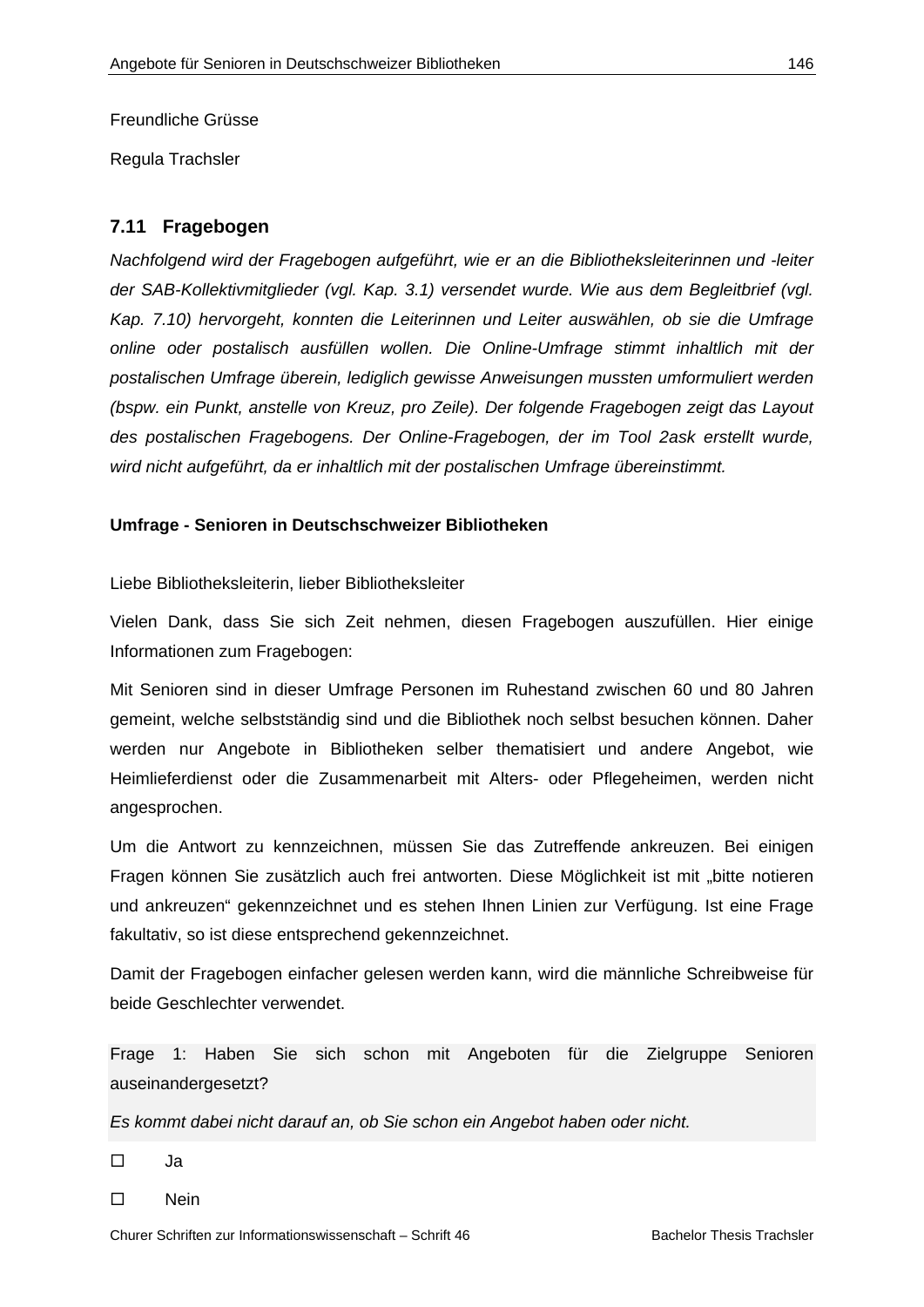Freundliche Grüsse

Regula Trachsler

### 7.11 Fragebogen

*Nachfolgend wird der Fragebogen aufgeführt, wie er an die Bibliotheksleiterinnen und -leiter der SAB-Kollektivmitglieder (vgl. Kap. 3.1) versendet wurde. Wie aus dem Begleitbrief (vgl. Kap. 7.10) hervorgeht, konnten die Leiterinnen und Leiter auswählen, ob sie die Umfrage online oder postalisch ausfüllen wollen. Die Online-Umfrage stimmt inhaltlich mit der postalischen Umfrage überein, lediglich gewisse Anweisungen mussten umformuliert werden (bspw. ein Punkt, anstelle von Kreuz, pro Zeile). Der folgende Fragebogen zeigt das Layout des postalischen Fragebogens. Der Online-Fragebogen, der im Tool 2ask erstellt wurde, wird nicht aufgeführt, da er inhaltlich mit der postalischen Umfrage übereinstimmt.*

**Umfrage - Senioren in Deutschschweizer Bibliotheken**

Liebe Bibliotheksleiterin, lieber Bibliotheksleiter

Vielen Dank, dass Sie sich Zeit nehmen, diesen Fragebogen auszufüllen. Hier einige Informationen zum Fragebogen:

Mit Senioren sind in dieser Umfrage Personen im Ruhestand zwischen 60 und 80 Jahren gemeint, welche selbstständig sind und die Bibliothek noch selbst besuchen können. Daher werden nur Angebote in Bibliotheken selber thematisiert und andere Angebot, wie Heimlieferdienst oder die Zusammenarbeit mit Alters- oder Pflegeheimen, werden nicht angesprochen.

Um die Antwort zu kennzeichnen, müssen Sie das Zutreffende ankreuzen. Bei einigen Fragen können Sie zusätzlich auch frei antworten. Diese Möglichkeit ist mit „bitte notieren und ankreuzen" gekennzeichnet und es stehen Ihnen Linien zur Verfügung. Ist eine Frage fakultativ, so ist diese entsprechend gekennzeichnet.

Damit der Fragebogen einfacher gelesen werden kann, wird die männliche Schreibweise für beide Geschlechter verwendet.

Frage 1: Haben Sie sich schon mit Angeboten für die Zielgruppe Senioren auseinandergesetzt?

*Es kommt dabei nicht darauf an, ob Sie schon ein Angebot haben oder nicht.*

☐ Ja

☐ Nein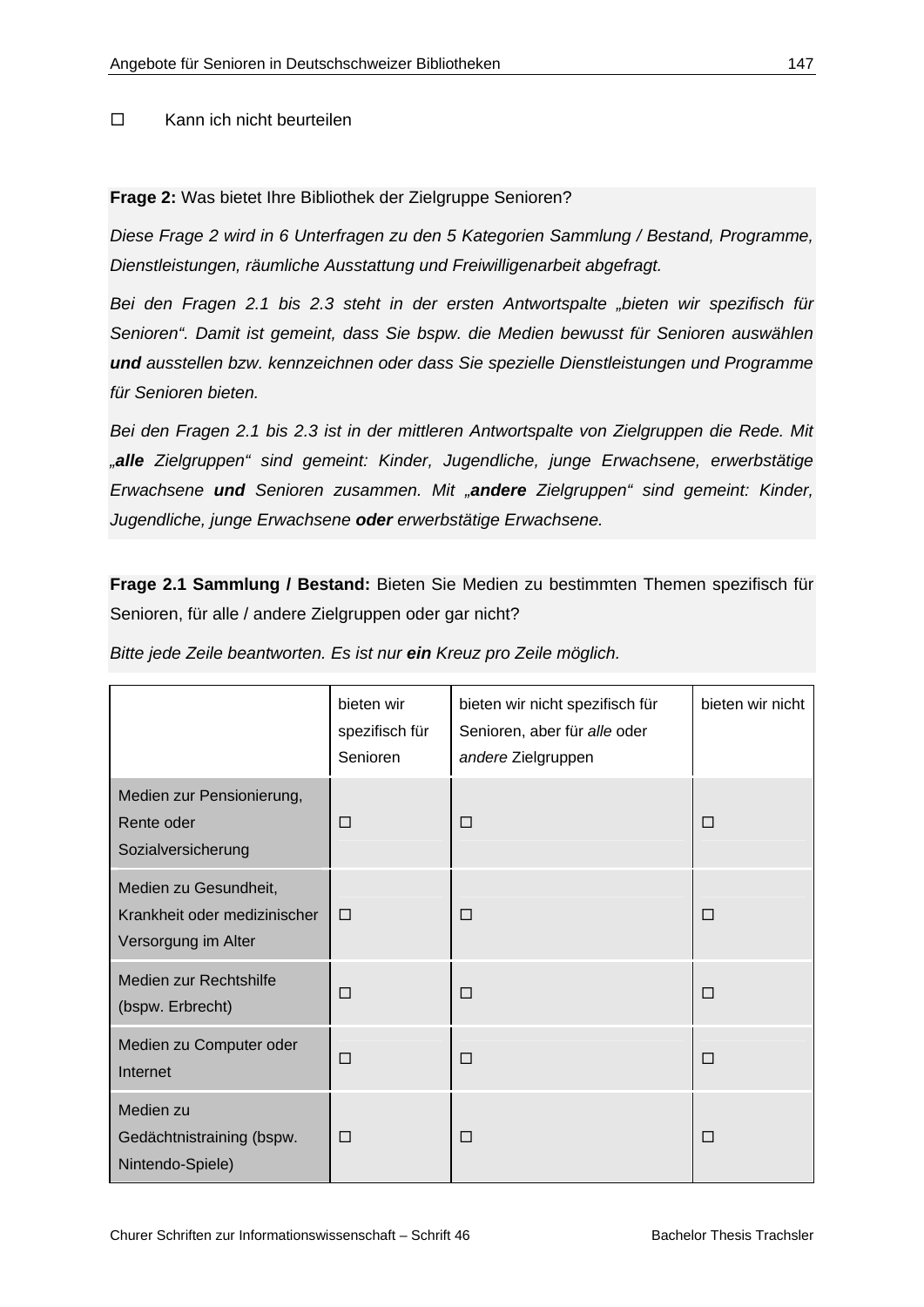☐ Kann ich nicht beurteilen

**Frage 2:** Was bietet Ihre Bibliothek der Zielgruppe Senioren?

*Diese Frage 2 wird in 6 Unterfragen zu den 5 Kategorien Sammlung / Bestand, Programme, Dienstleistungen, räumliche Ausstattung und Freiwilligenarbeit abgefragt.*

*Bei den Fragen 2.1 bis 2.3 steht in der ersten Antwortspalte „bieten wir spezifisch für Senioren“. Damit ist gemeint, dass Sie bspw. die Medien bewusst für Senioren auswählen **und** ausstellen bzw. kennzeichnen oder dass Sie spezielle Dienstleistungen und Programme für Senioren bieten.*

*Bei den Fragen 2.1 bis 2.3 ist in der mittleren Antwortspalte von Zielgruppen die Rede. Mit „**alle** Zielgruppen“ sind gemeint: Kinder, Jugendliche, junge Erwachsene, erwerbstätige Erwachsene **und** Senioren zusammen. Mit „**andere** Zielgruppen“ sind gemeint: Kinder, Jugendliche, junge Erwachsene **oder** erwerbstätige Erwachsene.*

**Frage 2.1 Sammlung / Bestand:** Bieten Sie Medien zu bestimmten Themen spezifisch für Senioren, für alle / andere Zielgruppen oder gar nicht?

*Bitte jede Zeile beantworten. Es ist nur **ein** Kreuz pro Zeile möglich.*

| | bieten wir spezifisch für Senioren | bieten wir nicht spezifisch für Senioren, aber für *alle* oder *andere* Zielgruppen | bieten wir nicht |
|---|---|---|---|
| Medien zur Pensionierung, Rente oder Sozialversicherung | ☐ | ☐ | ☐ |
| Medien zu Gesundheit, Krankheit oder medizinischer Versorgung im Alter | ☐ | ☐ | ☐ |
| Medien zur Rechtshilfe (bspw. Erbrecht) | ☐ | ☐ | ☐ |
| Medien zu Computer oder Internet | ☐ | ☐ | ☐ |
| Medien zu Gedächtnistraining (bspw. Nintendo-Spiele) | ☐ | ☐ | ☐ |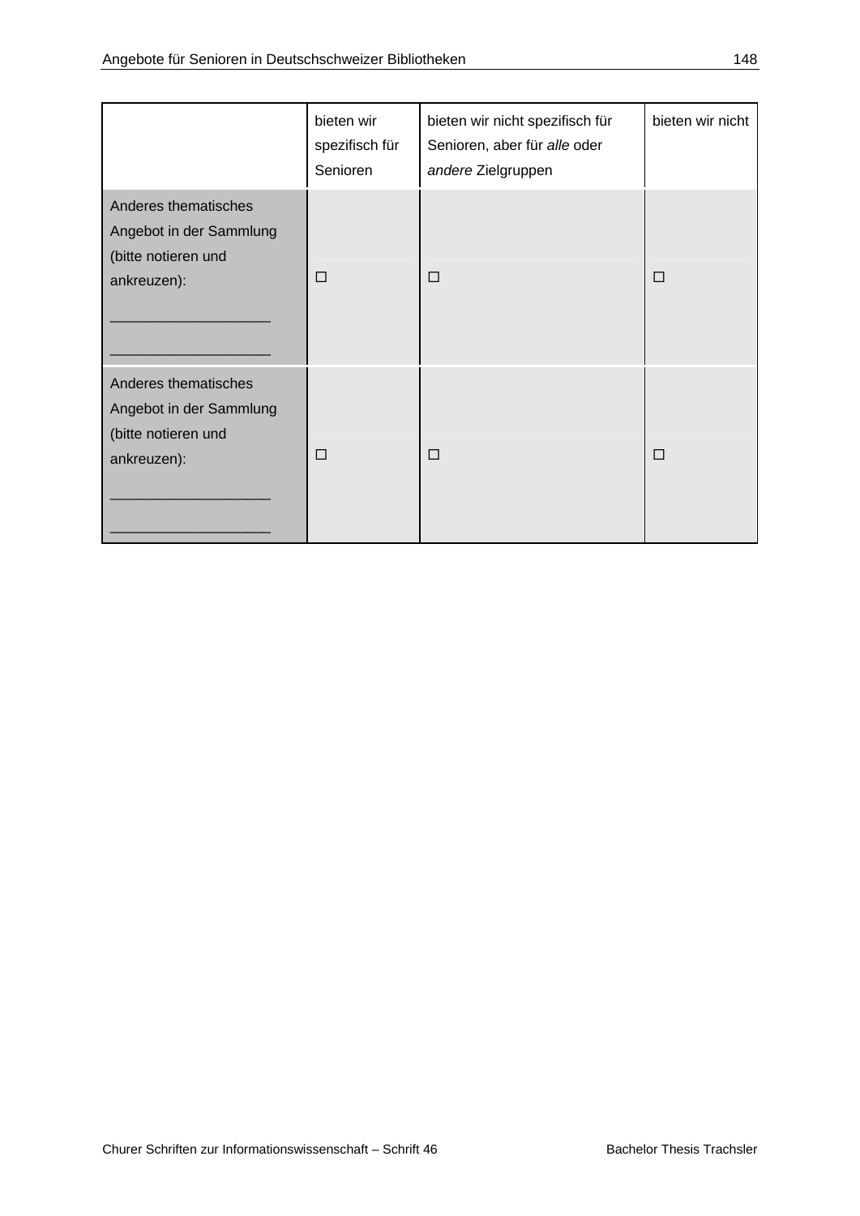| | bieten wir spezifisch für Senioren | bieten wir nicht spezifisch für Senioren, aber für *alle* oder *andere* Zielgruppen | bieten wir nicht |
|---|---|---|---|
| Anderes thematisches Angebot in der Sammlung (bitte notieren und ankreuzen): ___________________ ___________________ | ☐ | ☐ | ☐ |
| Anderes thematisches Angebot in der Sammlung (bitte notieren und ankreuzen): ___________________ ___________________ | ☐ | ☐ | ☐ |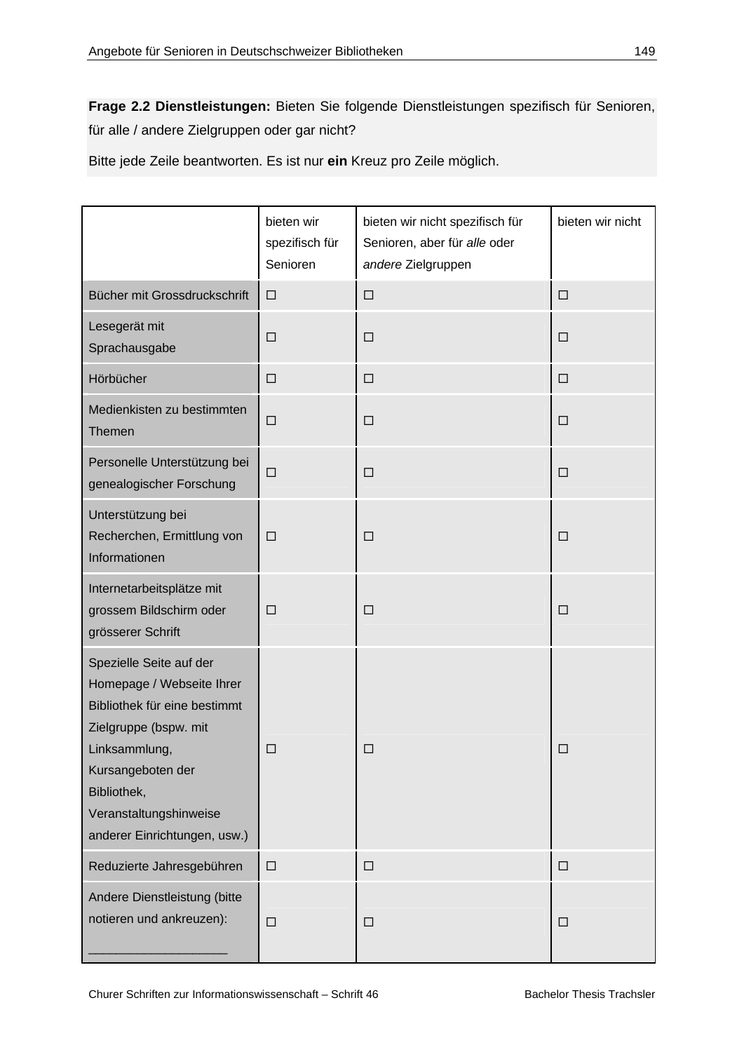**Frage 2.2 Dienstleistungen:** Bieten Sie folgende Dienstleistungen spezifisch für Senioren, für alle / andere Zielgruppen oder gar nicht?

Bitte jede Zeile beantworten. Es ist nur **ein** Kreuz pro Zeile möglich.

| | bieten wir spezifisch für Senioren | bieten wir nicht spezifisch für Senioren, aber für *alle* oder *andere* Zielgruppen | bieten wir nicht |
|---|---|---|---|
| Bücher mit Grossdruckschrift | ☐ | ☐ | ☐ |
| Lesegerät mit Sprachausgabe | ☐ | ☐ | ☐ |
| Hörbücher | ☐ | ☐ | ☐ |
| Medienkisten zu bestimmten Themen | ☐ | ☐ | ☐ |
| Personelle Unterstützung bei genealogischer Forschung | ☐ | ☐ | ☐ |
| Unterstützung bei Recherchen, Ermittlung von Informationen | ☐ | ☐ | ☐ |
| Internetarbeitsplätze mit grossem Bildschirm oder grösserer Schrift | ☐ | ☐ | ☐ |
| Spezielle Seite auf der Homepage / Webseite Ihrer Bibliothek für eine bestimmt Zielgruppe (bspw. mit Linksammlung, Kursangeboten der Bibliothek, Veranstaltungshinweise anderer Einrichtungen, usw.) | ☐ | ☐ | ☐ |
| Reduzierte Jahresgebühren | ☐ | ☐ | ☐ |
| Andere Dienstleistung (bitte notieren und ankreuzen): ____________________ | ☐ | ☐ | ☐ |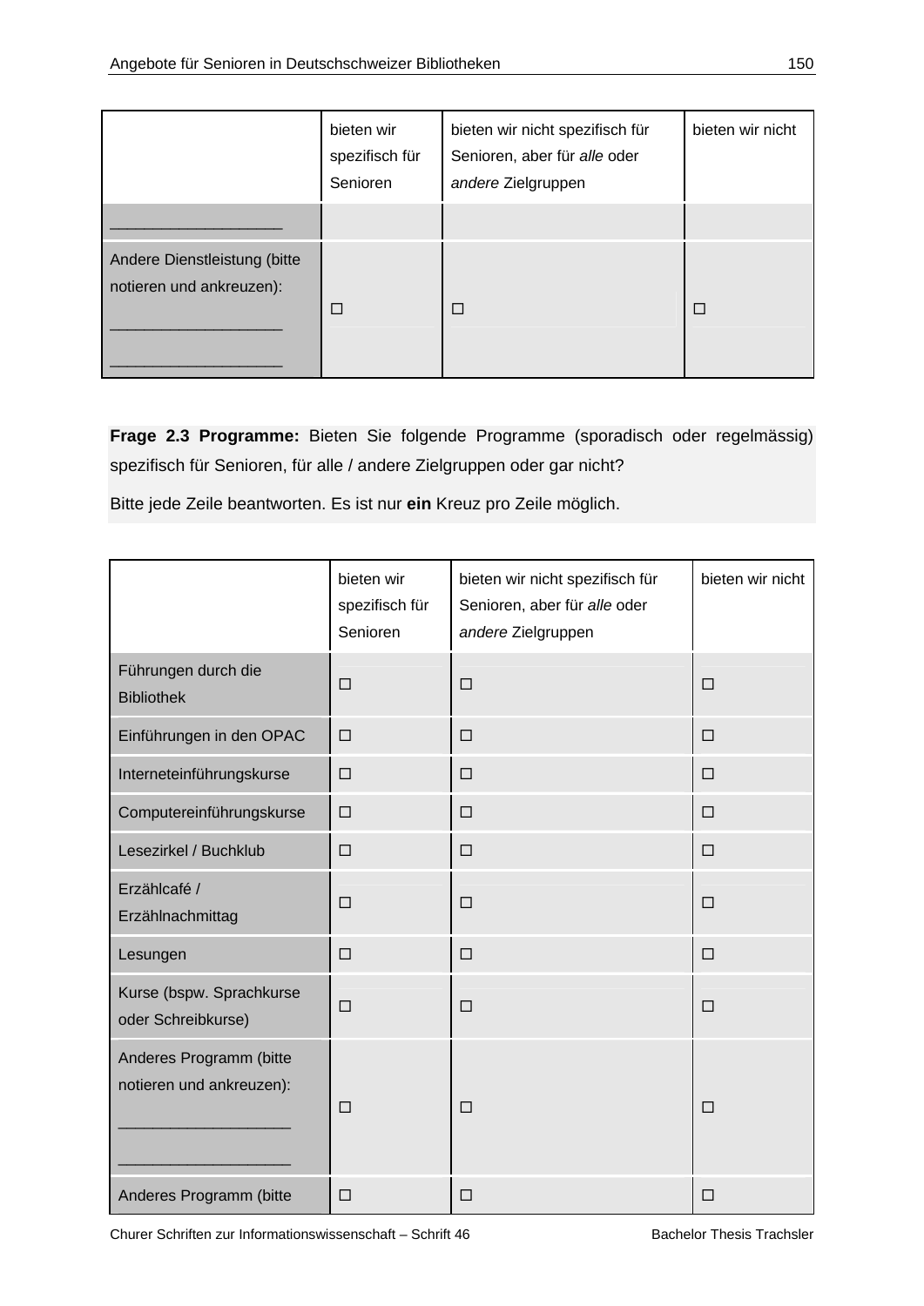| | bieten wir spezifisch für Senioren | bieten wir nicht spezifisch für Senioren, aber für *alle* oder *andere* Zielgruppen | bieten wir nicht |
|---|---|---|---|
| ___________________ | | | |
| Andere Dienstleistung (bitte notieren und ankreuzen): ___________________ ___________________ | ☐ | ☐ | ☐ |

**Frage 2.3 Programme:** Bieten Sie folgende Programme (sporadisch oder regelmässig) spezifisch für Senioren, für alle / andere Zielgruppen oder gar nicht?

Bitte jede Zeile beantworten. Es ist nur **ein** Kreuz pro Zeile möglich.

| | bieten wir spezifisch für Senioren | bieten wir nicht spezifisch für Senioren, aber für *alle* oder *andere* Zielgruppen | bieten wir nicht |
|---|---|---|---|
| Führungen durch die Bibliothek | ☐ | ☐ | ☐ |
| Einführungen in den OPAC | ☐ | ☐ | ☐ |
| Interneteinführungskurse | ☐ | ☐ | ☐ |
| Computereinführungskurse | ☐ | ☐ | ☐ |
| Lesezirkel / Buchklub | ☐ | ☐ | ☐ |
| Erzählcafé / Erzählnachmittag | ☐ | ☐ | ☐ |
| Lesungen | ☐ | ☐ | ☐ |
| Kurse (bspw. Sprachkurse oder Schreibkurse) | ☐ | ☐ | ☐ |
| Anderes Programm (bitte notieren und ankreuzen): ___________________ ___________________ | ☐ | ☐ | ☐ |
| Anderes Programm (bitte | ☐ | ☐ | ☐ |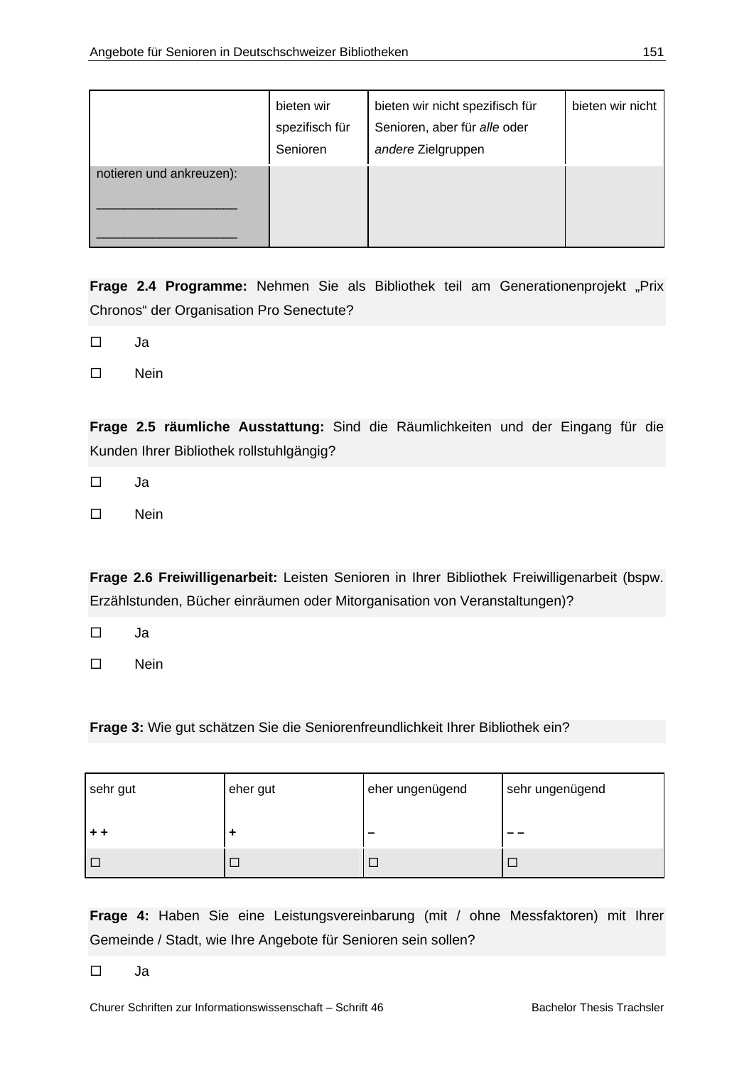| | bieten wir spezifisch für Senioren | bieten wir nicht spezifisch für Senioren, aber für *alle* oder *andere* Zielgruppen | bieten wir nicht |
|---|---|---|---|
| notieren und ankreuzen):<br>____________________<br>____________________ | | | |

**Frage 2.4 Programme:** Nehmen Sie als Bibliothek teil am Generationenprojekt „Prix Chronos“ der Organisation Pro Senectute?

☐ Ja

☐ Nein

**Frage 2.5 räumliche Ausstattung:** Sind die Räumlichkeiten und der Eingang für die Kunden Ihrer Bibliothek rollstuhlgängig?

☐ Ja

☐ Nein

**Frage 2.6 Freiwilligenarbeit:** Leisten Senioren in Ihrer Bibliothek Freiwilligenarbeit (bspw. Erzählstunden, Bücher einräumen oder Mitorganisation von Veranstaltungen)?

☐ Ja

☐ Nein

**Frage 3:** Wie gut schätzen Sie die Seniorenfreundlichkeit Ihrer Bibliothek ein?

| sehr gut<br><br>**+ +** | eher gut<br><br>**+** | eher ungenügend<br><br>**–** | sehr ungenügend<br><br>**– –** |
|---|---|---|---|
| ☐ | ☐ | ☐ | ☐ |

**Frage 4:** Haben Sie eine Leistungsvereinbarung (mit / ohne Messfaktoren) mit Ihrer Gemeinde / Stadt, wie Ihre Angebote für Senioren sein sollen?

☐ Ja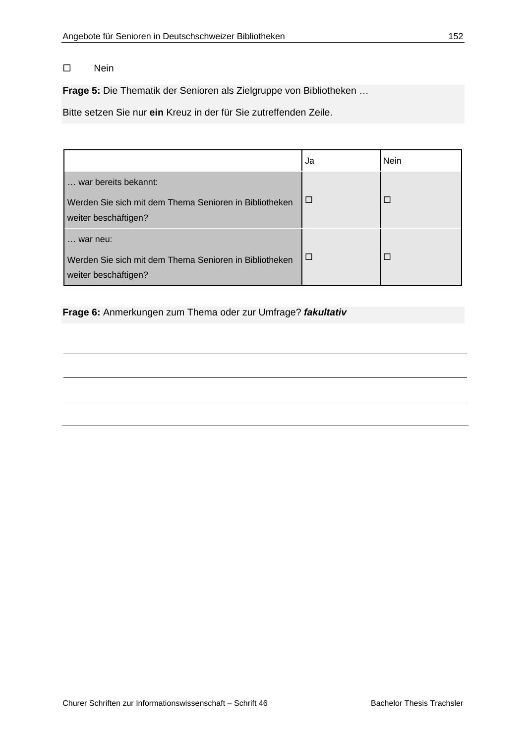☐ Nein

**Frage 5:** Die Thematik der Senioren als Zielgruppe von Bibliotheken …

Bitte setzen Sie nur **ein** Kreuz in der für Sie zutreffenden Zeile.

| | Ja | Nein |
|---|---|---|
| … war bereits bekannt:<br><br>Werden Sie sich mit dem Thema Senioren in Bibliotheken weiter beschäftigen? | ☐ | ☐ |
| … war neu:<br><br>Werden Sie sich mit dem Thema Senioren in Bibliotheken weiter beschäftigen? | ☐ | ☐ |

**Frage 6:** Anmerkungen zum Thema oder zur Umfrage? ***fakultativ***

___

___

___

___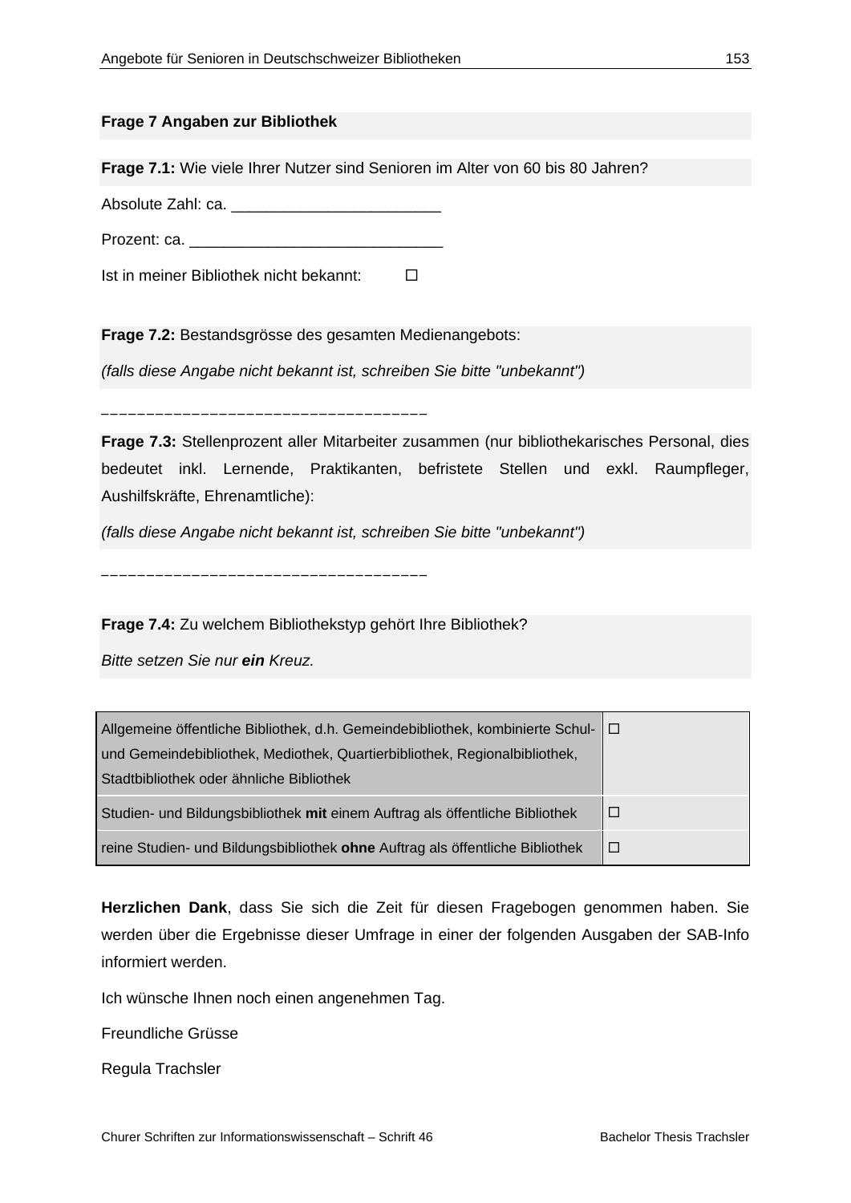**Frage 7 Angaben zur Bibliothek**

**Frage 7.1:** Wie viele Ihrer Nutzer sind Senioren im Alter von 60 bis 80 Jahren?

Absolute Zahl: ca. ________________________

Prozent: ca. ____________________________

Ist in meiner Bibliothek nicht bekannt: ☐

**Frage 7.2:** Bestandsgrösse des gesamten Medienangebots:

*(falls diese Angabe nicht bekannt ist, schreiben Sie bitte "unbekannt")*

___________________________________

**Frage 7.3:** Stellenprozent aller Mitarbeiter zusammen (nur bibliothekarisches Personal, dies bedeutet inkl. Lernende, Praktikanten, befristete Stellen und exkl. Raumpfleger, Aushilfskräfte, Ehrenamtliche):

*(falls diese Angabe nicht bekannt ist, schreiben Sie bitte "unbekannt")*

___________________________________

**Frage 7.4:** Zu welchem Bibliothekstyp gehört Ihre Bibliothek?

*Bitte setzen Sie nur **ein** Kreuz.*

| | |
|---|---|
| Allgemeine öffentliche Bibliothek, d.h. Gemeindebibliothek, kombinierte Schul- und Gemeindebibliothek, Mediothek, Quartierbibliothek, Regionalbibliothek, Stadtbibliothek oder ähnliche Bibliothek | ☐ |
| Studien- und Bildungsbibliothek **mit** einem Auftrag als öffentliche Bibliothek | ☐ |
| reine Studien- und Bildungsbibliothek **ohne** Auftrag als öffentliche Bibliothek | ☐ |

**Herzlichen Dank**, dass Sie sich die Zeit für diesen Fragebogen genommen haben. Sie werden über die Ergebnisse dieser Umfrage in einer der folgenden Ausgaben der SAB-Info informiert werden.

Ich wünsche Ihnen noch einen angenehmen Tag.

Freundliche Grüsse

Regula Trachsler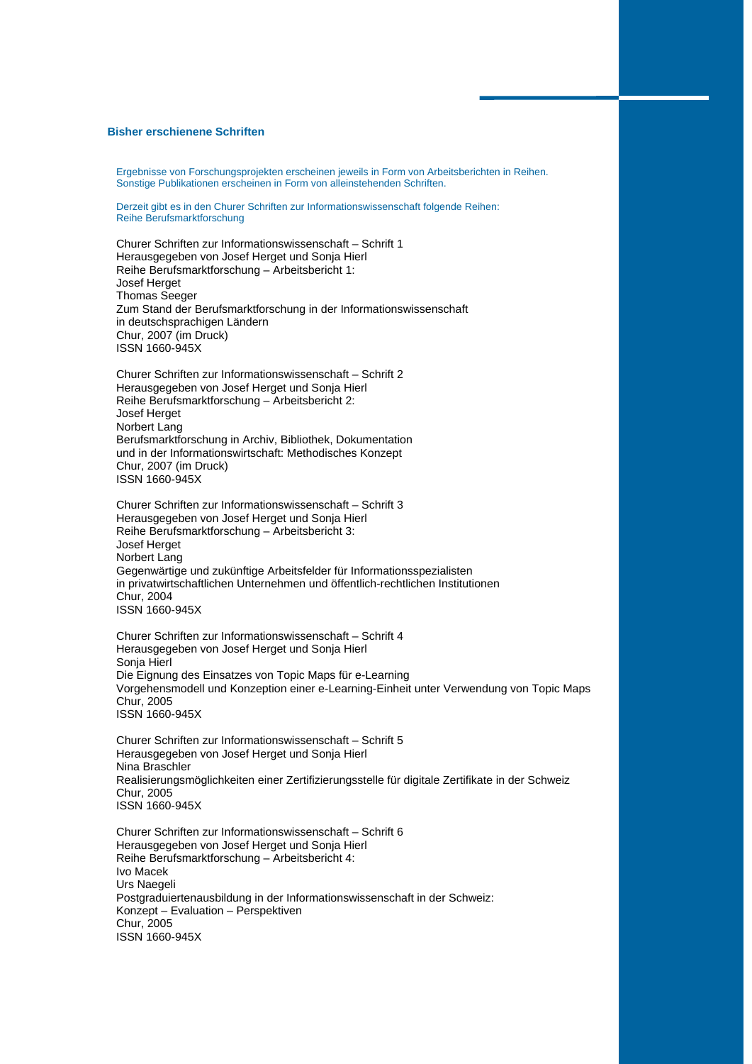## Bisher erschienene Schriften

Ergebnisse von Forschungsprojekten erscheinen jeweils in Form von Arbeitsberichten in Reihen.
Sonstige Publikationen erscheinen in Form von alleinstehenden Schriften.

Derzeit gibt es in den Churer Schriften zur Informationswissenschaft folgende Reihen:
Reihe Berufsmarktforschung

Churer Schriften zur Informationswissenschaft – Schrift 1
Herausgegeben von Josef Herget und Sonja Hierl
Reihe Berufsmarktforschung – Arbeitsbericht 1:
Josef Herget
Thomas Seeger
Zum Stand der Berufsmarktforschung in der Informationswissenschaft
in deutschsprachigen Ländern
Chur, 2007 (im Druck)
ISSN 1660-945X

Churer Schriften zur Informationswissenschaft – Schrift 2
Herausgegeben von Josef Herget und Sonja Hierl
Reihe Berufsmarktforschung – Arbeitsbericht 2:
Josef Herget
Norbert Lang
Berufsmarktforschung in Archiv, Bibliothek, Dokumentation
und in der Informationswirtschaft: Methodisches Konzept
Chur, 2007 (im Druck)
ISSN 1660-945X

Churer Schriften zur Informationswissenschaft – Schrift 3
Herausgegeben von Josef Herget und Sonja Hierl
Reihe Berufsmarktforschung – Arbeitsbericht 3:
Josef Herget
Norbert Lang
Gegenwärtige und zukünftige Arbeitsfelder für Informationsspezialisten
in privatwirtschaftlichen Unternehmen und öffentlich-rechtlichen Institutionen
Chur, 2004
ISSN 1660-945X

Churer Schriften zur Informationswissenschaft – Schrift 4
Herausgegeben von Josef Herget und Sonja Hierl
Sonja Hierl
Die Eignung des Einsatzes von Topic Maps für e-Learning
Vorgehensmodell und Konzeption einer e-Learning-Einheit unter Verwendung von Topic Maps
Chur, 2005
ISSN 1660-945X

Churer Schriften zur Informationswissenschaft – Schrift 5
Herausgegeben von Josef Herget und Sonja Hierl
Nina Braschler
Realisierungsmöglichkeiten einer Zertifizierungsstelle für digitale Zertifikate in der Schweiz
Chur, 2005
ISSN 1660-945X

Churer Schriften zur Informationswissenschaft – Schrift 6
Herausgegeben von Josef Herget und Sonja Hierl
Reihe Berufsmarktforschung – Arbeitsbericht 4:
Ivo Macek
Urs Naegeli
Postgraduiertenausbildung in der Informationswissenschaft in der Schweiz:
Konzept – Evaluation – Perspektiven
Chur, 2005
ISSN 1660-945X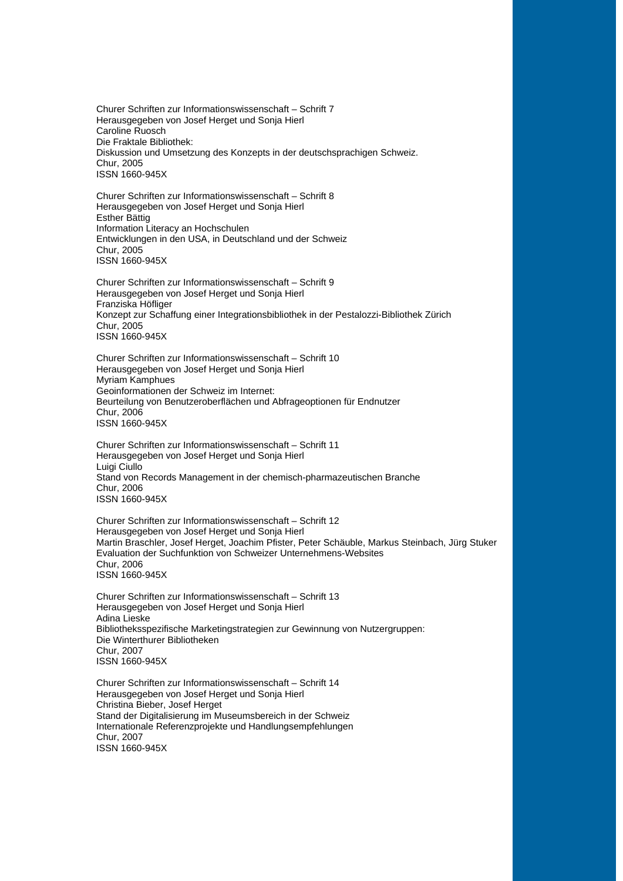Churer Schriften zur Informationswissenschaft – Schrift 7
Herausgegeben von Josef Herget und Sonja Hierl
Caroline Ruosch
Die Fraktale Bibliothek:
Diskussion und Umsetzung des Konzepts in der deutschsprachigen Schweiz.
Chur, 2005
ISSN 1660-945X

Churer Schriften zur Informationswissenschaft – Schrift 8
Herausgegeben von Josef Herget und Sonja Hierl
Esther Bättig
Information Literacy an Hochschulen
Entwicklungen in den USA, in Deutschland und der Schweiz
Chur, 2005
ISSN 1660-945X

Churer Schriften zur Informationswissenschaft – Schrift 9
Herausgegeben von Josef Herget und Sonja Hierl
Franziska Höfliger
Konzept zur Schaffung einer Integrationsbibliothek in der Pestalozzi-Bibliothek Zürich
Chur, 2005
ISSN 1660-945X

Churer Schriften zur Informationswissenschaft – Schrift 10
Herausgegeben von Josef Herget und Sonja Hierl
Myriam Kamphues
Geoinformationen der Schweiz im Internet:
Beurteilung von Benutzeroberflächen und Abfrageoptionen für Endnutzer
Chur, 2006
ISSN 1660-945X

Churer Schriften zur Informationswissenschaft – Schrift 11
Herausgegeben von Josef Herget und Sonja Hierl
Luigi Ciullo
Stand von Records Management in der chemisch-pharmazeutischen Branche
Chur, 2006
ISSN 1660-945X

Churer Schriften zur Informationswissenschaft – Schrift 12
Herausgegeben von Josef Herget und Sonja Hierl
Martin Braschler, Josef Herget, Joachim Pfister, Peter Schäuble, Markus Steinbach, Jürg Stuker
Evaluation der Suchfunktion von Schweizer Unternehmens-Websites
Chur, 2006
ISSN 1660-945X

Churer Schriften zur Informationswissenschaft – Schrift 13
Herausgegeben von Josef Herget und Sonja Hierl
Adina Lieske
Bibliotheksspezifische Marketingstrategien zur Gewinnung von Nutzergruppen:
Die Winterthurer Bibliotheken
Chur, 2007
ISSN 1660-945X

Churer Schriften zur Informationswissenschaft – Schrift 14
Herausgegeben von Josef Herget und Sonja Hierl
Christina Bieber, Josef Herget
Stand der Digitalisierung im Museumsbereich in der Schweiz
Internationale Referenzprojekte und Handlungsempfehlungen
Chur, 2007
ISSN 1660-945X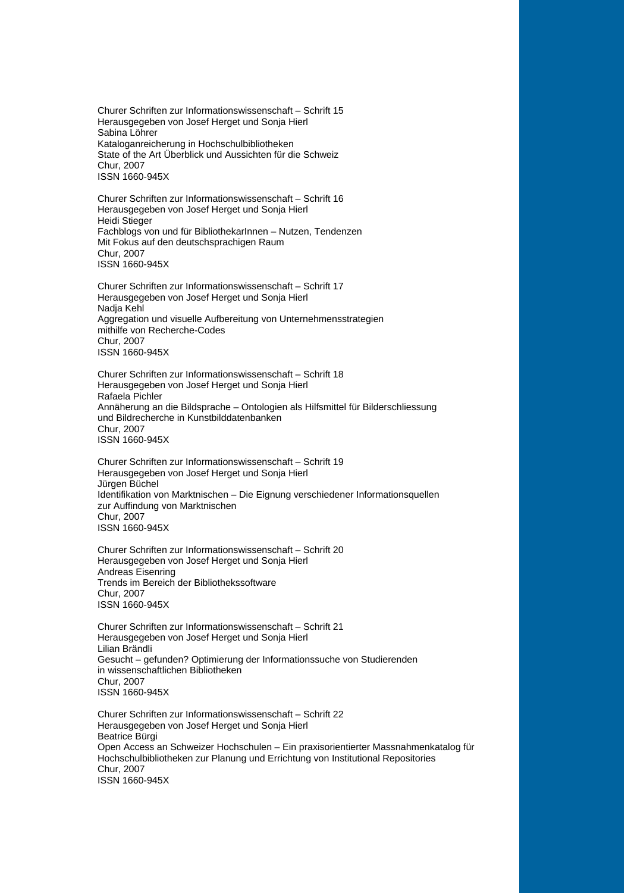Churer Schriften zur Informationswissenschaft – Schrift 15
Herausgegeben von Josef Herget und Sonja Hierl
Sabina Löhrer
Kataloganreicherung in Hochschulbibliotheken
State of the Art Überblick und Aussichten für die Schweiz
Chur, 2007
ISSN 1660-945X

Churer Schriften zur Informationswissenschaft – Schrift 16
Herausgegeben von Josef Herget und Sonja Hierl
Heidi Stieger
Fachblogs von und für BibliothekarInnen – Nutzen, Tendenzen
Mit Fokus auf den deutschsprachigen Raum
Chur, 2007
ISSN 1660-945X

Churer Schriften zur Informationswissenschaft – Schrift 17
Herausgegeben von Josef Herget und Sonja Hierl
Nadja Kehl
Aggregation und visuelle Aufbereitung von Unternehmensstrategien
mithilfe von Recherche-Codes
Chur, 2007
ISSN 1660-945X

Churer Schriften zur Informationswissenschaft – Schrift 18
Herausgegeben von Josef Herget und Sonja Hierl
Rafaela Pichler
Annäherung an die Bildsprache – Ontologien als Hilfsmittel für Bilderschliessung
und Bildrecherche in Kunstbilddatenbanken
Chur, 2007
ISSN 1660-945X

Churer Schriften zur Informationswissenschaft – Schrift 19
Herausgegeben von Josef Herget und Sonja Hierl
Jürgen Büchel
Identifikation von Marktnischen – Die Eignung verschiedener Informationsquellen
zur Auffindung von Marktnischen
Chur, 2007
ISSN 1660-945X

Churer Schriften zur Informationswissenschaft – Schrift 20
Herausgegeben von Josef Herget und Sonja Hierl
Andreas Eisenring
Trends im Bereich der Bibliothekssoftware
Chur, 2007
ISSN 1660-945X

Churer Schriften zur Informationswissenschaft – Schrift 21
Herausgegeben von Josef Herget und Sonja Hierl
Lilian Brändli
Gesucht – gefunden? Optimierung der Informationssuche von Studierenden
in wissenschaftlichen Bibliotheken
Chur, 2007
ISSN 1660-945X

Churer Schriften zur Informationswissenschaft – Schrift 22
Herausgegeben von Josef Herget und Sonja Hierl
Beatrice Bürgi
Open Access an Schweizer Hochschulen – Ein praxisorientierter Massnahmenkatalog für
Hochschulbibliotheken zur Planung und Errichtung von Institutional Repositories
Chur, 2007
ISSN 1660-945X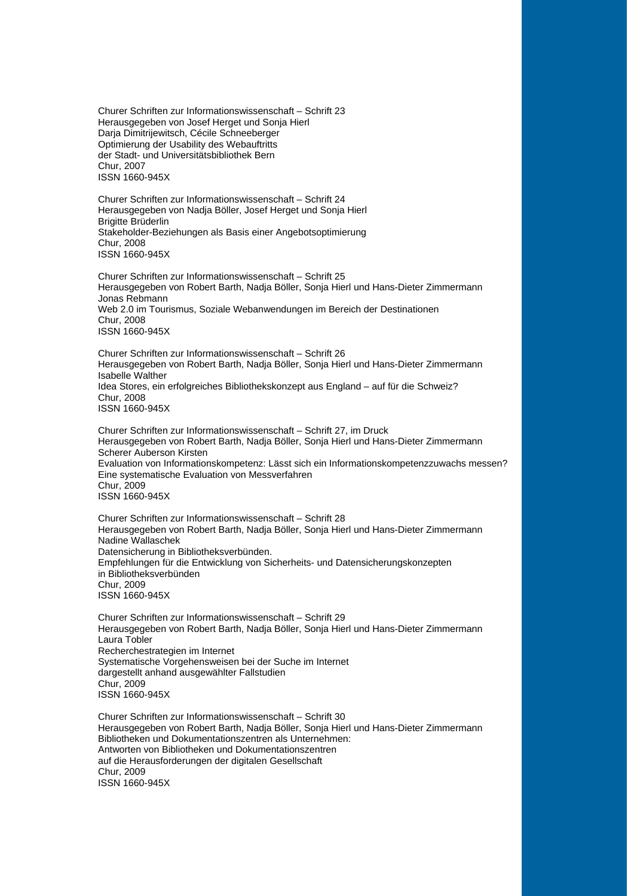Churer Schriften zur Informationswissenschaft – Schrift 23
Herausgegeben von Josef Herget und Sonja Hierl
Darja Dimitrijewitsch, Cécile Schneeberger
Optimierung der Usability des Webauftritts
der Stadt- und Universitätsbibliothek Bern
Chur, 2007
ISSN 1660-945X

Churer Schriften zur Informationswissenschaft – Schrift 24
Herausgegeben von Nadja Böller, Josef Herget und Sonja Hierl
Brigitte Brüderlin
Stakeholder-Beziehungen als Basis einer Angebotsoptimierung
Chur, 2008
ISSN 1660-945X

Churer Schriften zur Informationswissenschaft – Schrift 25
Herausgegeben von Robert Barth, Nadja Böller, Sonja Hierl und Hans-Dieter Zimmermann
Jonas Rebmann
Web 2.0 im Tourismus, Soziale Webanwendungen im Bereich der Destinationen
Chur, 2008
ISSN 1660-945X

Churer Schriften zur Informationswissenschaft – Schrift 26
Herausgegeben von Robert Barth, Nadja Böller, Sonja Hierl und Hans-Dieter Zimmermann
Isabelle Walther
Idea Stores, ein erfolgreiches Bibliothekskonzept aus England – auf für die Schweiz?
Chur, 2008
ISSN 1660-945X

Churer Schriften zur Informationswissenschaft – Schrift 27, im Druck
Herausgegeben von Robert Barth, Nadja Böller, Sonja Hierl und Hans-Dieter Zimmermann
Scherer Auberson Kirsten
Evaluation von Informationskompetenz: Lässt sich ein Informationskompetenzzuwachs messen?
Eine systematische Evaluation von Messverfahren
Chur, 2009
ISSN 1660-945X

Churer Schriften zur Informationswissenschaft – Schrift 28
Herausgegeben von Robert Barth, Nadja Böller, Sonja Hierl und Hans-Dieter Zimmermann
Nadine Wallaschek
Datensicherung in Bibliotheksverbünden.
Empfehlungen für die Entwicklung von Sicherheits- und Datensicherungskonzepten
in Bibliotheksverbünden
Chur, 2009
ISSN 1660-945X

Churer Schriften zur Informationswissenschaft – Schrift 29
Herausgegeben von Robert Barth, Nadja Böller, Sonja Hierl und Hans-Dieter Zimmermann
Laura Tobler
Recherchestrategien im Internet
Systematische Vorgehensweisen bei der Suche im Internet
dargestellt anhand ausgewählter Fallstudien
Chur, 2009
ISSN 1660-945X

Churer Schriften zur Informationswissenschaft – Schrift 30
Herausgegeben von Robert Barth, Nadja Böller, Sonja Hierl und Hans-Dieter Zimmermann
Bibliotheken und Dokumentationszentren als Unternehmen:
Antworten von Bibliotheken und Dokumentationszentren
auf die Herausforderungen der digitalen Gesellschaft
Chur, 2009
ISSN 1660-945X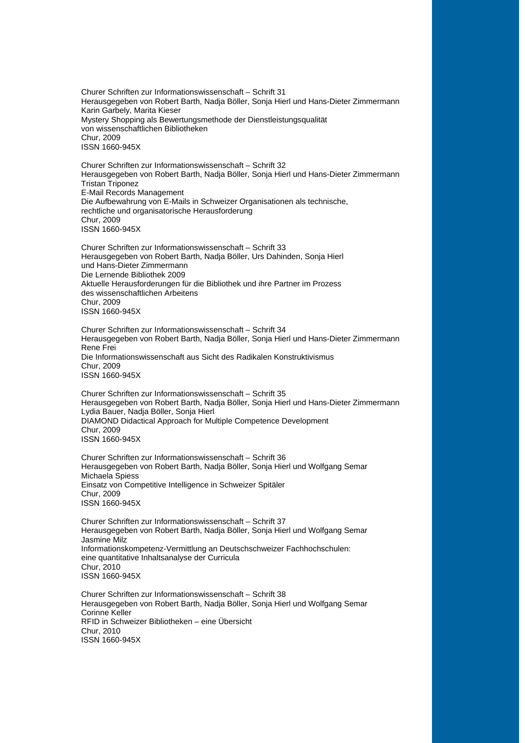Churer Schriften zur Informationswissenschaft – Schrift 31
Herausgegeben von Robert Barth, Nadja Böller, Sonja Hierl und Hans-Dieter Zimmermann
Karin Garbely, Marita Kieser
Mystery Shopping als Bewertungsmethode der Dienstleistungsqualität
von wissenschaftlichen Bibliotheken
Chur, 2009
ISSN 1660-945X

Churer Schriften zur Informationswissenschaft – Schrift 32
Herausgegeben von Robert Barth, Nadja Böller, Sonja Hierl und Hans-Dieter Zimmermann
Tristan Triponez
E-Mail Records Management
Die Aufbewahrung von E-Mails in Schweizer Organisationen als technische,
rechtliche und organisatorische Herausforderung
Chur, 2009
ISSN 1660-945X

Churer Schriften zur Informationswissenschaft – Schrift 33
Herausgegeben von Robert Barth, Nadja Böller, Urs Dahinden, Sonja Hierl
und Hans-Dieter Zimmermann
Die Lernende Bibliothek 2009
Aktuelle Herausforderungen für die Bibliothek und ihre Partner im Prozess
des wissenschaftlichen Arbeitens
Chur, 2009
ISSN 1660-945X

Churer Schriften zur Informationswissenschaft – Schrift 34
Herausgegeben von Robert Barth, Nadja Böller, Sonja Hierl und Hans-Dieter Zimmermann
Rene Frei
Die Informationswissenschaft aus Sicht des Radikalen Konstruktivismus
Chur, 2009
ISSN 1660-945X

Churer Schriften zur Informationswissenschaft – Schrift 35
Herausgegeben von Robert Barth, Nadja Böller, Sonja Hierl und Hans-Dieter Zimmermann
Lydia Bauer, Nadja Böller, Sonja Hierl
DIAMOND Didactical Approach for Multiple Competence Development
Chur, 2009
ISSN 1660-945X

Churer Schriften zur Informationswissenschaft – Schrift 36
Herausgegeben von Robert Barth, Nadja Böller, Sonja Hierl und Wolfgang Semar
Michaela Spiess
Einsatz von Competitive Intelligence in Schweizer Spitäler
Chur, 2009
ISSN 1660-945X

Churer Schriften zur Informationswissenschaft – Schrift 37
Herausgegeben von Robert Barth, Nadja Böller, Sonja Hierl und Wolfgang Semar
Jasmine Milz
Informationskompetenz-Vermittlung an Deutschschweizer Fachhochschulen:
eine quantitative Inhaltsanalyse der Curricula
Chur, 2010
ISSN 1660-945X

Churer Schriften zur Informationswissenschaft – Schrift 38
Herausgegeben von Robert Barth, Nadja Böller, Sonja Hierl und Wolfgang Semar
Corinne Keller
RFID in Schweizer Bibliotheken – eine Übersicht
Chur, 2010
ISSN 1660-945X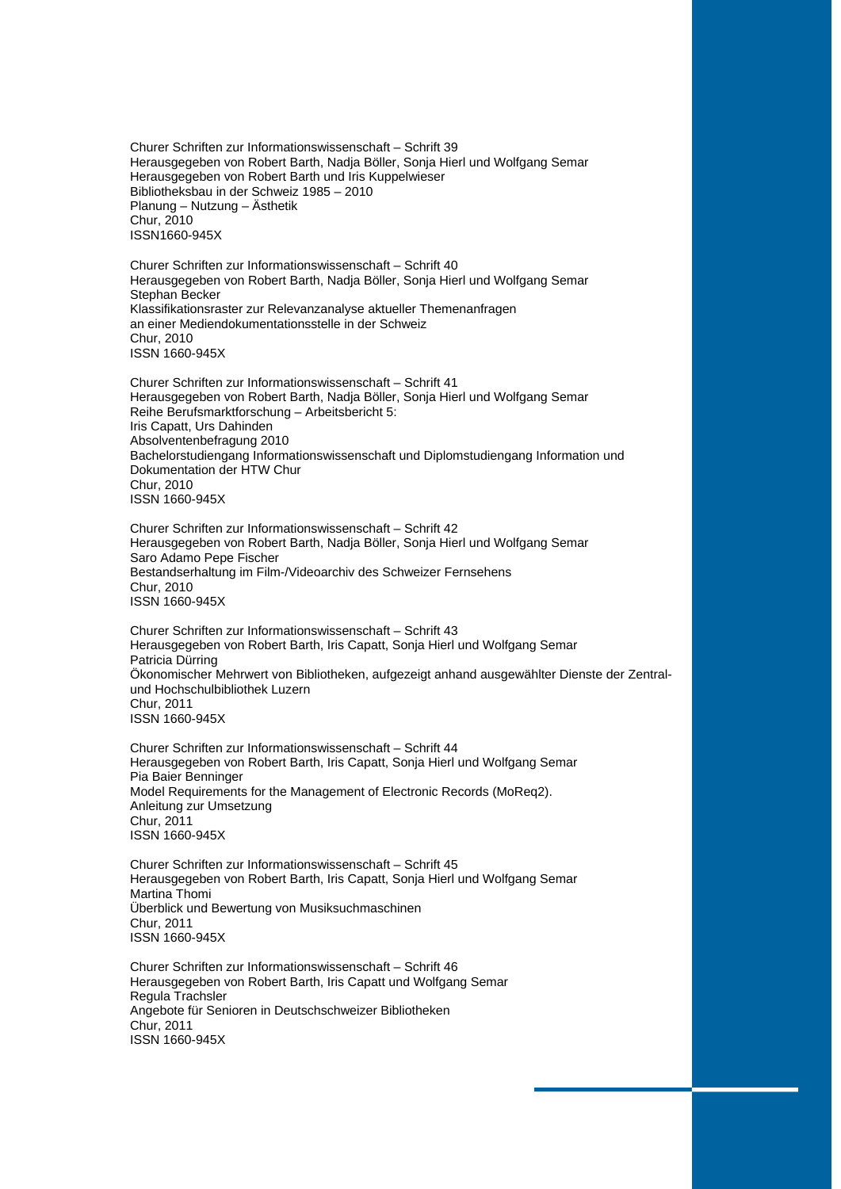Churer Schriften zur Informationswissenschaft – Schrift 39
Herausgegeben von Robert Barth, Nadja Böller, Sonja Hierl und Wolfgang Semar
Herausgegeben von Robert Barth und Iris Kuppelwieser
Bibliotheksbau in der Schweiz 1985 – 2010
Planung – Nutzung – Ästhetik
Chur, 2010
ISSN1660-945X

Churer Schriften zur Informationswissenschaft – Schrift 40
Herausgegeben von Robert Barth, Nadja Böller, Sonja Hierl und Wolfgang Semar
Stephan Becker
Klassifikationsraster zur Relevanzanalyse aktueller Themenanfragen
an einer Mediendokumentationsstelle in der Schweiz
Chur, 2010
ISSN 1660-945X

Churer Schriften zur Informationswissenschaft – Schrift 41
Herausgegeben von Robert Barth, Nadja Böller, Sonja Hierl und Wolfgang Semar
Reihe Berufsmarktforschung – Arbeitsbericht 5:
Iris Capatt, Urs Dahinden
Absolventenbefragung 2010
Bachelorstudiengang Informationswissenschaft und Diplomstudiengang Information und Dokumentation der HTW Chur
Chur, 2010
ISSN 1660-945X

Churer Schriften zur Informationswissenschaft – Schrift 42
Herausgegeben von Robert Barth, Nadja Böller, Sonja Hierl und Wolfgang Semar
Saro Adamo Pepe Fischer
Bestandserhaltung im Film-/Videoarchiv des Schweizer Fernsehens
Chur, 2010
ISSN 1660-945X

Churer Schriften zur Informationswissenschaft – Schrift 43
Herausgegeben von Robert Barth, Iris Capatt, Sonja Hierl und Wolfgang Semar
Patricia Dürring
Ökonomischer Mehrwert von Bibliotheken, aufgezeigt anhand ausgewählter Dienste der Zentral- und Hochschulbibliothek Luzern
Chur, 2011
ISSN 1660-945X

Churer Schriften zur Informationswissenschaft – Schrift 44
Herausgegeben von Robert Barth, Iris Capatt, Sonja Hierl und Wolfgang Semar
Pia Baier Benninger
Model Requirements for the Management of Electronic Records (MoReq2).
Anleitung zur Umsetzung
Chur, 2011
ISSN 1660-945X

Churer Schriften zur Informationswissenschaft – Schrift 45
Herausgegeben von Robert Barth, Iris Capatt, Sonja Hierl und Wolfgang Semar
Martina Thomi
Überblick und Bewertung von Musiksuchmaschinen
Chur, 2011
ISSN 1660-945X

Churer Schriften zur Informationswissenschaft – Schrift 46
Herausgegeben von Robert Barth, Iris Capatt und Wolfgang Semar
Regula Trachsler
Angebote für Senioren in Deutschschweizer Bibliotheken
Chur, 2011
ISSN 1660-945X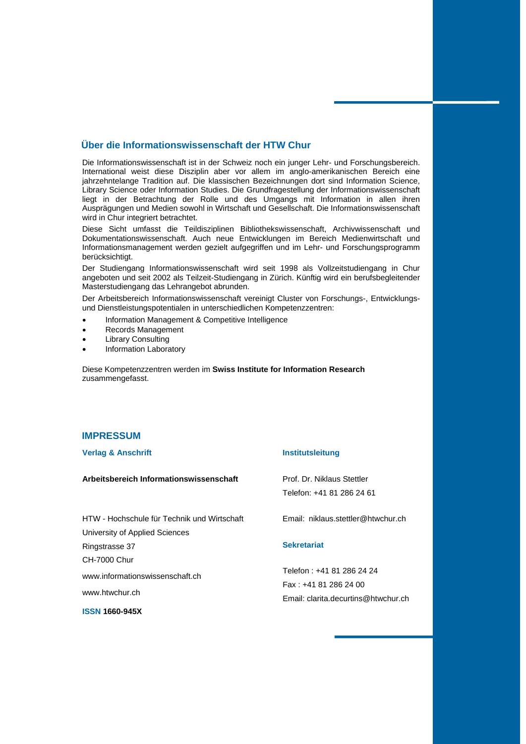## Über die Informationswissenschaft der HTW Chur

Die Informationswissenschaft ist in der Schweiz noch ein junger Lehr- und Forschungsbereich. International weist diese Disziplin aber vor allem im anglo-amerikanischen Bereich eine jahrzehntelange Tradition auf. Die klassischen Bezeichnungen dort sind Information Science, Library Science oder Information Studies. Die Grundfragestellung der Informationswissenschaft liegt in der Betrachtung der Rolle und des Umgangs mit Information in allen ihren Ausprägungen und Medien sowohl in Wirtschaft und Gesellschaft. Die Informationswissenschaft wird in Chur integriert betrachtet.

Diese Sicht umfasst die Teildisziplinen Bibliothekswissenschaft, Archivwissenschaft und Dokumentationswissenschaft. Auch neue Entwicklungen im Bereich Medienwirtschaft und Informationsmanagement werden gezielt aufgegriffen und im Lehr- und Forschungsprogramm berücksichtigt.

Der Studiengang Informationswissenschaft wird seit 1998 als Vollzeitstudiengang in Chur angeboten und seit 2002 als Teilzeit-Studiengang in Zürich. Künftig wird ein berufsbegleitender Masterstudiengang das Lehrangebot abrunden.

Der Arbeitsbereich Informationswissenschaft vereinigt Cluster von Forschungs-, Entwicklungs- und Dienstleistungspotentialen in unterschiedlichen Kompetenzzentren:

- Information Management & Competitive Intelligence
- Records Management
- Library Consulting
- Information Laboratory

Diese Kompetenzzentren werden im **Swiss Institute for Information Research** zusammengefasst.

## IMPRESSUM

### Verlag & Anschrift

**Arbeitsbereich Informationswissenschaft**

HTW - Hochschule für Technik und Wirtschaft
University of Applied Sciences
Ringstrasse 37
CH-7000 Chur
www.informationswissenschaft.ch
www.htwchur.ch

**ISSN 1660-945X**

### Institutsleitung

Prof. Dr. Niklaus Stettler
Telefon: +41 81 286 24 61

Email: niklaus.stettler@htwchur.ch

### Sekretariat

Telefon : +41 81 286 24 24
Fax : +41 81 286 24 00
Email: clarita.decurtins@htwchur.ch